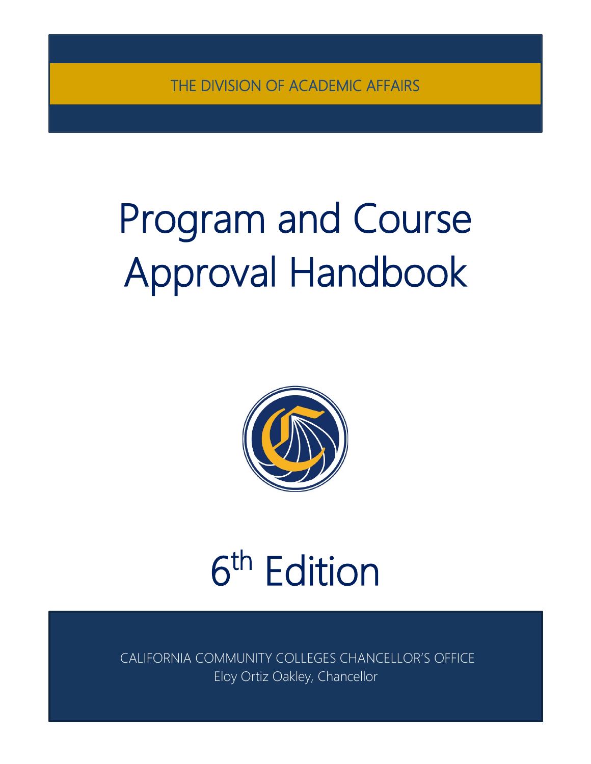THE DIVISION OF ACADEMIC AFFAIRS

# Program and Course Approval Handbook

# 6th Edition

CALIFORNIA COMMUNITY COLLEGES CHANCELLOR'S OFFICE
Eloy Ortiz Oakley, Chancellor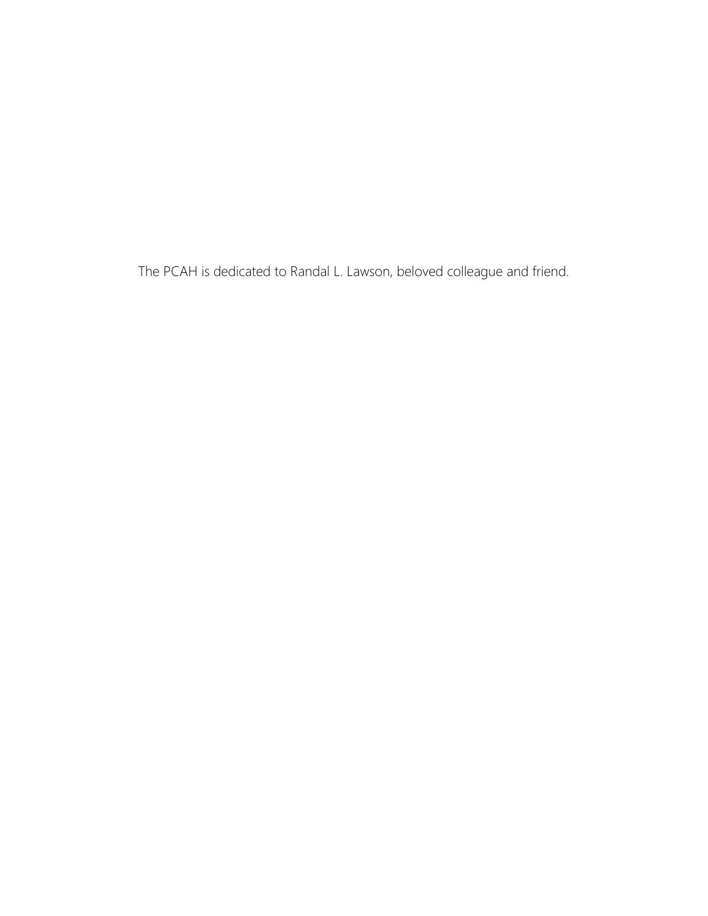The PCAH is dedicated to Randal L. Lawson, beloved colleague and friend.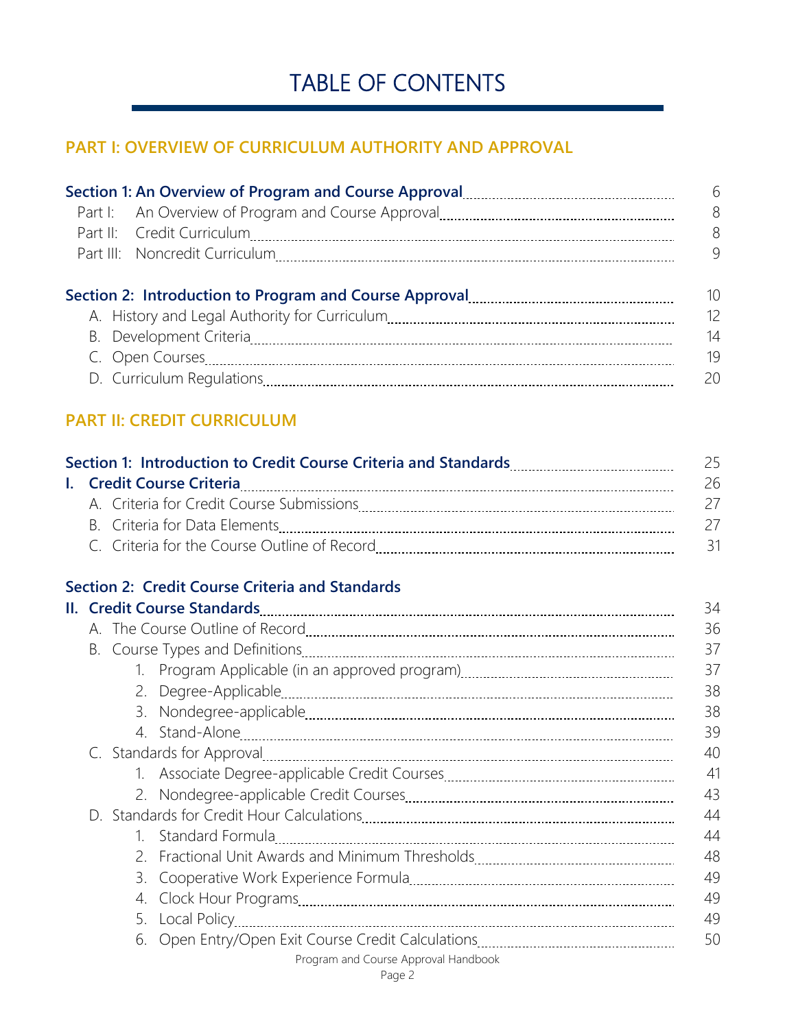# TABLE OF CONTENTS

## PART I: OVERVIEW OF CURRICULUM AUTHORITY AND APPROVAL

**Section 1: An Overview of Program and Course Approval** ..... 6

- Part I: An Overview of Program and Course Approval ..... 8
- Part II: Credit Curriculum ..... 8
- Part III: Noncredit Curriculum ..... 9

**Section 2: Introduction to Program and Course Approval** ..... 10

- A. History and Legal Authority for Curriculum ..... 12
- B. Development Criteria ..... 14
- C. Open Courses ..... 19
- D. Curriculum Regulations ..... 20

## PART II: CREDIT CURRICULUM

**Section 1: Introduction to Credit Course Criteria and Standards** ..... 25

**I. Credit Course Criteria** ..... 26

- A. Criteria for Credit Course Submissions ..... 27
- B. Criteria for Data Elements ..... 27
- C. Criteria for the Course Outline of Record ..... 31

**Section 2: Credit Course Criteria and Standards**

**II. Credit Course Standards** ..... 34

- A. The Course Outline of Record ..... 36
- B. Course Types and Definitions ..... 37
  1. Program Applicable (in an approved program) ..... 37
  2. Degree-Applicable ..... 38
  3. Nondegree-applicable ..... 38
  4. Stand-Alone ..... 39
- C. Standards for Approval ..... 40
  1. Associate Degree-applicable Credit Courses ..... 41
  2. Nondegree-applicable Credit Courses ..... 43
- D. Standards for Credit Hour Calculations ..... 44
  1. Standard Formula ..... 44
  2. Fractional Unit Awards and Minimum Thresholds ..... 48
  3. Cooperative Work Experience Formula ..... 49
  4. Clock Hour Programs ..... 49
  5. Local Policy ..... 49
  6. Open Entry/Open Exit Course Credit Calculations ..... 50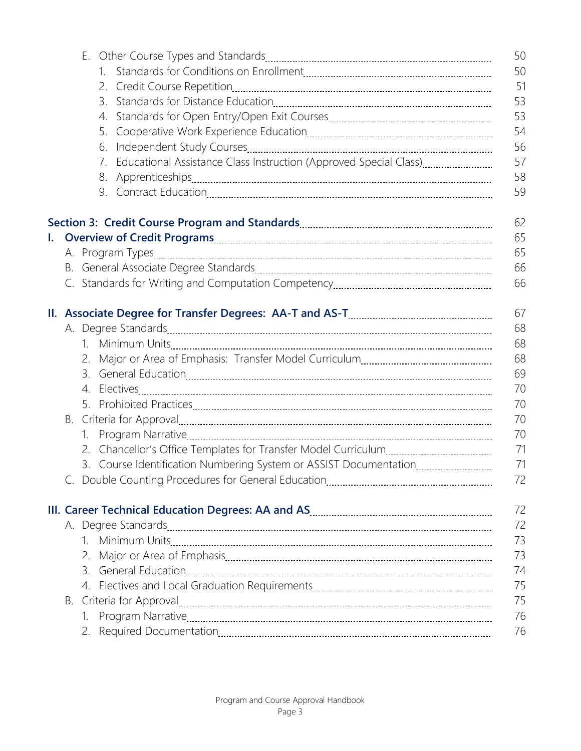E. Other Course Types and Standards ..... 50
   1. Standards for Conditions on Enrollment ..... 50
   2. Credit Course Repetition ..... 51
   3. Standards for Distance Education ..... 53
   4. Standards for Open Entry/Open Exit Courses ..... 53
   5. Cooperative Work Experience Education ..... 54
   6. Independent Study Courses ..... 56
   7. Educational Assistance Class Instruction (Approved Special Class) ..... 57
   8. Apprenticeships ..... 58
   9. Contract Education ..... 59

**Section 3: Credit Course Program and Standards ..... 62**

**I. Overview of Credit Programs ..... 65**
- A. Program Types ..... 65
- B. General Associate Degree Standards ..... 66
- C. Standards for Writing and Computation Competency ..... 66

**II. Associate Degree for Transfer Degrees: AA-T and AS-T ..... 67**
- A. Degree Standards ..... 68
  1. Minimum Units ..... 68
  2. Major or Area of Emphasis: Transfer Model Curriculum ..... 68
  3. General Education ..... 69
  4. Electives ..... 70
  5. Prohibited Practices ..... 70
- B. Criteria for Approval ..... 70
  1. Program Narrative ..... 70
  2. Chancellor's Office Templates for Transfer Model Curriculum ..... 71
  3. Course Identification Numbering System or ASSIST Documentation ..... 71
- C. Double Counting Procedures for General Education ..... 72

**III. Career Technical Education Degrees: AA and AS ..... 72**
- A. Degree Standards ..... 72
  1. Minimum Units ..... 73
  2. Major or Area of Emphasis ..... 73
  3. General Education ..... 74
  4. Electives and Local Graduation Requirements ..... 75
- B. Criteria for Approval ..... 75
  1. Program Narrative ..... 76
  2. Required Documentation ..... 76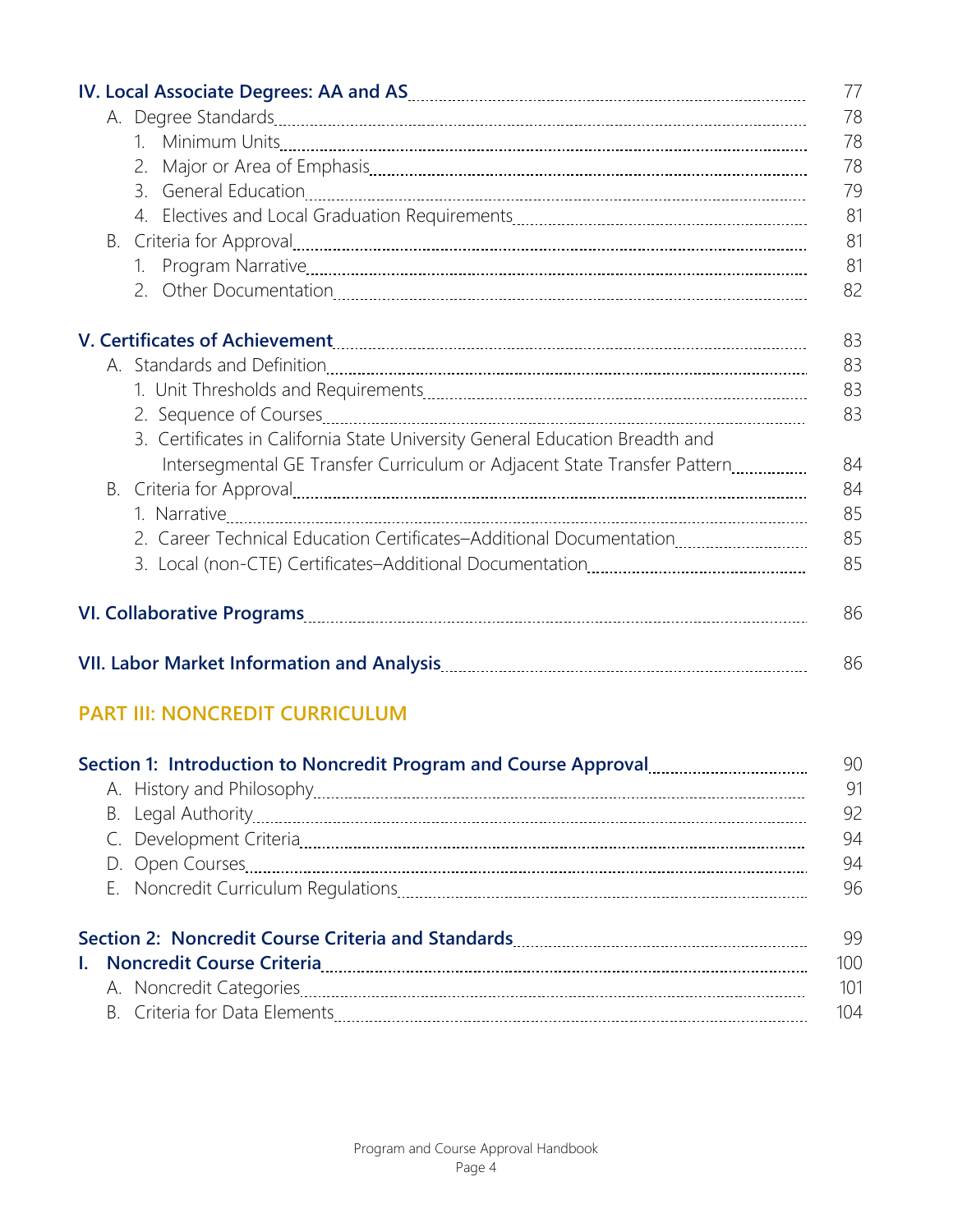| | |
|---|---|
| **IV. Local Associate Degrees: AA and AS** | 77 |
| A. Degree Standards | 78 |
| 1. Minimum Units | 78 |
| 2. Major or Area of Emphasis | 78 |
| 3. General Education | 79 |
| 4. Electives and Local Graduation Requirements | 81 |
| B. Criteria for Approval | 81 |
| 1. Program Narrative | 81 |
| 2. Other Documentation | 82 |
| **V. Certificates of Achievement** | 83 |
| A. Standards and Definition | 83 |
| 1. Unit Thresholds and Requirements | 83 |
| 2. Sequence of Courses | 83 |
| 3. Certificates in California State University General Education Breadth and Intersegmental GE Transfer Curriculum or Adjacent State Transfer Pattern | 84 |
| B. Criteria for Approval | 84 |
| 1. Narrative | 85 |
| 2. Career Technical Education Certificates–Additional Documentation | 85 |
| 3. Local (non-CTE) Certificates–Additional Documentation | 85 |
| **VI. Collaborative Programs** | 86 |
| **VII. Labor Market Information and Analysis** | 86 |

## PART III: NONCREDIT CURRICULUM

| | |
|---|---|
| **Section 1: Introduction to Noncredit Program and Course Approval** | 90 |
| A. History and Philosophy | 91 |
| B. Legal Authority | 92 |
| C. Development Criteria | 94 |
| D. Open Courses | 94 |
| E. Noncredit Curriculum Regulations | 96 |
| **Section 2: Noncredit Course Criteria and Standards** | 99 |
| **I. Noncredit Course Criteria** | 100 |
| A. Noncredit Categories | 101 |
| B. Criteria for Data Elements | 104 |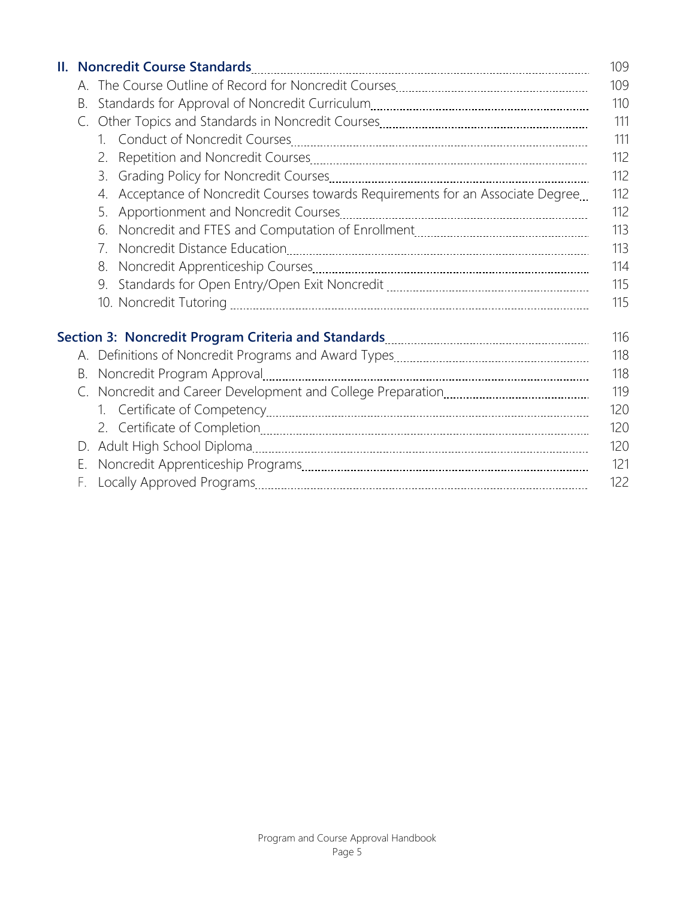**II. Noncredit Course Standards** ........ 109

A. The Course Outline of Record for Noncredit Courses ........ 109

B. Standards for Approval of Noncredit Curriculum ........ 110

C. Other Topics and Standards in Noncredit Courses ........ 111

1. Conduct of Noncredit Courses ........ 111
2. Repetition and Noncredit Courses ........ 112
3. Grading Policy for Noncredit Courses ........ 112
4. Acceptance of Noncredit Courses towards Requirements for an Associate Degree ........ 112
5. Apportionment and Noncredit Courses ........ 112
6. Noncredit and FTES and Computation of Enrollment ........ 113
7. Noncredit Distance Education ........ 113
8. Noncredit Apprenticeship Courses ........ 114
9. Standards for Open Entry/Open Exit Noncredit ........ 115
10. Noncredit Tutoring ........ 115

**Section 3: Noncredit Program Criteria and Standards** ........ 116

A. Definitions of Noncredit Programs and Award Types ........ 118

B. Noncredit Program Approval ........ 118

C. Noncredit and Career Development and College Preparation ........ 119

1. Certificate of Competency ........ 120
2. Certificate of Completion ........ 120

D. Adult High School Diploma ........ 120

E. Noncredit Apprenticeship Programs ........ 121

F. Locally Approved Programs ........ 122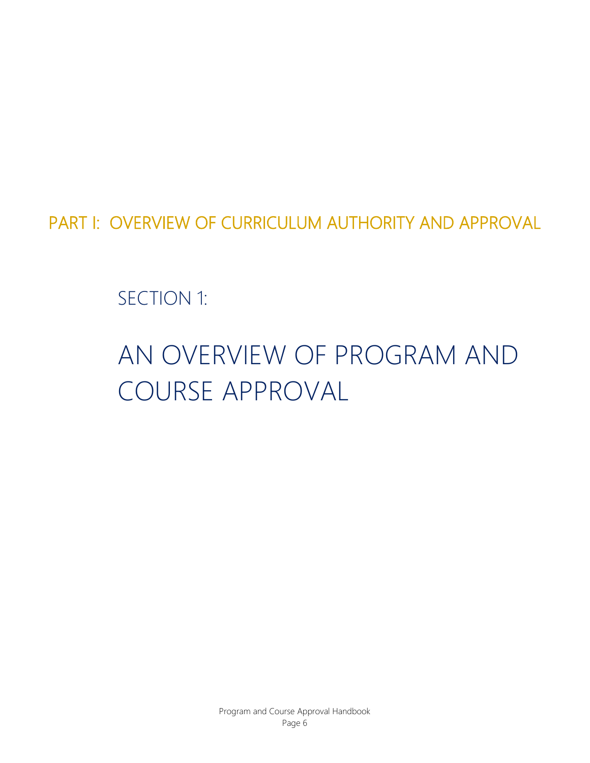# PART I: OVERVIEW OF CURRICULUM AUTHORITY AND APPROVAL

## SECTION 1:

## AN OVERVIEW OF PROGRAM AND COURSE APPROVAL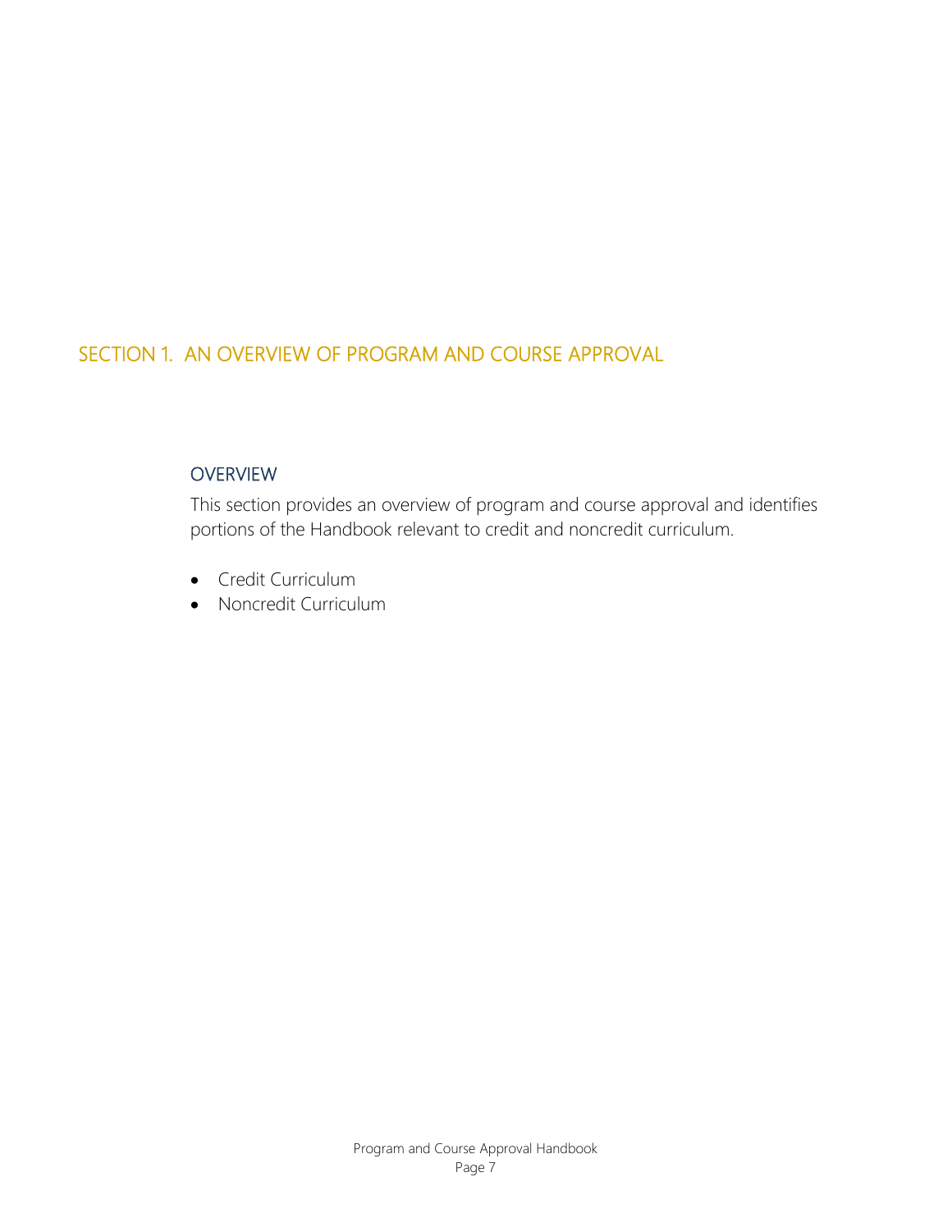# SECTION 1. AN OVERVIEW OF PROGRAM AND COURSE APPROVAL

## OVERVIEW

This section provides an overview of program and course approval and identifies portions of the Handbook relevant to credit and noncredit curriculum.

- Credit Curriculum
- Noncredit Curriculum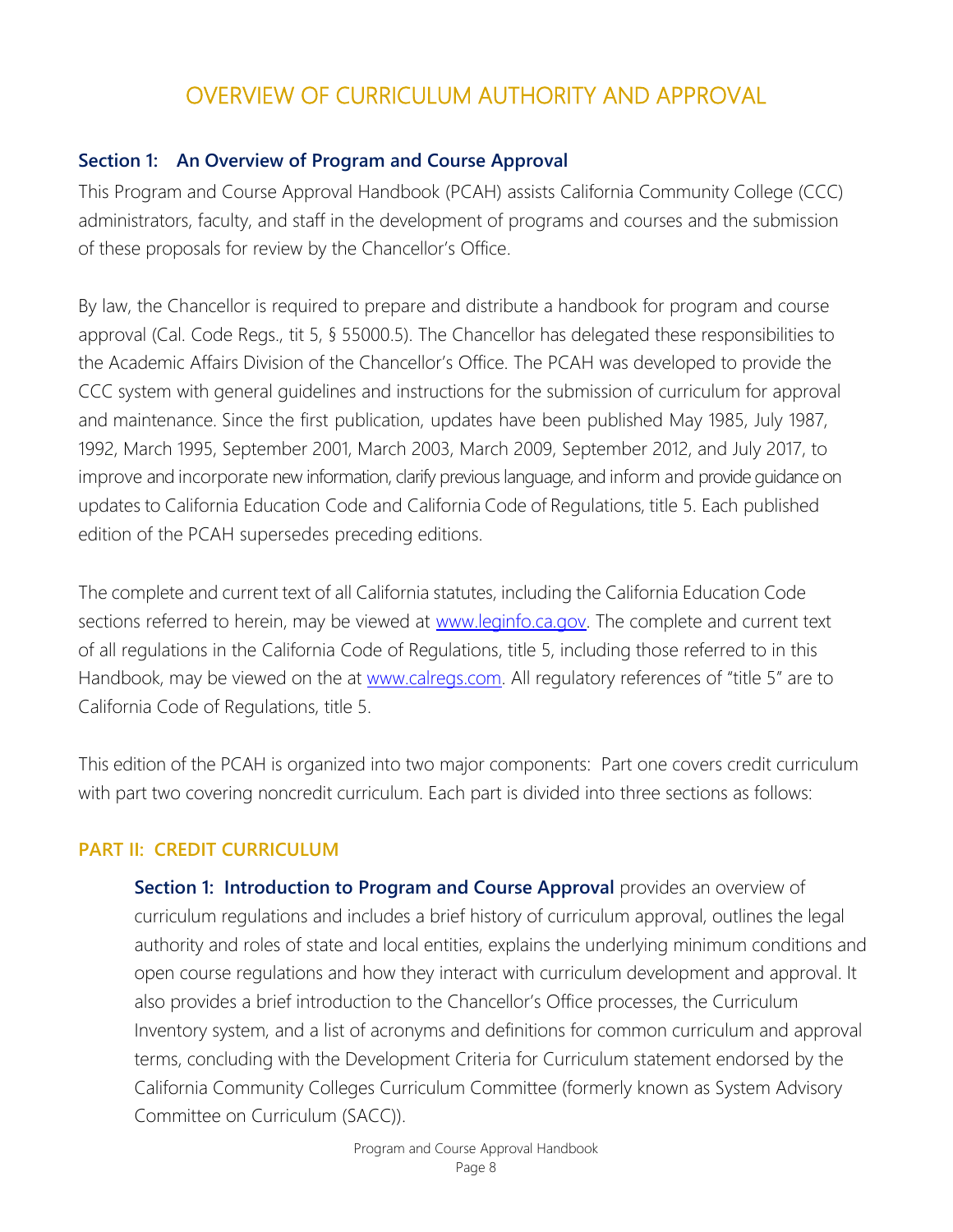# OVERVIEW OF CURRICULUM AUTHORITY AND APPROVAL

## Section 1: An Overview of Program and Course Approval

This Program and Course Approval Handbook (PCAH) assists California Community College (CCC) administrators, faculty, and staff in the development of programs and courses and the submission of these proposals for review by the Chancellor's Office.

By law, the Chancellor is required to prepare and distribute a handbook for program and course approval (Cal. Code Regs., tit 5, § 55000.5). The Chancellor has delegated these responsibilities to the Academic Affairs Division of the Chancellor's Office. The PCAH was developed to provide the CCC system with general guidelines and instructions for the submission of curriculum for approval and maintenance. Since the first publication, updates have been published May 1985, July 1987, 1992, March 1995, September 2001, March 2003, March 2009, September 2012, and July 2017, to improve and incorporate new information, clarify previous language, and inform and provide guidance on updates to California Education Code and California Code of Regulations, title 5. Each published edition of the PCAH supersedes preceding editions.

The complete and current text of all California statutes, including the California Education Code sections referred to herein, may be viewed at [www.leginfo.ca.gov](www.leginfo.ca.gov). The complete and current text of all regulations in the California Code of Regulations, title 5, including those referred to in this Handbook, may be viewed on the at [www.calregs.com](www.calregs.com). All regulatory references of "title 5" are to California Code of Regulations, title 5.

This edition of the PCAH is organized into two major components: Part one covers credit curriculum with part two covering noncredit curriculum. Each part is divided into three sections as follows:

### PART II: CREDIT CURRICULUM

**Section 1: Introduction to Program and Course Approval** provides an overview of curriculum regulations and includes a brief history of curriculum approval, outlines the legal authority and roles of state and local entities, explains the underlying minimum conditions and open course regulations and how they interact with curriculum development and approval. It also provides a brief introduction to the Chancellor's Office processes, the Curriculum Inventory system, and a list of acronyms and definitions for common curriculum and approval terms, concluding with the Development Criteria for Curriculum statement endorsed by the California Community Colleges Curriculum Committee (formerly known as System Advisory Committee on Curriculum (SACC)).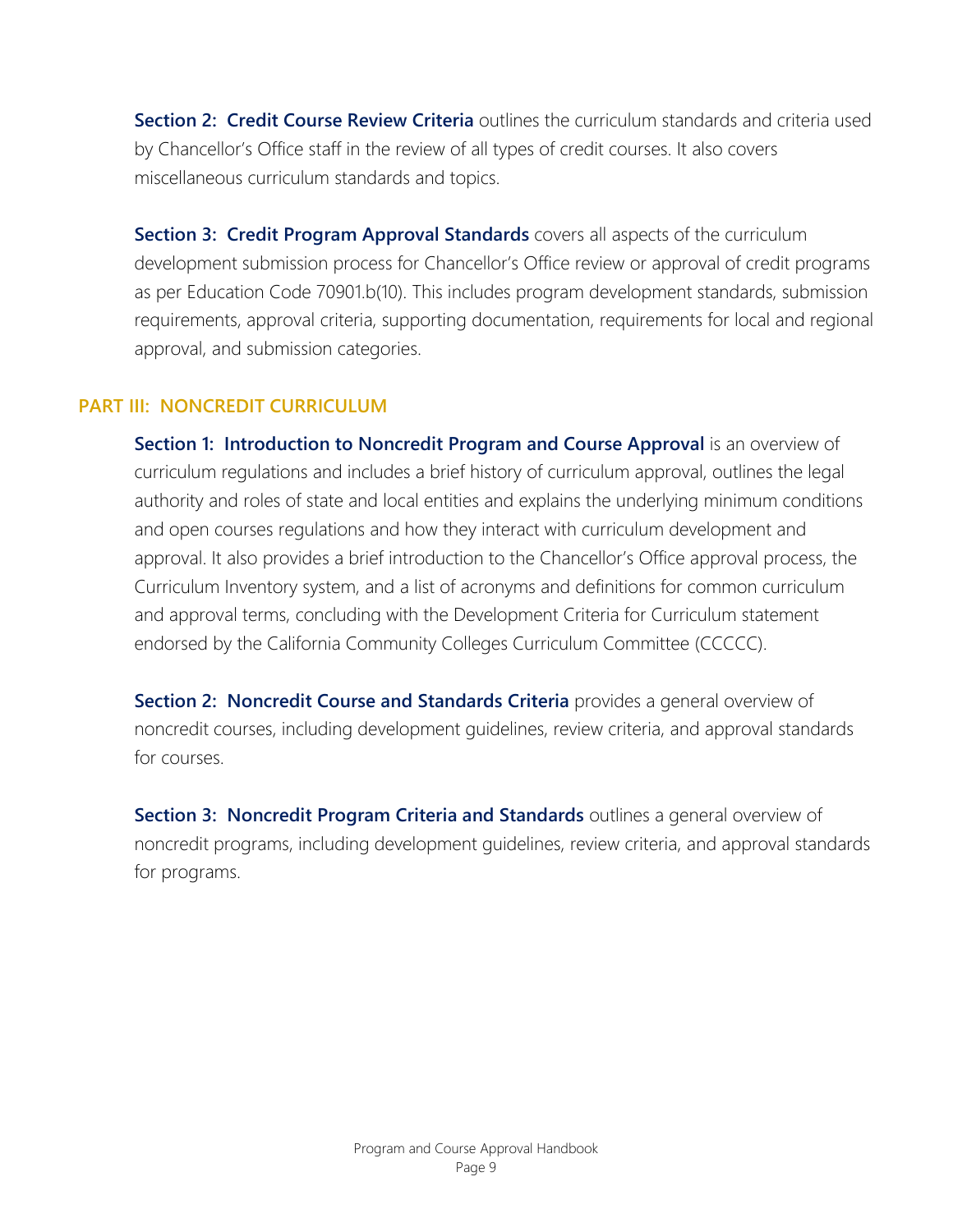**Section 2: Credit Course Review Criteria** outlines the curriculum standards and criteria used by Chancellor's Office staff in the review of all types of credit courses. It also covers miscellaneous curriculum standards and topics.

**Section 3: Credit Program Approval Standards** covers all aspects of the curriculum development submission process for Chancellor's Office review or approval of credit programs as per Education Code 70901.b(10). This includes program development standards, submission requirements, approval criteria, supporting documentation, requirements for local and regional approval, and submission categories.

## PART III: NONCREDIT CURRICULUM

**Section 1: Introduction to Noncredit Program and Course Approval** is an overview of curriculum regulations and includes a brief history of curriculum approval, outlines the legal authority and roles of state and local entities and explains the underlying minimum conditions and open courses regulations and how they interact with curriculum development and approval. It also provides a brief introduction to the Chancellor's Office approval process, the Curriculum Inventory system, and a list of acronyms and definitions for common curriculum and approval terms, concluding with the Development Criteria for Curriculum statement endorsed by the California Community Colleges Curriculum Committee (CCCCC).

**Section 2: Noncredit Course and Standards Criteria** provides a general overview of noncredit courses, including development guidelines, review criteria, and approval standards for courses.

**Section 3: Noncredit Program Criteria and Standards** outlines a general overview of noncredit programs, including development guidelines, review criteria, and approval standards for programs.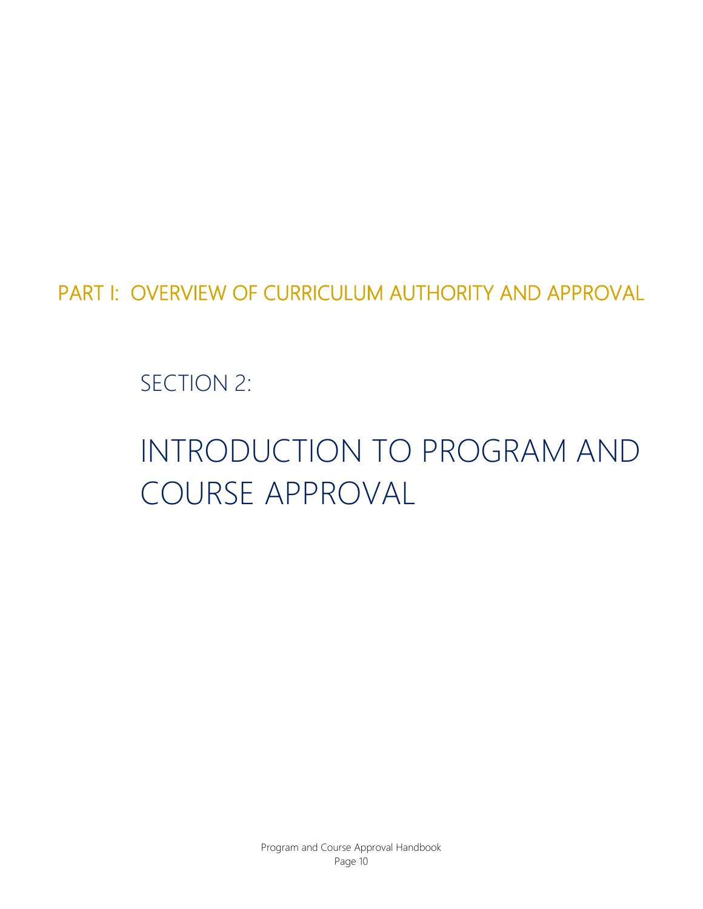# PART I: OVERVIEW OF CURRICULUM AUTHORITY AND APPROVAL

## SECTION 2:

## INTRODUCTION TO PROGRAM AND COURSE APPROVAL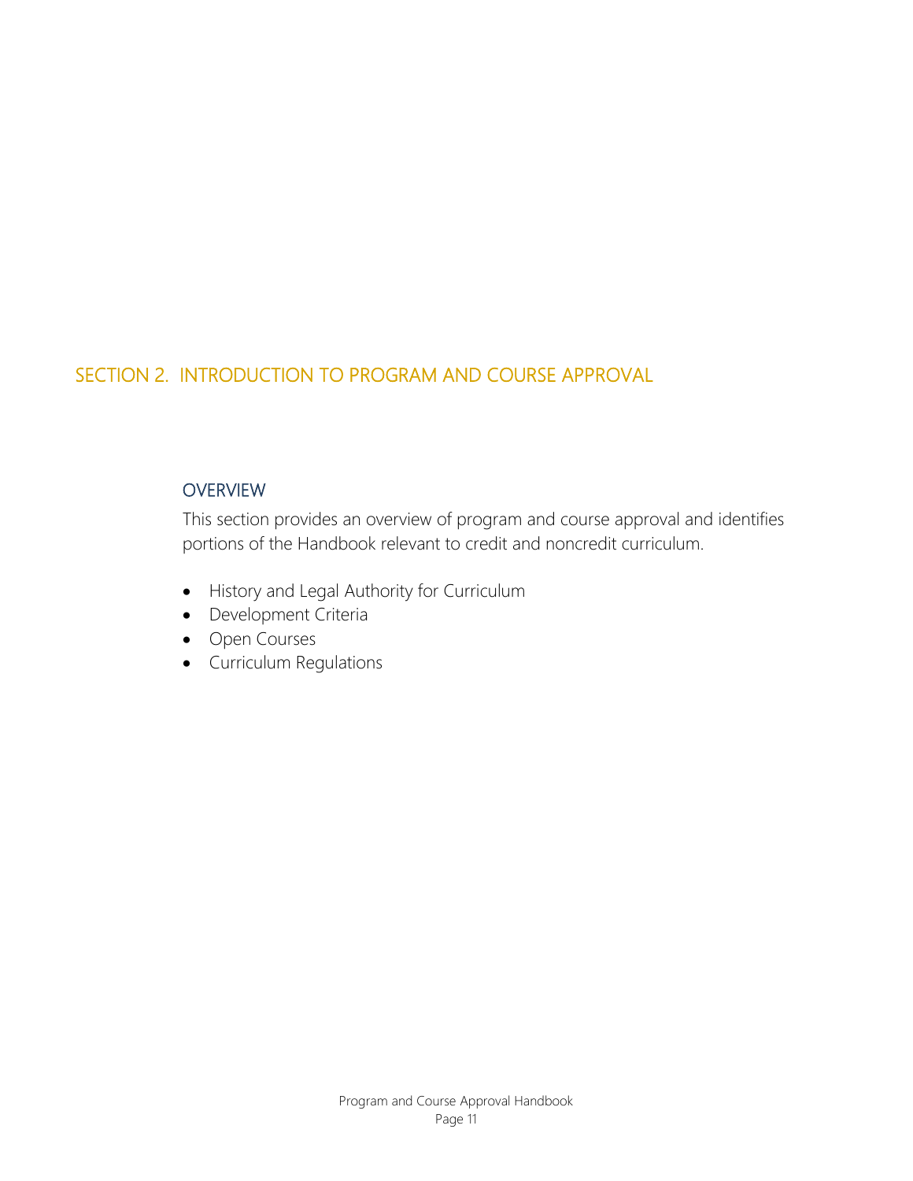# SECTION 2. INTRODUCTION TO PROGRAM AND COURSE APPROVAL

## OVERVIEW

This section provides an overview of program and course approval and identifies portions of the Handbook relevant to credit and noncredit curriculum.

- History and Legal Authority for Curriculum
- Development Criteria
- Open Courses
- Curriculum Regulations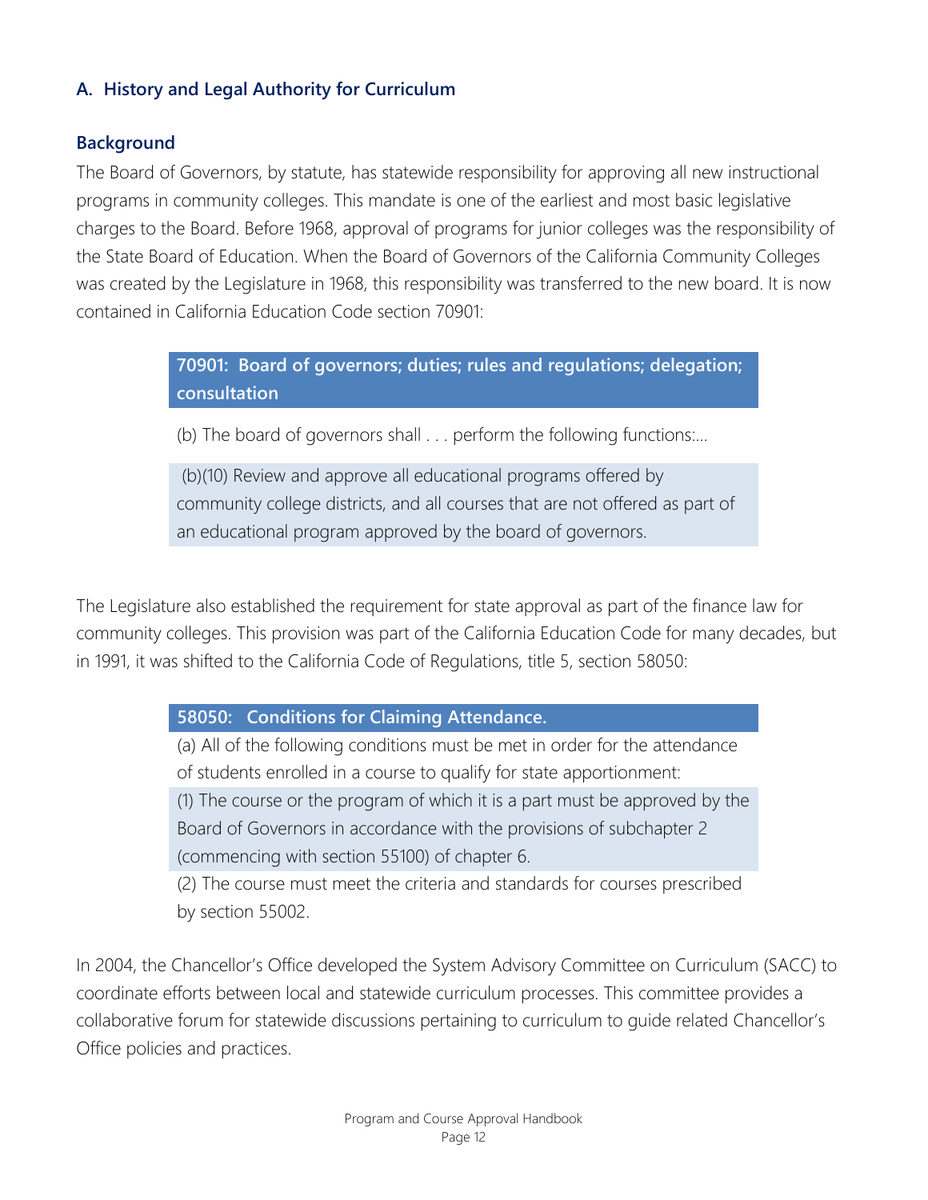## A. History and Legal Authority for Curriculum

### Background

The Board of Governors, by statute, has statewide responsibility for approving all new instructional programs in community colleges. This mandate is one of the earliest and most basic legislative charges to the Board. Before 1968, approval of programs for junior colleges was the responsibility of the State Board of Education. When the Board of Governors of the California Community Colleges was created by the Legislature in 1968, this responsibility was transferred to the new board. It is now contained in California Education Code section 70901:

> **70901: Board of governors; duties; rules and regulations; delegation; consultation**
>
> (b) The board of governors shall . . . perform the following functions:...
>
> (b)(10) Review and approve all educational programs offered by community college districts, and all courses that are not offered as part of an educational program approved by the board of governors.

The Legislature also established the requirement for state approval as part of the finance law for community colleges. This provision was part of the California Education Code for many decades, but in 1991, it was shifted to the California Code of Regulations, title 5, section 58050:

> **58050: Conditions for Claiming Attendance.**
>
> (a) All of the following conditions must be met in order for the attendance of students enrolled in a course to qualify for state apportionment:
>
> (1) The course or the program of which it is a part must be approved by the Board of Governors in accordance with the provisions of subchapter 2 (commencing with section 55100) of chapter 6.
>
> (2) The course must meet the criteria and standards for courses prescribed by section 55002.

In 2004, the Chancellor's Office developed the System Advisory Committee on Curriculum (SACC) to coordinate efforts between local and statewide curriculum processes. This committee provides a collaborative forum for statewide discussions pertaining to curriculum to guide related Chancellor's Office policies and practices.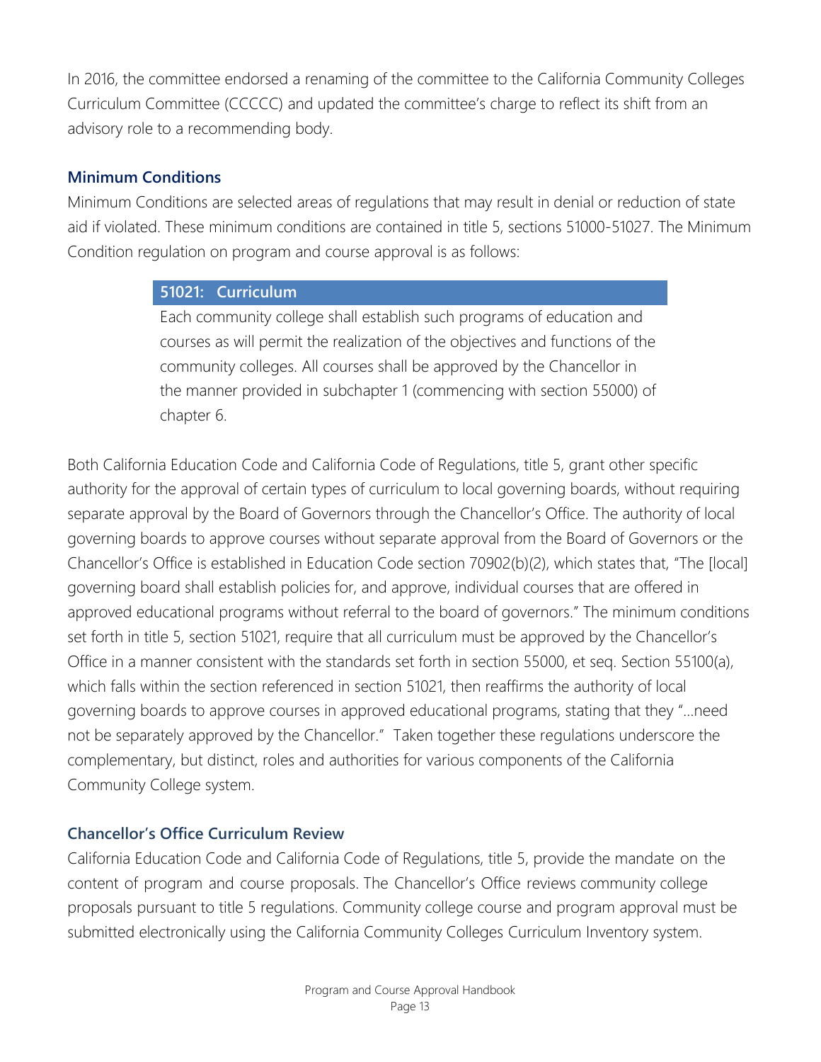In 2016, the committee endorsed a renaming of the committee to the California Community Colleges Curriculum Committee (CCCCC) and updated the committee's charge to reflect its shift from an advisory role to a recommending body.

### Minimum Conditions

Minimum Conditions are selected areas of regulations that may result in denial or reduction of state aid if violated. These minimum conditions are contained in title 5, sections 51000-51027. The Minimum Condition regulation on program and course approval is as follows:

> **51021: Curriculum**
>
> Each community college shall establish such programs of education and courses as will permit the realization of the objectives and functions of the community colleges. All courses shall be approved by the Chancellor in the manner provided in subchapter 1 (commencing with section 55000) of chapter 6.

Both California Education Code and California Code of Regulations, title 5, grant other specific authority for the approval of certain types of curriculum to local governing boards, without requiring separate approval by the Board of Governors through the Chancellor's Office. The authority of local governing boards to approve courses without separate approval from the Board of Governors or the Chancellor's Office is established in Education Code section 70902(b)(2), which states that, "The [local] governing board shall establish policies for, and approve, individual courses that are offered in approved educational programs without referral to the board of governors." The minimum conditions set forth in title 5, section 51021, require that all curriculum must be approved by the Chancellor's Office in a manner consistent with the standards set forth in section 55000, et seq. Section 55100(a), which falls within the section referenced in section 51021, then reaffirms the authority of local governing boards to approve courses in approved educational programs, stating that they "…need not be separately approved by the Chancellor." Taken together these regulations underscore the complementary, but distinct, roles and authorities for various components of the California Community College system.

### Chancellor's Office Curriculum Review

California Education Code and California Code of Regulations, title 5, provide the mandate on the content of program and course proposals. The Chancellor's Office reviews community college proposals pursuant to title 5 regulations. Community college course and program approval must be submitted electronically using the California Community Colleges Curriculum Inventory system.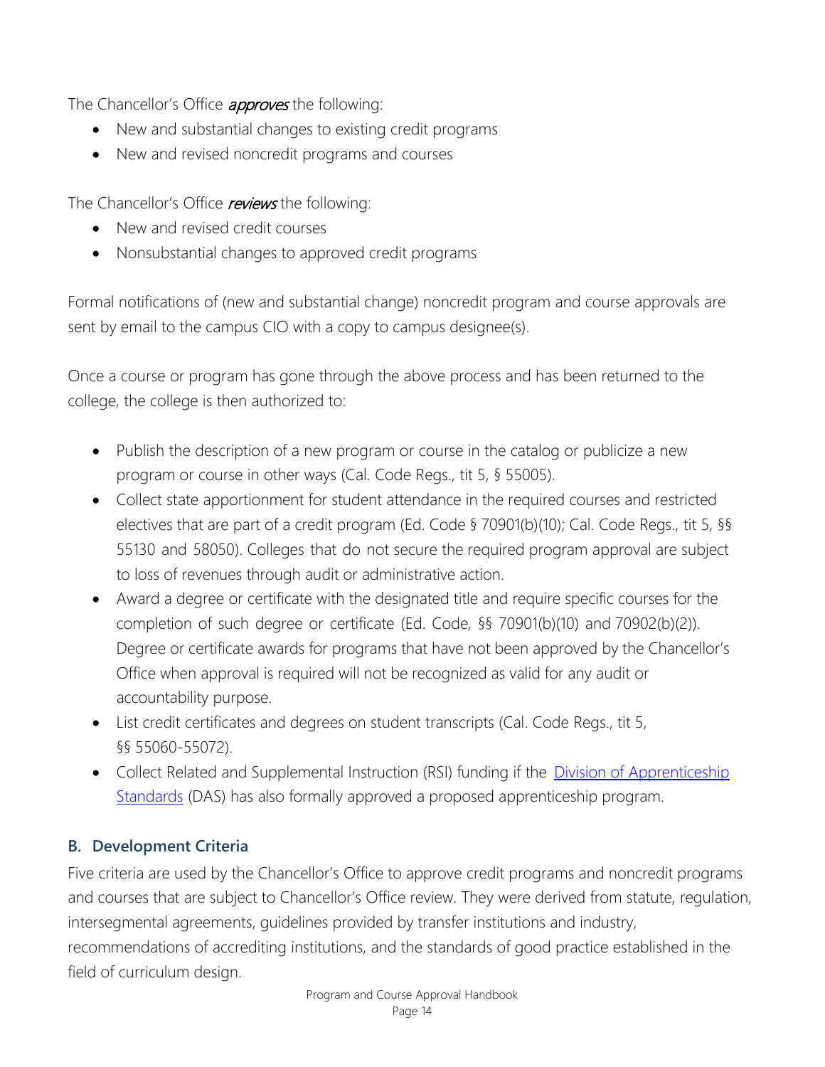The Chancellor's Office ***approves*** the following:

- New and substantial changes to existing credit programs
- New and revised noncredit programs and courses

The Chancellor's Office ***reviews*** the following:

- New and revised credit courses
- Nonsubstantial changes to approved credit programs

Formal notifications of (new and substantial change) noncredit program and course approvals are sent by email to the campus CIO with a copy to campus designee(s).

Once a course or program has gone through the above process and has been returned to the college, the college is then authorized to:

- Publish the description of a new program or course in the catalog or publicize a new program or course in other ways (Cal. Code Regs., tit 5, § 55005).
- Collect state apportionment for student attendance in the required courses and restricted electives that are part of a credit program (Ed. Code § 70901(b)(10); Cal. Code Regs., tit 5, §§ 55130 and 58050). Colleges that do not secure the required program approval are subject to loss of revenues through audit or administrative action.
- Award a degree or certificate with the designated title and require specific courses for the completion of such degree or certificate (Ed. Code, §§ 70901(b)(10) and 70902(b)(2)). Degree or certificate awards for programs that have not been approved by the Chancellor's Office when approval is required will not be recognized as valid for any audit or accountability purpose.
- List credit certificates and degrees on student transcripts (Cal. Code Regs., tit 5, §§ 55060-55072).
- Collect Related and Supplemental Instruction (RSI) funding if the [Division of Apprenticeship Standards](#) (DAS) has also formally approved a proposed apprenticeship program.

### B. Development Criteria

Five criteria are used by the Chancellor's Office to approve credit programs and noncredit programs and courses that are subject to Chancellor's Office review. They were derived from statute, regulation, intersegmental agreements, guidelines provided by transfer institutions and industry, recommendations of accrediting institutions, and the standards of good practice established in the field of curriculum design.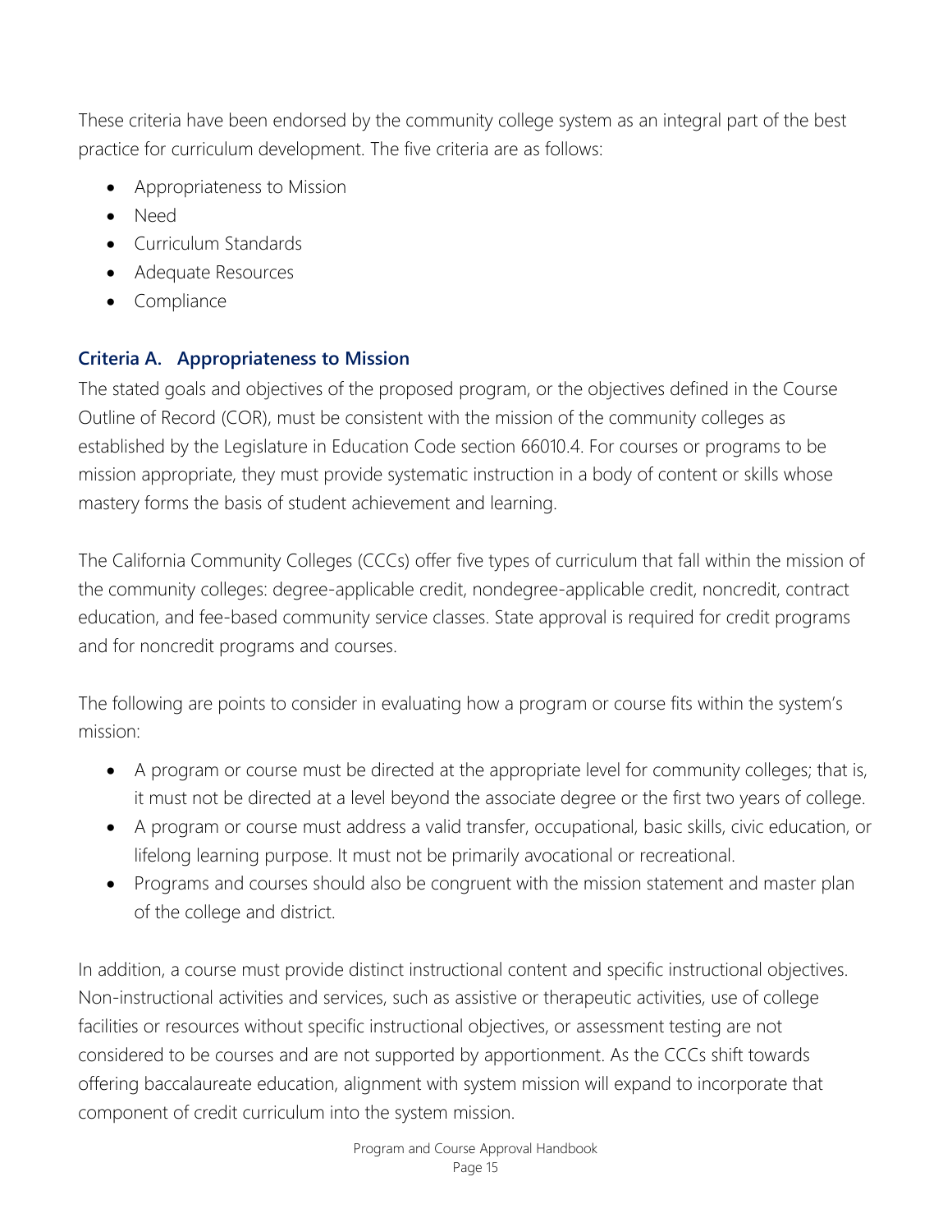These criteria have been endorsed by the community college system as an integral part of the best practice for curriculum development. The five criteria are as follows:

- Appropriateness to Mission
- Need
- Curriculum Standards
- Adequate Resources
- Compliance

### Criteria A. Appropriateness to Mission

The stated goals and objectives of the proposed program, or the objectives defined in the Course Outline of Record (COR), must be consistent with the mission of the community colleges as established by the Legislature in Education Code section 66010.4. For courses or programs to be mission appropriate, they must provide systematic instruction in a body of content or skills whose mastery forms the basis of student achievement and learning.

The California Community Colleges (CCCs) offer five types of curriculum that fall within the mission of the community colleges: degree-applicable credit, nondegree-applicable credit, noncredit, contract education, and fee-based community service classes. State approval is required for credit programs and for noncredit programs and courses.

The following are points to consider in evaluating how a program or course fits within the system's mission:

- A program or course must be directed at the appropriate level for community colleges; that is, it must not be directed at a level beyond the associate degree or the first two years of college.
- A program or course must address a valid transfer, occupational, basic skills, civic education, or lifelong learning purpose. It must not be primarily avocational or recreational.
- Programs and courses should also be congruent with the mission statement and master plan of the college and district.

In addition, a course must provide distinct instructional content and specific instructional objectives. Non-instructional activities and services, such as assistive or therapeutic activities, use of college facilities or resources without specific instructional objectives, or assessment testing are not considered to be courses and are not supported by apportionment. As the CCCs shift towards offering baccalaureate education, alignment with system mission will expand to incorporate that component of credit curriculum into the system mission.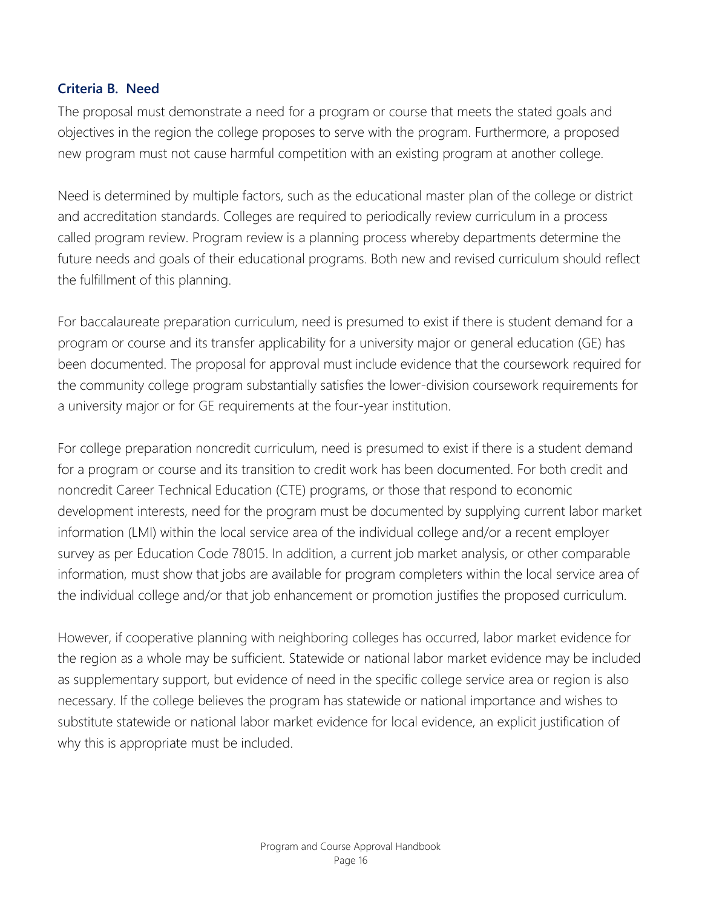### Criteria B. Need

The proposal must demonstrate a need for a program or course that meets the stated goals and objectives in the region the college proposes to serve with the program. Furthermore, a proposed new program must not cause harmful competition with an existing program at another college.

Need is determined by multiple factors, such as the educational master plan of the college or district and accreditation standards. Colleges are required to periodically review curriculum in a process called program review. Program review is a planning process whereby departments determine the future needs and goals of their educational programs. Both new and revised curriculum should reflect the fulfillment of this planning.

For baccalaureate preparation curriculum, need is presumed to exist if there is student demand for a program or course and its transfer applicability for a university major or general education (GE) has been documented. The proposal for approval must include evidence that the coursework required for the community college program substantially satisfies the lower-division coursework requirements for a university major or for GE requirements at the four-year institution.

For college preparation noncredit curriculum, need is presumed to exist if there is a student demand for a program or course and its transition to credit work has been documented. For both credit and noncredit Career Technical Education (CTE) programs, or those that respond to economic development interests, need for the program must be documented by supplying current labor market information (LMI) within the local service area of the individual college and/or a recent employer survey as per Education Code 78015. In addition, a current job market analysis, or other comparable information, must show that jobs are available for program completers within the local service area of the individual college and/or that job enhancement or promotion justifies the proposed curriculum.

However, if cooperative planning with neighboring colleges has occurred, labor market evidence for the region as a whole may be sufficient. Statewide or national labor market evidence may be included as supplementary support, but evidence of need in the specific college service area or region is also necessary. If the college believes the program has statewide or national importance and wishes to substitute statewide or national labor market evidence for local evidence, an explicit justification of why this is appropriate must be included.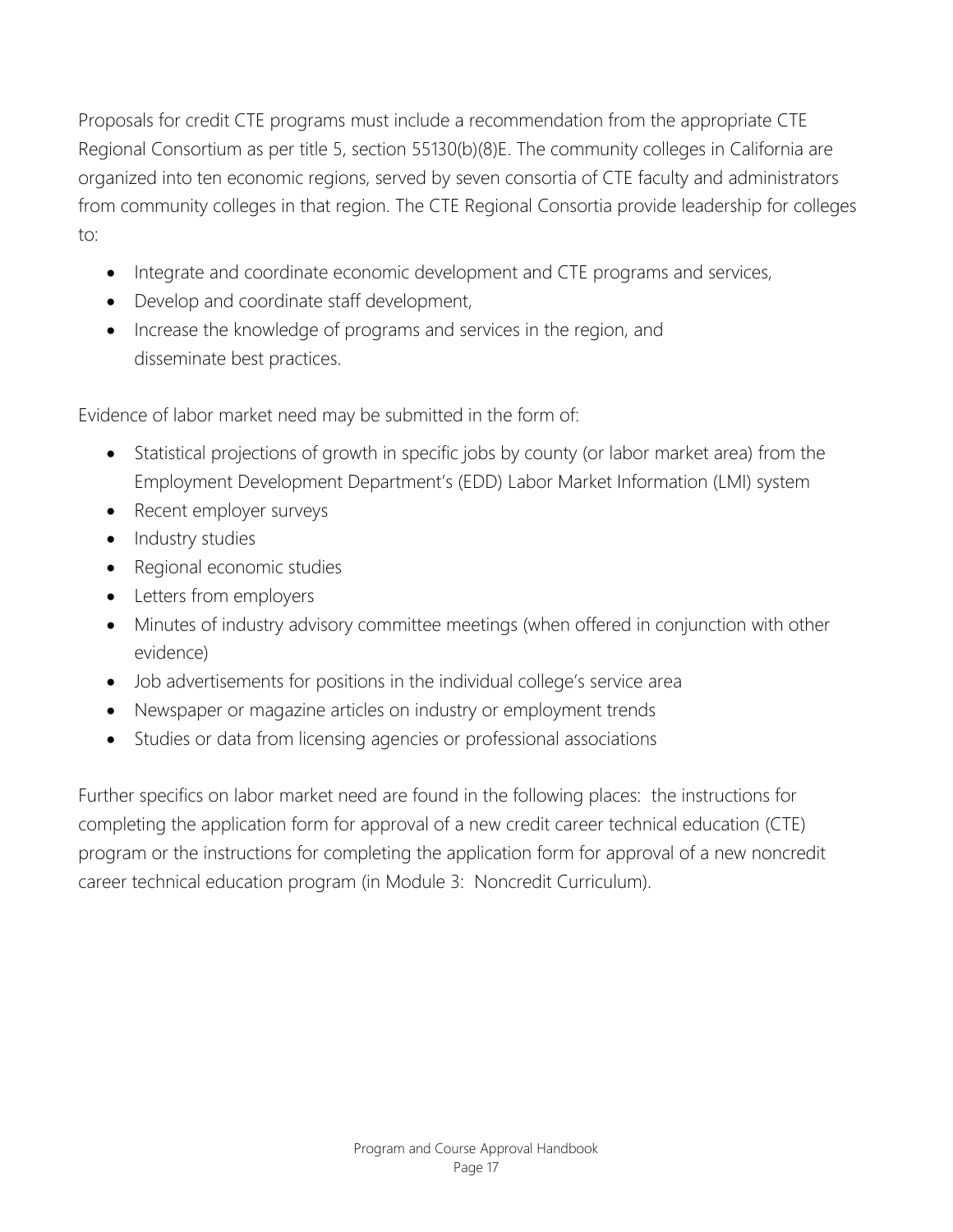Proposals for credit CTE programs must include a recommendation from the appropriate CTE Regional Consortium as per title 5, section 55130(b)(8)E. The community colleges in California are organized into ten economic regions, served by seven consortia of CTE faculty and administrators from community colleges in that region. The CTE Regional Consortia provide leadership for colleges to:

- Integrate and coordinate economic development and CTE programs and services,
- Develop and coordinate staff development,
- Increase the knowledge of programs and services in the region, and disseminate best practices.

Evidence of labor market need may be submitted in the form of:

- Statistical projections of growth in specific jobs by county (or labor market area) from the Employment Development Department's (EDD) Labor Market Information (LMI) system
- Recent employer surveys
- Industry studies
- Regional economic studies
- Letters from employers
- Minutes of industry advisory committee meetings (when offered in conjunction with other evidence)
- Job advertisements for positions in the individual college's service area
- Newspaper or magazine articles on industry or employment trends
- Studies or data from licensing agencies or professional associations

Further specifics on labor market need are found in the following places: the instructions for completing the application form for approval of a new credit career technical education (CTE) program or the instructions for completing the application form for approval of a new noncredit career technical education program (in Module 3: Noncredit Curriculum).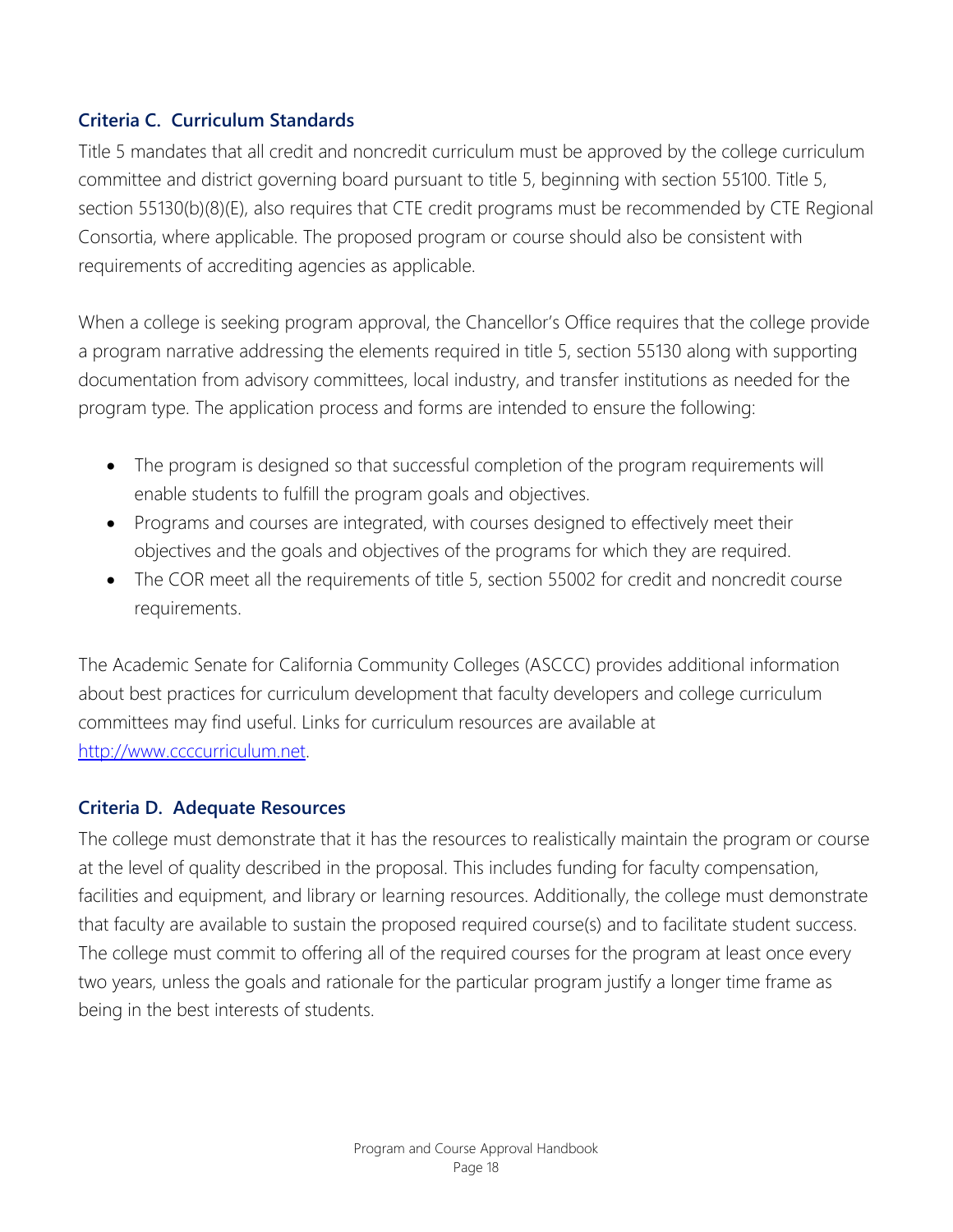### Criteria C. Curriculum Standards

Title 5 mandates that all credit and noncredit curriculum must be approved by the college curriculum committee and district governing board pursuant to title 5, beginning with section 55100. Title 5, section 55130(b)(8)(E), also requires that CTE credit programs must be recommended by CTE Regional Consortia, where applicable. The proposed program or course should also be consistent with requirements of accrediting agencies as applicable.

When a college is seeking program approval, the Chancellor's Office requires that the college provide a program narrative addressing the elements required in title 5, section 55130 along with supporting documentation from advisory committees, local industry, and transfer institutions as needed for the program type. The application process and forms are intended to ensure the following:

- The program is designed so that successful completion of the program requirements will enable students to fulfill the program goals and objectives.
- Programs and courses are integrated, with courses designed to effectively meet their objectives and the goals and objectives of the programs for which they are required.
- The COR meet all the requirements of title 5, section 55002 for credit and noncredit course requirements.

The Academic Senate for California Community Colleges (ASCCC) provides additional information about best practices for curriculum development that faculty developers and college curriculum committees may find useful. Links for curriculum resources are available at [http://www.ccccurriculum.net](http://www.ccccurriculum.net).

### Criteria D. Adequate Resources

The college must demonstrate that it has the resources to realistically maintain the program or course at the level of quality described in the proposal. This includes funding for faculty compensation, facilities and equipment, and library or learning resources. Additionally, the college must demonstrate that faculty are available to sustain the proposed required course(s) and to facilitate student success. The college must commit to offering all of the required courses for the program at least once every two years, unless the goals and rationale for the particular program justify a longer time frame as being in the best interests of students.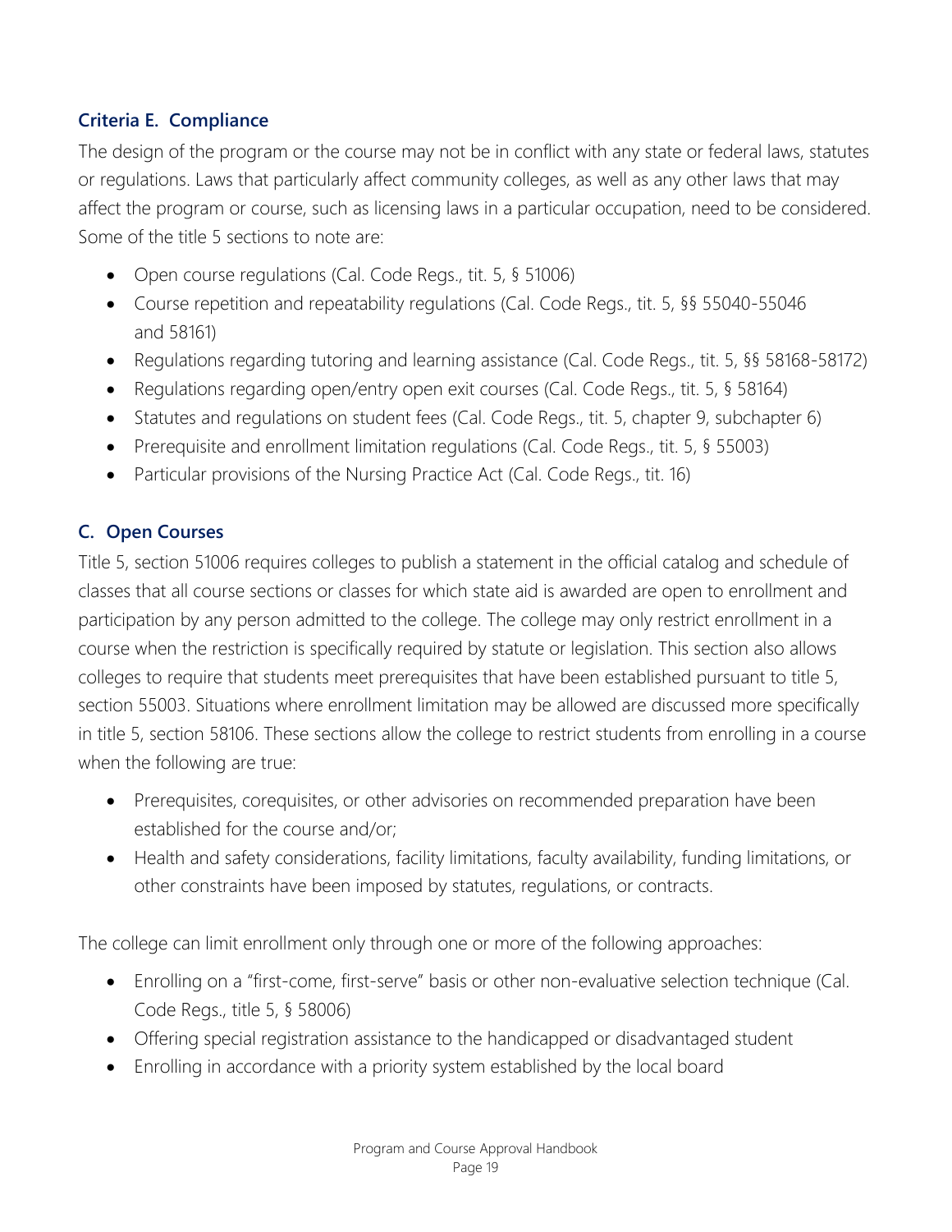### Criteria E. Compliance

The design of the program or the course may not be in conflict with any state or federal laws, statutes or regulations. Laws that particularly affect community colleges, as well as any other laws that may affect the program or course, such as licensing laws in a particular occupation, need to be considered. Some of the title 5 sections to note are:

- Open course regulations (Cal. Code Regs., tit. 5, § 51006)
- Course repetition and repeatability regulations (Cal. Code Regs., tit. 5, §§ 55040-55046 and 58161)
- Regulations regarding tutoring and learning assistance (Cal. Code Regs., tit. 5, §§ 58168-58172)
- Regulations regarding open/entry open exit courses (Cal. Code Regs., tit. 5, § 58164)
- Statutes and regulations on student fees (Cal. Code Regs., tit. 5, chapter 9, subchapter 6)
- Prerequisite and enrollment limitation regulations (Cal. Code Regs., tit. 5, § 55003)
- Particular provisions of the Nursing Practice Act (Cal. Code Regs., tit. 16)

### C. Open Courses

Title 5, section 51006 requires colleges to publish a statement in the official catalog and schedule of classes that all course sections or classes for which state aid is awarded are open to enrollment and participation by any person admitted to the college. The college may only restrict enrollment in a course when the restriction is specifically required by statute or legislation. This section also allows colleges to require that students meet prerequisites that have been established pursuant to title 5, section 55003. Situations where enrollment limitation may be allowed are discussed more specifically in title 5, section 58106. These sections allow the college to restrict students from enrolling in a course when the following are true:

- Prerequisites, corequisites, or other advisories on recommended preparation have been established for the course and/or;
- Health and safety considerations, facility limitations, faculty availability, funding limitations, or other constraints have been imposed by statutes, regulations, or contracts.

The college can limit enrollment only through one or more of the following approaches:

- Enrolling on a "first-come, first-serve" basis or other non-evaluative selection technique (Cal. Code Regs., title 5, § 58006)
- Offering special registration assistance to the handicapped or disadvantaged student
- Enrolling in accordance with a priority system established by the local board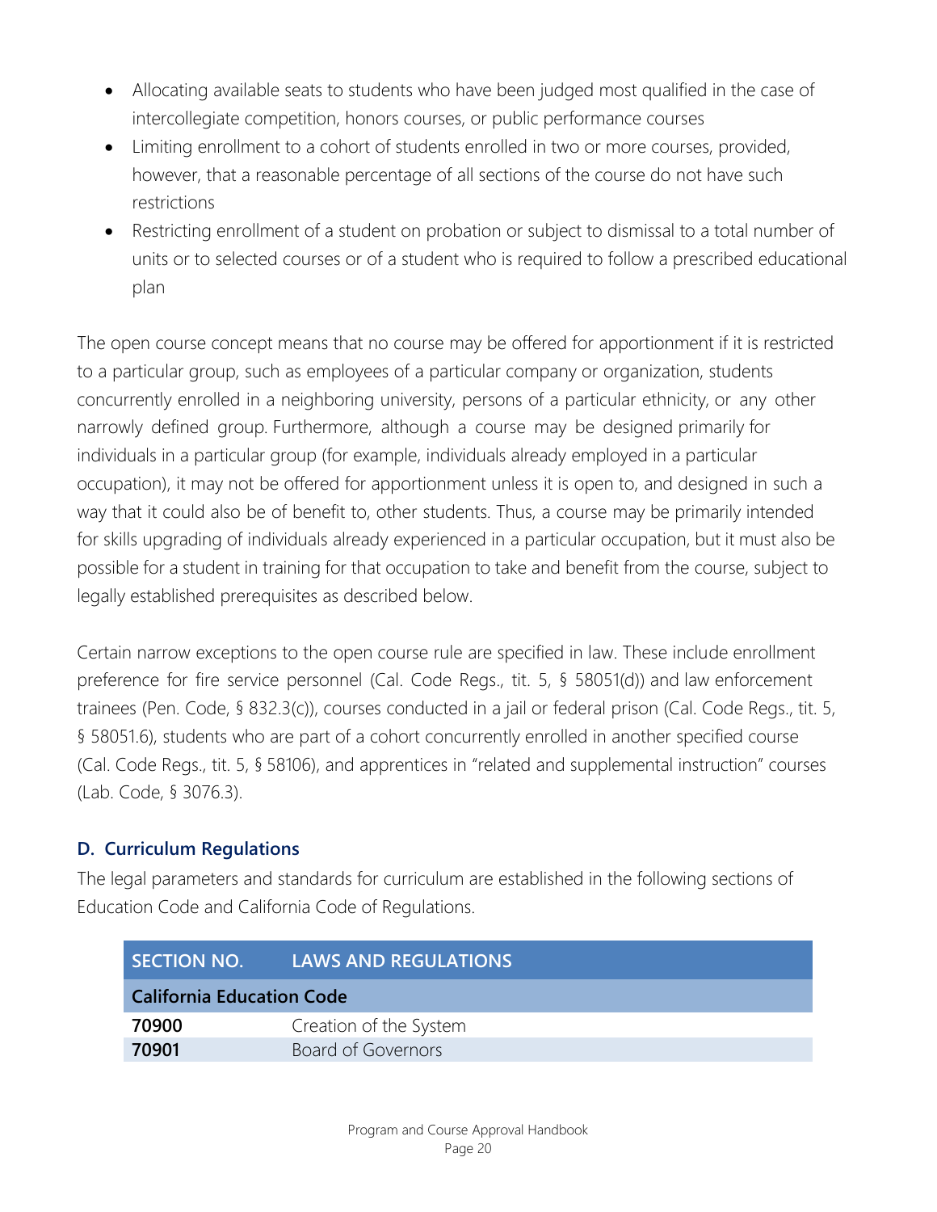- Allocating available seats to students who have been judged most qualified in the case of intercollegiate competition, honors courses, or public performance courses
- Limiting enrollment to a cohort of students enrolled in two or more courses, provided, however, that a reasonable percentage of all sections of the course do not have such restrictions
- Restricting enrollment of a student on probation or subject to dismissal to a total number of units or to selected courses or of a student who is required to follow a prescribed educational plan

The open course concept means that no course may be offered for apportionment if it is restricted to a particular group, such as employees of a particular company or organization, students concurrently enrolled in a neighboring university, persons of a particular ethnicity, or any other narrowly defined group. Furthermore, although a course may be designed primarily for individuals in a particular group (for example, individuals already employed in a particular occupation), it may not be offered for apportionment unless it is open to, and designed in such a way that it could also be of benefit to, other students. Thus, a course may be primarily intended for skills upgrading of individuals already experienced in a particular occupation, but it must also be possible for a student in training for that occupation to take and benefit from the course, subject to legally established prerequisites as described below.

Certain narrow exceptions to the open course rule are specified in law. These include enrollment preference for fire service personnel (Cal. Code Regs., tit. 5, § 58051(d)) and law enforcement trainees (Pen. Code, § 832.3(c)), courses conducted in a jail or federal prison (Cal. Code Regs., tit. 5, § 58051.6), students who are part of a cohort concurrently enrolled in another specified course (Cal. Code Regs., tit. 5, § 58106), and apprentices in "related and supplemental instruction" courses (Lab. Code, § 3076.3).

### D. Curriculum Regulations

The legal parameters and standards for curriculum are established in the following sections of Education Code and California Code of Regulations.

| SECTION NO. | LAWS AND REGULATIONS |
|---|---|
| **California Education Code** | |
| **70900** | Creation of the System |
| **70901** | Board of Governors |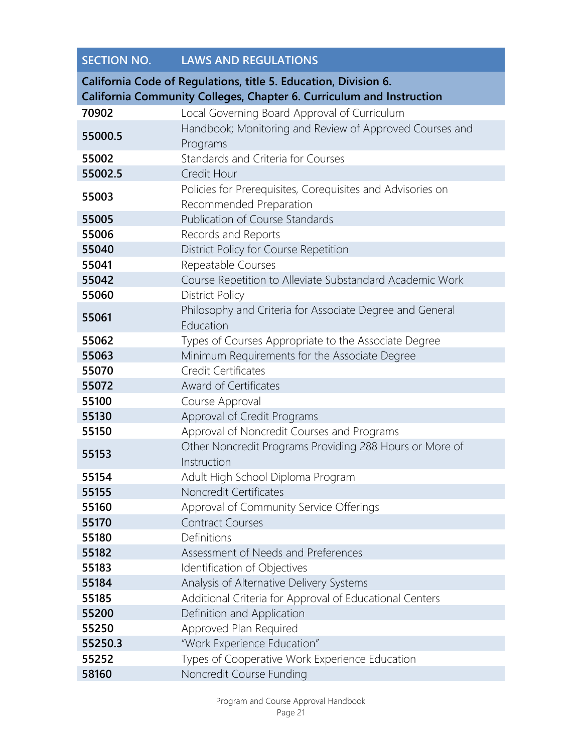| SECTION NO. | LAWS AND REGULATIONS |
| --- | --- |
| **California Code of Regulations, title 5. Education, Division 6. California Community Colleges, Chapter 6. Curriculum and Instruction** | |
| **70902** | Local Governing Board Approval of Curriculum |
| **55000.5** | Handbook; Monitoring and Review of Approved Courses and Programs |
| **55002** | Standards and Criteria for Courses |
| **55002.5** | Credit Hour |
| **55003** | Policies for Prerequisites, Corequisites and Advisories on Recommended Preparation |
| **55005** | Publication of Course Standards |
| **55006** | Records and Reports |
| **55040** | District Policy for Course Repetition |
| **55041** | Repeatable Courses |
| **55042** | Course Repetition to Alleviate Substandard Academic Work |
| **55060** | District Policy |
| **55061** | Philosophy and Criteria for Associate Degree and General Education |
| **55062** | Types of Courses Appropriate to the Associate Degree |
| **55063** | Minimum Requirements for the Associate Degree |
| **55070** | Credit Certificates |
| **55072** | Award of Certificates |
| **55100** | Course Approval |
| **55130** | Approval of Credit Programs |
| **55150** | Approval of Noncredit Courses and Programs |
| **55153** | Other Noncredit Programs Providing 288 Hours or More of Instruction |
| **55154** | Adult High School Diploma Program |
| **55155** | Noncredit Certificates |
| **55160** | Approval of Community Service Offerings |
| **55170** | Contract Courses |
| **55180** | Definitions |
| **55182** | Assessment of Needs and Preferences |
| **55183** | Identification of Objectives |
| **55184** | Analysis of Alternative Delivery Systems |
| **55185** | Additional Criteria for Approval of Educational Centers |
| **55200** | Definition and Application |
| **55250** | Approved Plan Required |
| **55250.3** | "Work Experience Education" |
| **55252** | Types of Cooperative Work Experience Education |
| **58160** | Noncredit Course Funding |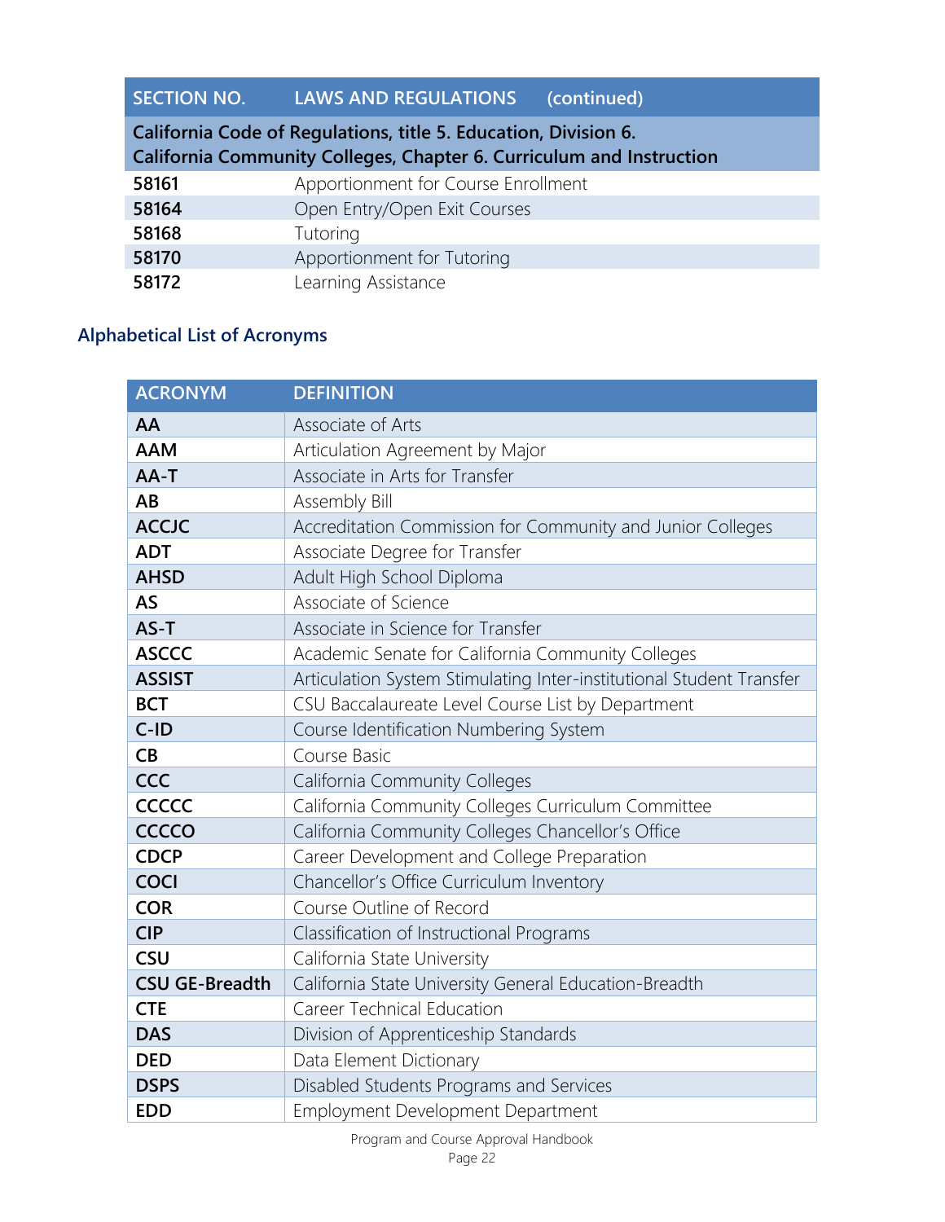| SECTION NO. | LAWS AND REGULATIONS (continued) |
|---|---|
| **California Code of Regulations, title 5. Education, Division 6. California Community Colleges, Chapter 6. Curriculum and Instruction** | |
| **58161** | Apportionment for Course Enrollment |
| **58164** | Open Entry/Open Exit Courses |
| **58168** | Tutoring |
| **58170** | Apportionment for Tutoring |
| **58172** | Learning Assistance |

## Alphabetical List of Acronyms

| ACRONYM | DEFINITION |
|---|---|
| **AA** | Associate of Arts |
| **AAM** | Articulation Agreement by Major |
| **AA-T** | Associate in Arts for Transfer |
| **AB** | Assembly Bill |
| **ACCJC** | Accreditation Commission for Community and Junior Colleges |
| **ADT** | Associate Degree for Transfer |
| **AHSD** | Adult High School Diploma |
| **AS** | Associate of Science |
| **AS-T** | Associate in Science for Transfer |
| **ASCCC** | Academic Senate for California Community Colleges |
| **ASSIST** | Articulation System Stimulating Inter-institutional Student Transfer |
| **BCT** | CSU Baccalaureate Level Course List by Department |
| **C-ID** | Course Identification Numbering System |
| **CB** | Course Basic |
| **CCC** | California Community Colleges |
| **CCCCC** | California Community Colleges Curriculum Committee |
| **CCCCO** | California Community Colleges Chancellor's Office |
| **CDCP** | Career Development and College Preparation |
| **COCI** | Chancellor's Office Curriculum Inventory |
| **COR** | Course Outline of Record |
| **CIP** | Classification of Instructional Programs |
| **CSU** | California State University |
| **CSU GE-Breadth** | California State University General Education-Breadth |
| **CTE** | Career Technical Education |
| **DAS** | Division of Apprenticeship Standards |
| **DED** | Data Element Dictionary |
| **DSPS** | Disabled Students Programs and Services |
| **EDD** | Employment Development Department |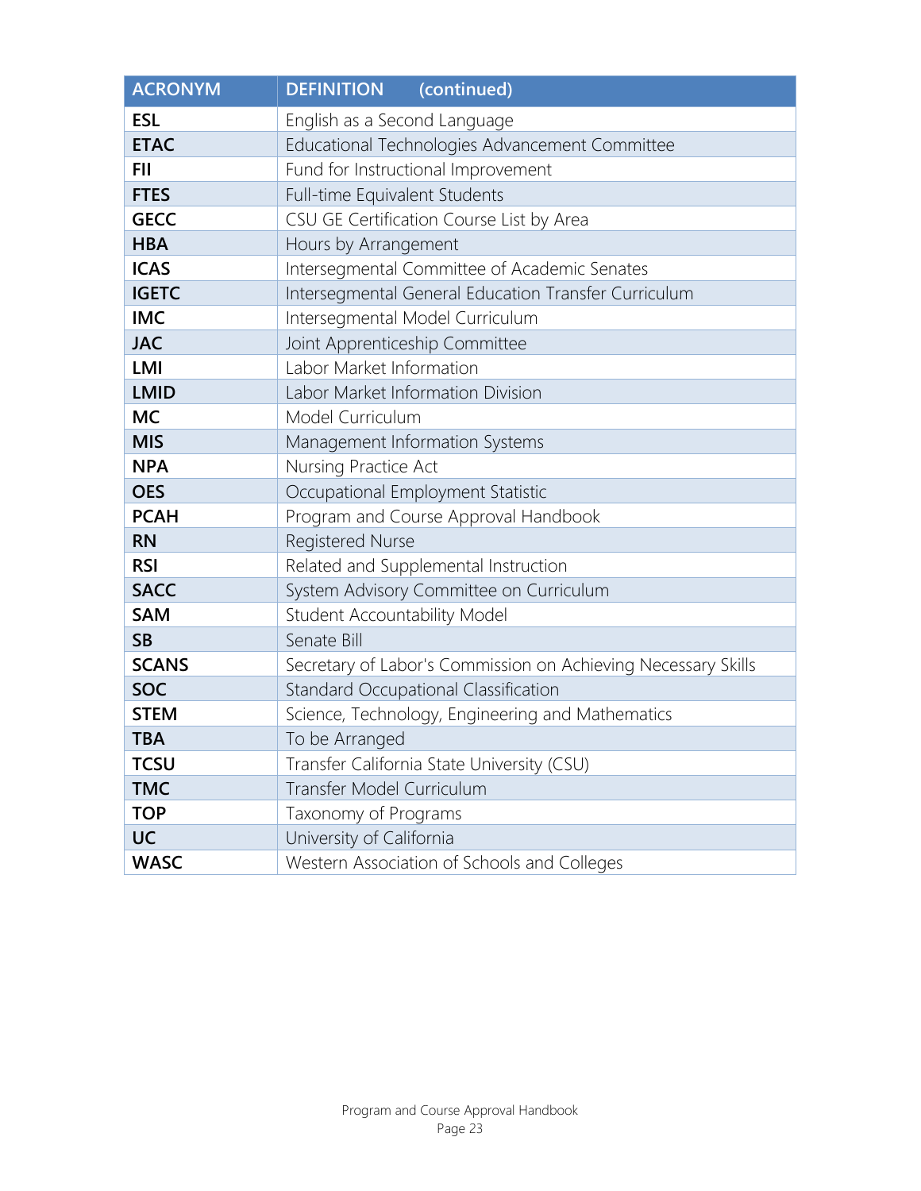| ACRONYM | DEFINITION (continued) |
|---|---|
| **ESL** | English as a Second Language |
| **ETAC** | Educational Technologies Advancement Committee |
| **FII** | Fund for Instructional Improvement |
| **FTES** | Full-time Equivalent Students |
| **GECC** | CSU GE Certification Course List by Area |
| **HBA** | Hours by Arrangement |
| **ICAS** | Intersegmental Committee of Academic Senates |
| **IGETC** | Intersegmental General Education Transfer Curriculum |
| **IMC** | Intersegmental Model Curriculum |
| **JAC** | Joint Apprenticeship Committee |
| **LMI** | Labor Market Information |
| **LMID** | Labor Market Information Division |
| **MC** | Model Curriculum |
| **MIS** | Management Information Systems |
| **NPA** | Nursing Practice Act |
| **OES** | Occupational Employment Statistic |
| **PCAH** | Program and Course Approval Handbook |
| **RN** | Registered Nurse |
| **RSI** | Related and Supplemental Instruction |
| **SACC** | System Advisory Committee on Curriculum |
| **SAM** | Student Accountability Model |
| **SB** | Senate Bill |
| **SCANS** | Secretary of Labor's Commission on Achieving Necessary Skills |
| **SOC** | Standard Occupational Classification |
| **STEM** | Science, Technology, Engineering and Mathematics |
| **TBA** | To be Arranged |
| **TCSU** | Transfer California State University (CSU) |
| **TMC** | Transfer Model Curriculum |
| **TOP** | Taxonomy of Programs |
| **UC** | University of California |
| **WASC** | Western Association of Schools and Colleges |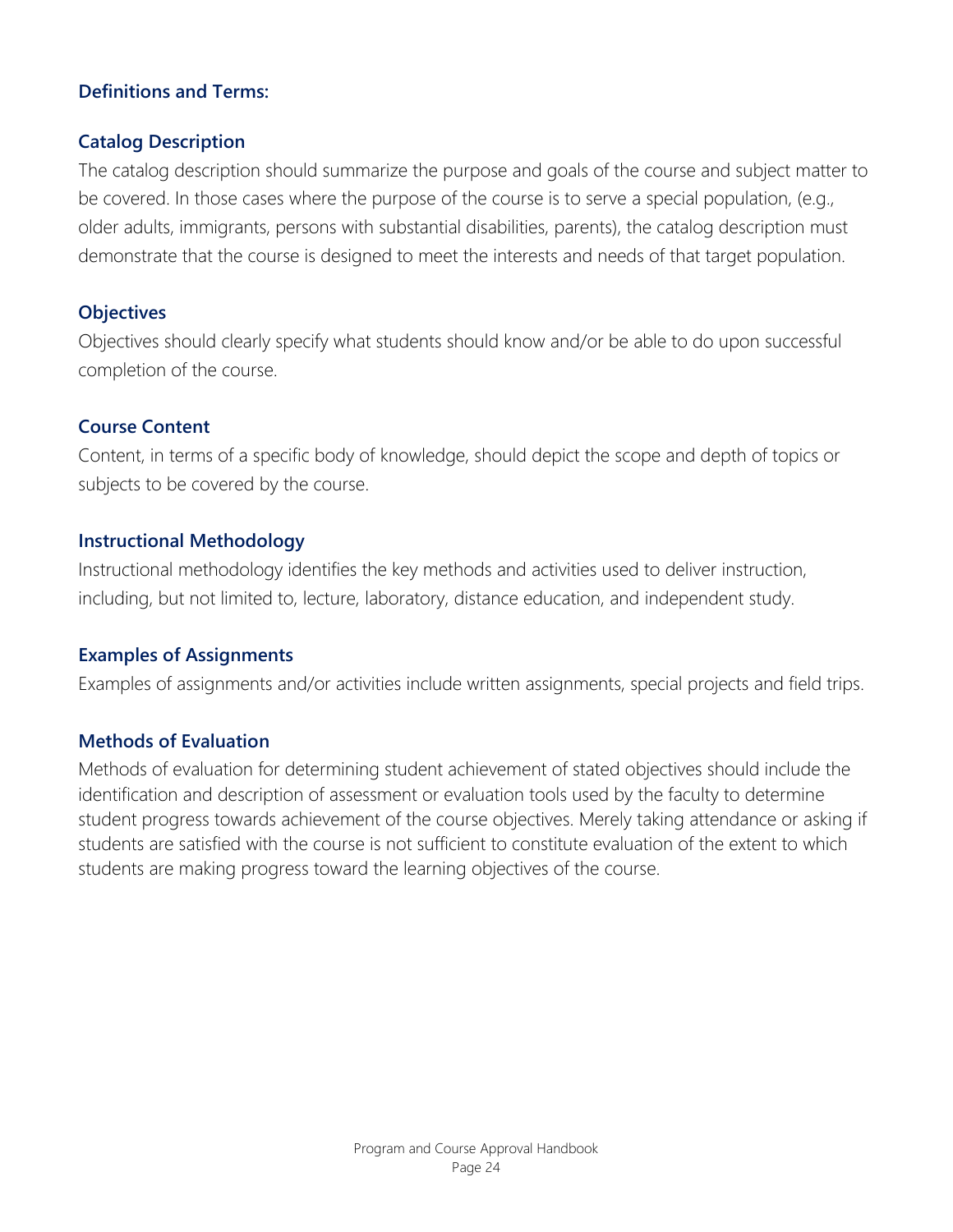**Definitions and Terms:**

### Catalog Description

The catalog description should summarize the purpose and goals of the course and subject matter to be covered. In those cases where the purpose of the course is to serve a special population, (e.g., older adults, immigrants, persons with substantial disabilities, parents), the catalog description must demonstrate that the course is designed to meet the interests and needs of that target population.

### Objectives

Objectives should clearly specify what students should know and/or be able to do upon successful completion of the course.

### Course Content

Content, in terms of a specific body of knowledge, should depict the scope and depth of topics or subjects to be covered by the course.

### Instructional Methodology

Instructional methodology identifies the key methods and activities used to deliver instruction, including, but not limited to, lecture, laboratory, distance education, and independent study.

### Examples of Assignments

Examples of assignments and/or activities include written assignments, special projects and field trips.

### Methods of Evaluation

Methods of evaluation for determining student achievement of stated objectives should include the identification and description of assessment or evaluation tools used by the faculty to determine student progress towards achievement of the course objectives. Merely taking attendance or asking if students are satisfied with the course is not sufficient to constitute evaluation of the extent to which students are making progress toward the learning objectives of the course.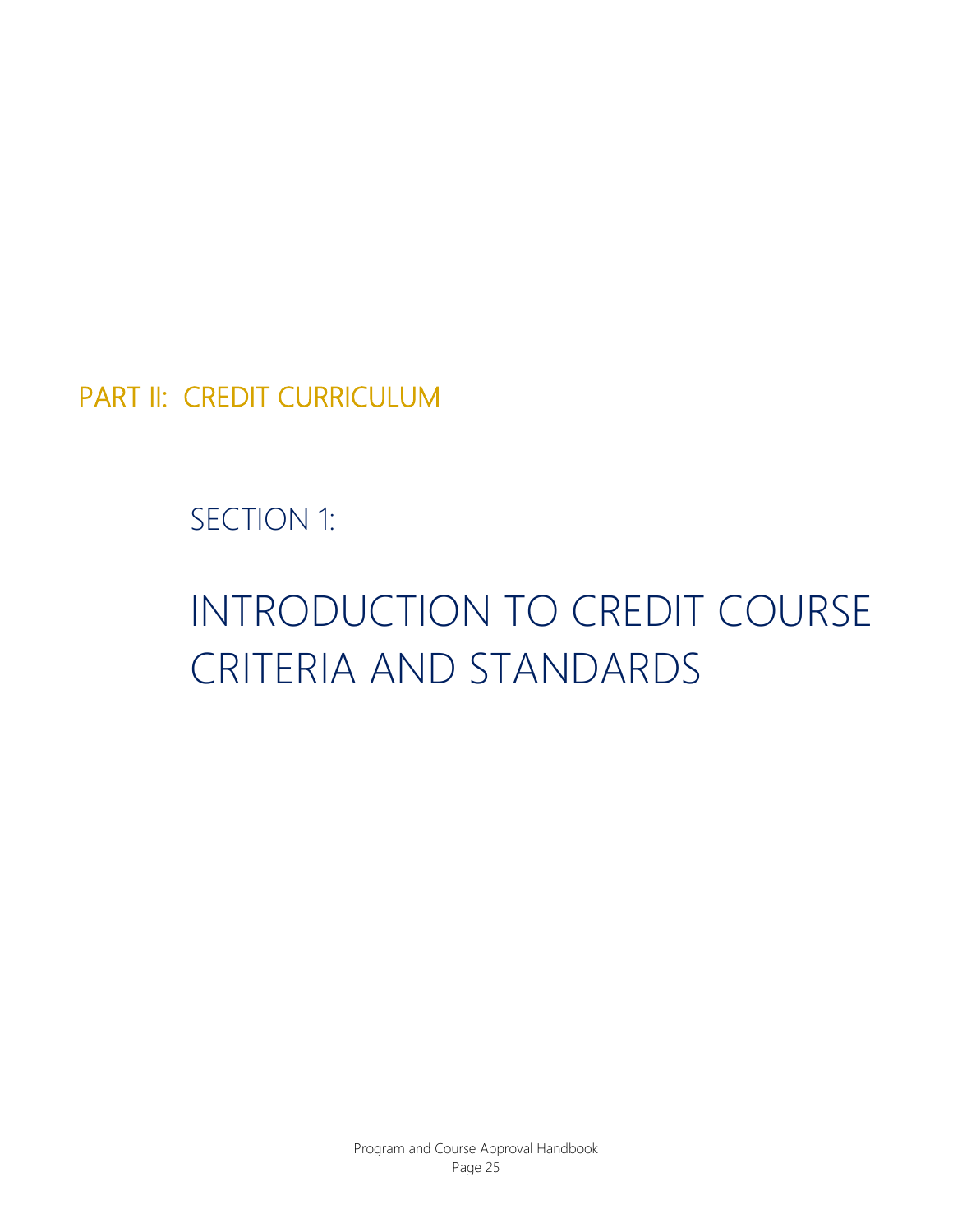# PART II: CREDIT CURRICULUM

## SECTION 1:

## INTRODUCTION TO CREDIT COURSE CRITERIA AND STANDARDS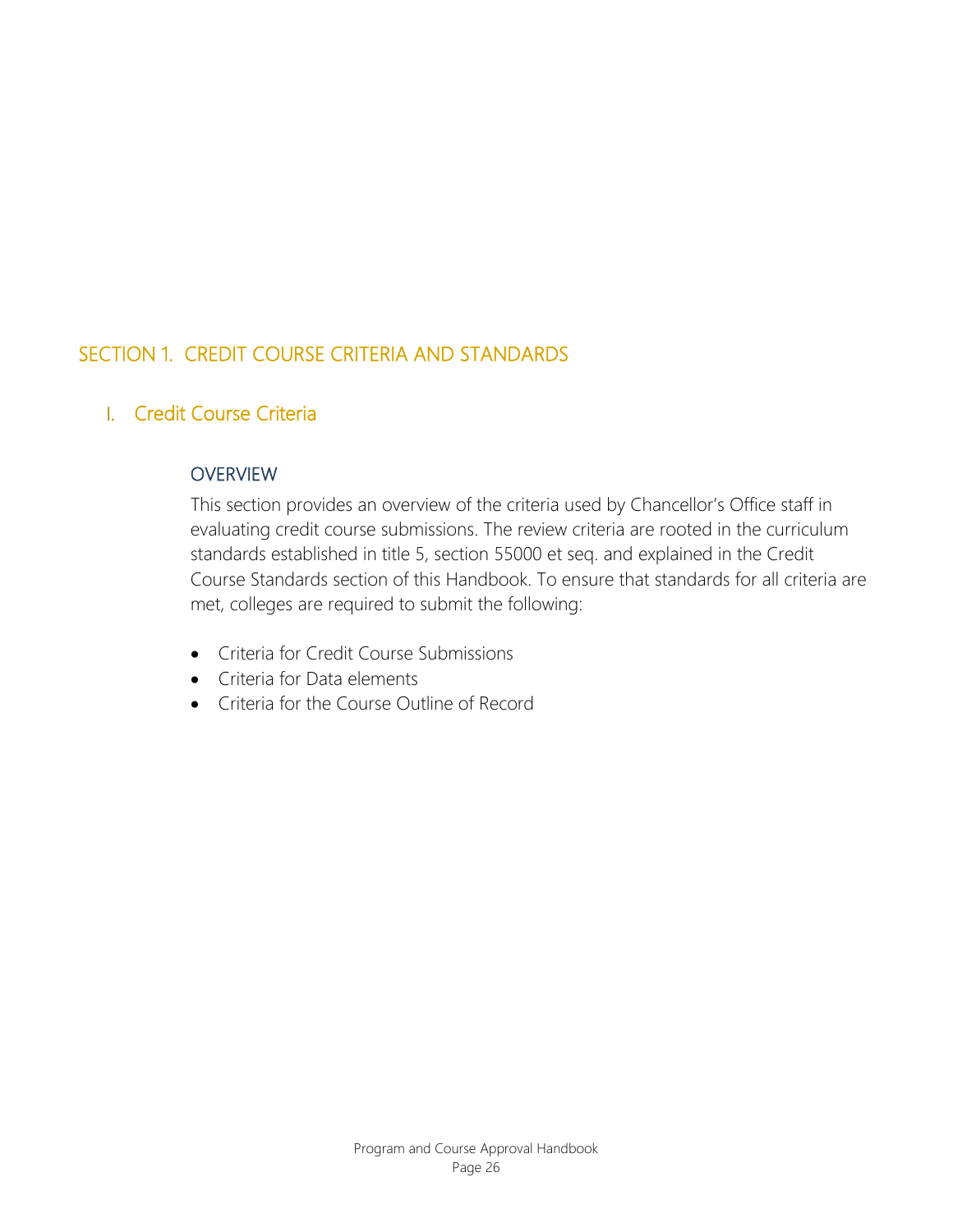# SECTION 1. CREDIT COURSE CRITERIA AND STANDARDS

## I. Credit Course Criteria

### OVERVIEW

This section provides an overview of the criteria used by Chancellor's Office staff in evaluating credit course submissions. The review criteria are rooted in the curriculum standards established in title 5, section 55000 et seq. and explained in the Credit Course Standards section of this Handbook. To ensure that standards for all criteria are met, colleges are required to submit the following:

- Criteria for Credit Course Submissions
- Criteria for Data elements
- Criteria for the Course Outline of Record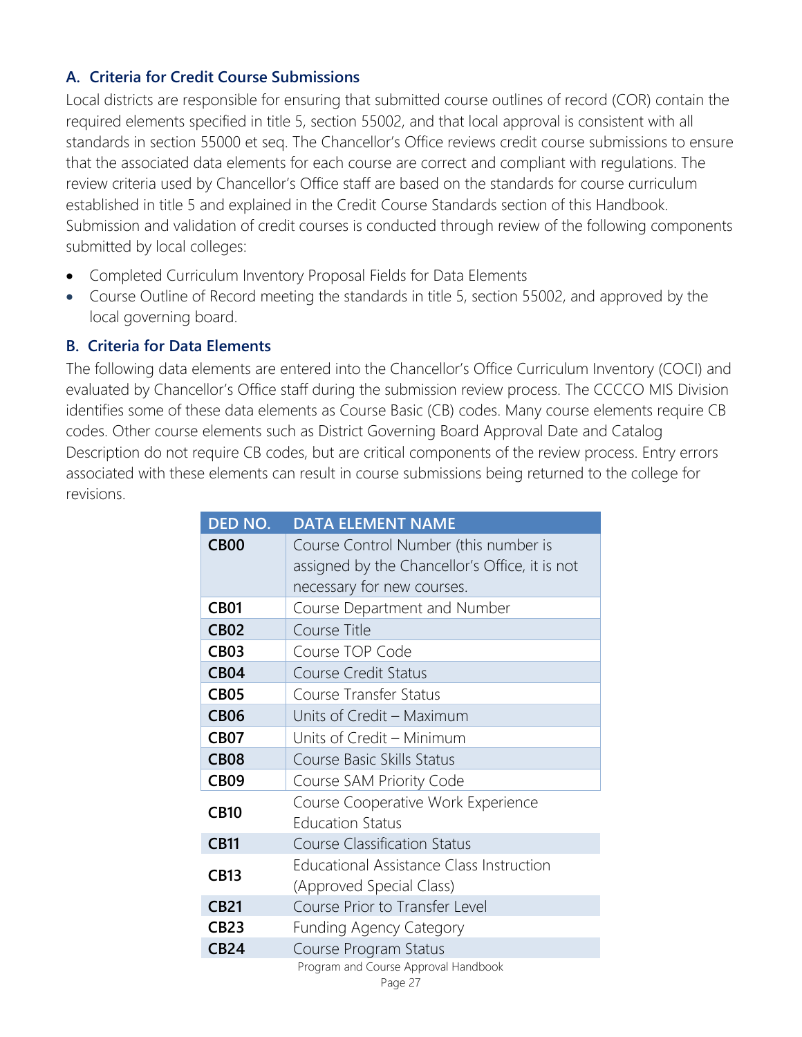### A. Criteria for Credit Course Submissions

Local districts are responsible for ensuring that submitted course outlines of record (COR) contain the required elements specified in title 5, section 55002, and that local approval is consistent with all standards in section 55000 et seq. The Chancellor's Office reviews credit course submissions to ensure that the associated data elements for each course are correct and compliant with regulations. The review criteria used by Chancellor's Office staff are based on the standards for course curriculum established in title 5 and explained in the Credit Course Standards section of this Handbook. Submission and validation of credit courses is conducted through review of the following components submitted by local colleges:

- Completed Curriculum Inventory Proposal Fields for Data Elements
- Course Outline of Record meeting the standards in title 5, section 55002, and approved by the local governing board.

### B. Criteria for Data Elements

The following data elements are entered into the Chancellor's Office Curriculum Inventory (COCI) and evaluated by Chancellor's Office staff during the submission review process. The CCCCO MIS Division identifies some of these data elements as Course Basic (CB) codes. Many course elements require CB codes. Other course elements such as District Governing Board Approval Date and Catalog Description do not require CB codes, but are critical components of the review process. Entry errors associated with these elements can result in course submissions being returned to the college for revisions.

| DED NO. | DATA ELEMENT NAME |
|---|---|
| **CB00** | Course Control Number (this number is assigned by the Chancellor's Office, it is not necessary for new courses. |
| **CB01** | Course Department and Number |
| **CB02** | Course Title |
| **CB03** | Course TOP Code |
| **CB04** | Course Credit Status |
| **CB05** | Course Transfer Status |
| **CB06** | Units of Credit – Maximum |
| **CB07** | Units of Credit – Minimum |
| **CB08** | Course Basic Skills Status |
| **CB09** | Course SAM Priority Code |
| **CB10** | Course Cooperative Work Experience Education Status |
| **CB11** | Course Classification Status |
| **CB13** | Educational Assistance Class Instruction (Approved Special Class) |
| **CB21** | Course Prior to Transfer Level |
| **CB23** | Funding Agency Category |
| **CB24** | Course Program Status |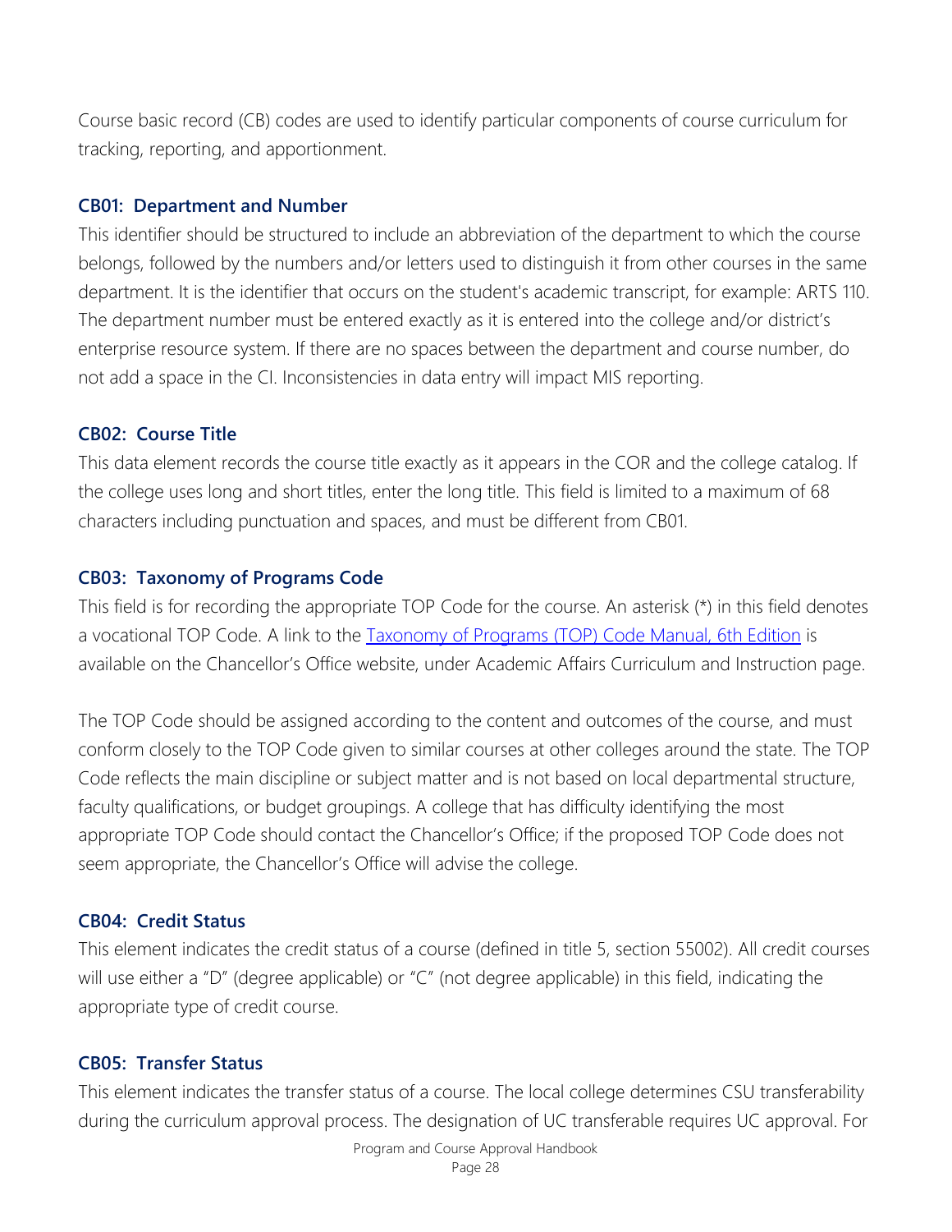Course basic record (CB) codes are used to identify particular components of course curriculum for tracking, reporting, and apportionment.

### CB01: Department and Number

This identifier should be structured to include an abbreviation of the department to which the course belongs, followed by the numbers and/or letters used to distinguish it from other courses in the same department. It is the identifier that occurs on the student's academic transcript, for example: ARTS 110. The department number must be entered exactly as it is entered into the college and/or district's enterprise resource system. If there are no spaces between the department and course number, do not add a space in the CI. Inconsistencies in data entry will impact MIS reporting.

### CB02: Course Title

This data element records the course title exactly as it appears in the COR and the college catalog. If the college uses long and short titles, enter the long title. This field is limited to a maximum of 68 characters including punctuation and spaces, and must be different from CB01.

### CB03: Taxonomy of Programs Code

This field is for recording the appropriate TOP Code for the course. An asterisk (*) in this field denotes a vocational TOP Code. A link to the Taxonomy of Programs (TOP) Code Manual, 6th Edition is available on the Chancellor's Office website, under Academic Affairs Curriculum and Instruction page.

The TOP Code should be assigned according to the content and outcomes of the course, and must conform closely to the TOP Code given to similar courses at other colleges around the state. The TOP Code reflects the main discipline or subject matter and is not based on local departmental structure, faculty qualifications, or budget groupings. A college that has difficulty identifying the most appropriate TOP Code should contact the Chancellor's Office; if the proposed TOP Code does not seem appropriate, the Chancellor's Office will advise the college.

### CB04: Credit Status

This element indicates the credit status of a course (defined in title 5, section 55002). All credit courses will use either a "D" (degree applicable) or "C" (not degree applicable) in this field, indicating the appropriate type of credit course.

### CB05: Transfer Status

This element indicates the transfer status of a course. The local college determines CSU transferability during the curriculum approval process. The designation of UC transferable requires UC approval. For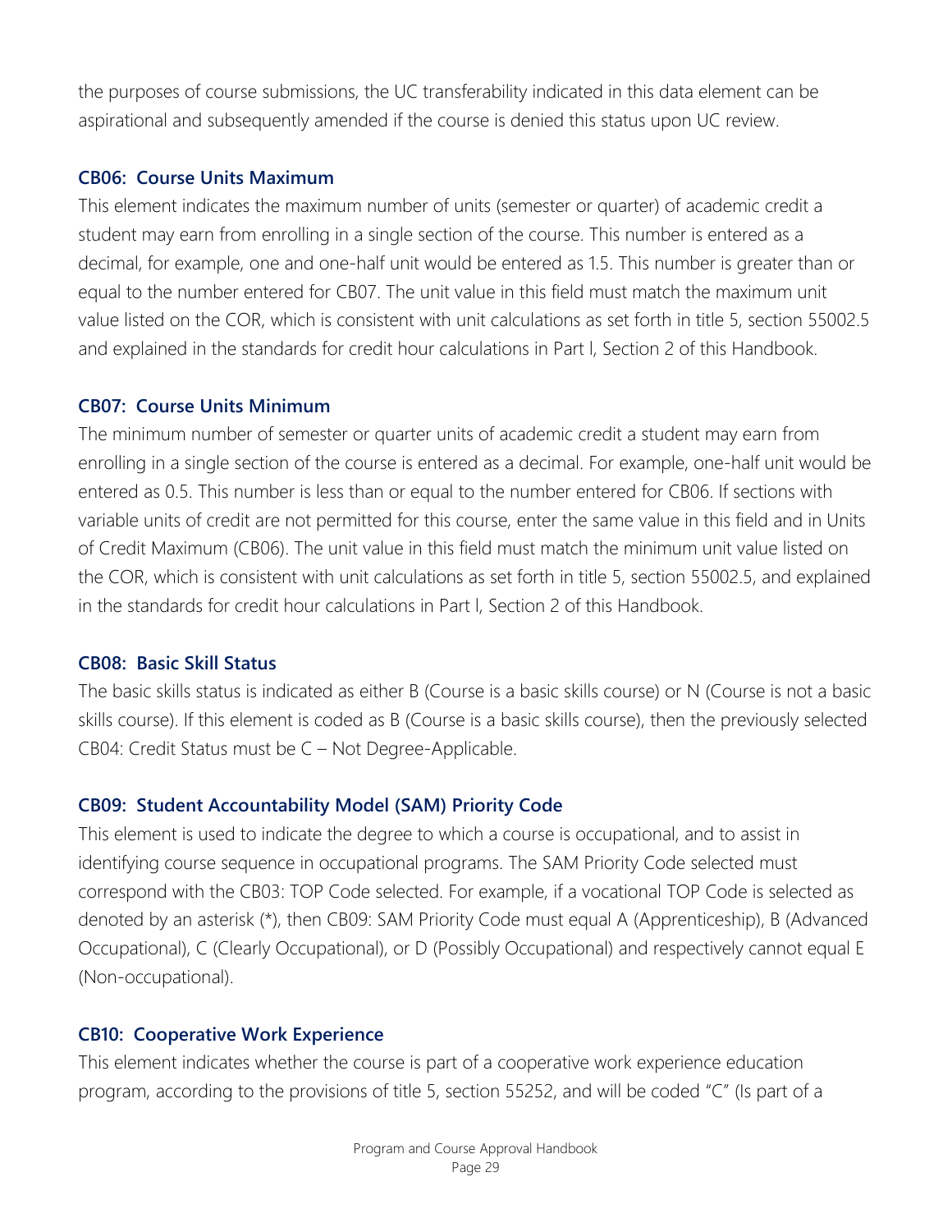the purposes of course submissions, the UC transferability indicated in this data element can be aspirational and subsequently amended if the course is denied this status upon UC review.

### CB06: Course Units Maximum

This element indicates the maximum number of units (semester or quarter) of academic credit a student may earn from enrolling in a single section of the course. This number is entered as a decimal, for example, one and one-half unit would be entered as 1.5. This number is greater than or equal to the number entered for CB07. The unit value in this field must match the maximum unit value listed on the COR, which is consistent with unit calculations as set forth in title 5, section 55002.5 and explained in the standards for credit hour calculations in Part l, Section 2 of this Handbook.

### CB07: Course Units Minimum

The minimum number of semester or quarter units of academic credit a student may earn from enrolling in a single section of the course is entered as a decimal. For example, one-half unit would be entered as 0.5. This number is less than or equal to the number entered for CB06. If sections with variable units of credit are not permitted for this course, enter the same value in this field and in Units of Credit Maximum (CB06). The unit value in this field must match the minimum unit value listed on the COR, which is consistent with unit calculations as set forth in title 5, section 55002.5, and explained in the standards for credit hour calculations in Part l, Section 2 of this Handbook.

### CB08: Basic Skill Status

The basic skills status is indicated as either B (Course is a basic skills course) or N (Course is not a basic skills course). If this element is coded as B (Course is a basic skills course), then the previously selected CB04: Credit Status must be C – Not Degree-Applicable.

### CB09: Student Accountability Model (SAM) Priority Code

This element is used to indicate the degree to which a course is occupational, and to assist in identifying course sequence in occupational programs. The SAM Priority Code selected must correspond with the CB03: TOP Code selected. For example, if a vocational TOP Code is selected as denoted by an asterisk (*), then CB09: SAM Priority Code must equal A (Apprenticeship), B (Advanced Occupational), C (Clearly Occupational), or D (Possibly Occupational) and respectively cannot equal E (Non-occupational).

### CB10: Cooperative Work Experience

This element indicates whether the course is part of a cooperative work experience education program, according to the provisions of title 5, section 55252, and will be coded "C" (Is part of a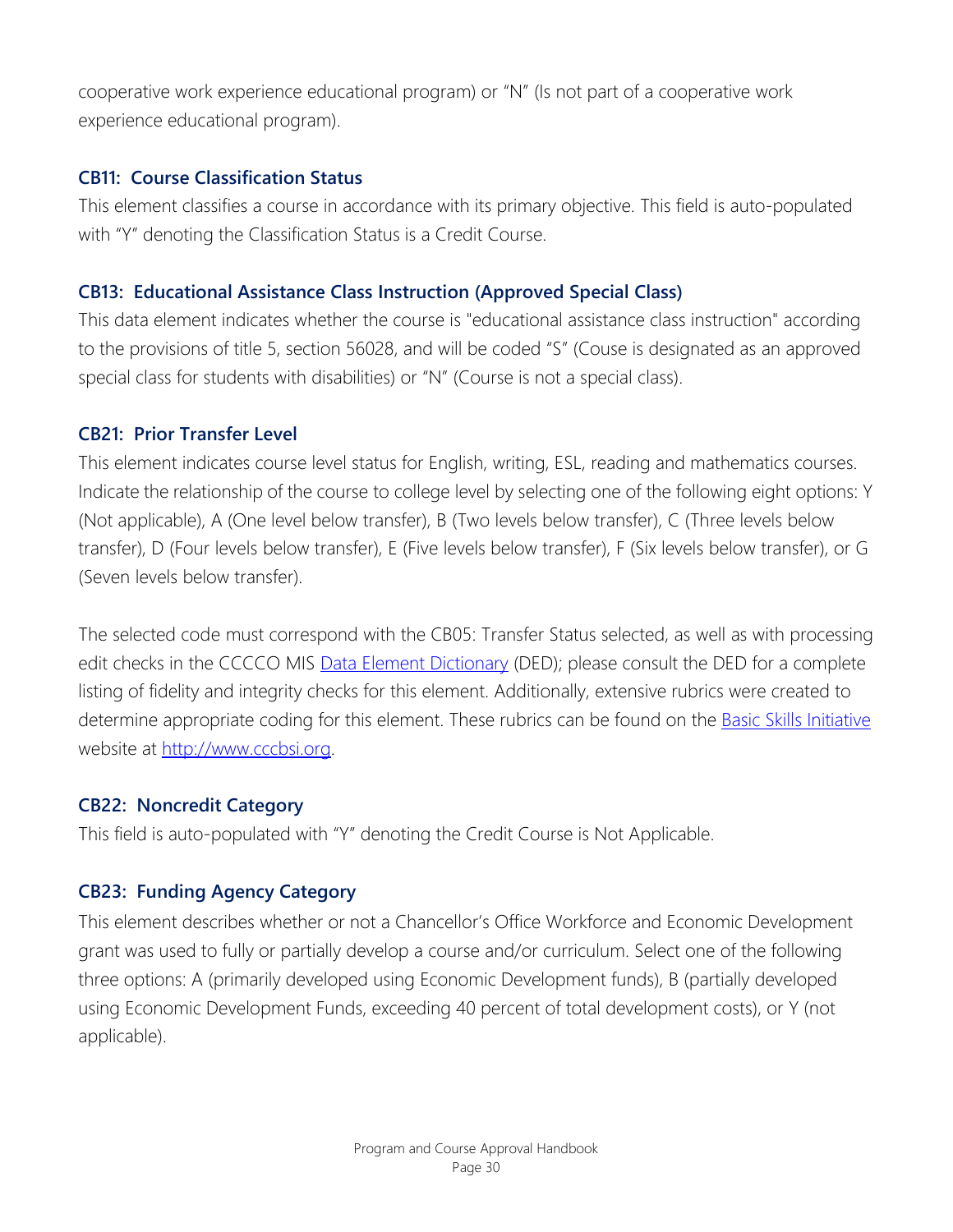cooperative work experience educational program) or "N" (Is not part of a cooperative work experience educational program).

### CB11: Course Classification Status

This element classifies a course in accordance with its primary objective. This field is auto-populated with "Y" denoting the Classification Status is a Credit Course.

### CB13: Educational Assistance Class Instruction (Approved Special Class)

This data element indicates whether the course is "educational assistance class instruction" according to the provisions of title 5, section 56028, and will be coded "S" (Couse is designated as an approved special class for students with disabilities) or "N" (Course is not a special class).

### CB21: Prior Transfer Level

This element indicates course level status for English, writing, ESL, reading and mathematics courses. Indicate the relationship of the course to college level by selecting one of the following eight options: Y (Not applicable), A (One level below transfer), B (Two levels below transfer), C (Three levels below transfer), D (Four levels below transfer), E (Five levels below transfer), F (Six levels below transfer), or G (Seven levels below transfer).

The selected code must correspond with the CB05: Transfer Status selected, as well as with processing edit checks in the CCCCO MIS [Data Element Dictionary](#) (DED); please consult the DED for a complete listing of fidelity and integrity checks for this element. Additionally, extensive rubrics were created to determine appropriate coding for this element. These rubrics can be found on the [Basic Skills Initiative](#) website at [http://www.cccbsi.org](http://www.cccbsi.org).

### CB22: Noncredit Category

This field is auto-populated with "Y" denoting the Credit Course is Not Applicable.

### CB23: Funding Agency Category

This element describes whether or not a Chancellor's Office Workforce and Economic Development grant was used to fully or partially develop a course and/or curriculum. Select one of the following three options: A (primarily developed using Economic Development funds), B (partially developed using Economic Development Funds, exceeding 40 percent of total development costs), or Y (not applicable).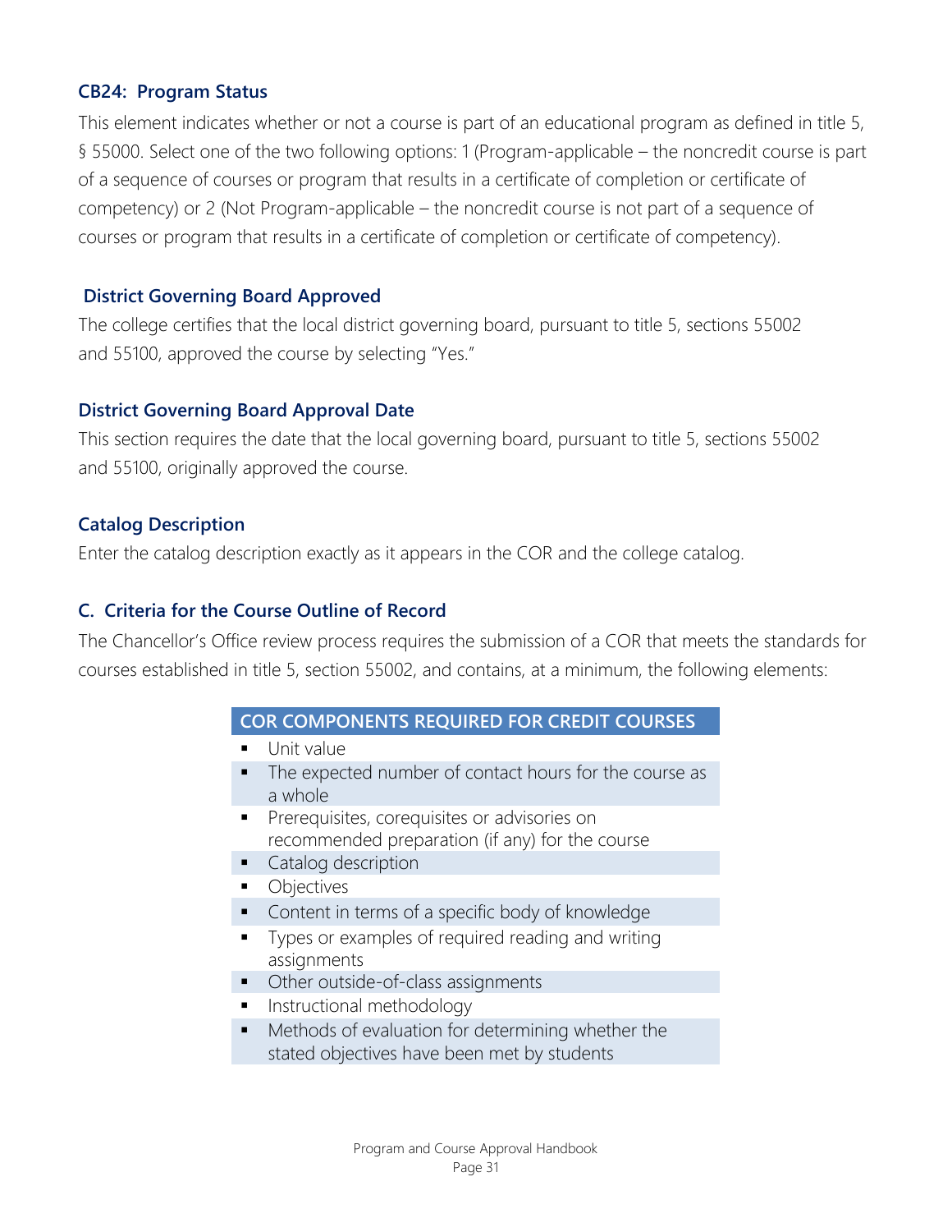### CB24: Program Status

This element indicates whether or not a course is part of an educational program as defined in title 5, § 55000. Select one of the two following options: 1 (Program-applicable – the noncredit course is part of a sequence of courses or program that results in a certificate of completion or certificate of competency) or 2 (Not Program-applicable – the noncredit course is not part of a sequence of courses or program that results in a certificate of completion or certificate of competency).

### District Governing Board Approved

The college certifies that the local district governing board, pursuant to title 5, sections 55002 and 55100, approved the course by selecting "Yes."

### District Governing Board Approval Date

This section requires the date that the local governing board, pursuant to title 5, sections 55002 and 55100, originally approved the course.

### Catalog Description

Enter the catalog description exactly as it appears in the COR and the college catalog.

### C. Criteria for the Course Outline of Record

The Chancellor's Office review process requires the submission of a COR that meets the standards for courses established in title 5, section 55002, and contains, at a minimum, the following elements:

| COR COMPONENTS REQUIRED FOR CREDIT COURSES |
| --- |
| ▪ Unit value |
| ▪ The expected number of contact hours for the course as a whole |
| ▪ Prerequisites, corequisites or advisories on recommended preparation (if any) for the course |
| ▪ Catalog description |
| ▪ Objectives |
| ▪ Content in terms of a specific body of knowledge |
| ▪ Types or examples of required reading and writing assignments |
| ▪ Other outside-of-class assignments |
| ▪ Instructional methodology |
| ▪ Methods of evaluation for determining whether the stated objectives have been met by students |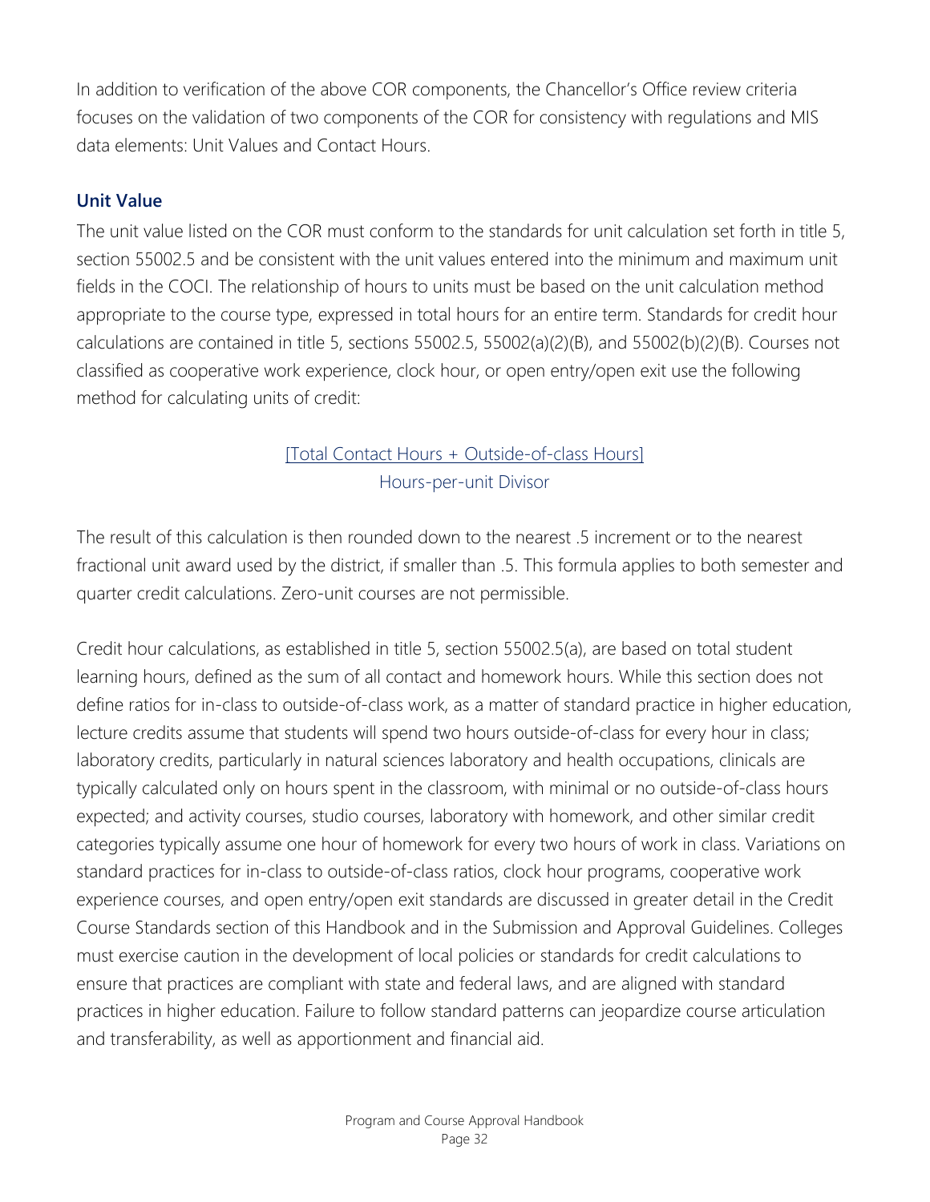In addition to verification of the above COR components, the Chancellor's Office review criteria focuses on the validation of two components of the COR for consistency with regulations and MIS data elements: Unit Values and Contact Hours.

### Unit Value

The unit value listed on the COR must conform to the standards for unit calculation set forth in title 5, section 55002.5 and be consistent with the unit values entered into the minimum and maximum unit fields in the COCI. The relationship of hours to units must be based on the unit calculation method appropriate to the course type, expressed in total hours for an entire term. Standards for credit hour calculations are contained in title 5, sections 55002.5, 55002(a)(2)(B), and 55002(b)(2)(B). Courses not classified as cooperative work experience, clock hour, or open entry/open exit use the following method for calculating units of credit:

$$\frac{\text{[Total Contact Hours + Outside-of-class Hours]}}{\text{Hours-per-unit Divisor}}$$

The result of this calculation is then rounded down to the nearest .5 increment or to the nearest fractional unit award used by the district, if smaller than .5. This formula applies to both semester and quarter credit calculations. Zero-unit courses are not permissible.

Credit hour calculations, as established in title 5, section 55002.5(a), are based on total student learning hours, defined as the sum of all contact and homework hours. While this section does not define ratios for in-class to outside-of-class work, as a matter of standard practice in higher education, lecture credits assume that students will spend two hours outside-of-class for every hour in class; laboratory credits, particularly in natural sciences laboratory and health occupations, clinicals are typically calculated only on hours spent in the classroom, with minimal or no outside-of-class hours expected; and activity courses, studio courses, laboratory with homework, and other similar credit categories typically assume one hour of homework for every two hours of work in class. Variations on standard practices for in-class to outside-of-class ratios, clock hour programs, cooperative work experience courses, and open entry/open exit standards are discussed in greater detail in the Credit Course Standards section of this Handbook and in the Submission and Approval Guidelines. Colleges must exercise caution in the development of local policies or standards for credit calculations to ensure that practices are compliant with state and federal laws, and are aligned with standard practices in higher education. Failure to follow standard patterns can jeopardize course articulation and transferability, as well as apportionment and financial aid.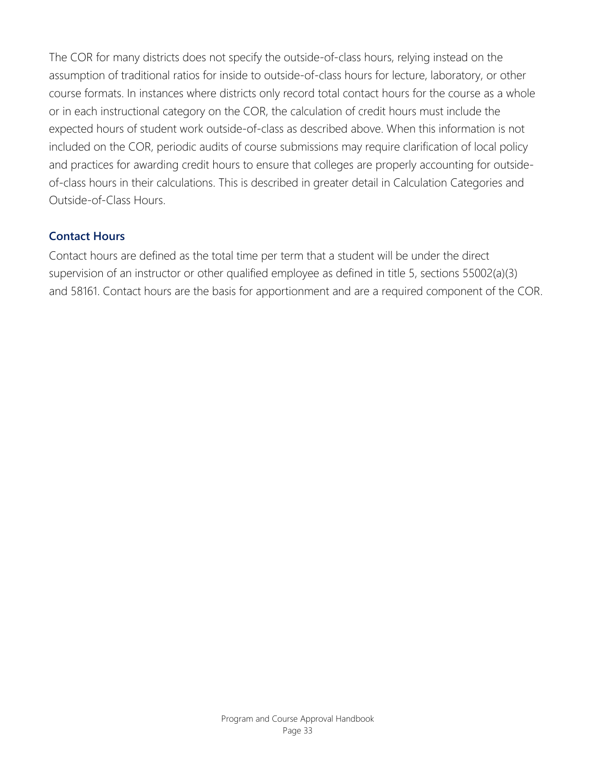The COR for many districts does not specify the outside-of-class hours, relying instead on the assumption of traditional ratios for inside to outside-of-class hours for lecture, laboratory, or other course formats. In instances where districts only record total contact hours for the course as a whole or in each instructional category on the COR, the calculation of credit hours must include the expected hours of student work outside-of-class as described above. When this information is not included on the COR, periodic audits of course submissions may require clarification of local policy and practices for awarding credit hours to ensure that colleges are properly accounting for outside-of-class hours in their calculations. This is described in greater detail in Calculation Categories and Outside-of-Class Hours.

### Contact Hours

Contact hours are defined as the total time per term that a student will be under the direct supervision of an instructor or other qualified employee as defined in title 5, sections 55002(a)(3) and 58161. Contact hours are the basis for apportionment and are a required component of the COR.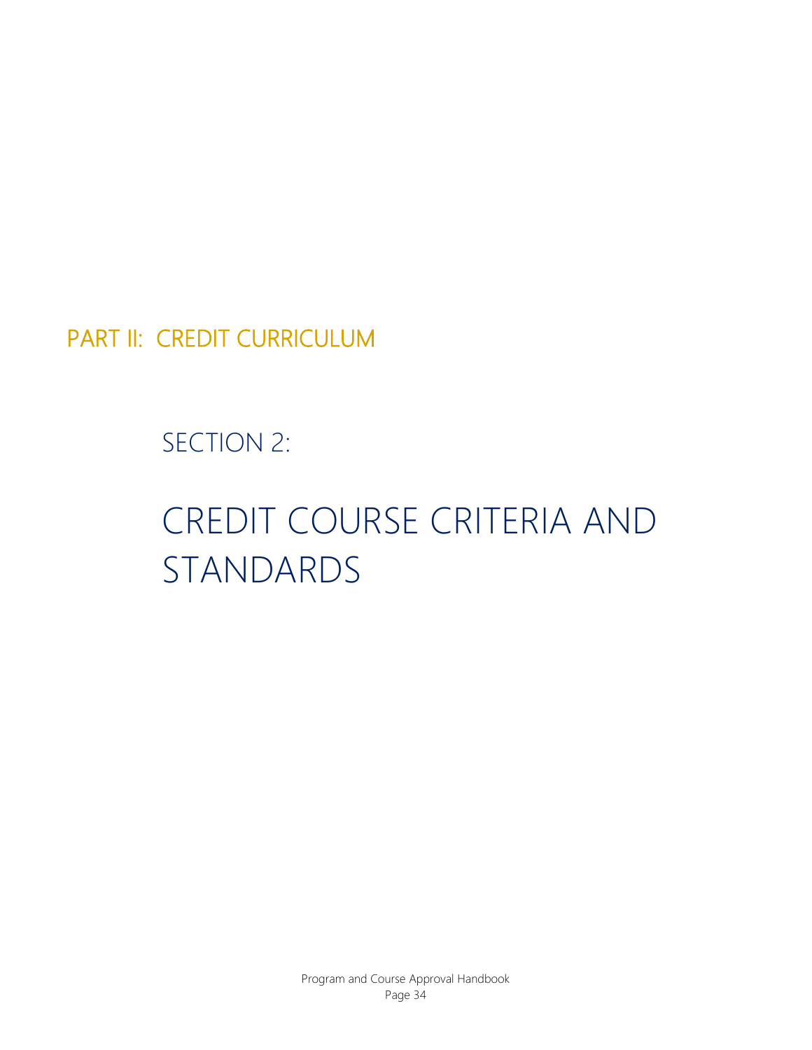# PART II: CREDIT CURRICULUM

## SECTION 2:

## CREDIT COURSE CRITERIA AND STANDARDS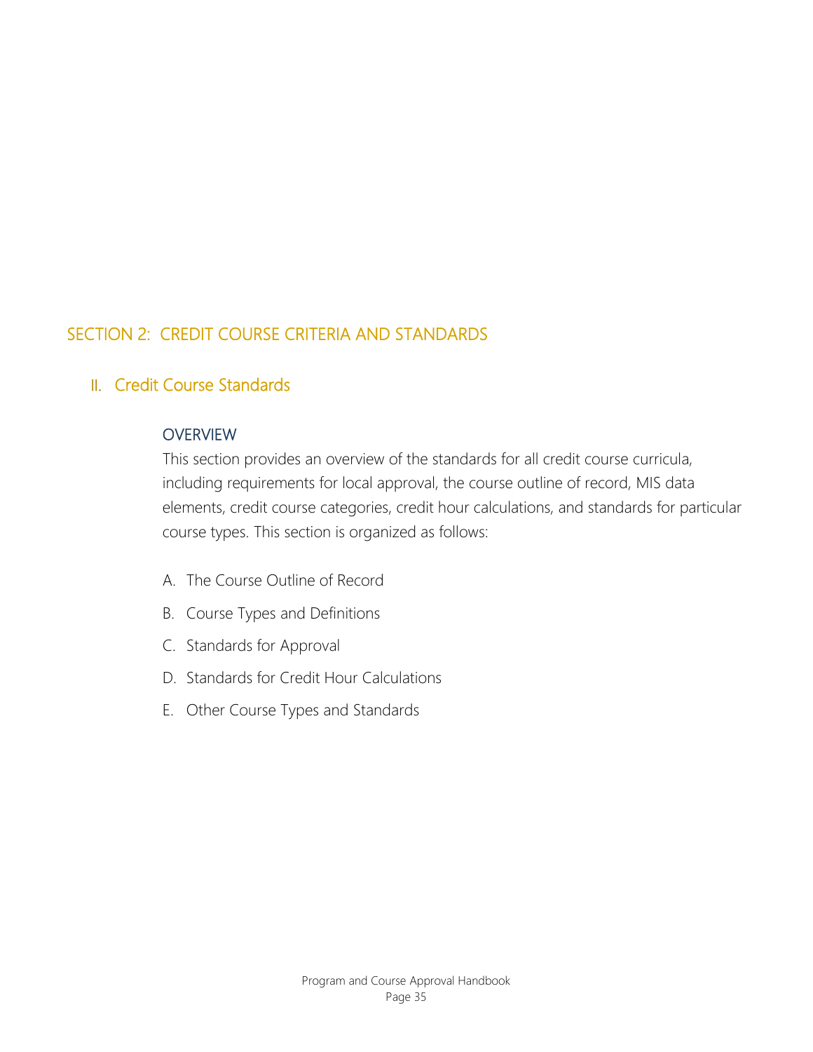# SECTION 2: CREDIT COURSE CRITERIA AND STANDARDS

## II. Credit Course Standards

### OVERVIEW

This section provides an overview of the standards for all credit course curricula, including requirements for local approval, the course outline of record, MIS data elements, credit course categories, credit hour calculations, and standards for particular course types. This section is organized as follows:

A. The Course Outline of Record

B. Course Types and Definitions

C. Standards for Approval

D. Standards for Credit Hour Calculations

E. Other Course Types and Standards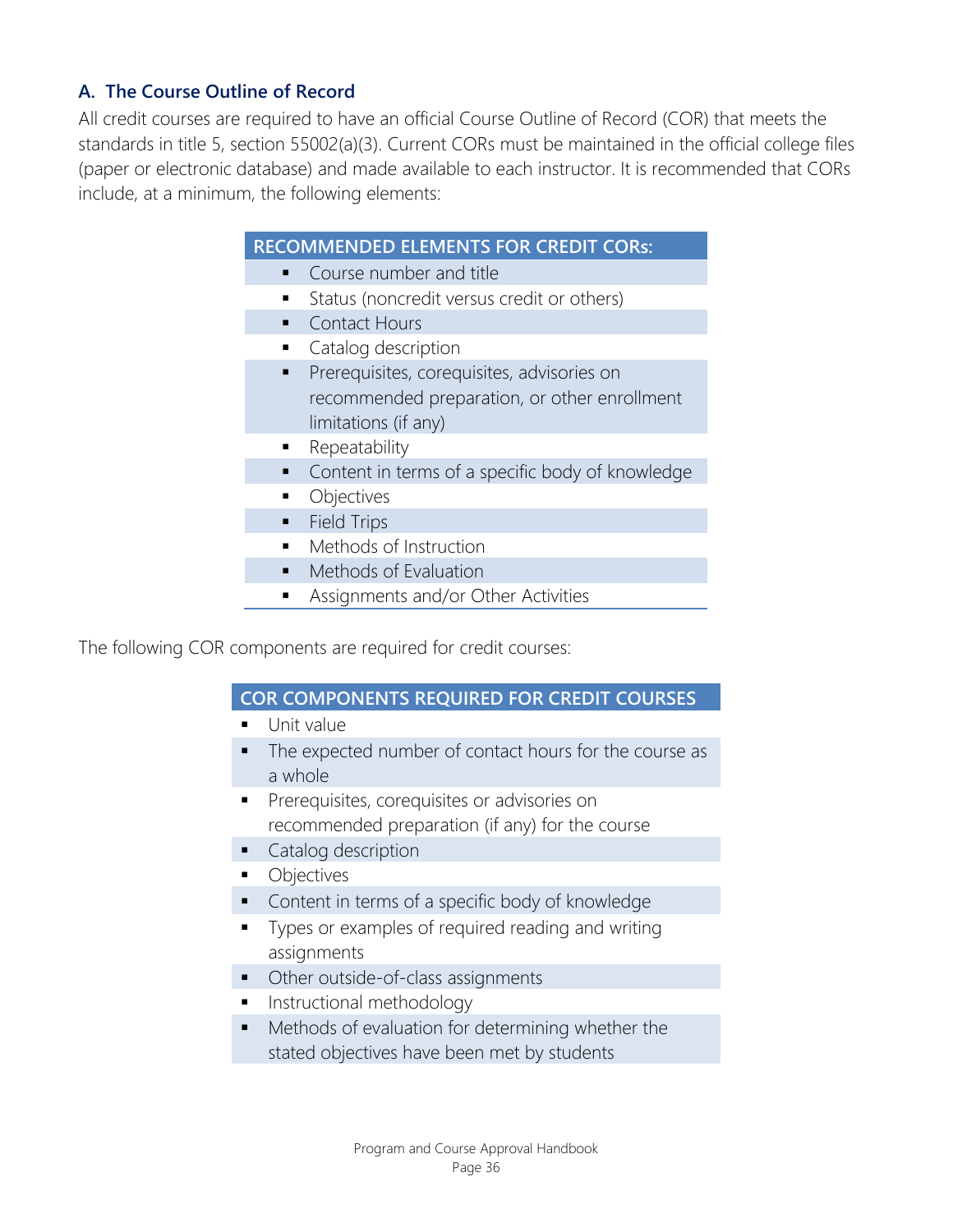### A. The Course Outline of Record

All credit courses are required to have an official Course Outline of Record (COR) that meets the standards in title 5, section 55002(a)(3). Current CORs must be maintained in the official college files (paper or electronic database) and made available to each instructor. It is recommended that CORs include, at a minimum, the following elements:

| RECOMMENDED ELEMENTS FOR CREDIT CORs: |
| --- |
| ▪ Course number and title |
| ▪ Status (noncredit versus credit or others) |
| ▪ Contact Hours |
| ▪ Catalog description |
| ▪ Prerequisites, corequisites, advisories on recommended preparation, or other enrollment limitations (if any) |
| ▪ Repeatability |
| ▪ Content in terms of a specific body of knowledge |
| ▪ Objectives |
| ▪ Field Trips |
| ▪ Methods of Instruction |
| ▪ Methods of Evaluation |
| ▪ Assignments and/or Other Activities |

The following COR components are required for credit courses:

| COR COMPONENTS REQUIRED FOR CREDIT COURSES |
| --- |
| ▪ Unit value |
| ▪ The expected number of contact hours for the course as a whole |
| ▪ Prerequisites, corequisites or advisories on recommended preparation (if any) for the course |
| ▪ Catalog description |
| ▪ Objectives |
| ▪ Content in terms of a specific body of knowledge |
| ▪ Types or examples of required reading and writing assignments |
| ▪ Other outside-of-class assignments |
| ▪ Instructional methodology |
| ▪ Methods of evaluation for determining whether the stated objectives have been met by students |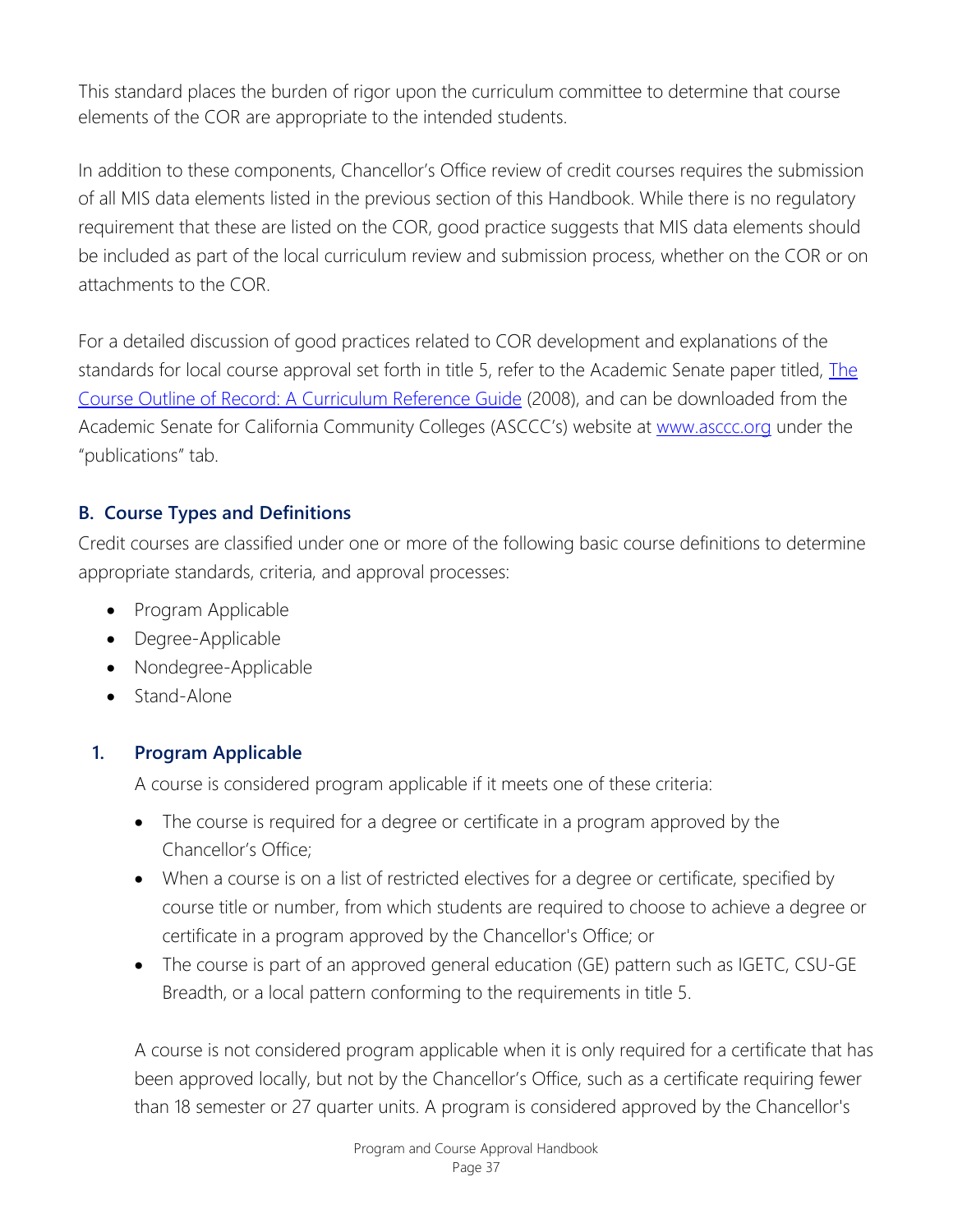This standard places the burden of rigor upon the curriculum committee to determine that course elements of the COR are appropriate to the intended students.

In addition to these components, Chancellor's Office review of credit courses requires the submission of all MIS data elements listed in the previous section of this Handbook. While there is no regulatory requirement that these are listed on the COR, good practice suggests that MIS data elements should be included as part of the local curriculum review and submission process, whether on the COR or on attachments to the COR.

For a detailed discussion of good practices related to COR development and explanations of the standards for local course approval set forth in title 5, refer to the Academic Senate paper titled, [The Course Outline of Record: A Curriculum Reference Guide](#) (2008), and can be downloaded from the Academic Senate for California Community Colleges (ASCCC's) website at [www.asccc.org](http://www.asccc.org) under the "publications" tab.

### B. Course Types and Definitions

Credit courses are classified under one or more of the following basic course definitions to determine appropriate standards, criteria, and approval processes:

- Program Applicable
- Degree-Applicable
- Nondegree-Applicable
- Stand-Alone

#### 1. Program Applicable

A course is considered program applicable if it meets one of these criteria:

- The course is required for a degree or certificate in a program approved by the Chancellor's Office;
- When a course is on a list of restricted electives for a degree or certificate, specified by course title or number, from which students are required to choose to achieve a degree or certificate in a program approved by the Chancellor's Office; or
- The course is part of an approved general education (GE) pattern such as IGETC, CSU-GE Breadth, or a local pattern conforming to the requirements in title 5.

A course is not considered program applicable when it is only required for a certificate that has been approved locally, but not by the Chancellor's Office, such as a certificate requiring fewer than 18 semester or 27 quarter units. A program is considered approved by the Chancellor's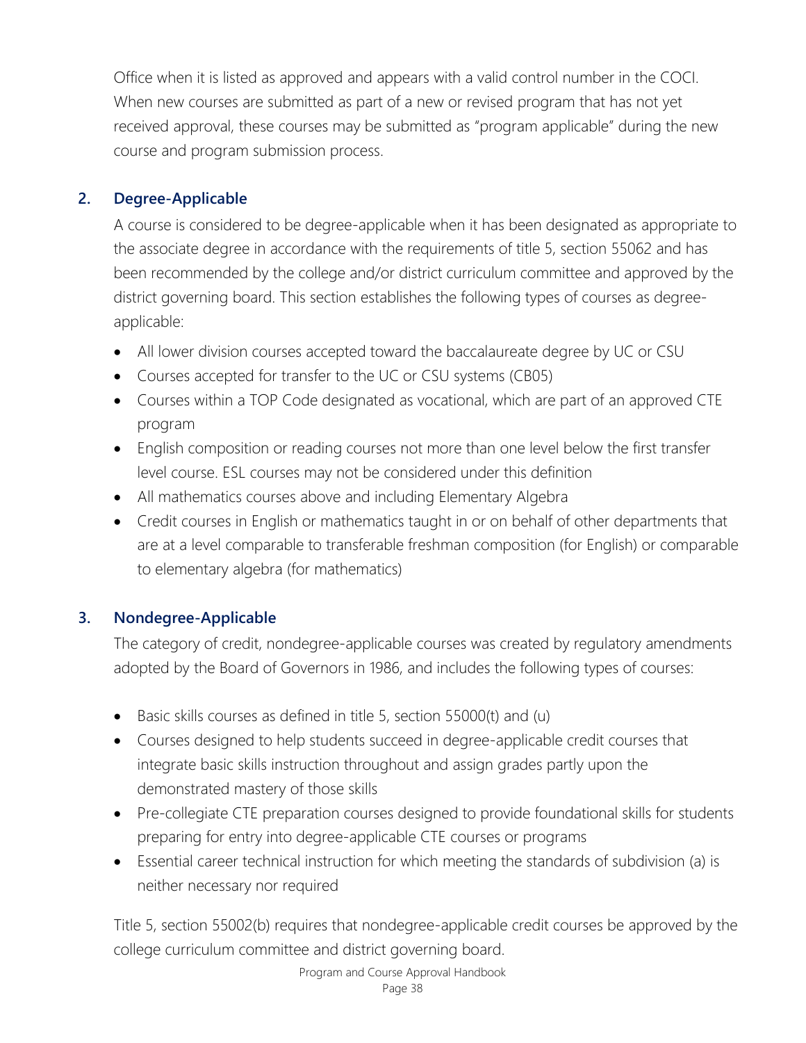Office when it is listed as approved and appears with a valid control number in the COCI. When new courses are submitted as part of a new or revised program that has not yet received approval, these courses may be submitted as "program applicable" during the new course and program submission process.

### 2. Degree-Applicable

A course is considered to be degree-applicable when it has been designated as appropriate to the associate degree in accordance with the requirements of title 5, section 55062 and has been recommended by the college and/or district curriculum committee and approved by the district governing board. This section establishes the following types of courses as degree-applicable:

- All lower division courses accepted toward the baccalaureate degree by UC or CSU
- Courses accepted for transfer to the UC or CSU systems (CB05)
- Courses within a TOP Code designated as vocational, which are part of an approved CTE program
- English composition or reading courses not more than one level below the first transfer level course. ESL courses may not be considered under this definition
- All mathematics courses above and including Elementary Algebra
- Credit courses in English or mathematics taught in or on behalf of other departments that are at a level comparable to transferable freshman composition (for English) or comparable to elementary algebra (for mathematics)

### 3. Nondegree-Applicable

The category of credit, nondegree-applicable courses was created by regulatory amendments adopted by the Board of Governors in 1986, and includes the following types of courses:

- Basic skills courses as defined in title 5, section 55000(t) and (u)
- Courses designed to help students succeed in degree-applicable credit courses that integrate basic skills instruction throughout and assign grades partly upon the demonstrated mastery of those skills
- Pre-collegiate CTE preparation courses designed to provide foundational skills for students preparing for entry into degree-applicable CTE courses or programs
- Essential career technical instruction for which meeting the standards of subdivision (a) is neither necessary nor required

Title 5, section 55002(b) requires that nondegree-applicable credit courses be approved by the college curriculum committee and district governing board.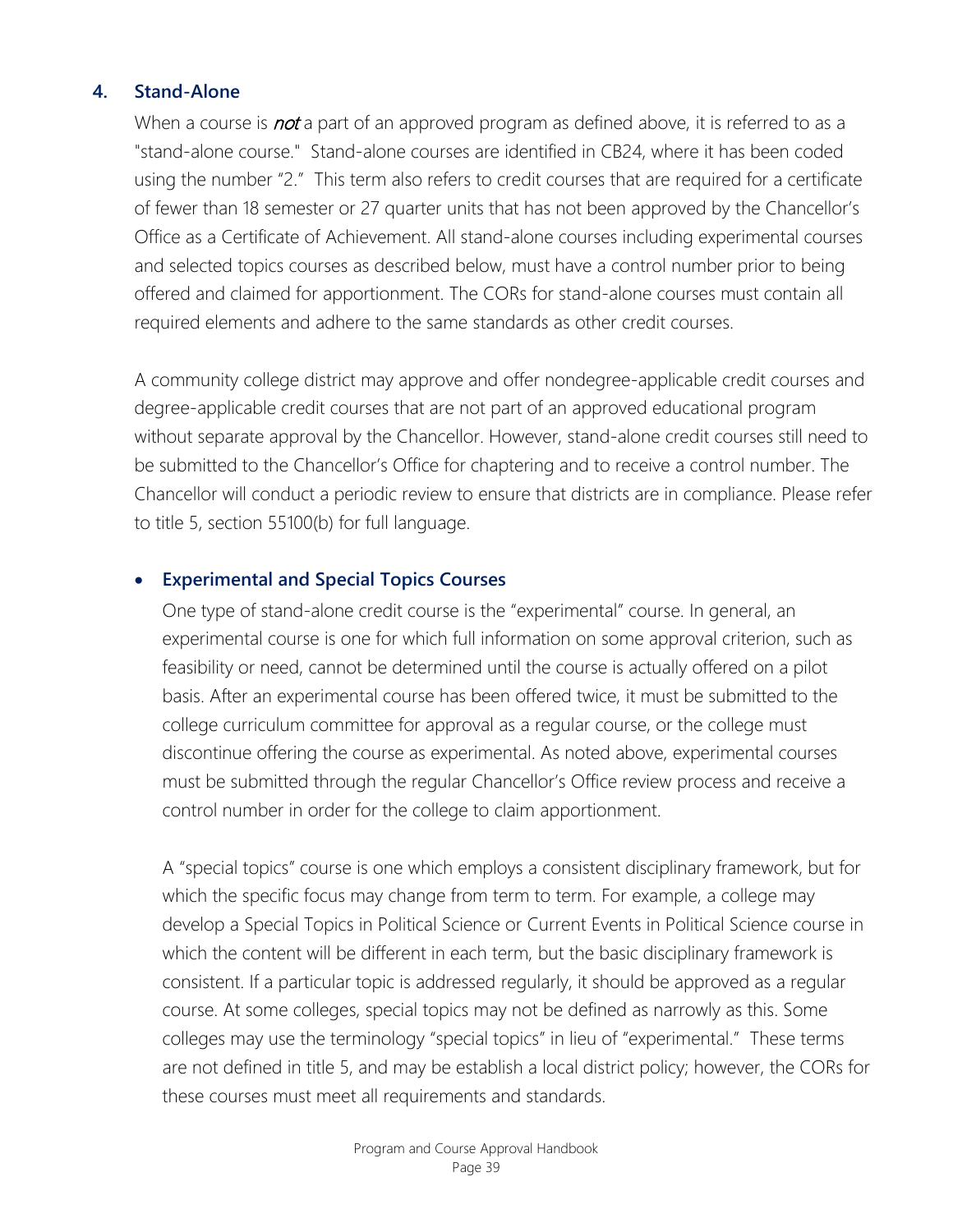### 4. Stand-Alone

When a course is *not* a part of an approved program as defined above, it is referred to as a "stand-alone course." Stand-alone courses are identified in CB24, where it has been coded using the number "2." This term also refers to credit courses that are required for a certificate of fewer than 18 semester or 27 quarter units that has not been approved by the Chancellor's Office as a Certificate of Achievement. All stand-alone courses including experimental courses and selected topics courses as described below, must have a control number prior to being offered and claimed for apportionment. The CORs for stand-alone courses must contain all required elements and adhere to the same standards as other credit courses.

A community college district may approve and offer nondegree-applicable credit courses and degree-applicable credit courses that are not part of an approved educational program without separate approval by the Chancellor. However, stand-alone credit courses still need to be submitted to the Chancellor's Office for chaptering and to receive a control number. The Chancellor will conduct a periodic review to ensure that districts are in compliance. Please refer to title 5, section 55100(b) for full language.

- **Experimental and Special Topics Courses**

  One type of stand-alone credit course is the "experimental" course. In general, an experimental course is one for which full information on some approval criterion, such as feasibility or need, cannot be determined until the course is actually offered on a pilot basis. After an experimental course has been offered twice, it must be submitted to the college curriculum committee for approval as a regular course, or the college must discontinue offering the course as experimental. As noted above, experimental courses must be submitted through the regular Chancellor's Office review process and receive a control number in order for the college to claim apportionment.

  A "special topics" course is one which employs a consistent disciplinary framework, but for which the specific focus may change from term to term. For example, a college may develop a Special Topics in Political Science or Current Events in Political Science course in which the content will be different in each term, but the basic disciplinary framework is consistent. If a particular topic is addressed regularly, it should be approved as a regular course. At some colleges, special topics may not be defined as narrowly as this. Some colleges may use the terminology "special topics" in lieu of "experimental." These terms are not defined in title 5, and may be establish a local district policy; however, the CORs for these courses must meet all requirements and standards.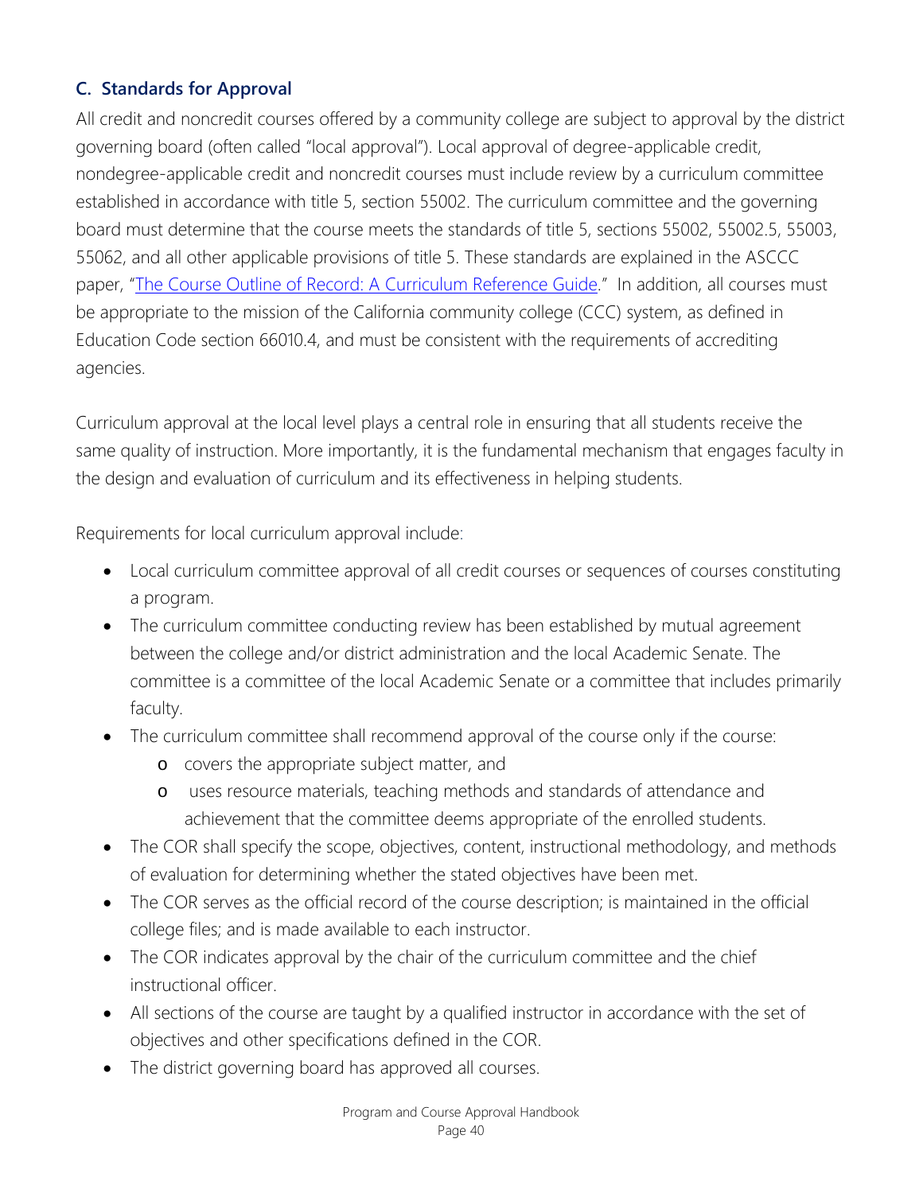### C. Standards for Approval

All credit and noncredit courses offered by a community college are subject to approval by the district governing board (often called "local approval"). Local approval of degree-applicable credit, nondegree-applicable credit and noncredit courses must include review by a curriculum committee established in accordance with title 5, section 55002. The curriculum committee and the governing board must determine that the course meets the standards of title 5, sections 55002, 55002.5, 55003, 55062, and all other applicable provisions of title 5. These standards are explained in the ASCCC paper, "[The Course Outline of Record: A Curriculum Reference Guide](#)." In addition, all courses must be appropriate to the mission of the California community college (CCC) system, as defined in Education Code section 66010.4, and must be consistent with the requirements of accrediting agencies.

Curriculum approval at the local level plays a central role in ensuring that all students receive the same quality of instruction. More importantly, it is the fundamental mechanism that engages faculty in the design and evaluation of curriculum and its effectiveness in helping students.

Requirements for local curriculum approval include:

- Local curriculum committee approval of all credit courses or sequences of courses constituting a program.
- The curriculum committee conducting review has been established by mutual agreement between the college and/or district administration and the local Academic Senate. The committee is a committee of the local Academic Senate or a committee that includes primarily faculty.
- The curriculum committee shall recommend approval of the course only if the course:
  - covers the appropriate subject matter, and
  - uses resource materials, teaching methods and standards of attendance and achievement that the committee deems appropriate of the enrolled students.
- The COR shall specify the scope, objectives, content, instructional methodology, and methods of evaluation for determining whether the stated objectives have been met.
- The COR serves as the official record of the course description; is maintained in the official college files; and is made available to each instructor.
- The COR indicates approval by the chair of the curriculum committee and the chief instructional officer.
- All sections of the course are taught by a qualified instructor in accordance with the set of objectives and other specifications defined in the COR.
- The district governing board has approved all courses.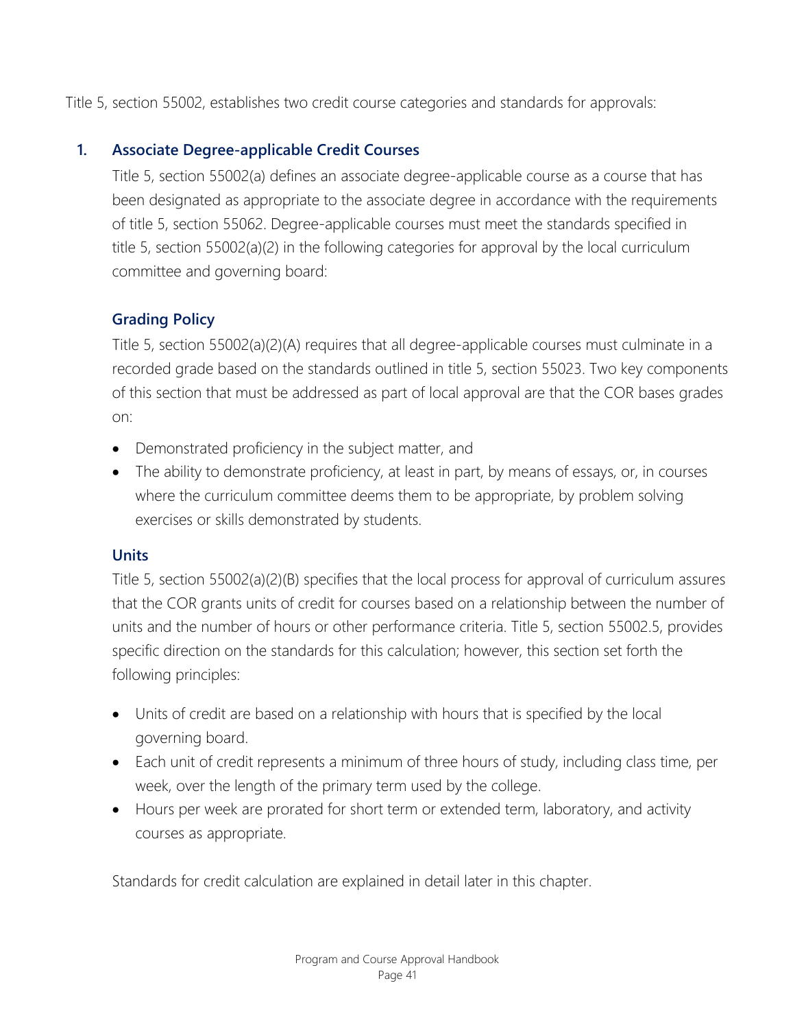Title 5, section 55002, establishes two credit course categories and standards for approvals:

1. **Associate Degree-applicable Credit Courses**

   Title 5, section 55002(a) defines an associate degree-applicable course as a course that has been designated as appropriate to the associate degree in accordance with the requirements of title 5, section 55062. Degree-applicable courses must meet the standards specified in title 5, section 55002(a)(2) in the following categories for approval by the local curriculum committee and governing board:

   ### Grading Policy

   Title 5, section 55002(a)(2)(A) requires that all degree-applicable courses must culminate in a recorded grade based on the standards outlined in title 5, section 55023. Two key components of this section that must be addressed as part of local approval are that the COR bases grades on:

   - Demonstrated proficiency in the subject matter, and
   - The ability to demonstrate proficiency, at least in part, by means of essays, or, in courses where the curriculum committee deems them to be appropriate, by problem solving exercises or skills demonstrated by students.

   ### Units

   Title 5, section 55002(a)(2)(B) specifies that the local process for approval of curriculum assures that the COR grants units of credit for courses based on a relationship between the number of units and the number of hours or other performance criteria. Title 5, section 55002.5, provides specific direction on the standards for this calculation; however, this section set forth the following principles:

   - Units of credit are based on a relationship with hours that is specified by the local governing board.
   - Each unit of credit represents a minimum of three hours of study, including class time, per week, over the length of the primary term used by the college.
   - Hours per week are prorated for short term or extended term, laboratory, and activity courses as appropriate.

   Standards for credit calculation are explained in detail later in this chapter.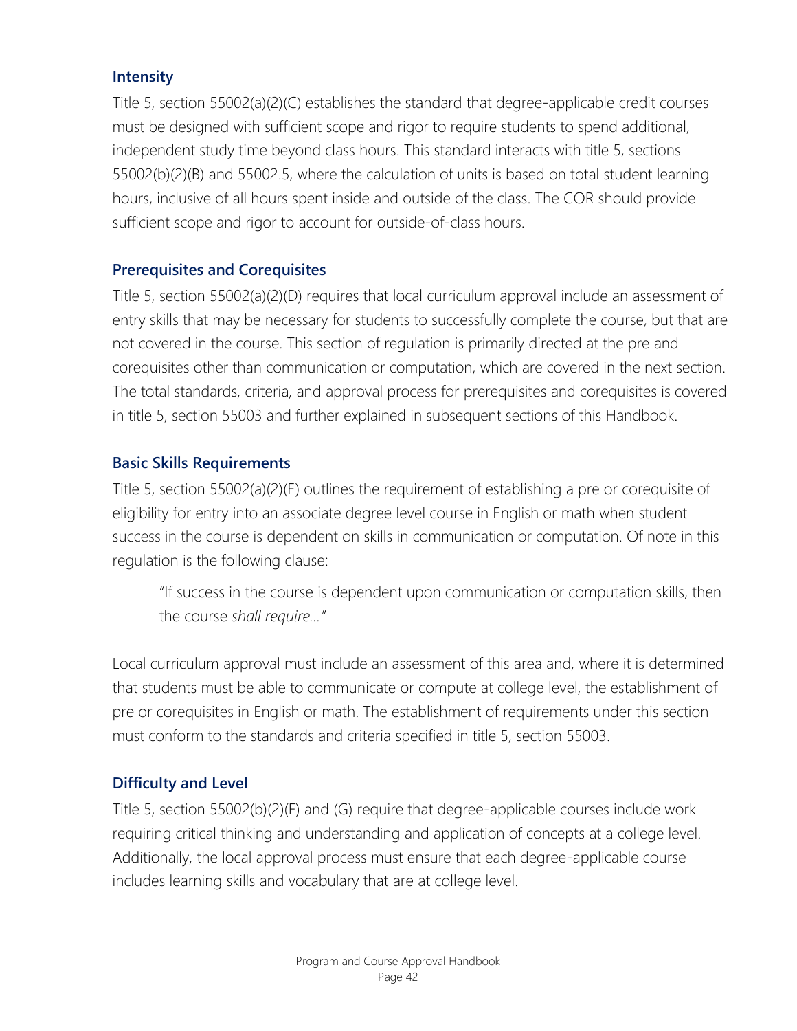### Intensity

Title 5, section 55002(a)(2)(C) establishes the standard that degree-applicable credit courses must be designed with sufficient scope and rigor to require students to spend additional, independent study time beyond class hours. This standard interacts with title 5, sections 55002(b)(2)(B) and 55002.5, where the calculation of units is based on total student learning hours, inclusive of all hours spent inside and outside of the class. The COR should provide sufficient scope and rigor to account for outside-of-class hours.

### Prerequisites and Corequisites

Title 5, section 55002(a)(2)(D) requires that local curriculum approval include an assessment of entry skills that may be necessary for students to successfully complete the course, but that are not covered in the course. This section of regulation is primarily directed at the pre and corequisites other than communication or computation, which are covered in the next section. The total standards, criteria, and approval process for prerequisites and corequisites is covered in title 5, section 55003 and further explained in subsequent sections of this Handbook.

### Basic Skills Requirements

Title 5, section 55002(a)(2)(E) outlines the requirement of establishing a pre or corequisite of eligibility for entry into an associate degree level course in English or math when student success in the course is dependent on skills in communication or computation. Of note in this regulation is the following clause:

> "If success in the course is dependent upon communication or computation skills, then the course *shall require…*"

Local curriculum approval must include an assessment of this area and, where it is determined that students must be able to communicate or compute at college level, the establishment of pre or corequisites in English or math. The establishment of requirements under this section must conform to the standards and criteria specified in title 5, section 55003.

### Difficulty and Level

Title 5, section 55002(b)(2)(F) and (G) require that degree-applicable courses include work requiring critical thinking and understanding and application of concepts at a college level. Additionally, the local approval process must ensure that each degree-applicable course includes learning skills and vocabulary that are at college level.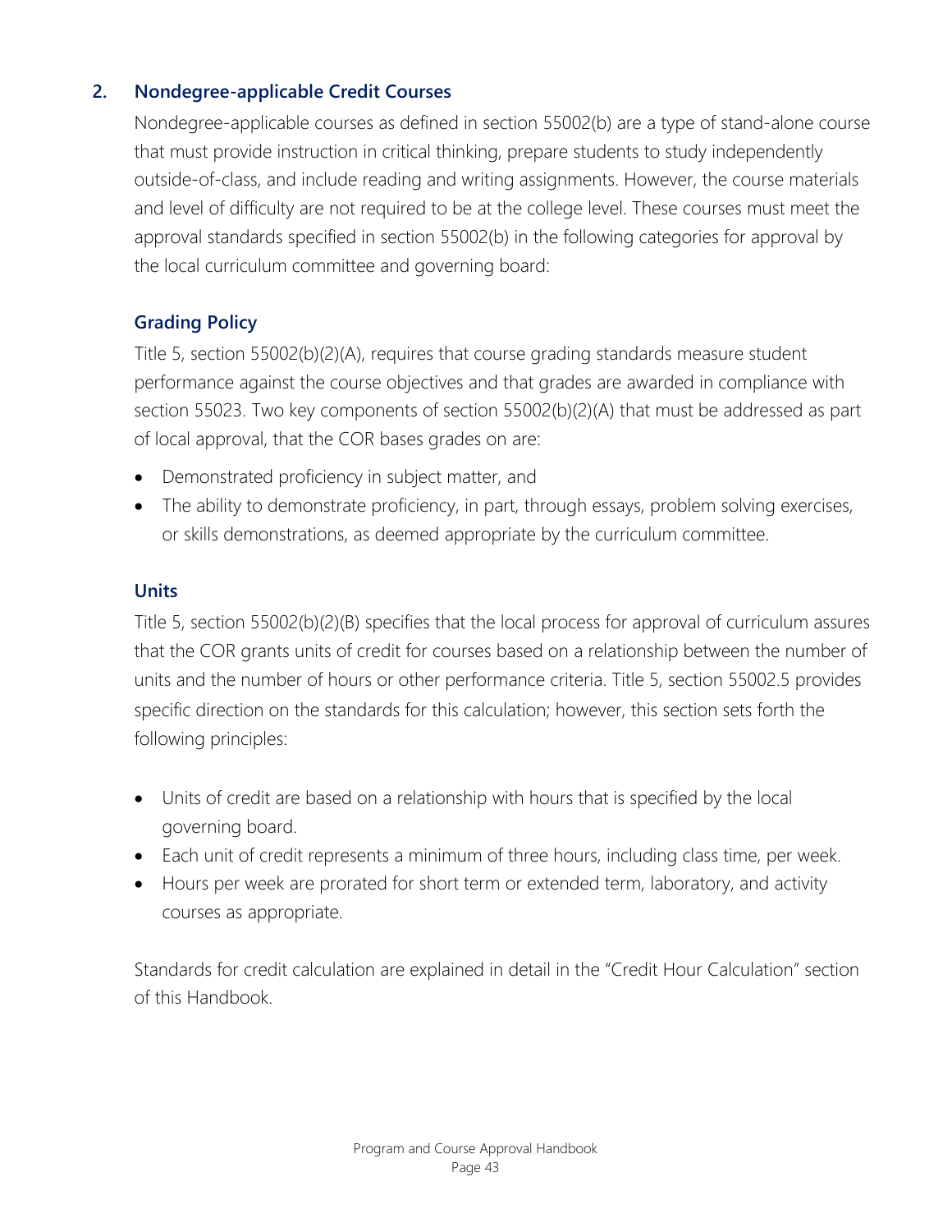## 2. Nondegree-applicable Credit Courses

Nondegree-applicable courses as defined in section 55002(b) are a type of stand-alone course that must provide instruction in critical thinking, prepare students to study independently outside-of-class, and include reading and writing assignments. However, the course materials and level of difficulty are not required to be at the college level. These courses must meet the approval standards specified in section 55002(b) in the following categories for approval by the local curriculum committee and governing board:

### Grading Policy

Title 5, section 55002(b)(2)(A), requires that course grading standards measure student performance against the course objectives and that grades are awarded in compliance with section 55023. Two key components of section 55002(b)(2)(A) that must be addressed as part of local approval, that the COR bases grades on are:

- Demonstrated proficiency in subject matter, and
- The ability to demonstrate proficiency, in part, through essays, problem solving exercises, or skills demonstrations, as deemed appropriate by the curriculum committee.

### Units

Title 5, section 55002(b)(2)(B) specifies that the local process for approval of curriculum assures that the COR grants units of credit for courses based on a relationship between the number of units and the number of hours or other performance criteria. Title 5, section 55002.5 provides specific direction on the standards for this calculation; however, this section sets forth the following principles:

- Units of credit are based on a relationship with hours that is specified by the local governing board.
- Each unit of credit represents a minimum of three hours, including class time, per week.
- Hours per week are prorated for short term or extended term, laboratory, and activity courses as appropriate.

Standards for credit calculation are explained in detail in the "Credit Hour Calculation" section of this Handbook.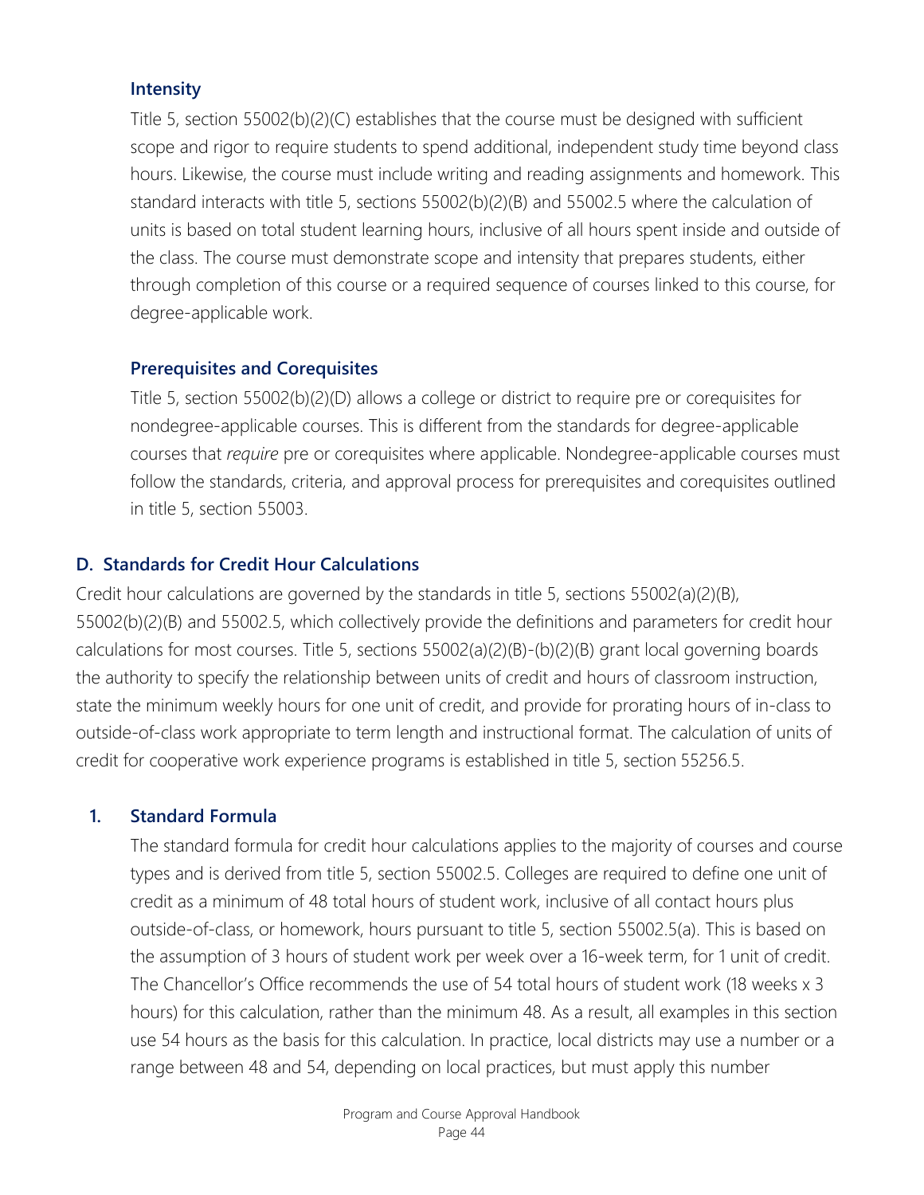#### Intensity

Title 5, section 55002(b)(2)(C) establishes that the course must be designed with sufficient scope and rigor to require students to spend additional, independent study time beyond class hours. Likewise, the course must include writing and reading assignments and homework. This standard interacts with title 5, sections 55002(b)(2)(B) and 55002.5 where the calculation of units is based on total student learning hours, inclusive of all hours spent inside and outside of the class. The course must demonstrate scope and intensity that prepares students, either through completion of this course or a required sequence of courses linked to this course, for degree-applicable work.

#### Prerequisites and Corequisites

Title 5, section 55002(b)(2)(D) allows a college or district to require pre or corequisites for nondegree-applicable courses. This is different from the standards for degree-applicable courses that *require* pre or corequisites where applicable. Nondegree-applicable courses must follow the standards, criteria, and approval process for prerequisites and corequisites outlined in title 5, section 55003.

### D. Standards for Credit Hour Calculations

Credit hour calculations are governed by the standards in title 5, sections 55002(a)(2)(B), 55002(b)(2)(B) and 55002.5, which collectively provide the definitions and parameters for credit hour calculations for most courses. Title 5, sections 55002(a)(2)(B)-(b)(2)(B) grant local governing boards the authority to specify the relationship between units of credit and hours of classroom instruction, state the minimum weekly hours for one unit of credit, and provide for prorating hours of in-class to outside-of-class work appropriate to term length and instructional format. The calculation of units of credit for cooperative work experience programs is established in title 5, section 55256.5.

#### 1. Standard Formula

The standard formula for credit hour calculations applies to the majority of courses and course types and is derived from title 5, section 55002.5. Colleges are required to define one unit of credit as a minimum of 48 total hours of student work, inclusive of all contact hours plus outside-of-class, or homework, hours pursuant to title 5, section 55002.5(a). This is based on the assumption of 3 hours of student work per week over a 16-week term, for 1 unit of credit. The Chancellor's Office recommends the use of 54 total hours of student work (18 weeks x 3 hours) for this calculation, rather than the minimum 48. As a result, all examples in this section use 54 hours as the basis for this calculation. In practice, local districts may use a number or a range between 48 and 54, depending on local practices, but must apply this number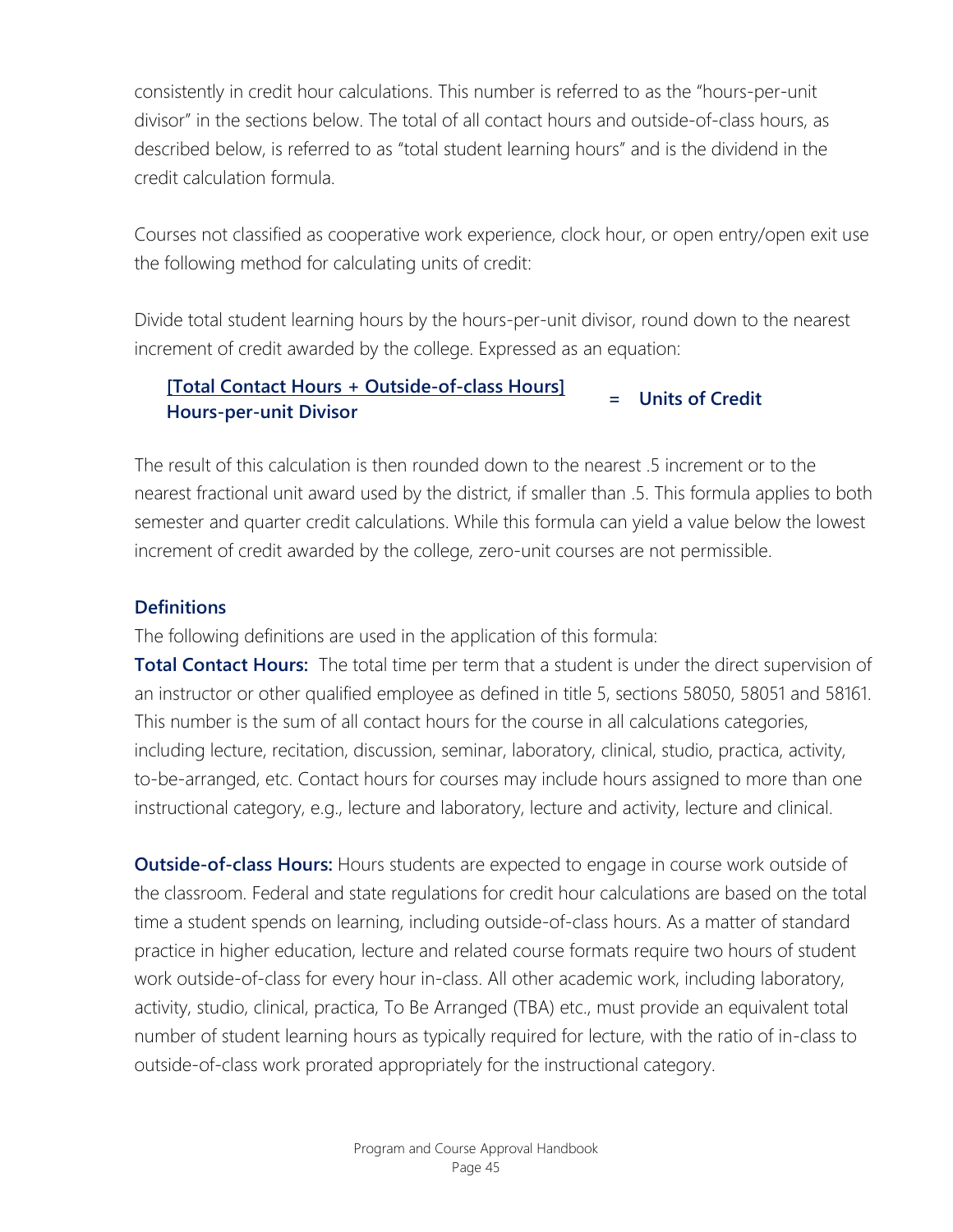consistently in credit hour calculations. This number is referred to as the "hours-per-unit divisor" in the sections below. The total of all contact hours and outside-of-class hours, as described below, is referred to as "total student learning hours" and is the dividend in the credit calculation formula.

Courses not classified as cooperative work experience, clock hour, or open entry/open exit use the following method for calculating units of credit:

Divide total student learning hours by the hours-per-unit divisor, round down to the nearest increment of credit awarded by the college. Expressed as an equation:

$$\frac{\text{[Total Contact Hours + Outside-of-class Hours]}}{\text{Hours-per-unit Divisor}} = \text{Units of Credit}$$

The result of this calculation is then rounded down to the nearest .5 increment or to the nearest fractional unit award used by the district, if smaller than .5. This formula applies to both semester and quarter credit calculations. While this formula can yield a value below the lowest increment of credit awarded by the college, zero-unit courses are not permissible.

### Definitions

The following definitions are used in the application of this formula:

**Total Contact Hours:** The total time per term that a student is under the direct supervision of an instructor or other qualified employee as defined in title 5, sections 58050, 58051 and 58161. This number is the sum of all contact hours for the course in all calculations categories, including lecture, recitation, discussion, seminar, laboratory, clinical, studio, practica, activity, to-be-arranged, etc. Contact hours for courses may include hours assigned to more than one instructional category, e.g., lecture and laboratory, lecture and activity, lecture and clinical.

**Outside-of-class Hours:** Hours students are expected to engage in course work outside of the classroom. Federal and state regulations for credit hour calculations are based on the total time a student spends on learning, including outside-of-class hours. As a matter of standard practice in higher education, lecture and related course formats require two hours of student work outside-of-class for every hour in-class. All other academic work, including laboratory, activity, studio, clinical, practica, To Be Arranged (TBA) etc., must provide an equivalent total number of student learning hours as typically required for lecture, with the ratio of in-class to outside-of-class work prorated appropriately for the instructional category.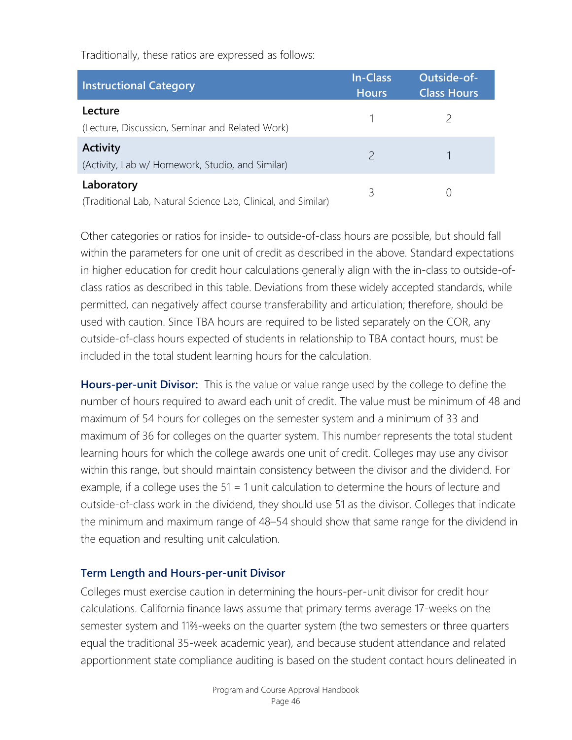Traditionally, these ratios are expressed as follows:

| Instructional Category | In-Class Hours | Outside-of-Class Hours |
|---|---|---|
| **Lecture**<br>(Lecture, Discussion, Seminar and Related Work) | 1 | 2 |
| **Activity**<br>(Activity, Lab w/ Homework, Studio, and Similar) | 2 | 1 |
| **Laboratory**<br>(Traditional Lab, Natural Science Lab, Clinical, and Similar) | 3 | 0 |

Other categories or ratios for inside- to outside-of-class hours are possible, but should fall within the parameters for one unit of credit as described in the above. Standard expectations in higher education for credit hour calculations generally align with the in-class to outside-of-class ratios as described in this table. Deviations from these widely accepted standards, while permitted, can negatively affect course transferability and articulation; therefore, should be used with caution. Since TBA hours are required to be listed separately on the COR, any outside-of-class hours expected of students in relationship to TBA contact hours, must be included in the total student learning hours for the calculation.

**Hours-per-unit Divisor:** This is the value or value range used by the college to define the number of hours required to award each unit of credit. The value must be minimum of 48 and maximum of 54 hours for colleges on the semester system and a minimum of 33 and maximum of 36 for colleges on the quarter system. This number represents the total student learning hours for which the college awards one unit of credit. Colleges may use any divisor within this range, but should maintain consistency between the divisor and the dividend. For example, if a college uses the 51 = 1 unit calculation to determine the hours of lecture and outside-of-class work in the dividend, they should use 51 as the divisor. Colleges that indicate the minimum and maximum range of 48–54 should show that same range for the dividend in the equation and resulting unit calculation.

### Term Length and Hours-per-unit Divisor

Colleges must exercise caution in determining the hours-per-unit divisor for credit hour calculations. California finance laws assume that primary terms average 17-weeks on the semester system and 11⅔-weeks on the quarter system (the two semesters or three quarters equal the traditional 35-week academic year), and because student attendance and related apportionment state compliance auditing is based on the student contact hours delineated in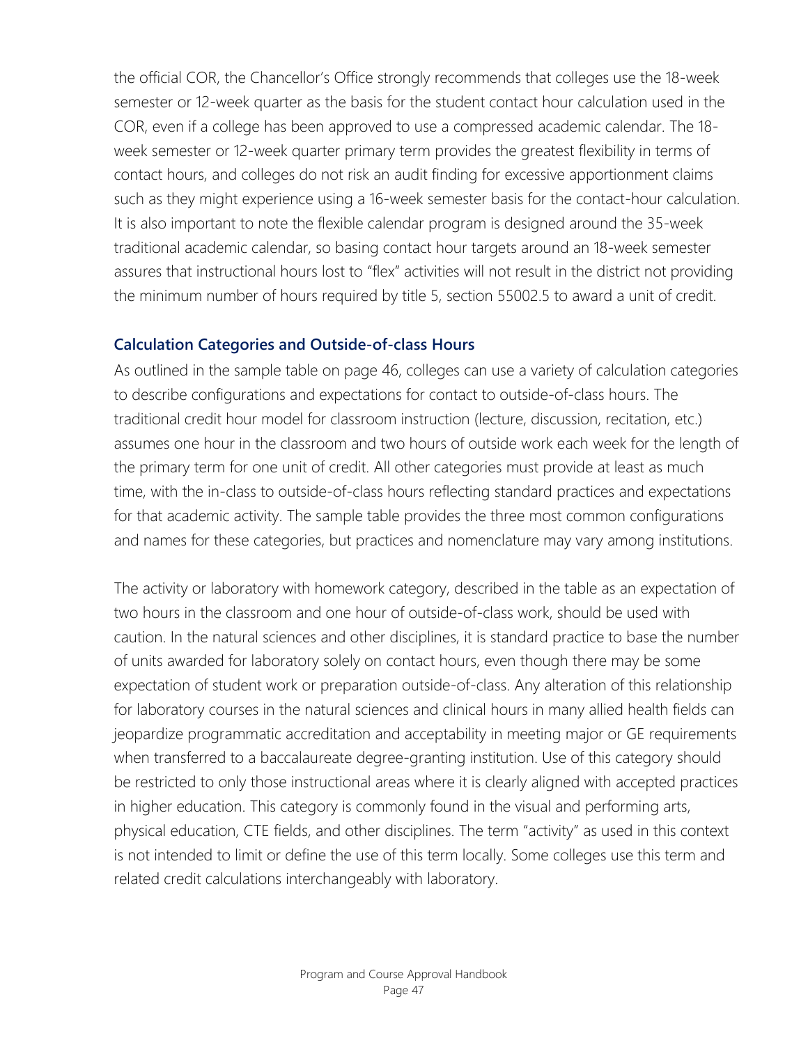the official COR, the Chancellor's Office strongly recommends that colleges use the 18-week semester or 12-week quarter as the basis for the student contact hour calculation used in the COR, even if a college has been approved to use a compressed academic calendar. The 18-week semester or 12-week quarter primary term provides the greatest flexibility in terms of contact hours, and colleges do not risk an audit finding for excessive apportionment claims such as they might experience using a 16-week semester basis for the contact-hour calculation. It is also important to note the flexible calendar program is designed around the 35-week traditional academic calendar, so basing contact hour targets around an 18-week semester assures that instructional hours lost to "flex" activities will not result in the district not providing the minimum number of hours required by title 5, section 55002.5 to award a unit of credit.

### Calculation Categories and Outside-of-class Hours

As outlined in the sample table on page 46, colleges can use a variety of calculation categories to describe configurations and expectations for contact to outside-of-class hours. The traditional credit hour model for classroom instruction (lecture, discussion, recitation, etc.) assumes one hour in the classroom and two hours of outside work each week for the length of the primary term for one unit of credit. All other categories must provide at least as much time, with the in-class to outside-of-class hours reflecting standard practices and expectations for that academic activity. The sample table provides the three most common configurations and names for these categories, but practices and nomenclature may vary among institutions.

The activity or laboratory with homework category, described in the table as an expectation of two hours in the classroom and one hour of outside-of-class work, should be used with caution. In the natural sciences and other disciplines, it is standard practice to base the number of units awarded for laboratory solely on contact hours, even though there may be some expectation of student work or preparation outside-of-class. Any alteration of this relationship for laboratory courses in the natural sciences and clinical hours in many allied health fields can jeopardize programmatic accreditation and acceptability in meeting major or GE requirements when transferred to a baccalaureate degree-granting institution. Use of this category should be restricted to only those instructional areas where it is clearly aligned with accepted practices in higher education. This category is commonly found in the visual and performing arts, physical education, CTE fields, and other disciplines. The term "activity" as used in this context is not intended to limit or define the use of this term locally. Some colleges use this term and related credit calculations interchangeably with laboratory.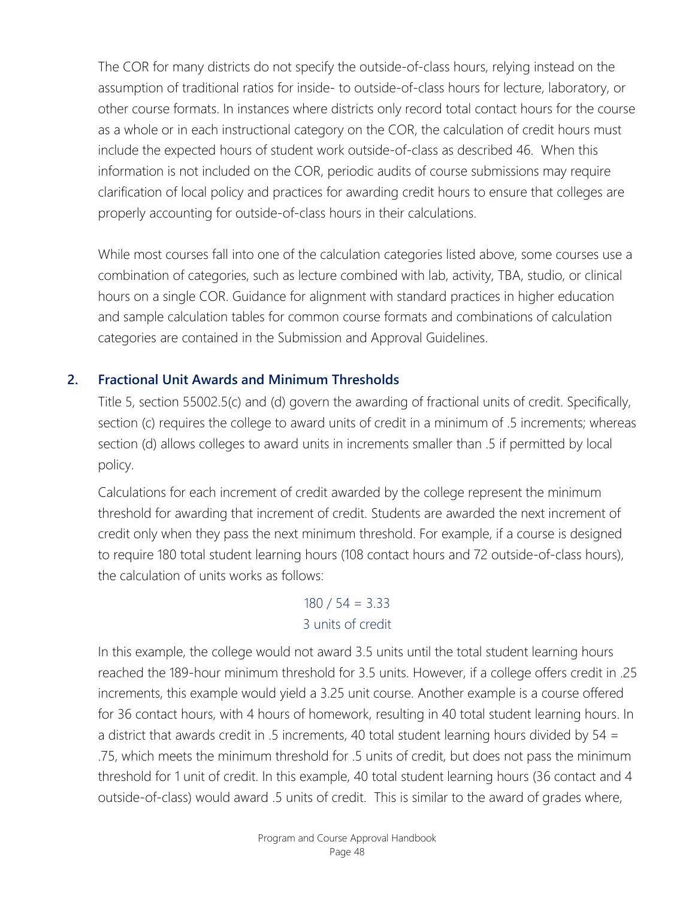The COR for many districts do not specify the outside-of-class hours, relying instead on the assumption of traditional ratios for inside- to outside-of-class hours for lecture, laboratory, or other course formats. In instances where districts only record total contact hours for the course as a whole or in each instructional category on the COR, the calculation of credit hours must include the expected hours of student work outside-of-class as described 46. When this information is not included on the COR, periodic audits of course submissions may require clarification of local policy and practices for awarding credit hours to ensure that colleges are properly accounting for outside-of-class hours in their calculations.

While most courses fall into one of the calculation categories listed above, some courses use a combination of categories, such as lecture combined with lab, activity, TBA, studio, or clinical hours on a single COR. Guidance for alignment with standard practices in higher education and sample calculation tables for common course formats and combinations of calculation categories are contained in the Submission and Approval Guidelines.

## 2. Fractional Unit Awards and Minimum Thresholds

Title 5, section 55002.5(c) and (d) govern the awarding of fractional units of credit. Specifically, section (c) requires the college to award units of credit in a minimum of .5 increments; whereas section (d) allows colleges to award units in increments smaller than .5 if permitted by local policy.

Calculations for each increment of credit awarded by the college represent the minimum threshold for awarding that increment of credit. Students are awarded the next increment of credit only when they pass the next minimum threshold. For example, if a course is designed to require 180 total student learning hours (108 contact hours and 72 outside-of-class hours), the calculation of units works as follows:

$$180 / 54 = 3.33$$

3 units of credit

In this example, the college would not award 3.5 units until the total student learning hours reached the 189-hour minimum threshold for 3.5 units. However, if a college offers credit in .25 increments, this example would yield a 3.25 unit course. Another example is a course offered for 36 contact hours, with 4 hours of homework, resulting in 40 total student learning hours. In a district that awards credit in .5 increments, 40 total student learning hours divided by 54 = .75, which meets the minimum threshold for .5 units of credit, but does not pass the minimum threshold for 1 unit of credit. In this example, 40 total student learning hours (36 contact and 4 outside-of-class) would award .5 units of credit. This is similar to the award of grades where,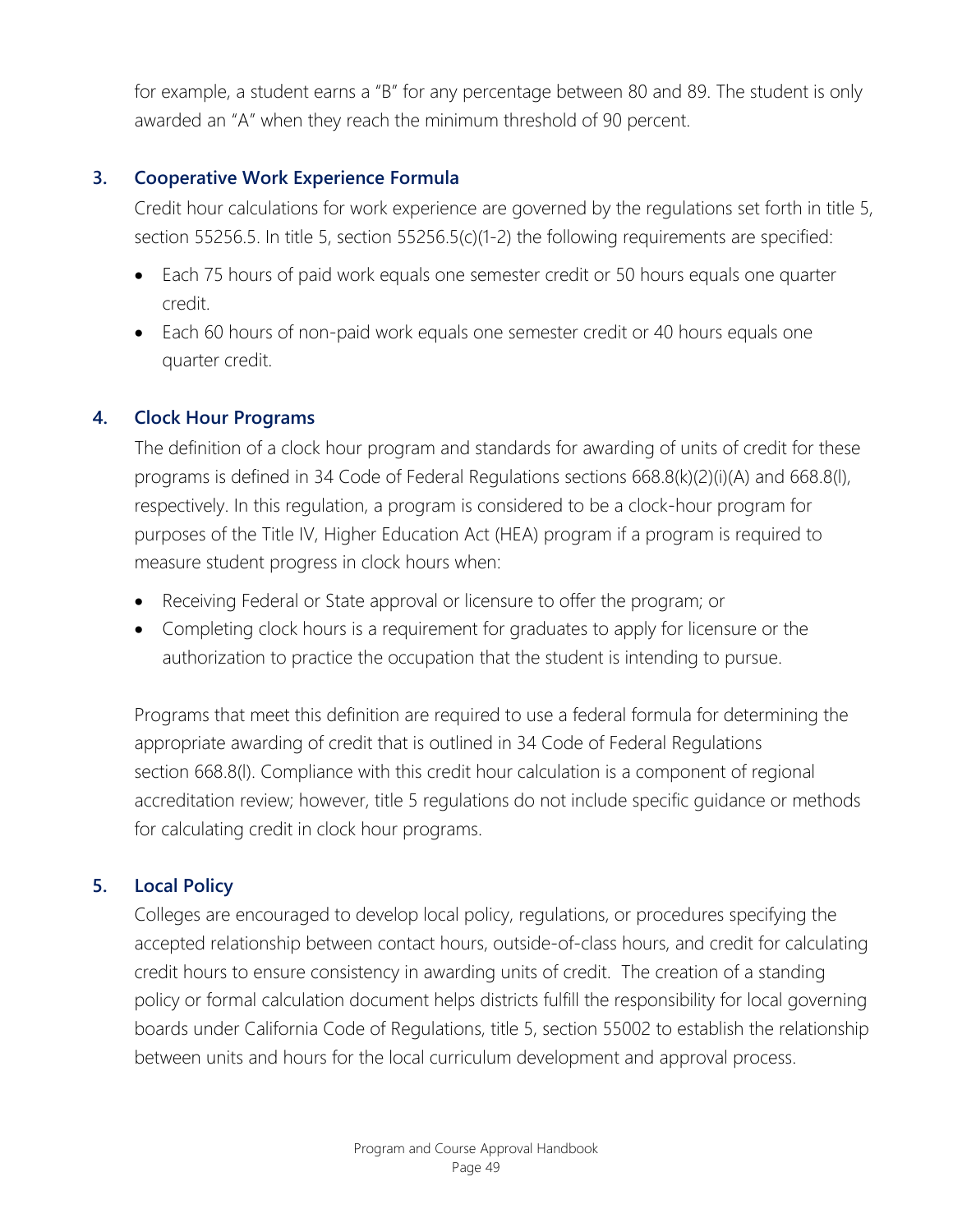for example, a student earns a "B" for any percentage between 80 and 89. The student is only awarded an "A" when they reach the minimum threshold of 90 percent.

### 3. Cooperative Work Experience Formula

Credit hour calculations for work experience are governed by the regulations set forth in title 5, section 55256.5. In title 5, section 55256.5(c)(1-2) the following requirements are specified:

- Each 75 hours of paid work equals one semester credit or 50 hours equals one quarter credit.
- Each 60 hours of non-paid work equals one semester credit or 40 hours equals one quarter credit.

### 4. Clock Hour Programs

The definition of a clock hour program and standards for awarding of units of credit for these programs is defined in 34 Code of Federal Regulations sections 668.8(k)(2)(i)(A) and 668.8(l), respectively. In this regulation, a program is considered to be a clock-hour program for purposes of the Title IV, Higher Education Act (HEA) program if a program is required to measure student progress in clock hours when:

- Receiving Federal or State approval or licensure to offer the program; or
- Completing clock hours is a requirement for graduates to apply for licensure or the authorization to practice the occupation that the student is intending to pursue.

Programs that meet this definition are required to use a federal formula for determining the appropriate awarding of credit that is outlined in 34 Code of Federal Regulations section 668.8(l). Compliance with this credit hour calculation is a component of regional accreditation review; however, title 5 regulations do not include specific guidance or methods for calculating credit in clock hour programs.

### 5. Local Policy

Colleges are encouraged to develop local policy, regulations, or procedures specifying the accepted relationship between contact hours, outside-of-class hours, and credit for calculating credit hours to ensure consistency in awarding units of credit. The creation of a standing policy or formal calculation document helps districts fulfill the responsibility for local governing boards under California Code of Regulations, title 5, section 55002 to establish the relationship between units and hours for the local curriculum development and approval process.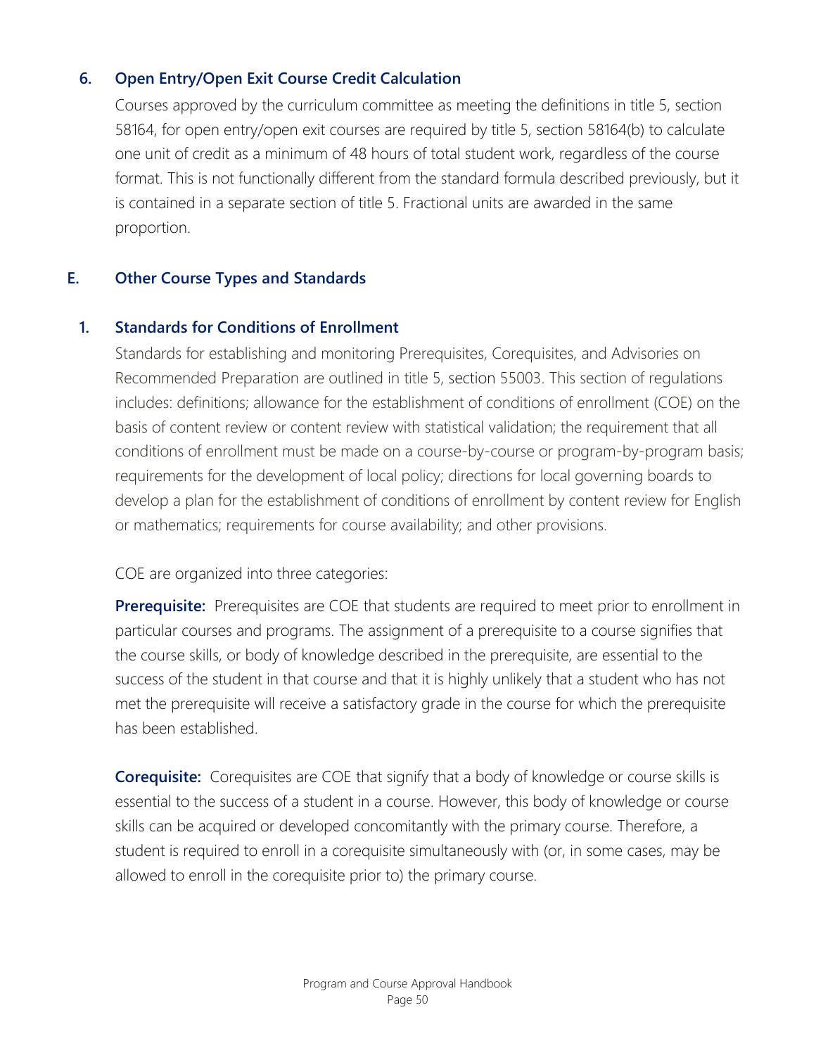### 6. Open Entry/Open Exit Course Credit Calculation

Courses approved by the curriculum committee as meeting the definitions in title 5, section 58164, for open entry/open exit courses are required by title 5, section 58164(b) to calculate one unit of credit as a minimum of 48 hours of total student work, regardless of the course format. This is not functionally different from the standard formula described previously, but it is contained in a separate section of title 5. Fractional units are awarded in the same proportion.

## E. Other Course Types and Standards

### 1. Standards for Conditions of Enrollment

Standards for establishing and monitoring Prerequisites, Corequisites, and Advisories on Recommended Preparation are outlined in title 5, section 55003. This section of regulations includes: definitions; allowance for the establishment of conditions of enrollment (COE) on the basis of content review or content review with statistical validation; the requirement that all conditions of enrollment must be made on a course-by-course or program-by-program basis; requirements for the development of local policy; directions for local governing boards to develop a plan for the establishment of conditions of enrollment by content review for English or mathematics; requirements for course availability; and other provisions.

COE are organized into three categories:

**Prerequisite:** Prerequisites are COE that students are required to meet prior to enrollment in particular courses and programs. The assignment of a prerequisite to a course signifies that the course skills, or body of knowledge described in the prerequisite, are essential to the success of the student in that course and that it is highly unlikely that a student who has not met the prerequisite will receive a satisfactory grade in the course for which the prerequisite has been established.

**Corequisite:** Corequisites are COE that signify that a body of knowledge or course skills is essential to the success of a student in a course. However, this body of knowledge or course skills can be acquired or developed concomitantly with the primary course. Therefore, a student is required to enroll in a corequisite simultaneously with (or, in some cases, may be allowed to enroll in the corequisite prior to) the primary course.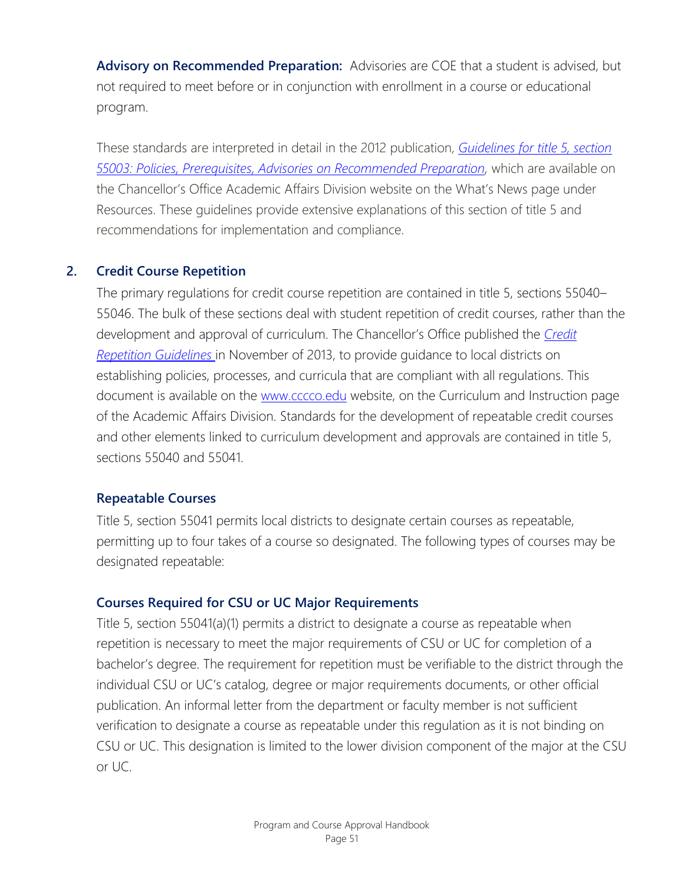**Advisory on Recommended Preparation:** Advisories are COE that a student is advised, but not required to meet before or in conjunction with enrollment in a course or educational program.

These standards are interpreted in detail in the 2012 publication, *Guidelines for title 5, section 55003: Policies, Prerequisites, Advisories on Recommended Preparation*, which are available on the Chancellor's Office Academic Affairs Division website on the What's News page under Resources. These guidelines provide extensive explanations of this section of title 5 and recommendations for implementation and compliance.

### 2. Credit Course Repetition

The primary regulations for credit course repetition are contained in title 5, sections 55040–55046. The bulk of these sections deal with student repetition of credit courses, rather than the development and approval of curriculum. The Chancellor's Office published the *Credit Repetition Guidelines* in November of 2013, to provide guidance to local districts on establishing policies, processes, and curricula that are compliant with all regulations. This document is available on the www.cccco.edu website, on the Curriculum and Instruction page of the Academic Affairs Division. Standards for the development of repeatable credit courses and other elements linked to curriculum development and approvals are contained in title 5, sections 55040 and 55041.

#### Repeatable Courses

Title 5, section 55041 permits local districts to designate certain courses as repeatable, permitting up to four takes of a course so designated. The following types of courses may be designated repeatable:

#### Courses Required for CSU or UC Major Requirements

Title 5, section 55041(a)(1) permits a district to designate a course as repeatable when repetition is necessary to meet the major requirements of CSU or UC for completion of a bachelor's degree. The requirement for repetition must be verifiable to the district through the individual CSU or UC's catalog, degree or major requirements documents, or other official publication. An informal letter from the department or faculty member is not sufficient verification to designate a course as repeatable under this regulation as it is not binding on CSU or UC. This designation is limited to the lower division component of the major at the CSU or UC.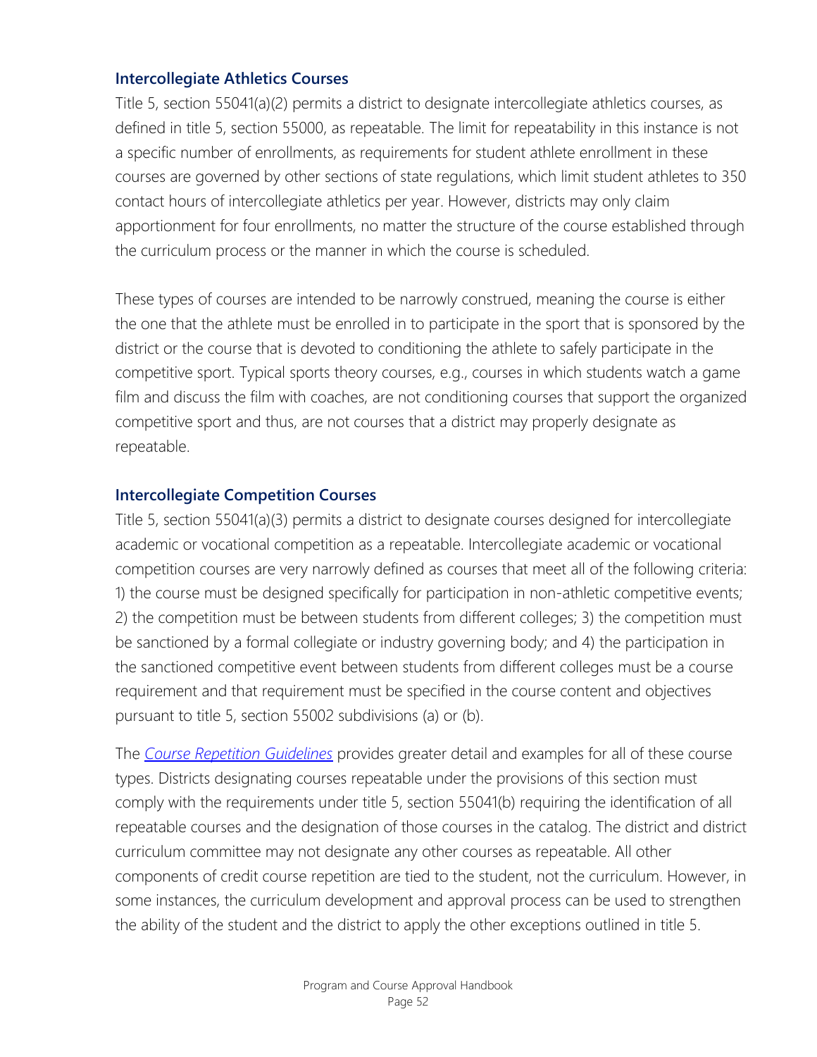### Intercollegiate Athletics Courses

Title 5, section 55041(a)(2) permits a district to designate intercollegiate athletics courses, as defined in title 5, section 55000, as repeatable. The limit for repeatability in this instance is not a specific number of enrollments, as requirements for student athlete enrollment in these courses are governed by other sections of state regulations, which limit student athletes to 350 contact hours of intercollegiate athletics per year. However, districts may only claim apportionment for four enrollments, no matter the structure of the course established through the curriculum process or the manner in which the course is scheduled.

These types of courses are intended to be narrowly construed, meaning the course is either the one that the athlete must be enrolled in to participate in the sport that is sponsored by the district or the course that is devoted to conditioning the athlete to safely participate in the competitive sport. Typical sports theory courses, e.g., courses in which students watch a game film and discuss the film with coaches, are not conditioning courses that support the organized competitive sport and thus, are not courses that a district may properly designate as repeatable.

### Intercollegiate Competition Courses

Title 5, section 55041(a)(3) permits a district to designate courses designed for intercollegiate academic or vocational competition as a repeatable. Intercollegiate academic or vocational competition courses are very narrowly defined as courses that meet all of the following criteria: 1) the course must be designed specifically for participation in non-athletic competitive events; 2) the competition must be between students from different colleges; 3) the competition must be sanctioned by a formal collegiate or industry governing body; and 4) the participation in the sanctioned competitive event between students from different colleges must be a course requirement and that requirement must be specified in the course content and objectives pursuant to title 5, section 55002 subdivisions (a) or (b).

The *Course Repetition Guidelines* provides greater detail and examples for all of these course types. Districts designating courses repeatable under the provisions of this section must comply with the requirements under title 5, section 55041(b) requiring the identification of all repeatable courses and the designation of those courses in the catalog. The district and district curriculum committee may not designate any other courses as repeatable. All other components of credit course repetition are tied to the student, not the curriculum. However, in some instances, the curriculum development and approval process can be used to strengthen the ability of the student and the district to apply the other exceptions outlined in title 5.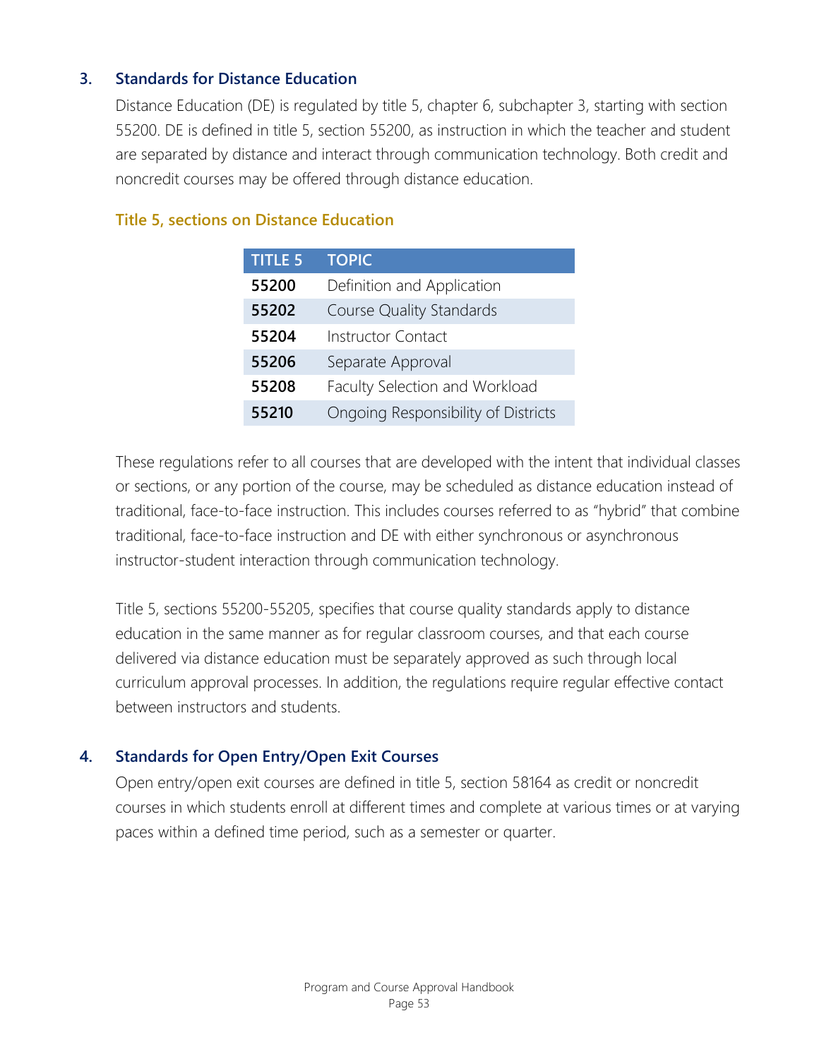### 3. Standards for Distance Education

Distance Education (DE) is regulated by title 5, chapter 6, subchapter 3, starting with section 55200. DE is defined in title 5, section 55200, as instruction in which the teacher and student are separated by distance and interact through communication technology. Both credit and noncredit courses may be offered through distance education.

#### Title 5, sections on Distance Education

| TITLE 5 | TOPIC |
|---|---|
| **55200** | Definition and Application |
| **55202** | Course Quality Standards |
| **55204** | Instructor Contact |
| **55206** | Separate Approval |
| **55208** | Faculty Selection and Workload |
| **55210** | Ongoing Responsibility of Districts |

These regulations refer to all courses that are developed with the intent that individual classes or sections, or any portion of the course, may be scheduled as distance education instead of traditional, face-to-face instruction. This includes courses referred to as "hybrid" that combine traditional, face-to-face instruction and DE with either synchronous or asynchronous instructor-student interaction through communication technology.

Title 5, sections 55200-55205, specifies that course quality standards apply to distance education in the same manner as for regular classroom courses, and that each course delivered via distance education must be separately approved as such through local curriculum approval processes. In addition, the regulations require regular effective contact between instructors and students.

### 4. Standards for Open Entry/Open Exit Courses

Open entry/open exit courses are defined in title 5, section 58164 as credit or noncredit courses in which students enroll at different times and complete at various times or at varying paces within a defined time period, such as a semester or quarter.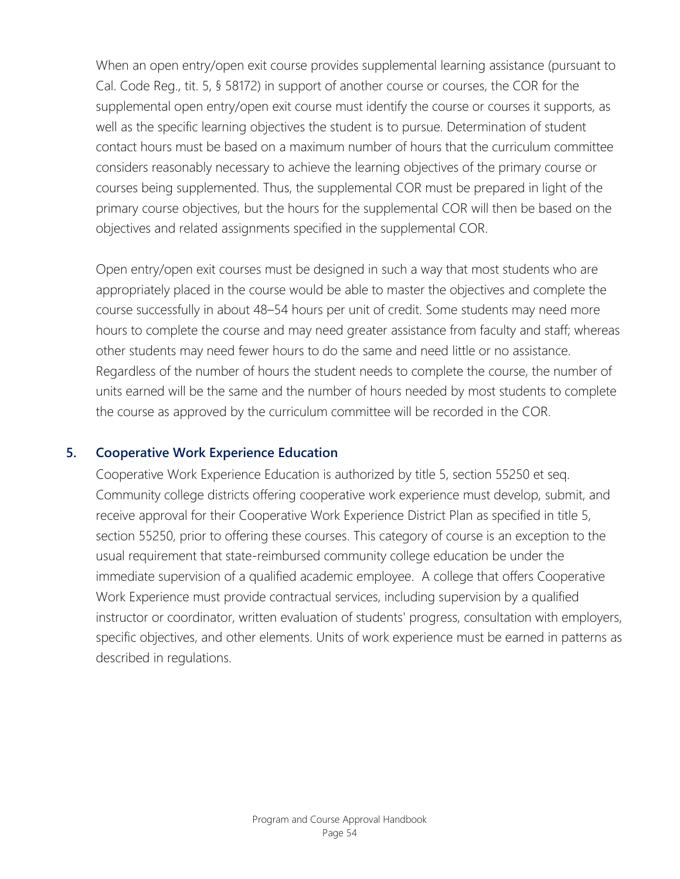When an open entry/open exit course provides supplemental learning assistance (pursuant to Cal. Code Reg., tit. 5, § 58172) in support of another course or courses, the COR for the supplemental open entry/open exit course must identify the course or courses it supports, as well as the specific learning objectives the student is to pursue. Determination of student contact hours must be based on a maximum number of hours that the curriculum committee considers reasonably necessary to achieve the learning objectives of the primary course or courses being supplemented. Thus, the supplemental COR must be prepared in light of the primary course objectives, but the hours for the supplemental COR will then be based on the objectives and related assignments specified in the supplemental COR.

Open entry/open exit courses must be designed in such a way that most students who are appropriately placed in the course would be able to master the objectives and complete the course successfully in about 48–54 hours per unit of credit. Some students may need more hours to complete the course and may need greater assistance from faculty and staff; whereas other students may need fewer hours to do the same and need little or no assistance. Regardless of the number of hours the student needs to complete the course, the number of units earned will be the same and the number of hours needed by most students to complete the course as approved by the curriculum committee will be recorded in the COR.

### 5. Cooperative Work Experience Education

Cooperative Work Experience Education is authorized by title 5, section 55250 et seq. Community college districts offering cooperative work experience must develop, submit, and receive approval for their Cooperative Work Experience District Plan as specified in title 5, section 55250, prior to offering these courses. This category of course is an exception to the usual requirement that state-reimbursed community college education be under the immediate supervision of a qualified academic employee. A college that offers Cooperative Work Experience must provide contractual services, including supervision by a qualified instructor or coordinator, written evaluation of students' progress, consultation with employers, specific objectives, and other elements. Units of work experience must be earned in patterns as described in regulations.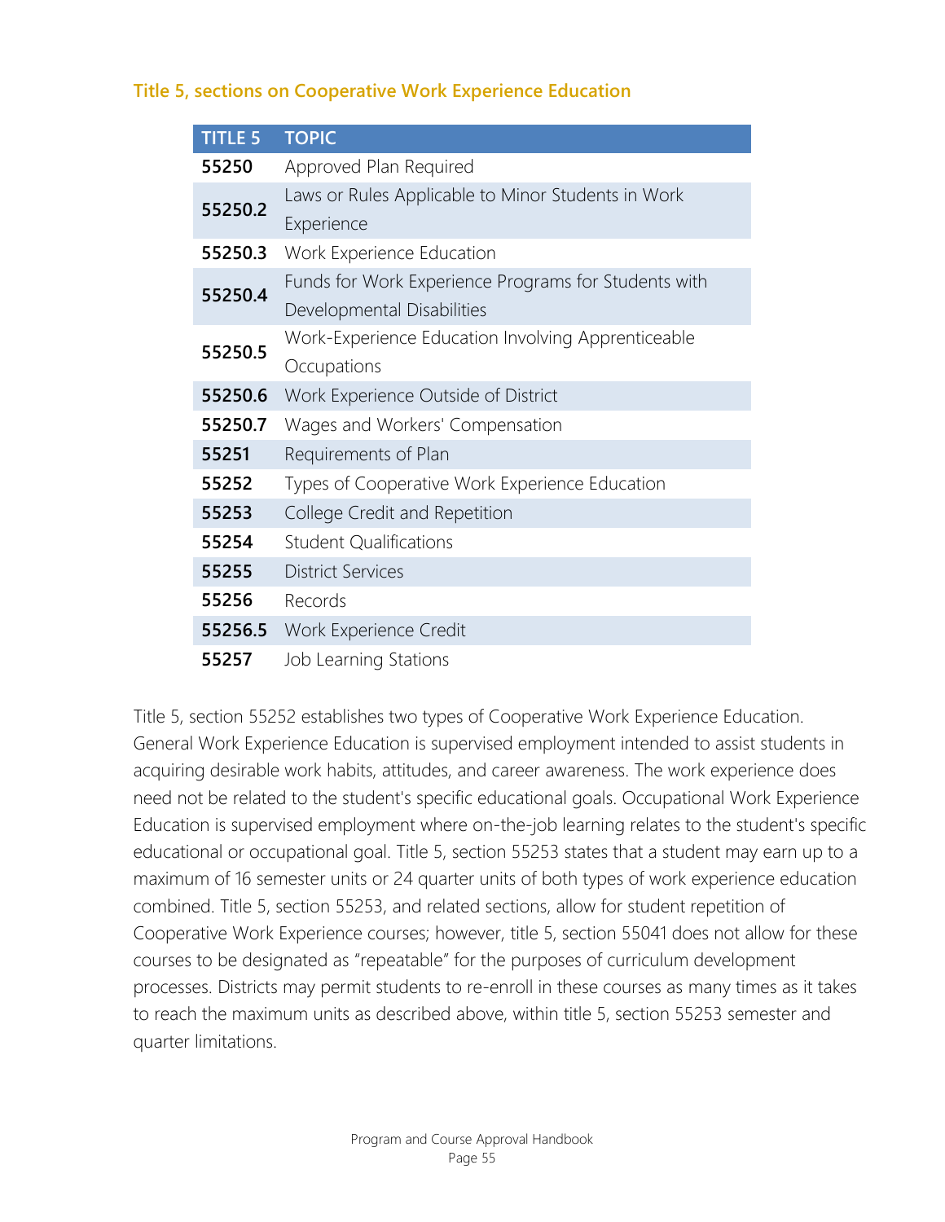### Title 5, sections on Cooperative Work Experience Education

| TITLE 5 | TOPIC |
|---|---|
| **55250** | Approved Plan Required |
| **55250.2** | Laws or Rules Applicable to Minor Students in Work Experience |
| **55250.3** | Work Experience Education |
| **55250.4** | Funds for Work Experience Programs for Students with Developmental Disabilities |
| **55250.5** | Work-Experience Education Involving Apprenticeable Occupations |
| **55250.6** | Work Experience Outside of District |
| **55250.7** | Wages and Workers' Compensation |
| **55251** | Requirements of Plan |
| **55252** | Types of Cooperative Work Experience Education |
| **55253** | College Credit and Repetition |
| **55254** | Student Qualifications |
| **55255** | District Services |
| **55256** | Records |
| **55256.5** | Work Experience Credit |
| **55257** | Job Learning Stations |

Title 5, section 55252 establishes two types of Cooperative Work Experience Education. General Work Experience Education is supervised employment intended to assist students in acquiring desirable work habits, attitudes, and career awareness. The work experience does need not be related to the student's specific educational goals. Occupational Work Experience Education is supervised employment where on-the-job learning relates to the student's specific educational or occupational goal. Title 5, section 55253 states that a student may earn up to a maximum of 16 semester units or 24 quarter units of both types of work experience education combined. Title 5, section 55253, and related sections, allow for student repetition of Cooperative Work Experience courses; however, title 5, section 55041 does not allow for these courses to be designated as "repeatable" for the purposes of curriculum development processes. Districts may permit students to re-enroll in these courses as many times as it takes to reach the maximum units as described above, within title 5, section 55253 semester and quarter limitations.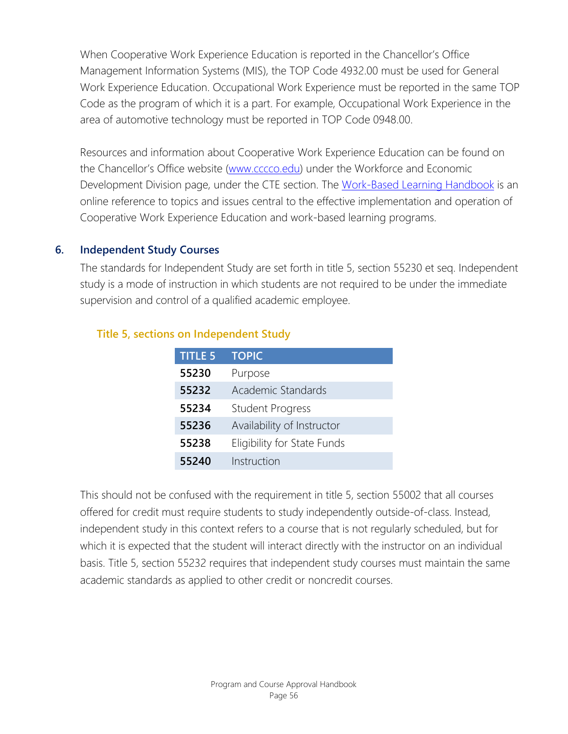When Cooperative Work Experience Education is reported in the Chancellor's Office Management Information Systems (MIS), the TOP Code 4932.00 must be used for General Work Experience Education. Occupational Work Experience must be reported in the same TOP Code as the program of which it is a part. For example, Occupational Work Experience in the area of automotive technology must be reported in TOP Code 0948.00.

Resources and information about Cooperative Work Experience Education can be found on the Chancellor's Office website (www.cccco.edu) under the Workforce and Economic Development Division page, under the CTE section. The Work-Based Learning Handbook is an online reference to topics and issues central to the effective implementation and operation of Cooperative Work Experience Education and work-based learning programs.

### 6. Independent Study Courses

The standards for Independent Study are set forth in title 5, section 55230 et seq. Independent study is a mode of instruction in which students are not required to be under the immediate supervision and control of a qualified academic employee.

#### Title 5, sections on Independent Study

| TITLE 5 | TOPIC |
|---|---|
| **55230** | Purpose |
| **55232** | Academic Standards |
| **55234** | Student Progress |
| **55236** | Availability of Instructor |
| **55238** | Eligibility for State Funds |
| **55240** | Instruction |

This should not be confused with the requirement in title 5, section 55002 that all courses offered for credit must require students to study independently outside-of-class. Instead, independent study in this context refers to a course that is not regularly scheduled, but for which it is expected that the student will interact directly with the instructor on an individual basis. Title 5, section 55232 requires that independent study courses must maintain the same academic standards as applied to other credit or noncredit courses.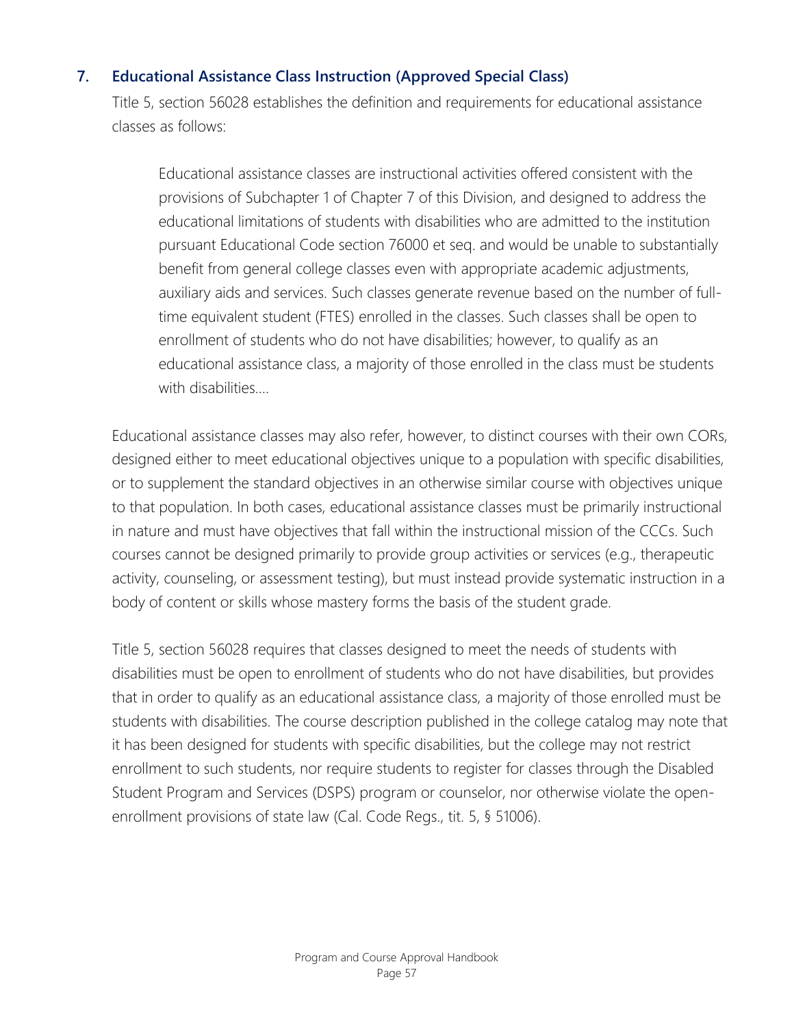### 7. Educational Assistance Class Instruction (Approved Special Class)

Title 5, section 56028 establishes the definition and requirements for educational assistance classes as follows:

> Educational assistance classes are instructional activities offered consistent with the provisions of Subchapter 1 of Chapter 7 of this Division, and designed to address the educational limitations of students with disabilities who are admitted to the institution pursuant Educational Code section 76000 et seq. and would be unable to substantially benefit from general college classes even with appropriate academic adjustments, auxiliary aids and services. Such classes generate revenue based on the number of full-time equivalent student (FTES) enrolled in the classes. Such classes shall be open to enrollment of students who do not have disabilities; however, to qualify as an educational assistance class, a majority of those enrolled in the class must be students with disabilities....

Educational assistance classes may also refer, however, to distinct courses with their own CORs, designed either to meet educational objectives unique to a population with specific disabilities, or to supplement the standard objectives in an otherwise similar course with objectives unique to that population. In both cases, educational assistance classes must be primarily instructional in nature and must have objectives that fall within the instructional mission of the CCCs. Such courses cannot be designed primarily to provide group activities or services (e.g., therapeutic activity, counseling, or assessment testing), but must instead provide systematic instruction in a body of content or skills whose mastery forms the basis of the student grade.

Title 5, section 56028 requires that classes designed to meet the needs of students with disabilities must be open to enrollment of students who do not have disabilities, but provides that in order to qualify as an educational assistance class, a majority of those enrolled must be students with disabilities. The course description published in the college catalog may note that it has been designed for students with specific disabilities, but the college may not restrict enrollment to such students, nor require students to register for classes through the Disabled Student Program and Services (DSPS) program or counselor, nor otherwise violate the open-enrollment provisions of state law (Cal. Code Regs., tit. 5, § 51006).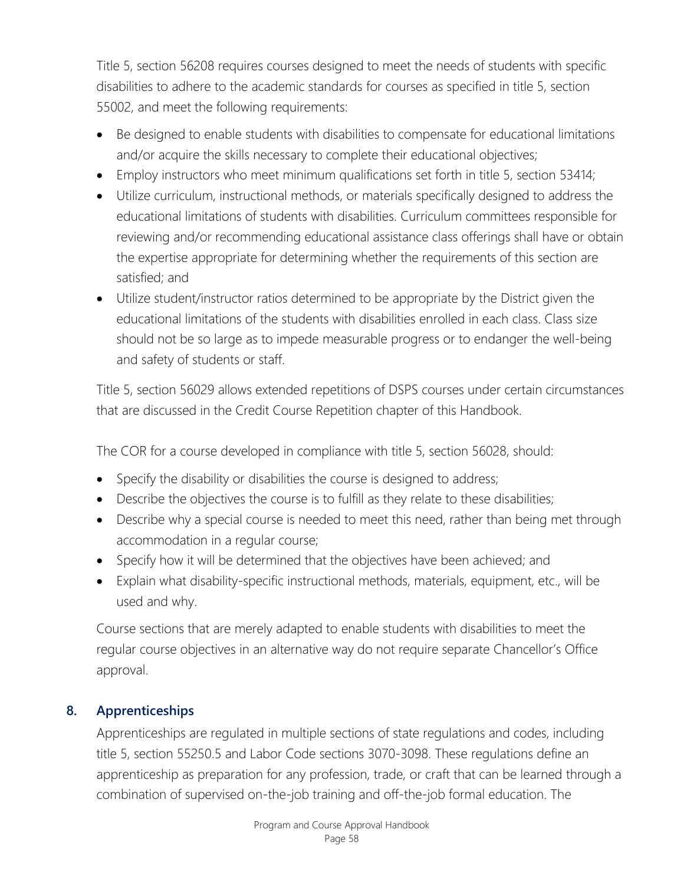Title 5, section 56208 requires courses designed to meet the needs of students with specific disabilities to adhere to the academic standards for courses as specified in title 5, section 55002, and meet the following requirements:

- Be designed to enable students with disabilities to compensate for educational limitations and/or acquire the skills necessary to complete their educational objectives;
- Employ instructors who meet minimum qualifications set forth in title 5, section 53414;
- Utilize curriculum, instructional methods, or materials specifically designed to address the educational limitations of students with disabilities. Curriculum committees responsible for reviewing and/or recommending educational assistance class offerings shall have or obtain the expertise appropriate for determining whether the requirements of this section are satisfied; and
- Utilize student/instructor ratios determined to be appropriate by the District given the educational limitations of the students with disabilities enrolled in each class. Class size should not be so large as to impede measurable progress or to endanger the well-being and safety of students or staff.

Title 5, section 56029 allows extended repetitions of DSPS courses under certain circumstances that are discussed in the Credit Course Repetition chapter of this Handbook.

The COR for a course developed in compliance with title 5, section 56028, should:

- Specify the disability or disabilities the course is designed to address;
- Describe the objectives the course is to fulfill as they relate to these disabilities;
- Describe why a special course is needed to meet this need, rather than being met through accommodation in a regular course;
- Specify how it will be determined that the objectives have been achieved; and
- Explain what disability-specific instructional methods, materials, equipment, etc., will be used and why.

Course sections that are merely adapted to enable students with disabilities to meet the regular course objectives in an alternative way do not require separate Chancellor's Office approval.

### 8. Apprenticeships

Apprenticeships are regulated in multiple sections of state regulations and codes, including title 5, section 55250.5 and Labor Code sections 3070-3098. These regulations define an apprenticeship as preparation for any profession, trade, or craft that can be learned through a combination of supervised on-the-job training and off-the-job formal education. The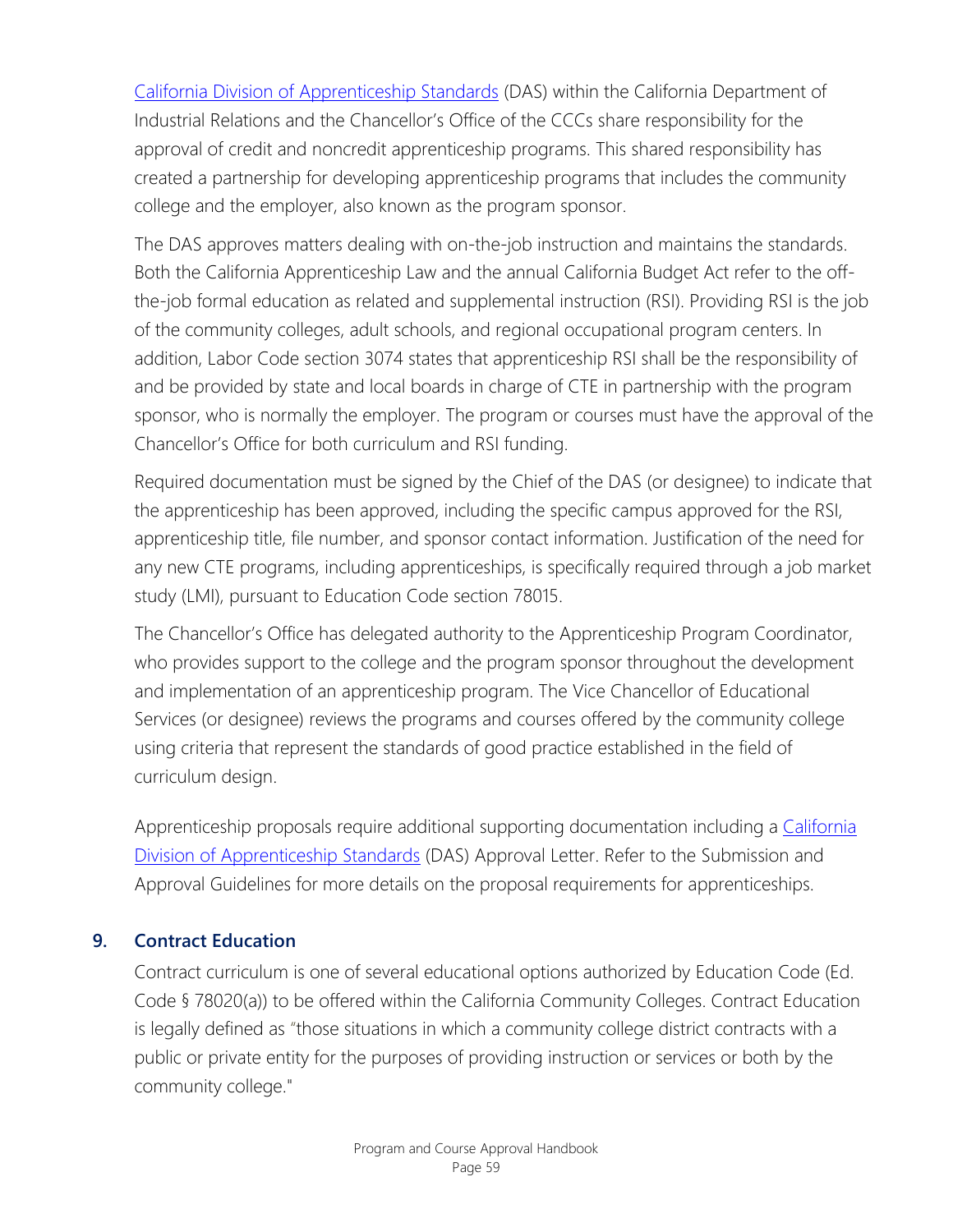California Division of Apprenticeship Standards (DAS) within the California Department of Industrial Relations and the Chancellor's Office of the CCCs share responsibility for the approval of credit and noncredit apprenticeship programs. This shared responsibility has created a partnership for developing apprenticeship programs that includes the community college and the employer, also known as the program sponsor.

The DAS approves matters dealing with on-the-job instruction and maintains the standards. Both the California Apprenticeship Law and the annual California Budget Act refer to the off-the-job formal education as related and supplemental instruction (RSI). Providing RSI is the job of the community colleges, adult schools, and regional occupational program centers. In addition, Labor Code section 3074 states that apprenticeship RSI shall be the responsibility of and be provided by state and local boards in charge of CTE in partnership with the program sponsor, who is normally the employer. The program or courses must have the approval of the Chancellor's Office for both curriculum and RSI funding.

Required documentation must be signed by the Chief of the DAS (or designee) to indicate that the apprenticeship has been approved, including the specific campus approved for the RSI, apprenticeship title, file number, and sponsor contact information. Justification of the need for any new CTE programs, including apprenticeships, is specifically required through a job market study (LMI), pursuant to Education Code section 78015.

The Chancellor's Office has delegated authority to the Apprenticeship Program Coordinator, who provides support to the college and the program sponsor throughout the development and implementation of an apprenticeship program. The Vice Chancellor of Educational Services (or designee) reviews the programs and courses offered by the community college using criteria that represent the standards of good practice established in the field of curriculum design.

Apprenticeship proposals require additional supporting documentation including a California Division of Apprenticeship Standards (DAS) Approval Letter. Refer to the Submission and Approval Guidelines for more details on the proposal requirements for apprenticeships.

### 9. Contract Education

Contract curriculum is one of several educational options authorized by Education Code (Ed. Code § 78020(a)) to be offered within the California Community Colleges. Contract Education is legally defined as "those situations in which a community college district contracts with a public or private entity for the purposes of providing instruction or services or both by the community college."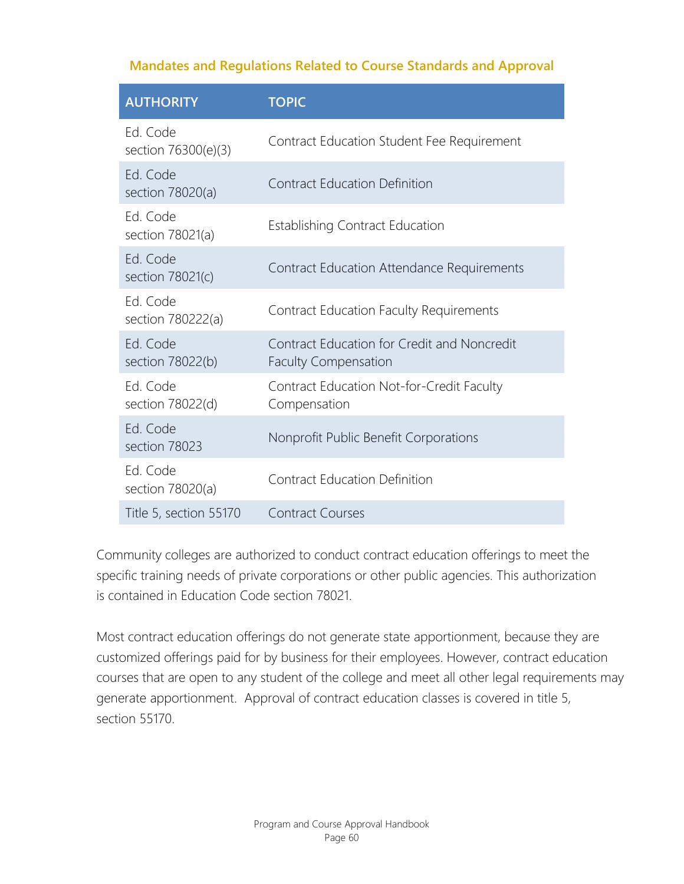### Mandates and Regulations Related to Course Standards and Approval

| AUTHORITY | TOPIC |
|---|---|
| Ed. Code section 76300(e)(3) | Contract Education Student Fee Requirement |
| Ed. Code section 78020(a) | Contract Education Definition |
| Ed. Code section 78021(a) | Establishing Contract Education |
| Ed. Code section 78021(c) | Contract Education Attendance Requirements |
| Ed. Code section 780222(a) | Contract Education Faculty Requirements |
| Ed. Code section 78022(b) | Contract Education for Credit and Noncredit Faculty Compensation |
| Ed. Code section 78022(d) | Contract Education Not-for-Credit Faculty Compensation |
| Ed. Code section 78023 | Nonprofit Public Benefit Corporations |
| Ed. Code section 78020(a) | Contract Education Definition |
| Title 5, section 55170 | Contract Courses |

Community colleges are authorized to conduct contract education offerings to meet the specific training needs of private corporations or other public agencies. This authorization is contained in Education Code section 78021.

Most contract education offerings do not generate state apportionment, because they are customized offerings paid for by business for their employees. However, contract education courses that are open to any student of the college and meet all other legal requirements may generate apportionment. Approval of contract education classes is covered in title 5, section 55170.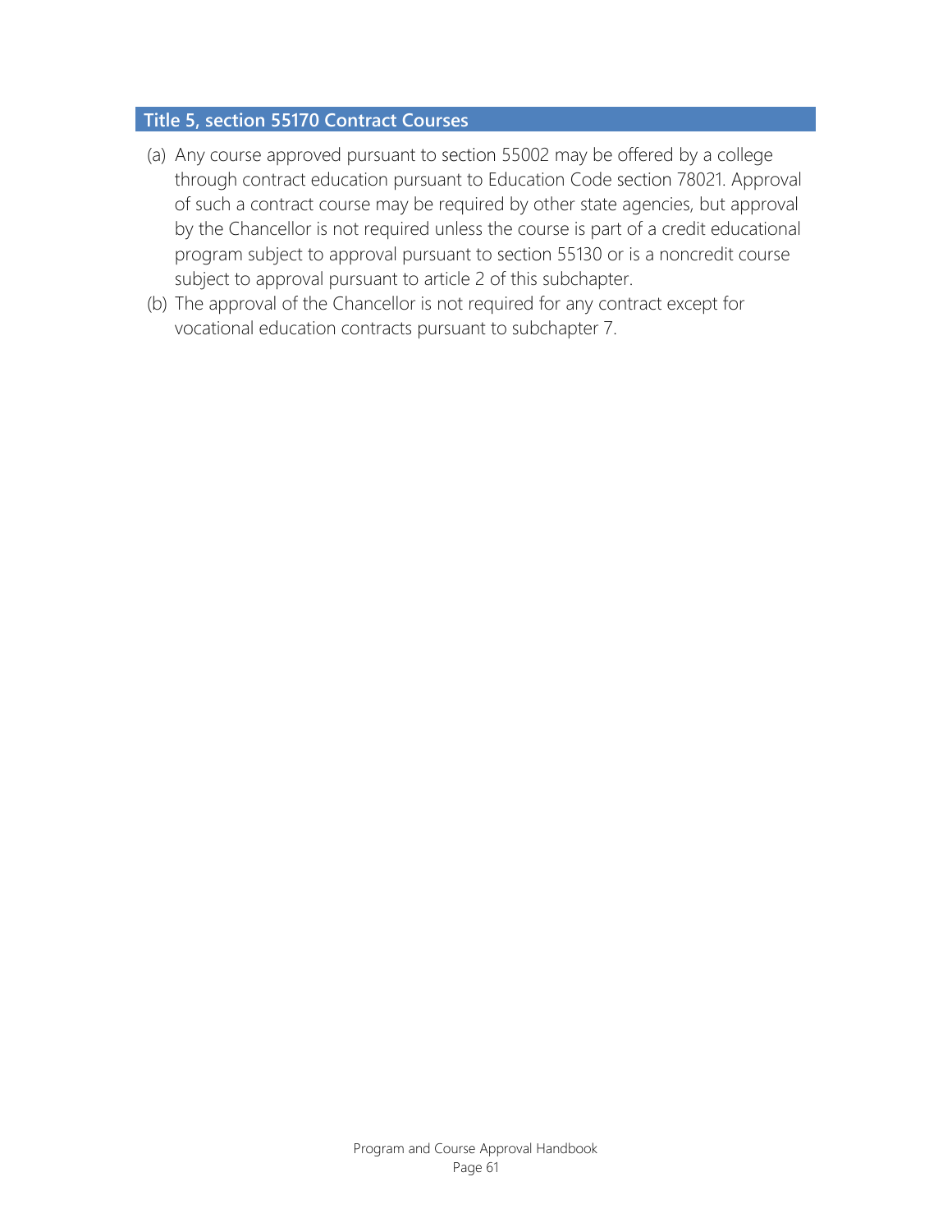## Title 5, section 55170 Contract Courses

(a) Any course approved pursuant to section 55002 may be offered by a college through contract education pursuant to Education Code section 78021. Approval of such a contract course may be required by other state agencies, but approval by the Chancellor is not required unless the course is part of a credit educational program subject to approval pursuant to section 55130 or is a noncredit course subject to approval pursuant to article 2 of this subchapter.

(b) The approval of the Chancellor is not required for any contract except for vocational education contracts pursuant to subchapter 7.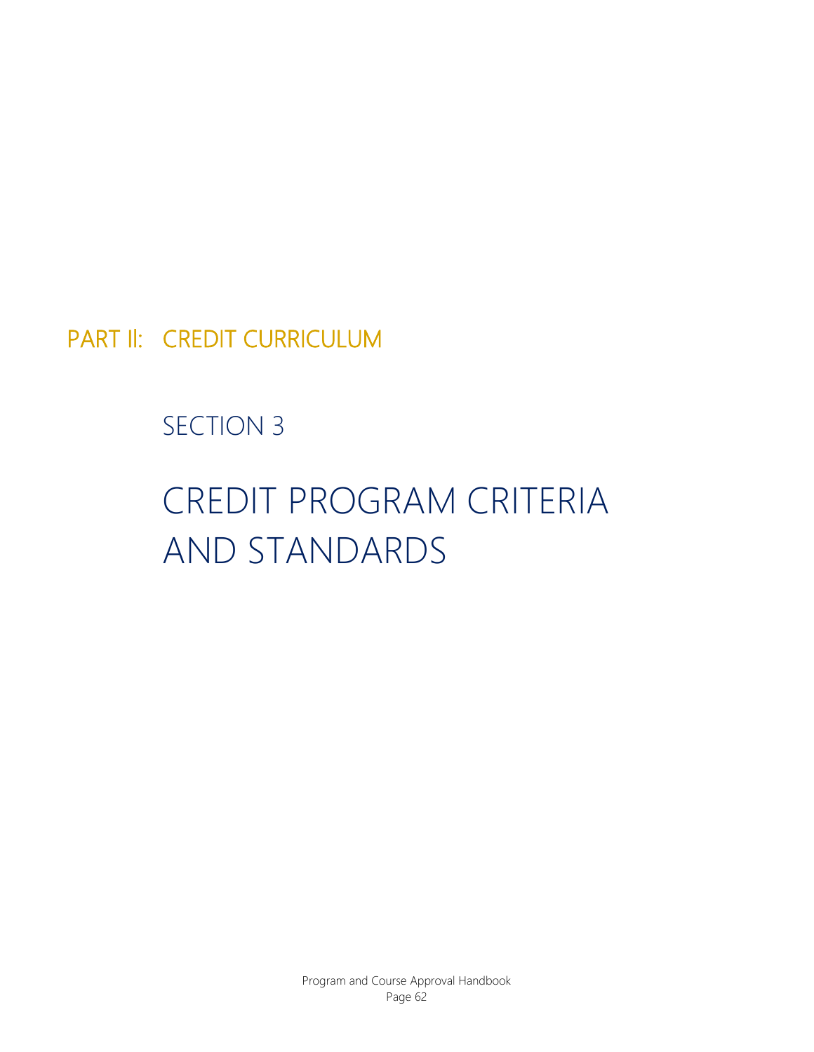# PART II: CREDIT CURRICULUM

## SECTION 3

# CREDIT PROGRAM CRITERIA AND STANDARDS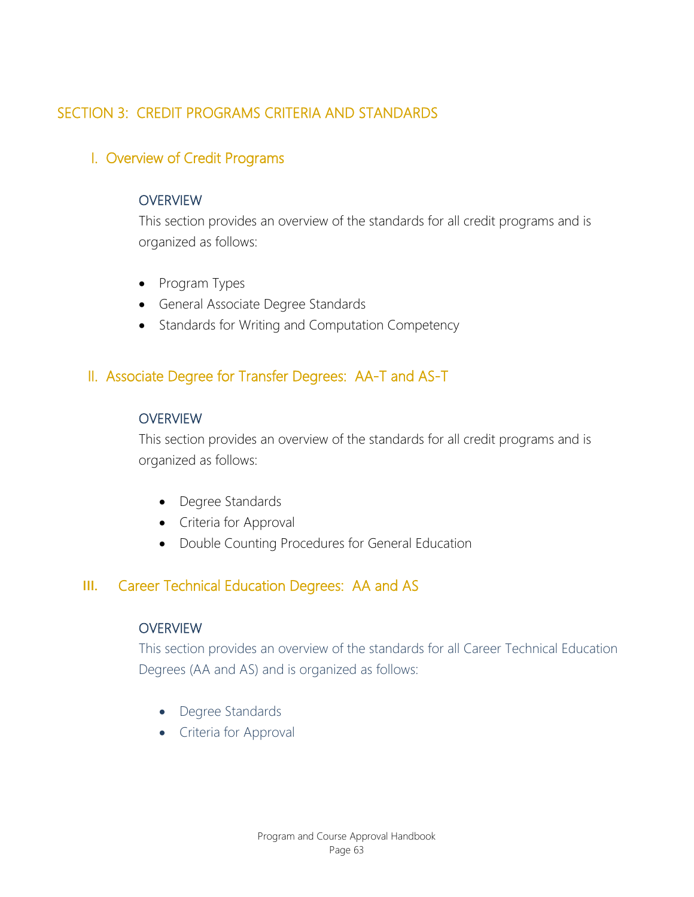# SECTION 3: CREDIT PROGRAMS CRITERIA AND STANDARDS

## I. Overview of Credit Programs

### OVERVIEW

This section provides an overview of the standards for all credit programs and is organized as follows:

- Program Types
- General Associate Degree Standards
- Standards for Writing and Computation Competency

## II. Associate Degree for Transfer Degrees: AA-T and AS-T

### OVERVIEW

This section provides an overview of the standards for all credit programs and is organized as follows:

- Degree Standards
- Criteria for Approval
- Double Counting Procedures for General Education

## III. Career Technical Education Degrees: AA and AS

### OVERVIEW

This section provides an overview of the standards for all Career Technical Education Degrees (AA and AS) and is organized as follows:

- Degree Standards
- Criteria for Approval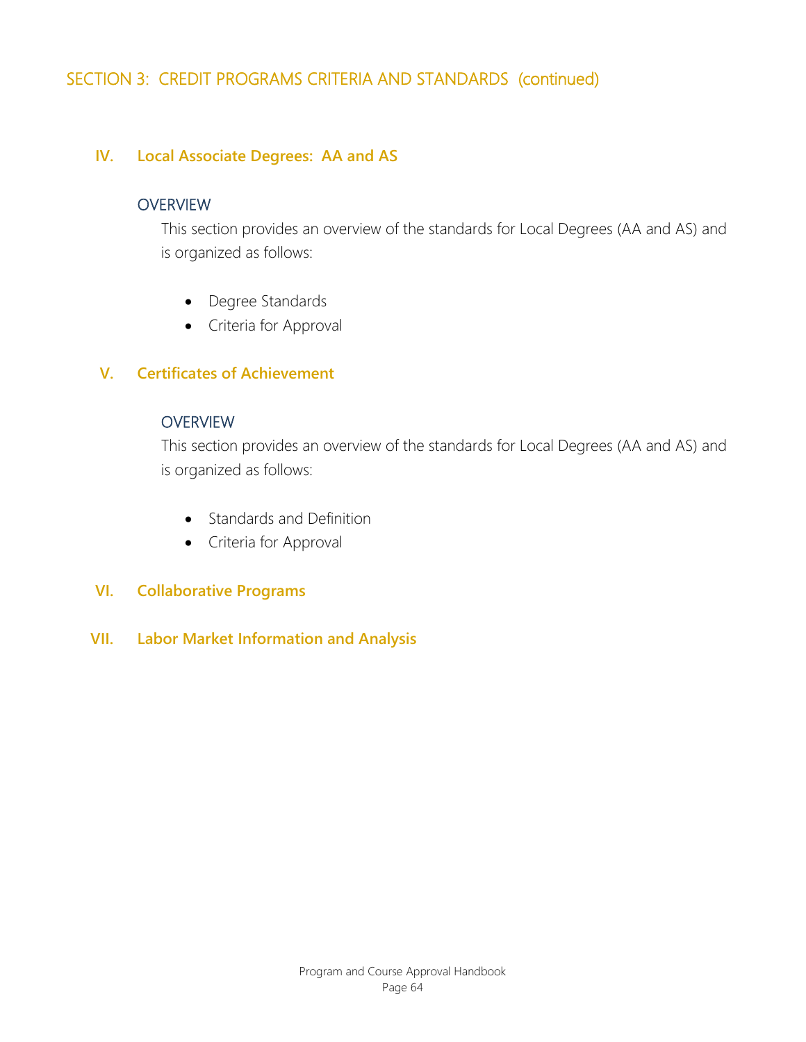# SECTION 3: CREDIT PROGRAMS CRITERIA AND STANDARDS (continued)

## IV. Local Associate Degrees: AA and AS

### OVERVIEW

This section provides an overview of the standards for Local Degrees (AA and AS) and is organized as follows:

- Degree Standards
- Criteria for Approval

## V. Certificates of Achievement

### OVERVIEW

This section provides an overview of the standards for Local Degrees (AA and AS) and is organized as follows:

- Standards and Definition
- Criteria for Approval

## VI. Collaborative Programs

## VII. Labor Market Information and Analysis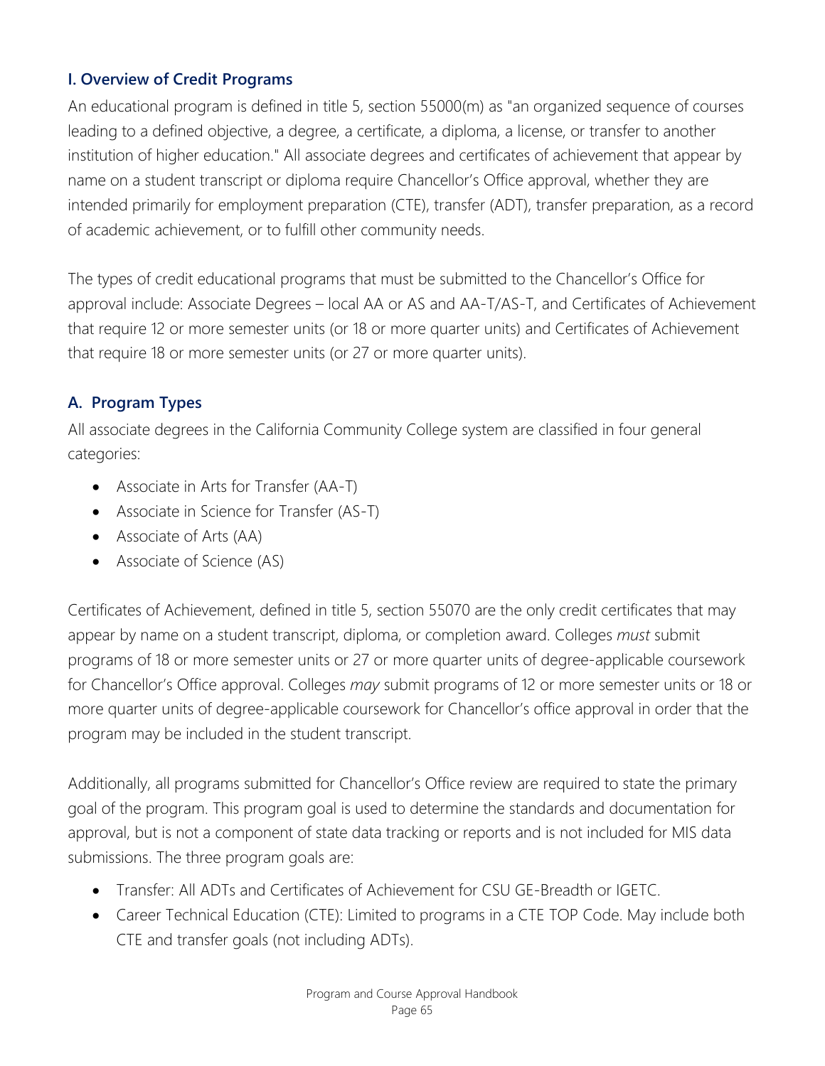## I. Overview of Credit Programs

An educational program is defined in title 5, section 55000(m) as "an organized sequence of courses leading to a defined objective, a degree, a certificate, a diploma, a license, or transfer to another institution of higher education." All associate degrees and certificates of achievement that appear by name on a student transcript or diploma require Chancellor's Office approval, whether they are intended primarily for employment preparation (CTE), transfer (ADT), transfer preparation, as a record of academic achievement, or to fulfill other community needs.

The types of credit educational programs that must be submitted to the Chancellor's Office for approval include: Associate Degrees – local AA or AS and AA-T/AS-T, and Certificates of Achievement that require 12 or more semester units (or 18 or more quarter units) and Certificates of Achievement that require 18 or more semester units (or 27 or more quarter units).

### A. Program Types

All associate degrees in the California Community College system are classified in four general categories:

- Associate in Arts for Transfer (AA-T)
- Associate in Science for Transfer (AS-T)
- Associate of Arts (AA)
- Associate of Science (AS)

Certificates of Achievement, defined in title 5, section 55070 are the only credit certificates that may appear by name on a student transcript, diploma, or completion award. Colleges *must* submit programs of 18 or more semester units or 27 or more quarter units of degree-applicable coursework for Chancellor's Office approval. Colleges *may* submit programs of 12 or more semester units or 18 or more quarter units of degree-applicable coursework for Chancellor's office approval in order that the program may be included in the student transcript.

Additionally, all programs submitted for Chancellor's Office review are required to state the primary goal of the program. This program goal is used to determine the standards and documentation for approval, but is not a component of state data tracking or reports and is not included for MIS data submissions. The three program goals are:

- Transfer: All ADTs and Certificates of Achievement for CSU GE-Breadth or IGETC.
- Career Technical Education (CTE): Limited to programs in a CTE TOP Code. May include both CTE and transfer goals (not including ADTs).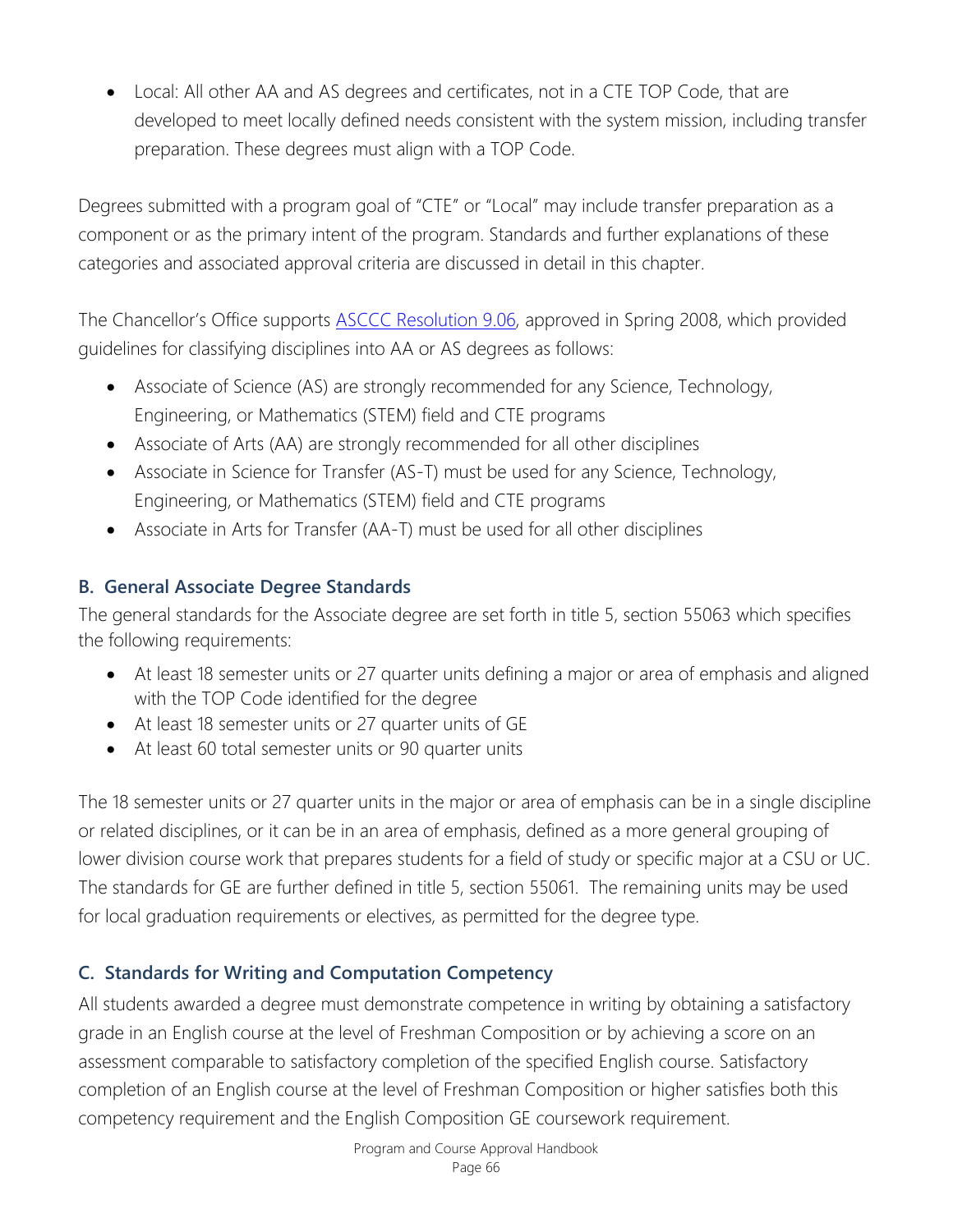- Local: All other AA and AS degrees and certificates, not in a CTE TOP Code, that are developed to meet locally defined needs consistent with the system mission, including transfer preparation. These degrees must align with a TOP Code.

Degrees submitted with a program goal of "CTE" or "Local" may include transfer preparation as a component or as the primary intent of the program. Standards and further explanations of these categories and associated approval criteria are discussed in detail in this chapter.

The Chancellor's Office supports [ASCCC Resolution 9.06](), approved in Spring 2008, which provided guidelines for classifying disciplines into AA or AS degrees as follows:

- Associate of Science (AS) are strongly recommended for any Science, Technology, Engineering, or Mathematics (STEM) field and CTE programs
- Associate of Arts (AA) are strongly recommended for all other disciplines
- Associate in Science for Transfer (AS-T) must be used for any Science, Technology, Engineering, or Mathematics (STEM) field and CTE programs
- Associate in Arts for Transfer (AA-T) must be used for all other disciplines

### B. General Associate Degree Standards

The general standards for the Associate degree are set forth in title 5, section 55063 which specifies the following requirements:

- At least 18 semester units or 27 quarter units defining a major or area of emphasis and aligned with the TOP Code identified for the degree
- At least 18 semester units or 27 quarter units of GE
- At least 60 total semester units or 90 quarter units

The 18 semester units or 27 quarter units in the major or area of emphasis can be in a single discipline or related disciplines, or it can be in an area of emphasis, defined as a more general grouping of lower division course work that prepares students for a field of study or specific major at a CSU or UC. The standards for GE are further defined in title 5, section 55061. The remaining units may be used for local graduation requirements or electives, as permitted for the degree type.

### C. Standards for Writing and Computation Competency

All students awarded a degree must demonstrate competence in writing by obtaining a satisfactory grade in an English course at the level of Freshman Composition or by achieving a score on an assessment comparable to satisfactory completion of the specified English course. Satisfactory completion of an English course at the level of Freshman Composition or higher satisfies both this competency requirement and the English Composition GE coursework requirement.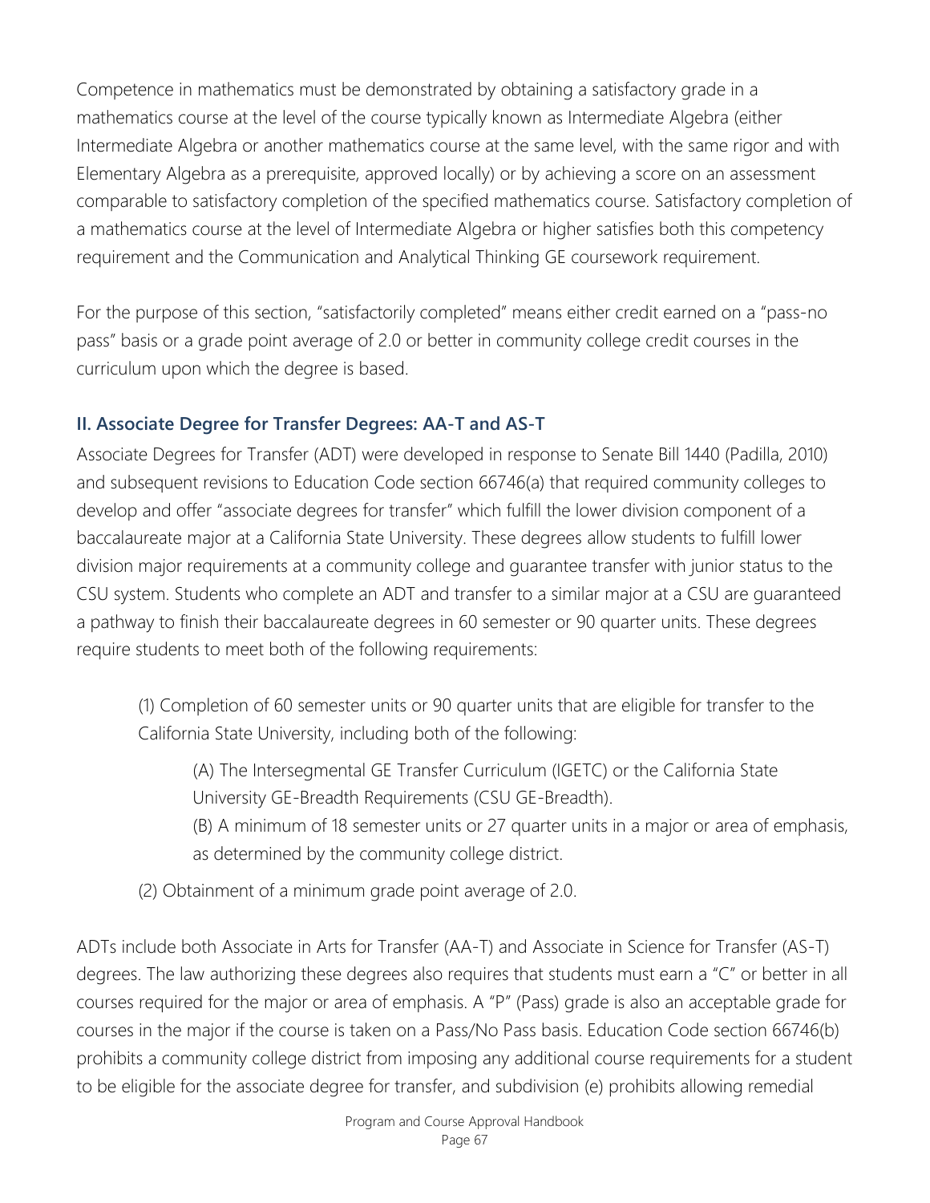Competence in mathematics must be demonstrated by obtaining a satisfactory grade in a mathematics course at the level of the course typically known as Intermediate Algebra (either Intermediate Algebra or another mathematics course at the same level, with the same rigor and with Elementary Algebra as a prerequisite, approved locally) or by achieving a score on an assessment comparable to satisfactory completion of the specified mathematics course. Satisfactory completion of a mathematics course at the level of Intermediate Algebra or higher satisfies both this competency requirement and the Communication and Analytical Thinking GE coursework requirement.

For the purpose of this section, "satisfactorily completed" means either credit earned on a "pass-no pass" basis or a grade point average of 2.0 or better in community college credit courses in the curriculum upon which the degree is based.

### II. Associate Degree for Transfer Degrees: AA-T and AS-T

Associate Degrees for Transfer (ADT) were developed in response to Senate Bill 1440 (Padilla, 2010) and subsequent revisions to Education Code section 66746(a) that required community colleges to develop and offer "associate degrees for transfer" which fulfill the lower division component of a baccalaureate major at a California State University. These degrees allow students to fulfill lower division major requirements at a community college and guarantee transfer with junior status to the CSU system. Students who complete an ADT and transfer to a similar major at a CSU are guaranteed a pathway to finish their baccalaureate degrees in 60 semester or 90 quarter units. These degrees require students to meet both of the following requirements:

> (1) Completion of 60 semester units or 90 quarter units that are eligible for transfer to the California State University, including both of the following:
>
> > (A) The Intersegmental GE Transfer Curriculum (IGETC) or the California State University GE-Breadth Requirements (CSU GE-Breadth).
> >
> > (B) A minimum of 18 semester units or 27 quarter units in a major or area of emphasis, as determined by the community college district.
>
> (2) Obtainment of a minimum grade point average of 2.0.

ADTs include both Associate in Arts for Transfer (AA-T) and Associate in Science for Transfer (AS-T) degrees. The law authorizing these degrees also requires that students must earn a "C" or better in all courses required for the major or area of emphasis. A "P" (Pass) grade is also an acceptable grade for courses in the major if the course is taken on a Pass/No Pass basis. Education Code section 66746(b) prohibits a community college district from imposing any additional course requirements for a student to be eligible for the associate degree for transfer, and subdivision (e) prohibits allowing remedial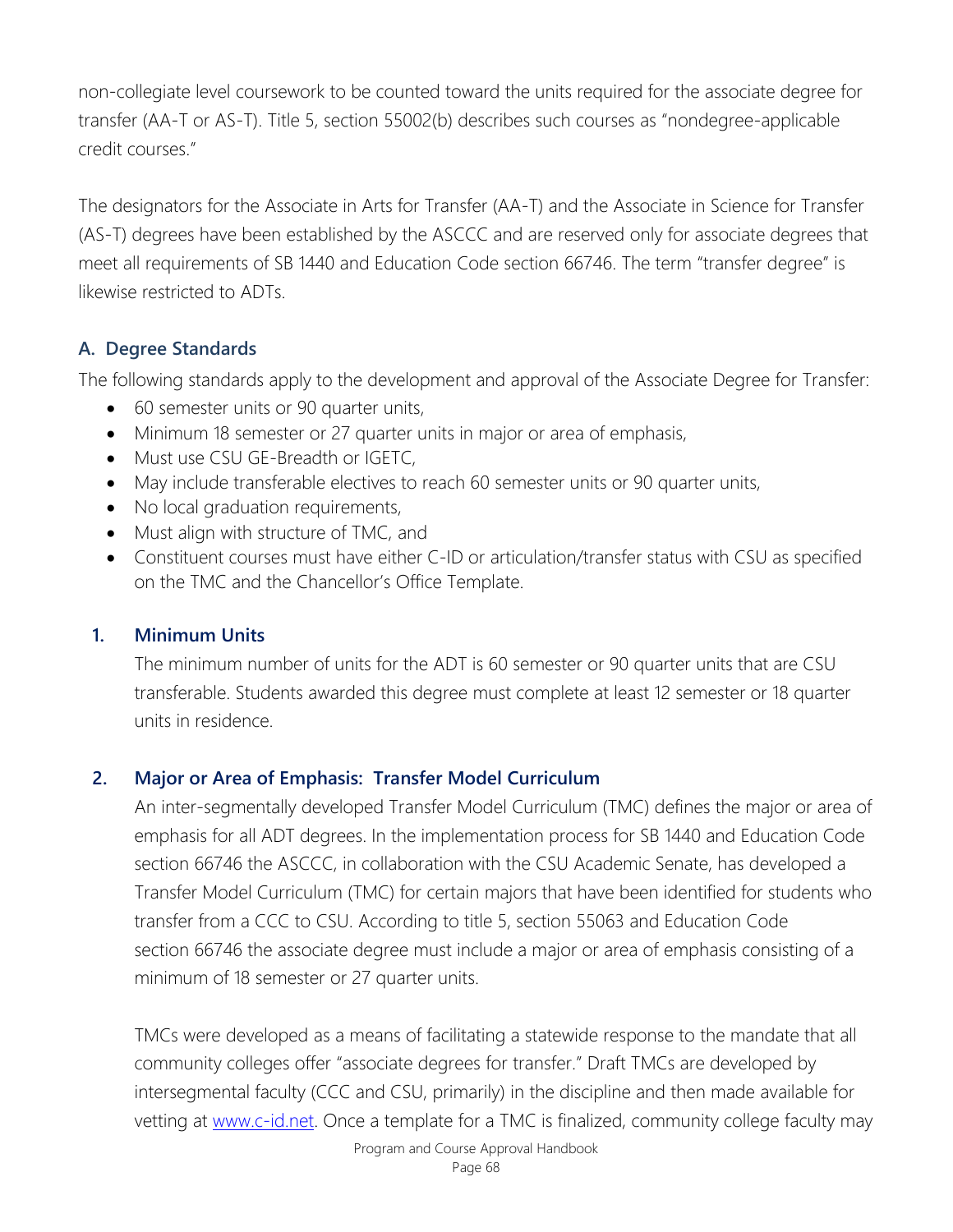non-collegiate level coursework to be counted toward the units required for the associate degree for transfer (AA-T or AS-T). Title 5, section 55002(b) describes such courses as "nondegree-applicable credit courses."

The designators for the Associate in Arts for Transfer (AA-T) and the Associate in Science for Transfer (AS-T) degrees have been established by the ASCCC and are reserved only for associate degrees that meet all requirements of SB 1440 and Education Code section 66746. The term "transfer degree" is likewise restricted to ADTs.

### A. Degree Standards

The following standards apply to the development and approval of the Associate Degree for Transfer:

- 60 semester units or 90 quarter units,
- Minimum 18 semester or 27 quarter units in major or area of emphasis,
- Must use CSU GE-Breadth or IGETC,
- May include transferable electives to reach 60 semester units or 90 quarter units,
- No local graduation requirements,
- Must align with structure of TMC, and
- Constituent courses must have either C-ID or articulation/transfer status with CSU as specified on the TMC and the Chancellor's Office Template.

#### 1. Minimum Units

The minimum number of units for the ADT is 60 semester or 90 quarter units that are CSU transferable. Students awarded this degree must complete at least 12 semester or 18 quarter units in residence.

#### 2. Major or Area of Emphasis: Transfer Model Curriculum

An inter-segmentally developed Transfer Model Curriculum (TMC) defines the major or area of emphasis for all ADT degrees. In the implementation process for SB 1440 and Education Code section 66746 the ASCCC, in collaboration with the CSU Academic Senate, has developed a Transfer Model Curriculum (TMC) for certain majors that have been identified for students who transfer from a CCC to CSU. According to title 5, section 55063 and Education Code section 66746 the associate degree must include a major or area of emphasis consisting of a minimum of 18 semester or 27 quarter units.

TMCs were developed as a means of facilitating a statewide response to the mandate that all community colleges offer "associate degrees for transfer." Draft TMCs are developed by intersegmental faculty (CCC and CSU, primarily) in the discipline and then made available for vetting at [www.c-id.net](www.c-id.net). Once a template for a TMC is finalized, community college faculty may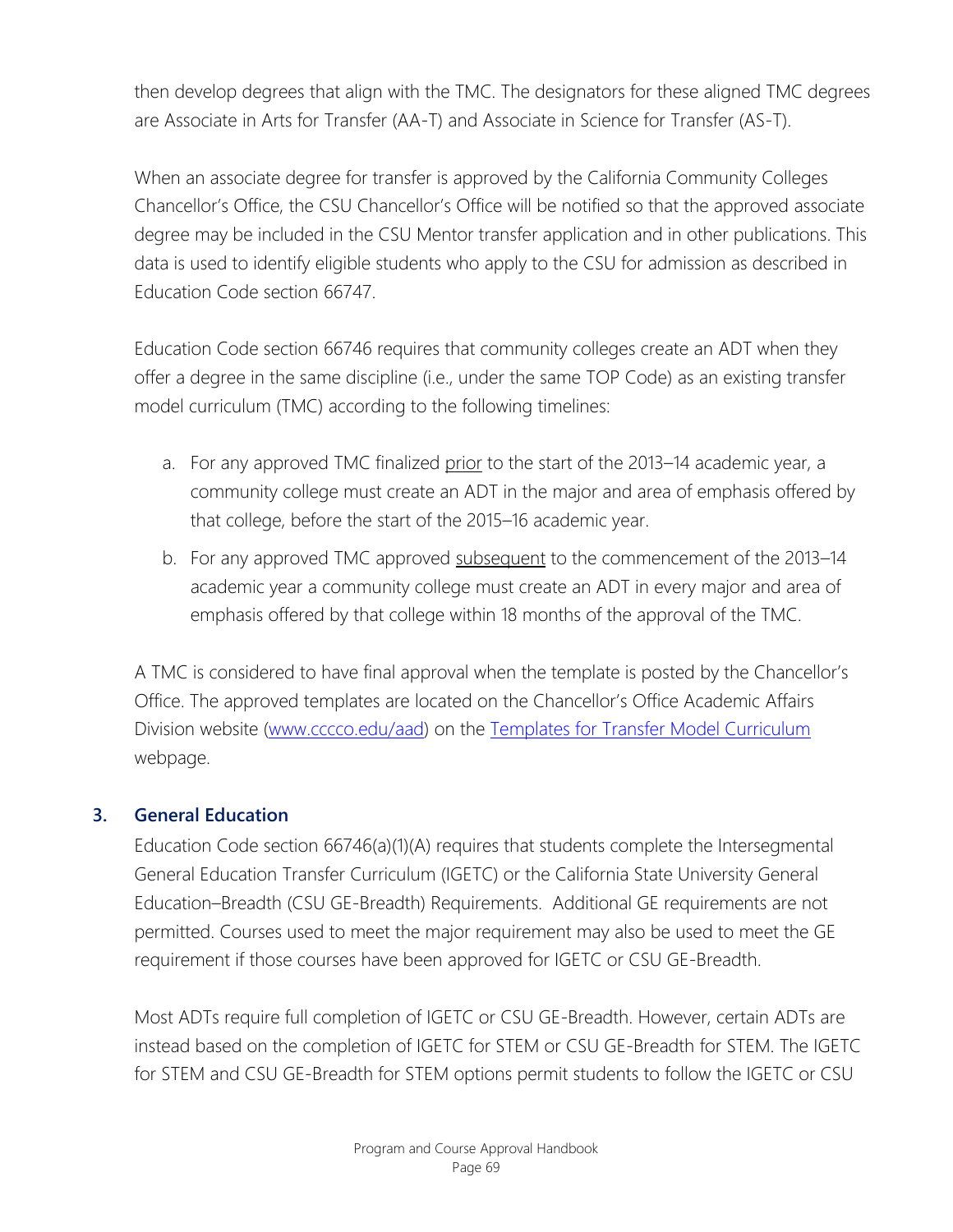then develop degrees that align with the TMC. The designators for these aligned TMC degrees are Associate in Arts for Transfer (AA-T) and Associate in Science for Transfer (AS-T).

When an associate degree for transfer is approved by the California Community Colleges Chancellor's Office, the CSU Chancellor's Office will be notified so that the approved associate degree may be included in the CSU Mentor transfer application and in other publications. This data is used to identify eligible students who apply to the CSU for admission as described in Education Code section 66747.

Education Code section 66746 requires that community colleges create an ADT when they offer a degree in the same discipline (i.e., under the same TOP Code) as an existing transfer model curriculum (TMC) according to the following timelines:

a. For any approved TMC finalized <u>prior</u> to the start of the 2013–14 academic year, a community college must create an ADT in the major and area of emphasis offered by that college, before the start of the 2015–16 academic year.

b. For any approved TMC approved <u>subsequent</u> to the commencement of the 2013–14 academic year a community college must create an ADT in every major and area of emphasis offered by that college within 18 months of the approval of the TMC.

A TMC is considered to have final approval when the template is posted by the Chancellor's Office. The approved templates are located on the Chancellor's Office Academic Affairs Division website ([www.cccco.edu/aad](http://www.cccco.edu/aad)) on the [Templates for Transfer Model Curriculum]() webpage.

### 3. General Education

Education Code section 66746(a)(1)(A) requires that students complete the Intersegmental General Education Transfer Curriculum (IGETC) or the California State University General Education–Breadth (CSU GE-Breadth) Requirements. Additional GE requirements are not permitted. Courses used to meet the major requirement may also be used to meet the GE requirement if those courses have been approved for IGETC or CSU GE-Breadth.

Most ADTs require full completion of IGETC or CSU GE-Breadth. However, certain ADTs are instead based on the completion of IGETC for STEM or CSU GE-Breadth for STEM. The IGETC for STEM and CSU GE-Breadth for STEM options permit students to follow the IGETC or CSU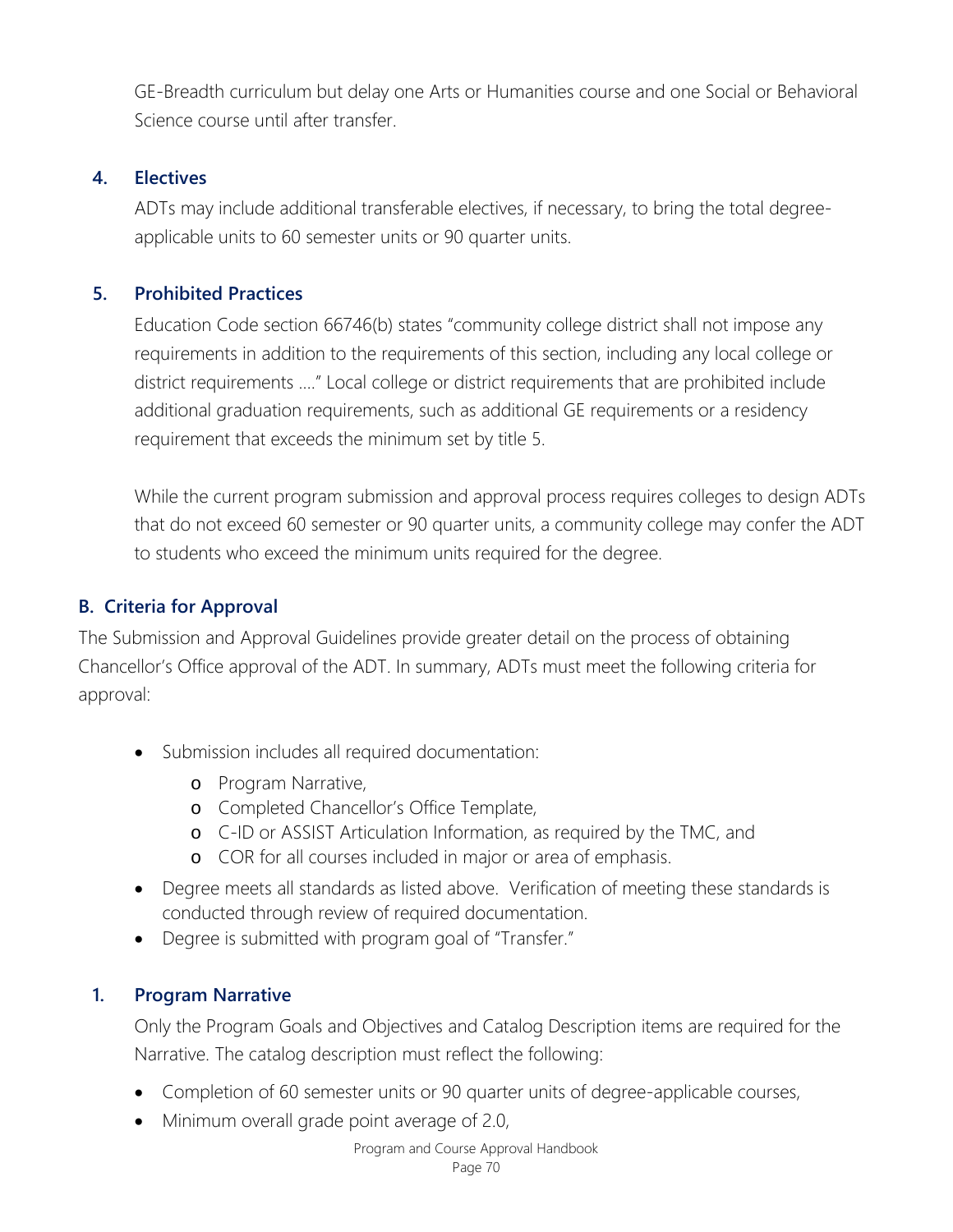GE-Breadth curriculum but delay one Arts or Humanities course and one Social or Behavioral Science course until after transfer.

### 4. Electives

ADTs may include additional transferable electives, if necessary, to bring the total degree-applicable units to 60 semester units or 90 quarter units.

### 5. Prohibited Practices

Education Code section 66746(b) states "community college district shall not impose any requirements in addition to the requirements of this section, including any local college or district requirements …." Local college or district requirements that are prohibited include additional graduation requirements, such as additional GE requirements or a residency requirement that exceeds the minimum set by title 5.

While the current program submission and approval process requires colleges to design ADTs that do not exceed 60 semester or 90 quarter units, a community college may confer the ADT to students who exceed the minimum units required for the degree.

## B. Criteria for Approval

The Submission and Approval Guidelines provide greater detail on the process of obtaining Chancellor's Office approval of the ADT. In summary, ADTs must meet the following criteria for approval:

- Submission includes all required documentation:
  - Program Narrative,
  - Completed Chancellor's Office Template,
  - C-ID or ASSIST Articulation Information, as required by the TMC, and
  - COR for all courses included in major or area of emphasis.
- Degree meets all standards as listed above. Verification of meeting these standards is conducted through review of required documentation.
- Degree is submitted with program goal of "Transfer."

### 1. Program Narrative

Only the Program Goals and Objectives and Catalog Description items are required for the Narrative. The catalog description must reflect the following:

- Completion of 60 semester units or 90 quarter units of degree-applicable courses,
- Minimum overall grade point average of 2.0,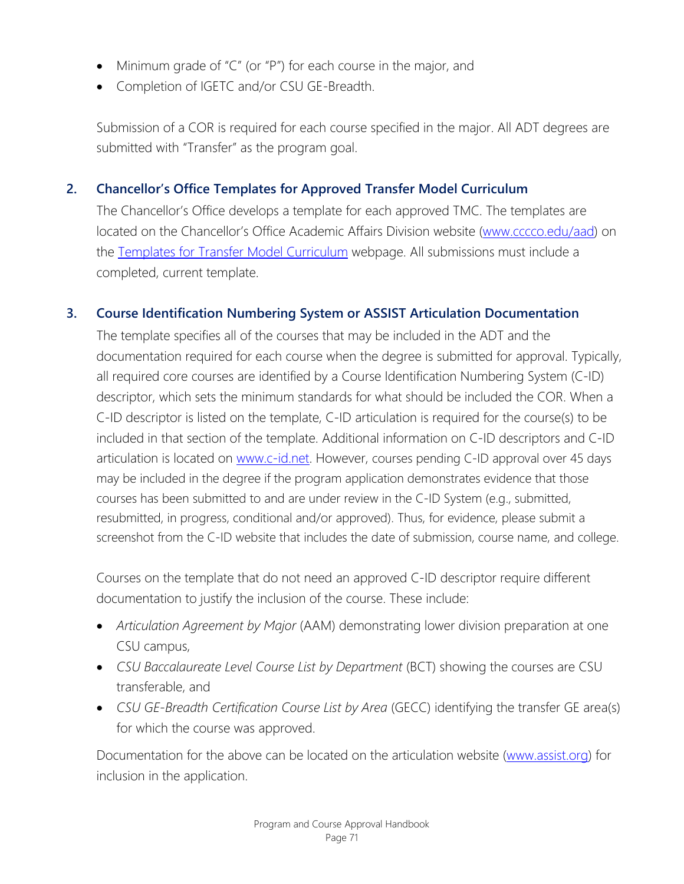- Minimum grade of "C" (or "P") for each course in the major, and
- Completion of IGETC and/or CSU GE-Breadth.

Submission of a COR is required for each course specified in the major. All ADT degrees are submitted with "Transfer" as the program goal.

### 2. Chancellor's Office Templates for Approved Transfer Model Curriculum

The Chancellor's Office develops a template for each approved TMC. The templates are located on the Chancellor's Office Academic Affairs Division website (www.cccco.edu/aad) on the Templates for Transfer Model Curriculum webpage. All submissions must include a completed, current template.

### 3. Course Identification Numbering System or ASSIST Articulation Documentation

The template specifies all of the courses that may be included in the ADT and the documentation required for each course when the degree is submitted for approval. Typically, all required core courses are identified by a Course Identification Numbering System (C-ID) descriptor, which sets the minimum standards for what should be included the COR. When a C-ID descriptor is listed on the template, C-ID articulation is required for the course(s) to be included in that section of the template. Additional information on C-ID descriptors and C-ID articulation is located on www.c-id.net. However, courses pending C-ID approval over 45 days may be included in the degree if the program application demonstrates evidence that those courses has been submitted to and are under review in the C-ID System (e.g., submitted, resubmitted, in progress, conditional and/or approved). Thus, for evidence, please submit a screenshot from the C-ID website that includes the date of submission, course name, and college.

Courses on the template that do not need an approved C-ID descriptor require different documentation to justify the inclusion of the course. These include:

- *Articulation Agreement by Major* (AAM) demonstrating lower division preparation at one CSU campus,
- *CSU Baccalaureate Level Course List by Department* (BCT) showing the courses are CSU transferable, and
- *CSU GE-Breadth Certification Course List by Area* (GECC) identifying the transfer GE area(s) for which the course was approved.

Documentation for the above can be located on the articulation website (www.assist.org) for inclusion in the application.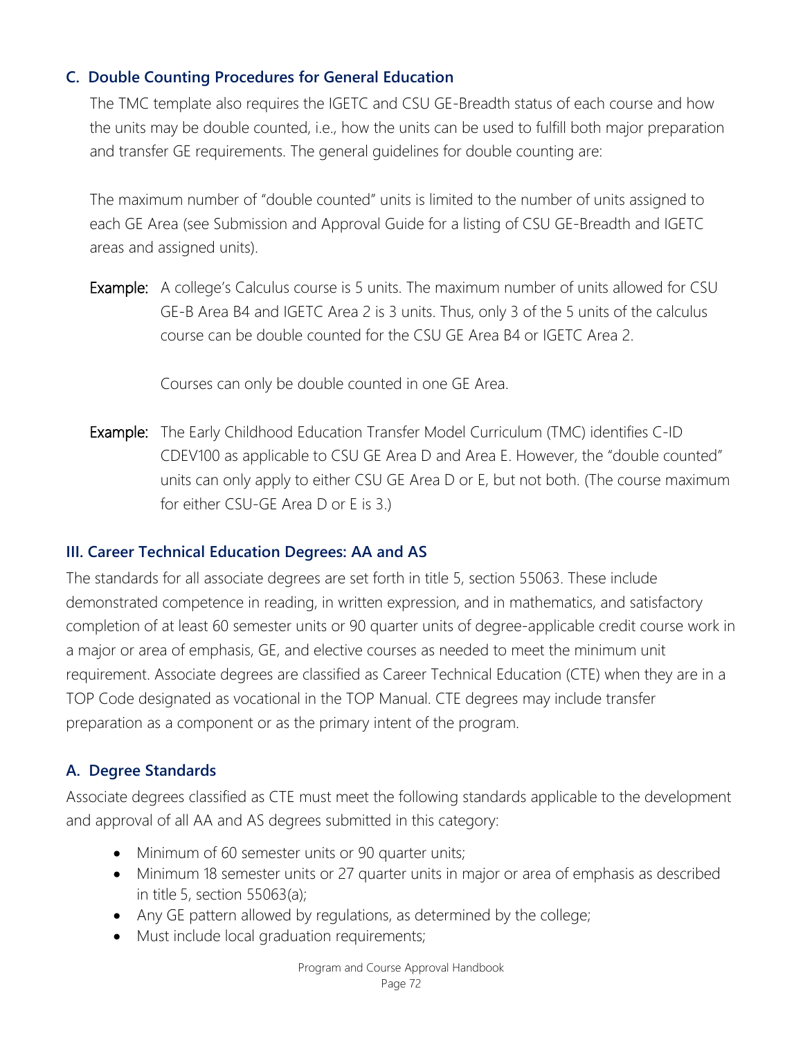### C. Double Counting Procedures for General Education

The TMC template also requires the IGETC and CSU GE-Breadth status of each course and how the units may be double counted, i.e., how the units can be used to fulfill both major preparation and transfer GE requirements. The general guidelines for double counting are:

The maximum number of "double counted" units is limited to the number of units assigned to each GE Area (see Submission and Approval Guide for a listing of CSU GE-Breadth and IGETC areas and assigned units).

**Example:** A college's Calculus course is 5 units. The maximum number of units allowed for CSU GE-B Area B4 and IGETC Area 2 is 3 units. Thus, only 3 of the 5 units of the calculus course can be double counted for the CSU GE Area B4 or IGETC Area 2.

Courses can only be double counted in one GE Area.

**Example:** The Early Childhood Education Transfer Model Curriculum (TMC) identifies C-ID CDEV100 as applicable to CSU GE Area D and Area E. However, the "double counted" units can only apply to either CSU GE Area D or E, but not both. (The course maximum for either CSU-GE Area D or E is 3.)

## III. Career Technical Education Degrees: AA and AS

The standards for all associate degrees are set forth in title 5, section 55063. These include demonstrated competence in reading, in written expression, and in mathematics, and satisfactory completion of at least 60 semester units or 90 quarter units of degree-applicable credit course work in a major or area of emphasis, GE, and elective courses as needed to meet the minimum unit requirement. Associate degrees are classified as Career Technical Education (CTE) when they are in a TOP Code designated as vocational in the TOP Manual. CTE degrees may include transfer preparation as a component or as the primary intent of the program.

### A. Degree Standards

Associate degrees classified as CTE must meet the following standards applicable to the development and approval of all AA and AS degrees submitted in this category:

- Minimum of 60 semester units or 90 quarter units;
- Minimum 18 semester units or 27 quarter units in major or area of emphasis as described in title 5, section 55063(a);
- Any GE pattern allowed by regulations, as determined by the college;
- Must include local graduation requirements;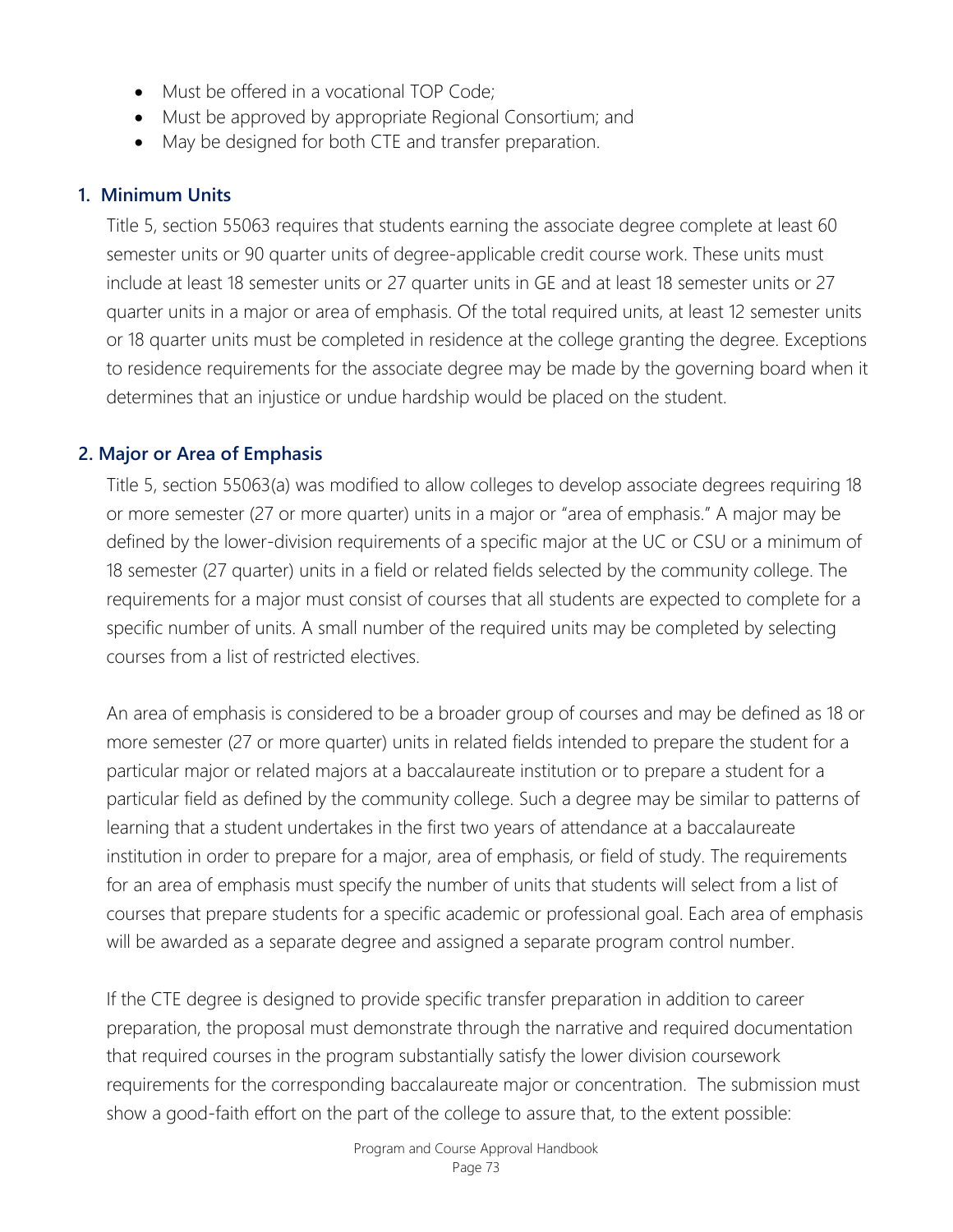- Must be offered in a vocational TOP Code;
- Must be approved by appropriate Regional Consortium; and
- May be designed for both CTE and transfer preparation.

### 1. Minimum Units

Title 5, section 55063 requires that students earning the associate degree complete at least 60 semester units or 90 quarter units of degree-applicable credit course work. These units must include at least 18 semester units or 27 quarter units in GE and at least 18 semester units or 27 quarter units in a major or area of emphasis. Of the total required units, at least 12 semester units or 18 quarter units must be completed in residence at the college granting the degree. Exceptions to residence requirements for the associate degree may be made by the governing board when it determines that an injustice or undue hardship would be placed on the student.

### 2. Major or Area of Emphasis

Title 5, section 55063(a) was modified to allow colleges to develop associate degrees requiring 18 or more semester (27 or more quarter) units in a major or "area of emphasis." A major may be defined by the lower-division requirements of a specific major at the UC or CSU or a minimum of 18 semester (27 quarter) units in a field or related fields selected by the community college. The requirements for a major must consist of courses that all students are expected to complete for a specific number of units. A small number of the required units may be completed by selecting courses from a list of restricted electives.

An area of emphasis is considered to be a broader group of courses and may be defined as 18 or more semester (27 or more quarter) units in related fields intended to prepare the student for a particular major or related majors at a baccalaureate institution or to prepare a student for a particular field as defined by the community college. Such a degree may be similar to patterns of learning that a student undertakes in the first two years of attendance at a baccalaureate institution in order to prepare for a major, area of emphasis, or field of study. The requirements for an area of emphasis must specify the number of units that students will select from a list of courses that prepare students for a specific academic or professional goal. Each area of emphasis will be awarded as a separate degree and assigned a separate program control number.

If the CTE degree is designed to provide specific transfer preparation in addition to career preparation, the proposal must demonstrate through the narrative and required documentation that required courses in the program substantially satisfy the lower division coursework requirements for the corresponding baccalaureate major or concentration. The submission must show a good-faith effort on the part of the college to assure that, to the extent possible: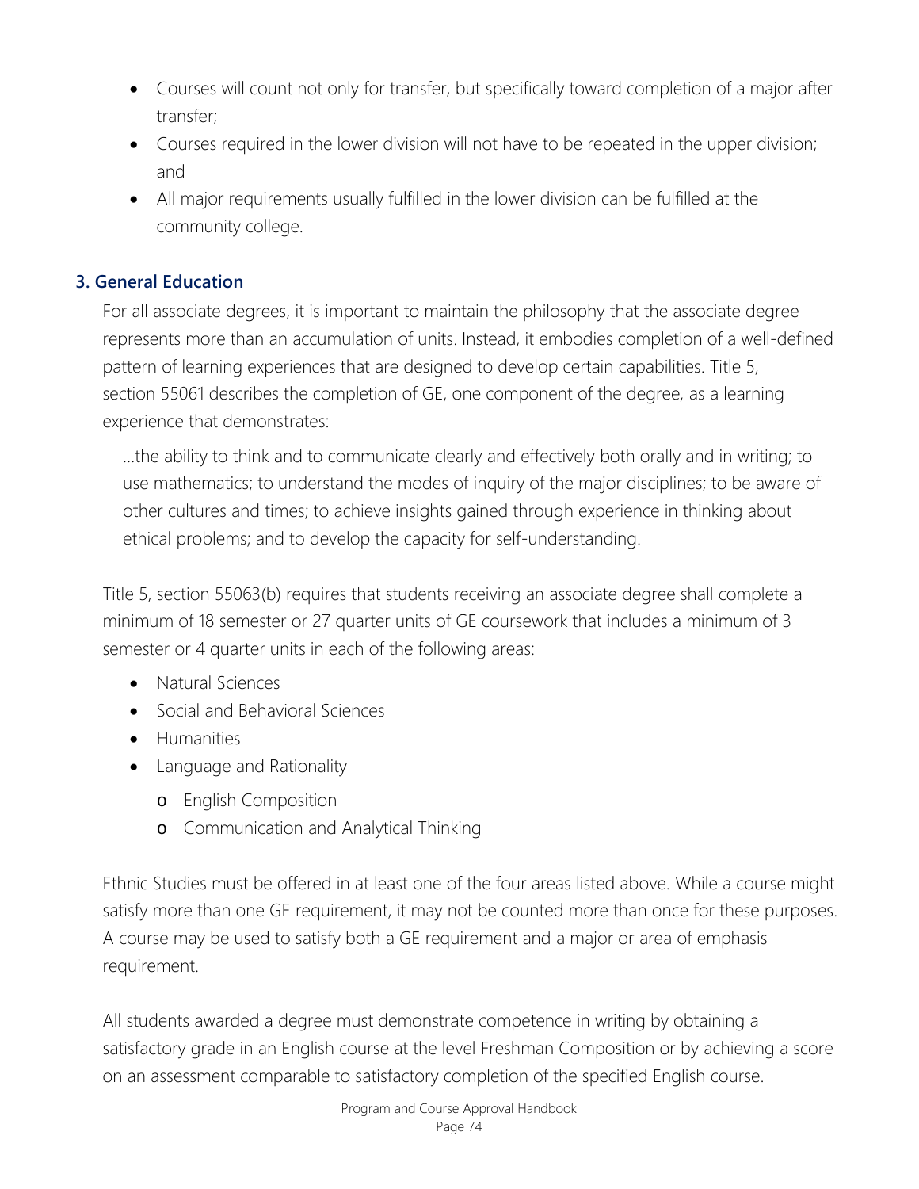- Courses will count not only for transfer, but specifically toward completion of a major after transfer;
- Courses required in the lower division will not have to be repeated in the upper division; and
- All major requirements usually fulfilled in the lower division can be fulfilled at the community college.

### 3. General Education

For all associate degrees, it is important to maintain the philosophy that the associate degree represents more than an accumulation of units. Instead, it embodies completion of a well-defined pattern of learning experiences that are designed to develop certain capabilities. Title 5, section 55061 describes the completion of GE, one component of the degree, as a learning experience that demonstrates:

> …the ability to think and to communicate clearly and effectively both orally and in writing; to use mathematics; to understand the modes of inquiry of the major disciplines; to be aware of other cultures and times; to achieve insights gained through experience in thinking about ethical problems; and to develop the capacity for self-understanding.

Title 5, section 55063(b) requires that students receiving an associate degree shall complete a minimum of 18 semester or 27 quarter units of GE coursework that includes a minimum of 3 semester or 4 quarter units in each of the following areas:

- Natural Sciences
- Social and Behavioral Sciences
- Humanities
- Language and Rationality
  - English Composition
  - Communication and Analytical Thinking

Ethnic Studies must be offered in at least one of the four areas listed above. While a course might satisfy more than one GE requirement, it may not be counted more than once for these purposes. A course may be used to satisfy both a GE requirement and a major or area of emphasis requirement.

All students awarded a degree must demonstrate competence in writing by obtaining a satisfactory grade in an English course at the level Freshman Composition or by achieving a score on an assessment comparable to satisfactory completion of the specified English course.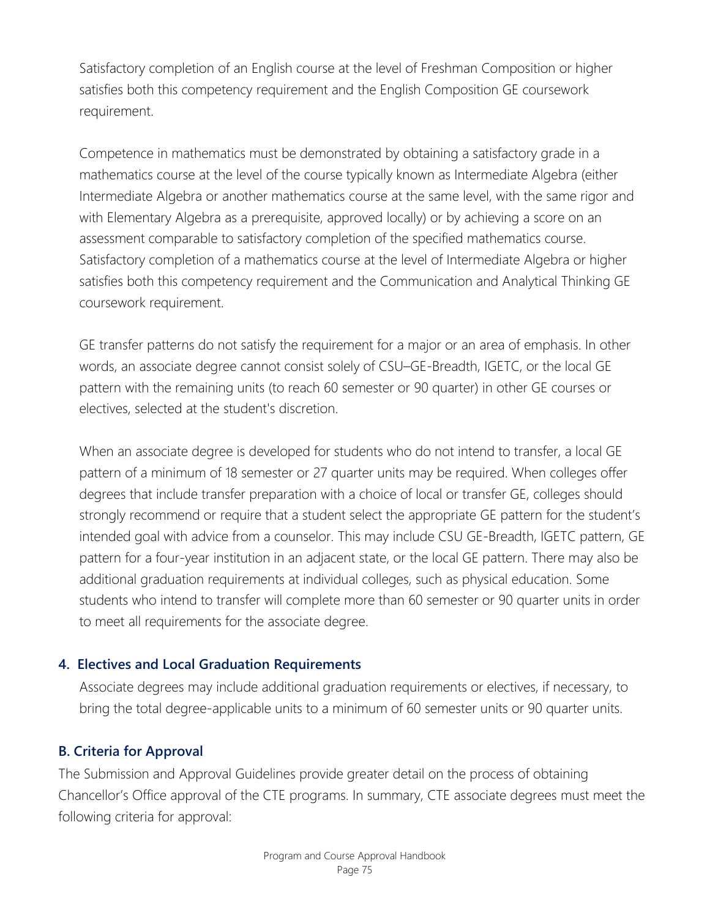Satisfactory completion of an English course at the level of Freshman Composition or higher satisfies both this competency requirement and the English Composition GE coursework requirement.

Competence in mathematics must be demonstrated by obtaining a satisfactory grade in a mathematics course at the level of the course typically known as Intermediate Algebra (either Intermediate Algebra or another mathematics course at the same level, with the same rigor and with Elementary Algebra as a prerequisite, approved locally) or by achieving a score on an assessment comparable to satisfactory completion of the specified mathematics course. Satisfactory completion of a mathematics course at the level of Intermediate Algebra or higher satisfies both this competency requirement and the Communication and Analytical Thinking GE coursework requirement.

GE transfer patterns do not satisfy the requirement for a major or an area of emphasis. In other words, an associate degree cannot consist solely of CSU–GE-Breadth, IGETC, or the local GE pattern with the remaining units (to reach 60 semester or 90 quarter) in other GE courses or electives, selected at the student's discretion.

When an associate degree is developed for students who do not intend to transfer, a local GE pattern of a minimum of 18 semester or 27 quarter units may be required. When colleges offer degrees that include transfer preparation with a choice of local or transfer GE, colleges should strongly recommend or require that a student select the appropriate GE pattern for the student's intended goal with advice from a counselor. This may include CSU GE-Breadth, IGETC pattern, GE pattern for a four-year institution in an adjacent state, or the local GE pattern. There may also be additional graduation requirements at individual colleges, such as physical education. Some students who intend to transfer will complete more than 60 semester or 90 quarter units in order to meet all requirements for the associate degree.

### 4. Electives and Local Graduation Requirements

Associate degrees may include additional graduation requirements or electives, if necessary, to bring the total degree-applicable units to a minimum of 60 semester units or 90 quarter units.

## B. Criteria for Approval

The Submission and Approval Guidelines provide greater detail on the process of obtaining Chancellor's Office approval of the CTE programs. In summary, CTE associate degrees must meet the following criteria for approval: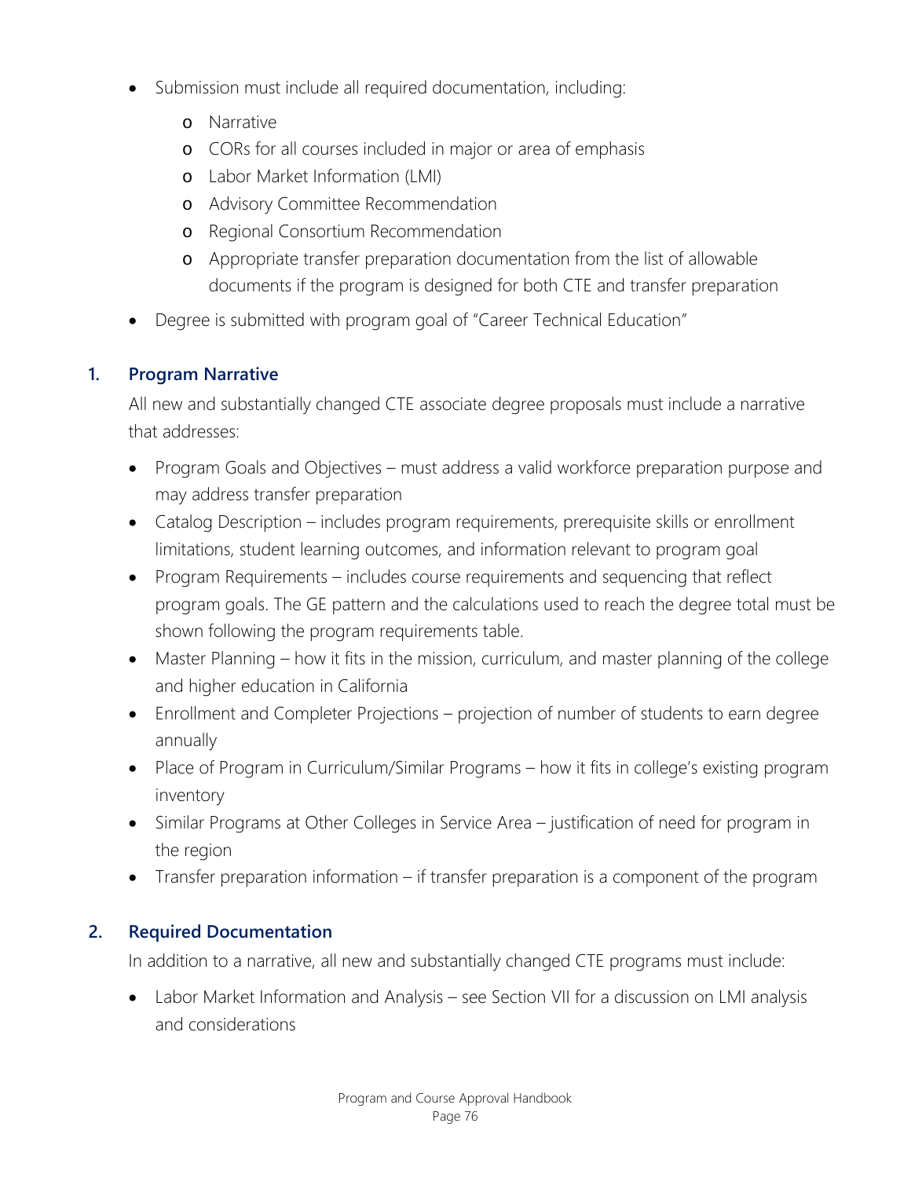- Submission must include all required documentation, including:
  - Narrative
  - CORs for all courses included in major or area of emphasis
  - Labor Market Information (LMI)
  - Advisory Committee Recommendation
  - Regional Consortium Recommendation
  - Appropriate transfer preparation documentation from the list of allowable documents if the program is designed for both CTE and transfer preparation
- Degree is submitted with program goal of "Career Technical Education"

### 1. Program Narrative

All new and substantially changed CTE associate degree proposals must include a narrative that addresses:

- Program Goals and Objectives – must address a valid workforce preparation purpose and may address transfer preparation
- Catalog Description – includes program requirements, prerequisite skills or enrollment limitations, student learning outcomes, and information relevant to program goal
- Program Requirements – includes course requirements and sequencing that reflect program goals. The GE pattern and the calculations used to reach the degree total must be shown following the program requirements table.
- Master Planning – how it fits in the mission, curriculum, and master planning of the college and higher education in California
- Enrollment and Completer Projections – projection of number of students to earn degree annually
- Place of Program in Curriculum/Similar Programs – how it fits in college's existing program inventory
- Similar Programs at Other Colleges in Service Area – justification of need for program in the region
- Transfer preparation information – if transfer preparation is a component of the program

### 2. Required Documentation

In addition to a narrative, all new and substantially changed CTE programs must include:

- Labor Market Information and Analysis – see Section VII for a discussion on LMI analysis and considerations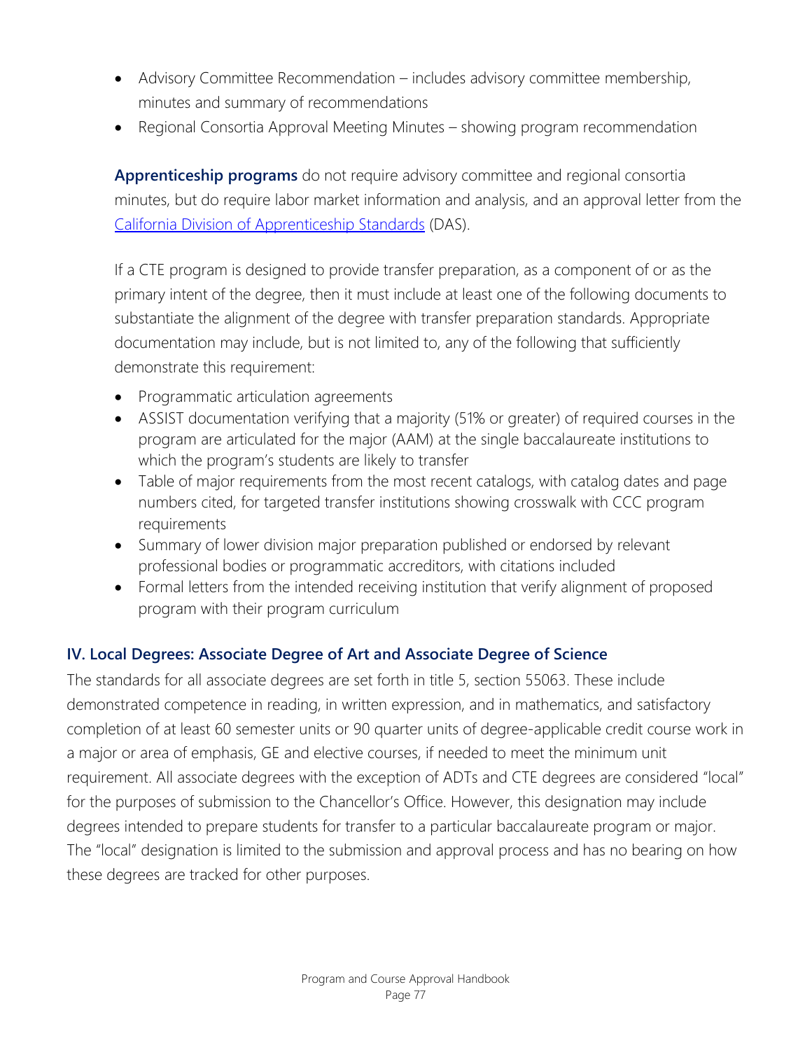- Advisory Committee Recommendation – includes advisory committee membership, minutes and summary of recommendations
- Regional Consortia Approval Meeting Minutes – showing program recommendation

**Apprenticeship programs** do not require advisory committee and regional consortia minutes, but do require labor market information and analysis, and an approval letter from the California Division of Apprenticeship Standards (DAS).

If a CTE program is designed to provide transfer preparation, as a component of or as the primary intent of the degree, then it must include at least one of the following documents to substantiate the alignment of the degree with transfer preparation standards. Appropriate documentation may include, but is not limited to, any of the following that sufficiently demonstrate this requirement:

- Programmatic articulation agreements
- ASSIST documentation verifying that a majority (51% or greater) of required courses in the program are articulated for the major (AAM) at the single baccalaureate institutions to which the program's students are likely to transfer
- Table of major requirements from the most recent catalogs, with catalog dates and page numbers cited, for targeted transfer institutions showing crosswalk with CCC program requirements
- Summary of lower division major preparation published or endorsed by relevant professional bodies or programmatic accreditors, with citations included
- Formal letters from the intended receiving institution that verify alignment of proposed program with their program curriculum

## IV. Local Degrees: Associate Degree of Art and Associate Degree of Science

The standards for all associate degrees are set forth in title 5, section 55063. These include demonstrated competence in reading, in written expression, and in mathematics, and satisfactory completion of at least 60 semester units or 90 quarter units of degree-applicable credit course work in a major or area of emphasis, GE and elective courses, if needed to meet the minimum unit requirement. All associate degrees with the exception of ADTs and CTE degrees are considered "local" for the purposes of submission to the Chancellor's Office. However, this designation may include degrees intended to prepare students for transfer to a particular baccalaureate program or major. The "local" designation is limited to the submission and approval process and has no bearing on how these degrees are tracked for other purposes.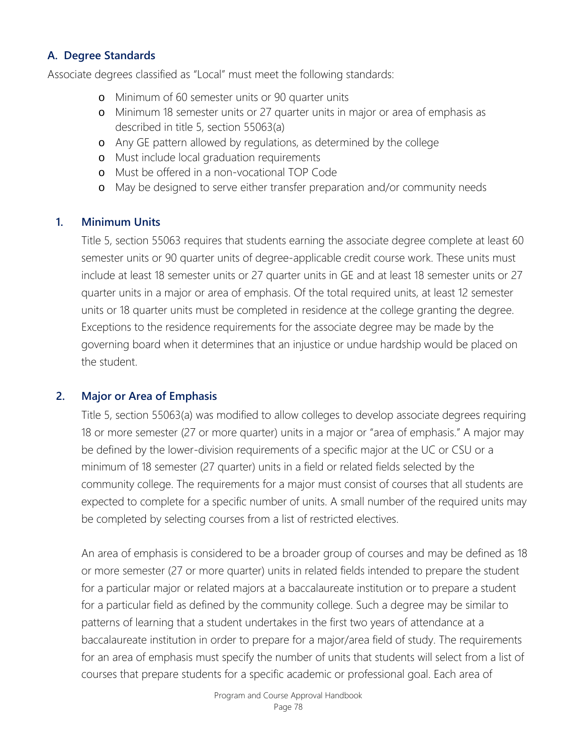### A. Degree Standards

Associate degrees classified as "Local" must meet the following standards:

- Minimum of 60 semester units or 90 quarter units
- Minimum 18 semester units or 27 quarter units in major or area of emphasis as described in title 5, section 55063(a)
- Any GE pattern allowed by regulations, as determined by the college
- Must include local graduation requirements
- Must be offered in a non-vocational TOP Code
- May be designed to serve either transfer preparation and/or community needs

#### 1. Minimum Units

Title 5, section 55063 requires that students earning the associate degree complete at least 60 semester units or 90 quarter units of degree-applicable credit course work. These units must include at least 18 semester units or 27 quarter units in GE and at least 18 semester units or 27 quarter units in a major or area of emphasis. Of the total required units, at least 12 semester units or 18 quarter units must be completed in residence at the college granting the degree. Exceptions to the residence requirements for the associate degree may be made by the governing board when it determines that an injustice or undue hardship would be placed on the student.

#### 2. Major or Area of Emphasis

Title 5, section 55063(a) was modified to allow colleges to develop associate degrees requiring 18 or more semester (27 or more quarter) units in a major or "area of emphasis." A major may be defined by the lower-division requirements of a specific major at the UC or CSU or a minimum of 18 semester (27 quarter) units in a field or related fields selected by the community college. The requirements for a major must consist of courses that all students are expected to complete for a specific number of units. A small number of the required units may be completed by selecting courses from a list of restricted electives.

An area of emphasis is considered to be a broader group of courses and may be defined as 18 or more semester (27 or more quarter) units in related fields intended to prepare the student for a particular major or related majors at a baccalaureate institution or to prepare a student for a particular field as defined by the community college. Such a degree may be similar to patterns of learning that a student undertakes in the first two years of attendance at a baccalaureate institution in order to prepare for a major/area field of study. The requirements for an area of emphasis must specify the number of units that students will select from a list of courses that prepare students for a specific academic or professional goal. Each area of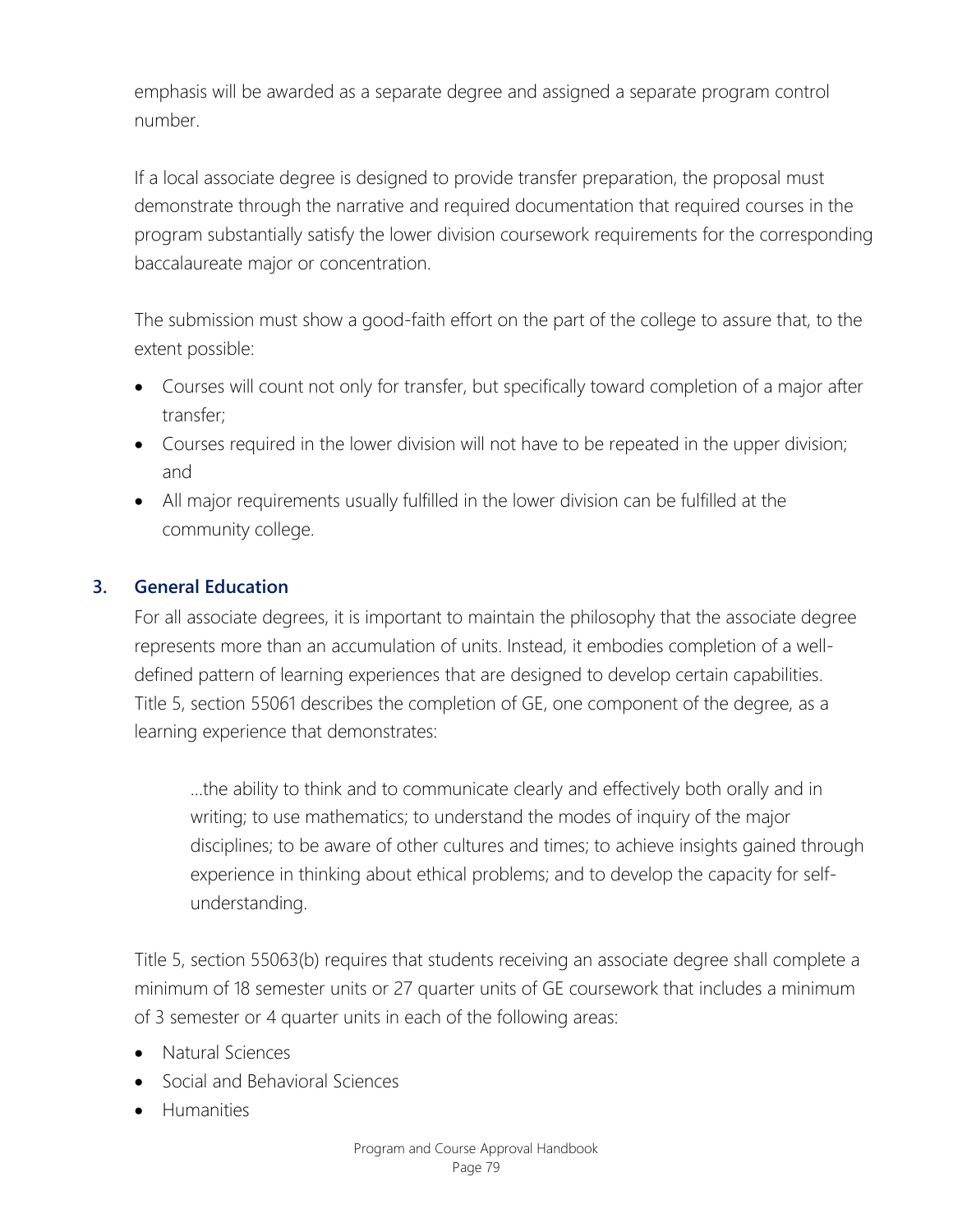emphasis will be awarded as a separate degree and assigned a separate program control number.

If a local associate degree is designed to provide transfer preparation, the proposal must demonstrate through the narrative and required documentation that required courses in the program substantially satisfy the lower division coursework requirements for the corresponding baccalaureate major or concentration.

The submission must show a good-faith effort on the part of the college to assure that, to the extent possible:

- Courses will count not only for transfer, but specifically toward completion of a major after transfer;
- Courses required in the lower division will not have to be repeated in the upper division; and
- All major requirements usually fulfilled in the lower division can be fulfilled at the community college.

### 3. General Education

For all associate degrees, it is important to maintain the philosophy that the associate degree represents more than an accumulation of units. Instead, it embodies completion of a well-defined pattern of learning experiences that are designed to develop certain capabilities. Title 5, section 55061 describes the completion of GE, one component of the degree, as a learning experience that demonstrates:

> …the ability to think and to communicate clearly and effectively both orally and in writing; to use mathematics; to understand the modes of inquiry of the major disciplines; to be aware of other cultures and times; to achieve insights gained through experience in thinking about ethical problems; and to develop the capacity for self-understanding.

Title 5, section 55063(b) requires that students receiving an associate degree shall complete a minimum of 18 semester units or 27 quarter units of GE coursework that includes a minimum of 3 semester or 4 quarter units in each of the following areas:

- Natural Sciences
- Social and Behavioral Sciences
- Humanities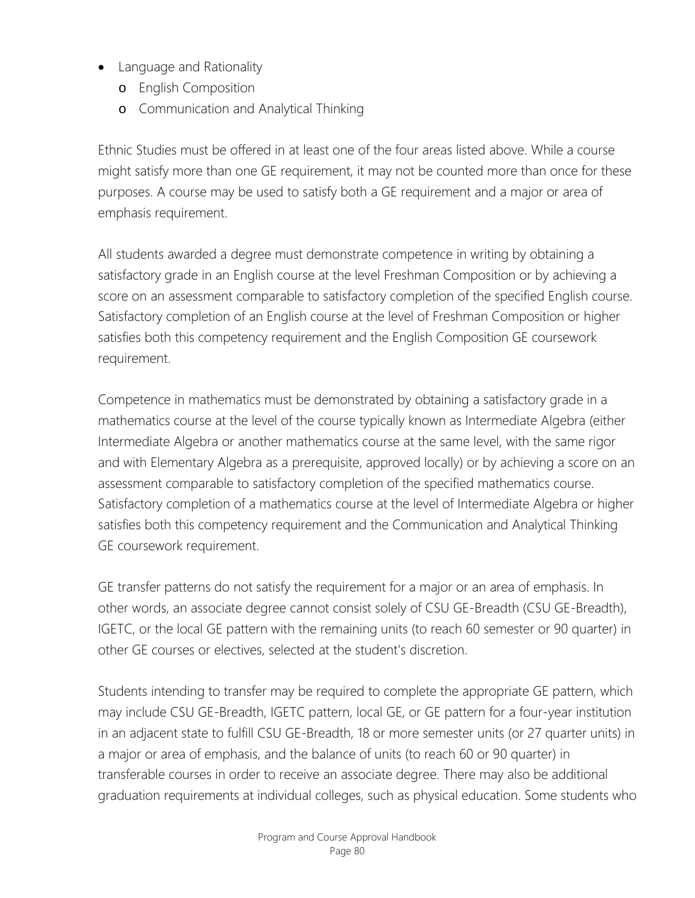- Language and Rationality
  - English Composition
  - Communication and Analytical Thinking

Ethnic Studies must be offered in at least one of the four areas listed above. While a course might satisfy more than one GE requirement, it may not be counted more than once for these purposes. A course may be used to satisfy both a GE requirement and a major or area of emphasis requirement.

All students awarded a degree must demonstrate competence in writing by obtaining a satisfactory grade in an English course at the level Freshman Composition or by achieving a score on an assessment comparable to satisfactory completion of the specified English course. Satisfactory completion of an English course at the level of Freshman Composition or higher satisfies both this competency requirement and the English Composition GE coursework requirement.

Competence in mathematics must be demonstrated by obtaining a satisfactory grade in a mathematics course at the level of the course typically known as Intermediate Algebra (either Intermediate Algebra or another mathematics course at the same level, with the same rigor and with Elementary Algebra as a prerequisite, approved locally) or by achieving a score on an assessment comparable to satisfactory completion of the specified mathematics course. Satisfactory completion of a mathematics course at the level of Intermediate Algebra or higher satisfies both this competency requirement and the Communication and Analytical Thinking GE coursework requirement.

GE transfer patterns do not satisfy the requirement for a major or an area of emphasis. In other words, an associate degree cannot consist solely of CSU GE-Breadth (CSU GE-Breadth), IGETC, or the local GE pattern with the remaining units (to reach 60 semester or 90 quarter) in other GE courses or electives, selected at the student's discretion.

Students intending to transfer may be required to complete the appropriate GE pattern, which may include CSU GE-Breadth, IGETC pattern, local GE, or GE pattern for a four-year institution in an adjacent state to fulfill CSU GE-Breadth, 18 or more semester units (or 27 quarter units) in a major or area of emphasis, and the balance of units (to reach 60 or 90 quarter) in transferable courses in order to receive an associate degree. There may also be additional graduation requirements at individual colleges, such as physical education. Some students who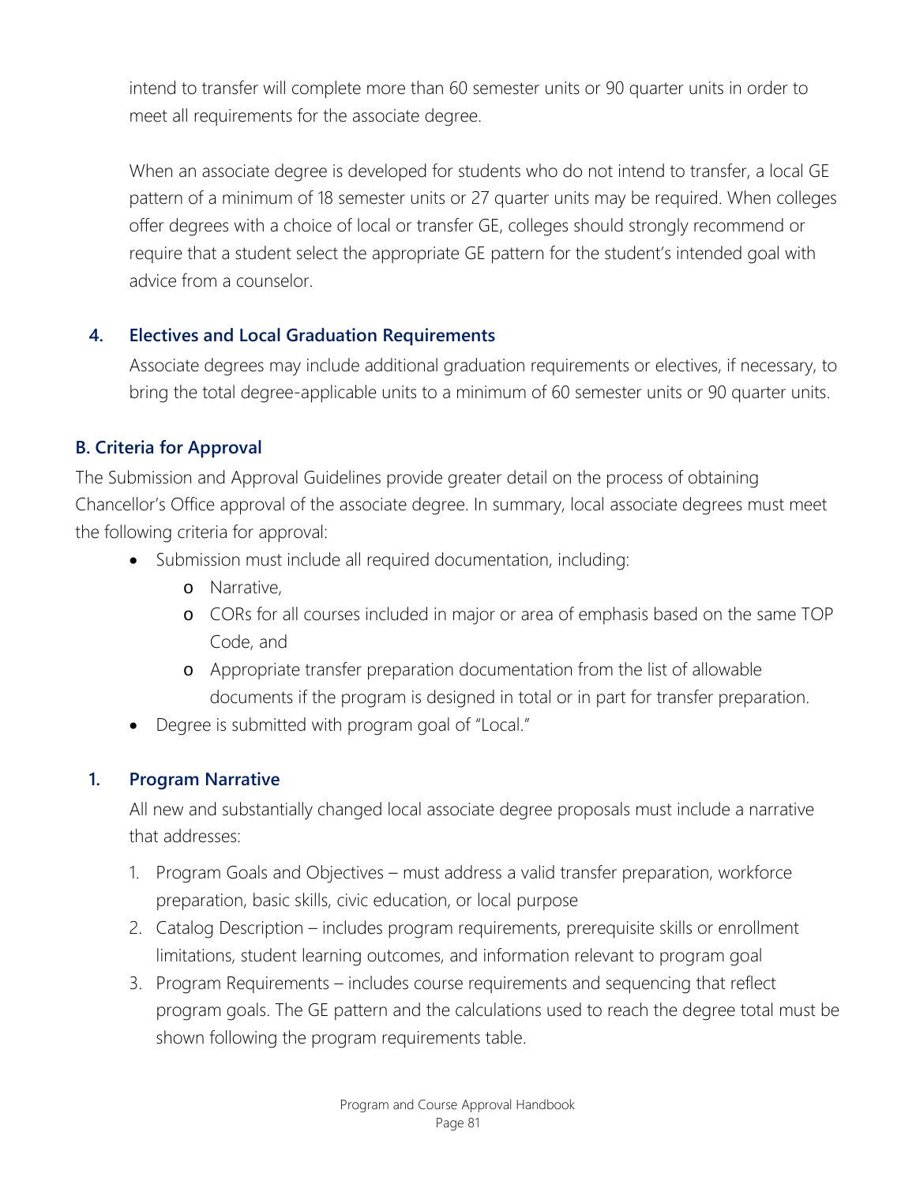intend to transfer will complete more than 60 semester units or 90 quarter units in order to meet all requirements for the associate degree.

When an associate degree is developed for students who do not intend to transfer, a local GE pattern of a minimum of 18 semester units or 27 quarter units may be required. When colleges offer degrees with a choice of local or transfer GE, colleges should strongly recommend or require that a student select the appropriate GE pattern for the student's intended goal with advice from a counselor.

### 4. Electives and Local Graduation Requirements

Associate degrees may include additional graduation requirements or electives, if necessary, to bring the total degree-applicable units to a minimum of 60 semester units or 90 quarter units.

## B. Criteria for Approval

The Submission and Approval Guidelines provide greater detail on the process of obtaining Chancellor's Office approval of the associate degree. In summary, local associate degrees must meet the following criteria for approval:

- Submission must include all required documentation, including:
  - Narrative,
  - CORs for all courses included in major or area of emphasis based on the same TOP Code, and
  - Appropriate transfer preparation documentation from the list of allowable documents if the program is designed in total or in part for transfer preparation.
- Degree is submitted with program goal of "Local."

### 1. Program Narrative

All new and substantially changed local associate degree proposals must include a narrative that addresses:

1. Program Goals and Objectives – must address a valid transfer preparation, workforce preparation, basic skills, civic education, or local purpose
2. Catalog Description – includes program requirements, prerequisite skills or enrollment limitations, student learning outcomes, and information relevant to program goal
3. Program Requirements – includes course requirements and sequencing that reflect program goals. The GE pattern and the calculations used to reach the degree total must be shown following the program requirements table.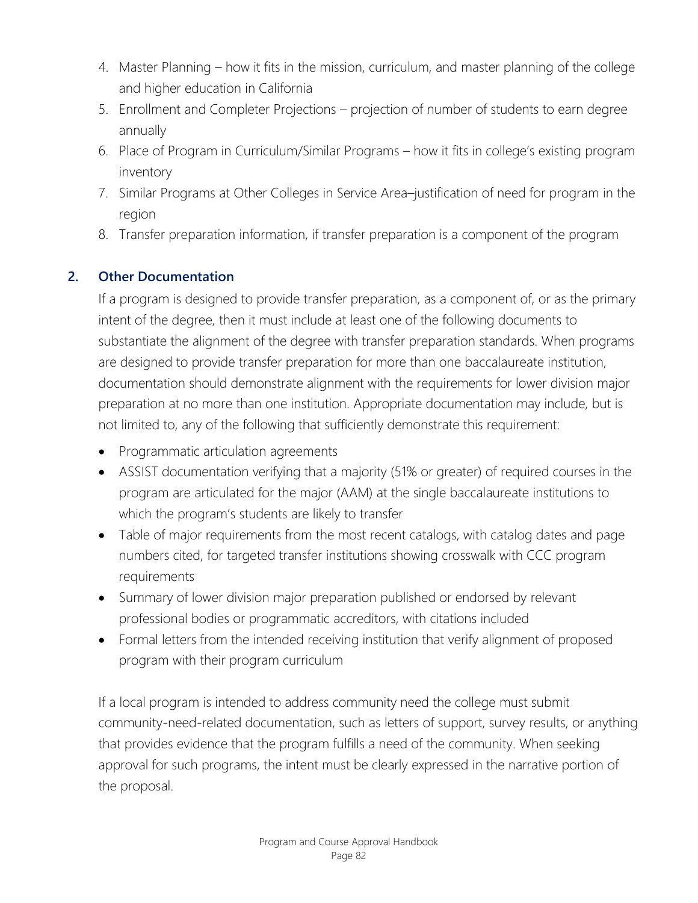4. Master Planning – how it fits in the mission, curriculum, and master planning of the college and higher education in California
5. Enrollment and Completer Projections – projection of number of students to earn degree annually
6. Place of Program in Curriculum/Similar Programs – how it fits in college's existing program inventory
7. Similar Programs at Other Colleges in Service Area–justification of need for program in the region
8. Transfer preparation information, if transfer preparation is a component of the program

### 2. Other Documentation

If a program is designed to provide transfer preparation, as a component of, or as the primary intent of the degree, then it must include at least one of the following documents to substantiate the alignment of the degree with transfer preparation standards. When programs are designed to provide transfer preparation for more than one baccalaureate institution, documentation should demonstrate alignment with the requirements for lower division major preparation at no more than one institution. Appropriate documentation may include, but is not limited to, any of the following that sufficiently demonstrate this requirement:

- Programmatic articulation agreements
- ASSIST documentation verifying that a majority (51% or greater) of required courses in the program are articulated for the major (AAM) at the single baccalaureate institutions to which the program's students are likely to transfer
- Table of major requirements from the most recent catalogs, with catalog dates and page numbers cited, for targeted transfer institutions showing crosswalk with CCC program requirements
- Summary of lower division major preparation published or endorsed by relevant professional bodies or programmatic accreditors, with citations included
- Formal letters from the intended receiving institution that verify alignment of proposed program with their program curriculum

If a local program is intended to address community need the college must submit community-need-related documentation, such as letters of support, survey results, or anything that provides evidence that the program fulfills a need of the community. When seeking approval for such programs, the intent must be clearly expressed in the narrative portion of the proposal.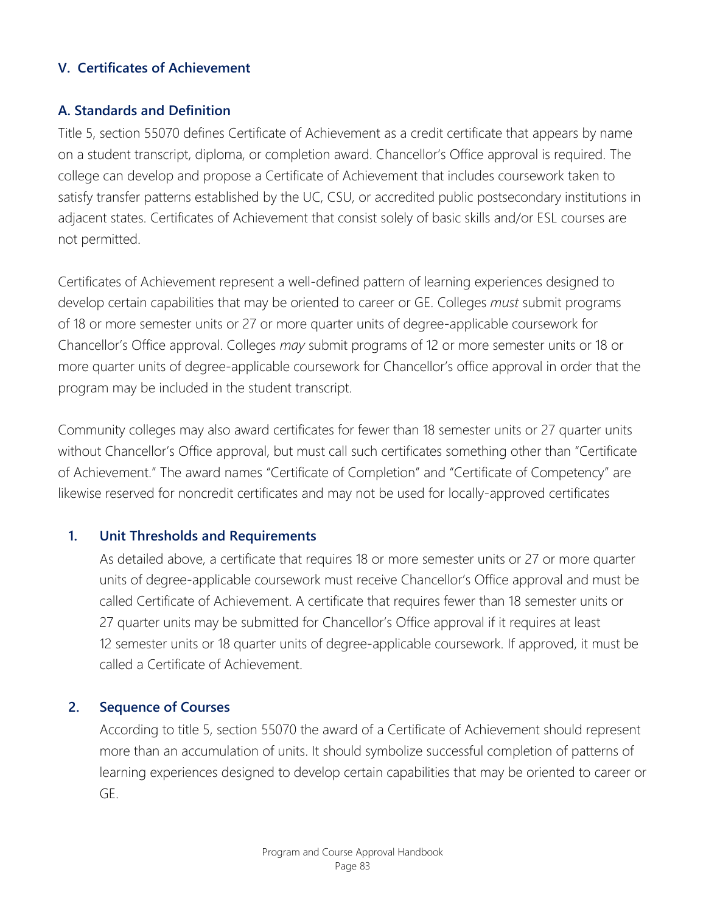## V. Certificates of Achievement

### A. Standards and Definition

Title 5, section 55070 defines Certificate of Achievement as a credit certificate that appears by name on a student transcript, diploma, or completion award. Chancellor's Office approval is required. The college can develop and propose a Certificate of Achievement that includes coursework taken to satisfy transfer patterns established by the UC, CSU, or accredited public postsecondary institutions in adjacent states. Certificates of Achievement that consist solely of basic skills and/or ESL courses are not permitted.

Certificates of Achievement represent a well-defined pattern of learning experiences designed to develop certain capabilities that may be oriented to career or GE. Colleges *must* submit programs of 18 or more semester units or 27 or more quarter units of degree-applicable coursework for Chancellor's Office approval. Colleges *may* submit programs of 12 or more semester units or 18 or more quarter units of degree-applicable coursework for Chancellor's office approval in order that the program may be included in the student transcript.

Community colleges may also award certificates for fewer than 18 semester units or 27 quarter units without Chancellor's Office approval, but must call such certificates something other than "Certificate of Achievement." The award names "Certificate of Completion" and "Certificate of Competency" are likewise reserved for noncredit certificates and may not be used for locally-approved certificates

#### 1. Unit Thresholds and Requirements

As detailed above, a certificate that requires 18 or more semester units or 27 or more quarter units of degree-applicable coursework must receive Chancellor's Office approval and must be called Certificate of Achievement. A certificate that requires fewer than 18 semester units or 27 quarter units may be submitted for Chancellor's Office approval if it requires at least 12 semester units or 18 quarter units of degree-applicable coursework. If approved, it must be called a Certificate of Achievement.

#### 2. Sequence of Courses

According to title 5, section 55070 the award of a Certificate of Achievement should represent more than an accumulation of units. It should symbolize successful completion of patterns of learning experiences designed to develop certain capabilities that may be oriented to career or GE.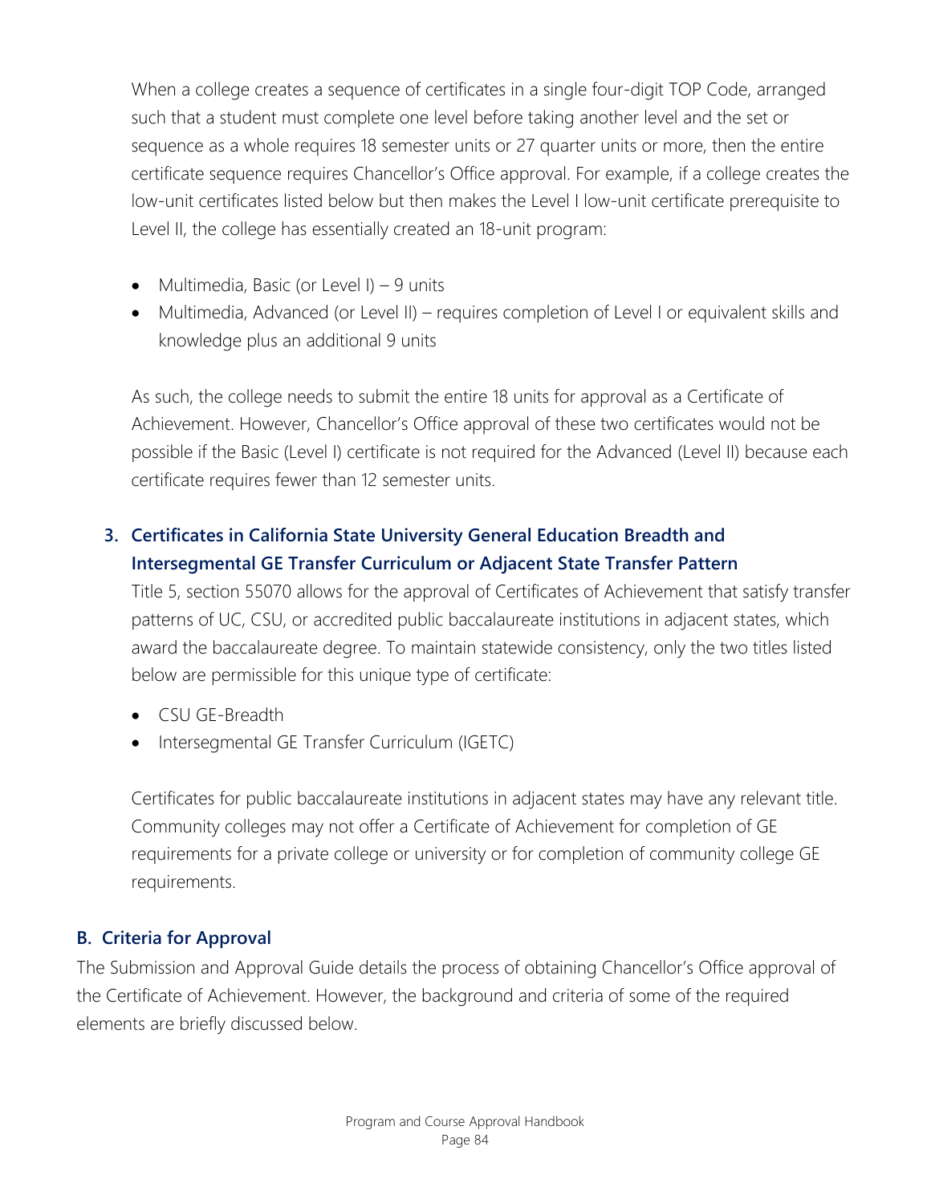When a college creates a sequence of certificates in a single four-digit TOP Code, arranged such that a student must complete one level before taking another level and the set or sequence as a whole requires 18 semester units or 27 quarter units or more, then the entire certificate sequence requires Chancellor's Office approval. For example, if a college creates the low-unit certificates listed below but then makes the Level I low-unit certificate prerequisite to Level II, the college has essentially created an 18-unit program:

- Multimedia, Basic (or Level I) – 9 units
- Multimedia, Advanced (or Level II) – requires completion of Level I or equivalent skills and knowledge plus an additional 9 units

As such, the college needs to submit the entire 18 units for approval as a Certificate of Achievement. However, Chancellor's Office approval of these two certificates would not be possible if the Basic (Level I) certificate is not required for the Advanced (Level II) because each certificate requires fewer than 12 semester units.

### 3. Certificates in California State University General Education Breadth and Intersegmental GE Transfer Curriculum or Adjacent State Transfer Pattern

Title 5, section 55070 allows for the approval of Certificates of Achievement that satisfy transfer patterns of UC, CSU, or accredited public baccalaureate institutions in adjacent states, which award the baccalaureate degree. To maintain statewide consistency, only the two titles listed below are permissible for this unique type of certificate:

- CSU GE-Breadth
- Intersegmental GE Transfer Curriculum (IGETC)

Certificates for public baccalaureate institutions in adjacent states may have any relevant title. Community colleges may not offer a Certificate of Achievement for completion of GE requirements for a private college or university or for completion of community college GE requirements.

## B. Criteria for Approval

The Submission and Approval Guide details the process of obtaining Chancellor's Office approval of the Certificate of Achievement. However, the background and criteria of some of the required elements are briefly discussed below.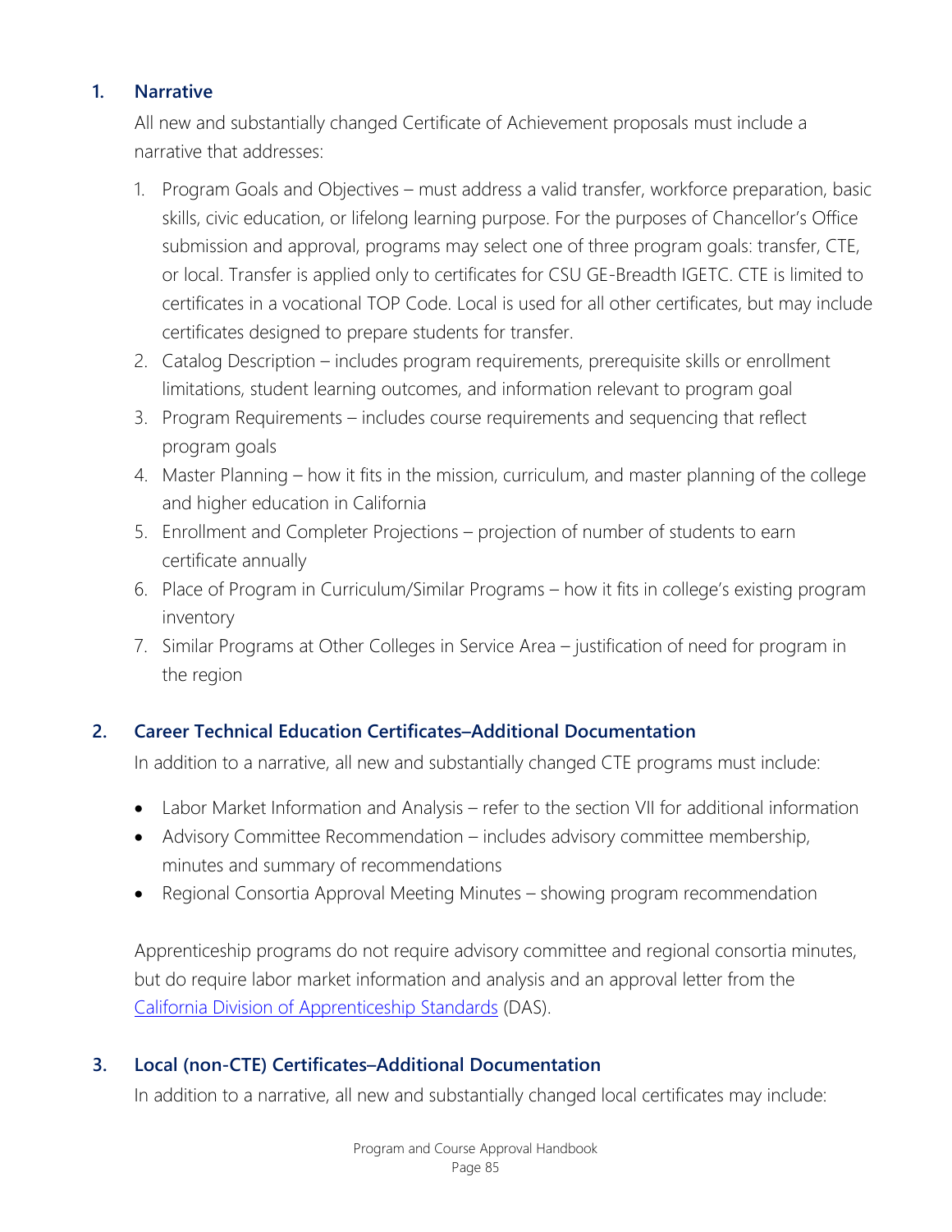### 1. Narrative

All new and substantially changed Certificate of Achievement proposals must include a narrative that addresses:

1. Program Goals and Objectives – must address a valid transfer, workforce preparation, basic skills, civic education, or lifelong learning purpose. For the purposes of Chancellor's Office submission and approval, programs may select one of three program goals: transfer, CTE, or local. Transfer is applied only to certificates for CSU GE-Breadth IGETC. CTE is limited to certificates in a vocational TOP Code. Local is used for all other certificates, but may include certificates designed to prepare students for transfer.
2. Catalog Description – includes program requirements, prerequisite skills or enrollment limitations, student learning outcomes, and information relevant to program goal
3. Program Requirements – includes course requirements and sequencing that reflect program goals
4. Master Planning – how it fits in the mission, curriculum, and master planning of the college and higher education in California
5. Enrollment and Completer Projections – projection of number of students to earn certificate annually
6. Place of Program in Curriculum/Similar Programs – how it fits in college's existing program inventory
7. Similar Programs at Other Colleges in Service Area – justification of need for program in the region

### 2. Career Technical Education Certificates–Additional Documentation

In addition to a narrative, all new and substantially changed CTE programs must include:

- Labor Market Information and Analysis – refer to the section VII for additional information
- Advisory Committee Recommendation – includes advisory committee membership, minutes and summary of recommendations
- Regional Consortia Approval Meeting Minutes – showing program recommendation

Apprenticeship programs do not require advisory committee and regional consortia minutes, but do require labor market information and analysis and an approval letter from the California Division of Apprenticeship Standards (DAS).

### 3. Local (non-CTE) Certificates–Additional Documentation

In addition to a narrative, all new and substantially changed local certificates may include: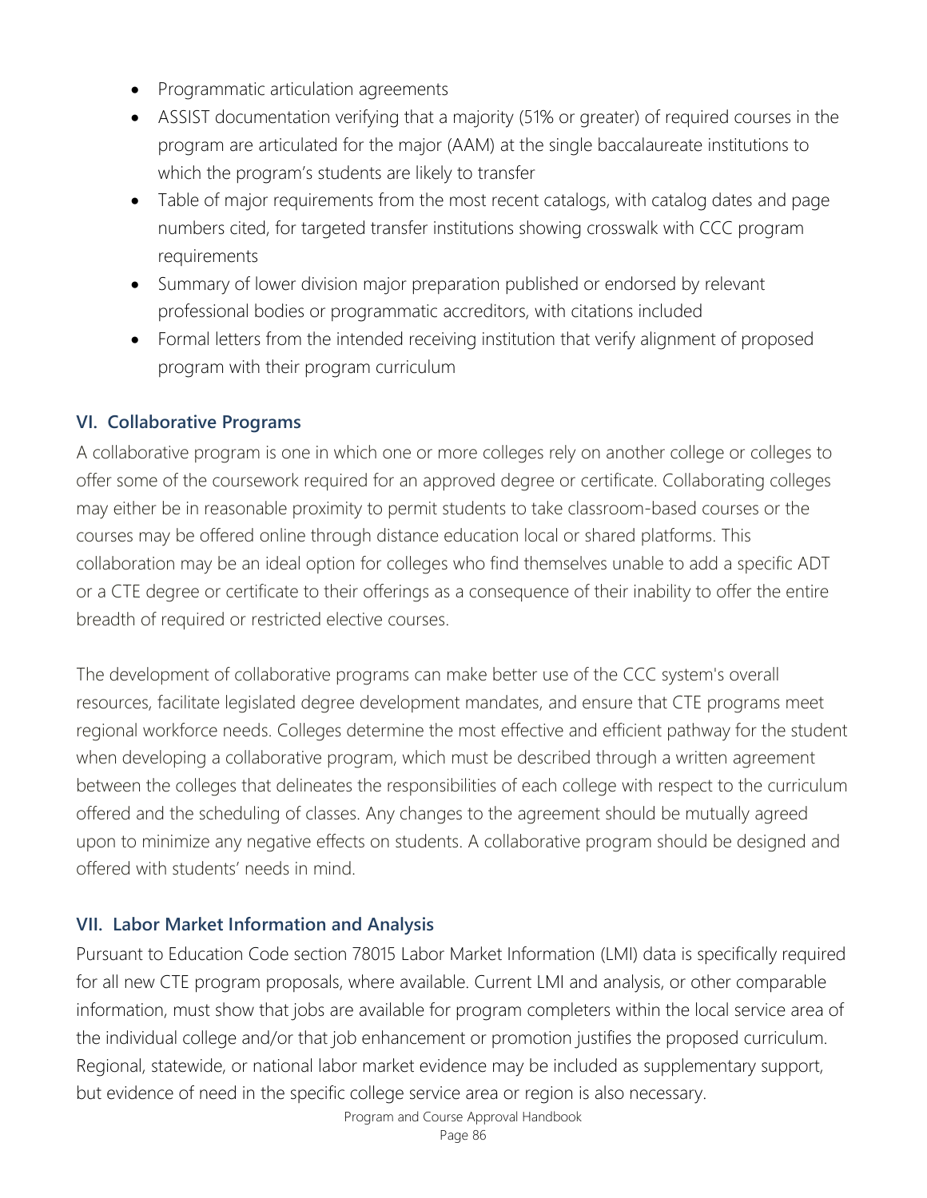- Programmatic articulation agreements
- ASSIST documentation verifying that a majority (51% or greater) of required courses in the program are articulated for the major (AAM) at the single baccalaureate institutions to which the program's students are likely to transfer
- Table of major requirements from the most recent catalogs, with catalog dates and page numbers cited, for targeted transfer institutions showing crosswalk with CCC program requirements
- Summary of lower division major preparation published or endorsed by relevant professional bodies or programmatic accreditors, with citations included
- Formal letters from the intended receiving institution that verify alignment of proposed program with their program curriculum

### VI. Collaborative Programs

A collaborative program is one in which one or more colleges rely on another college or colleges to offer some of the coursework required for an approved degree or certificate. Collaborating colleges may either be in reasonable proximity to permit students to take classroom-based courses or the courses may be offered online through distance education local or shared platforms. This collaboration may be an ideal option for colleges who find themselves unable to add a specific ADT or a CTE degree or certificate to their offerings as a consequence of their inability to offer the entire breadth of required or restricted elective courses.

The development of collaborative programs can make better use of the CCC system's overall resources, facilitate legislated degree development mandates, and ensure that CTE programs meet regional workforce needs. Colleges determine the most effective and efficient pathway for the student when developing a collaborative program, which must be described through a written agreement between the colleges that delineates the responsibilities of each college with respect to the curriculum offered and the scheduling of classes. Any changes to the agreement should be mutually agreed upon to minimize any negative effects on students. A collaborative program should be designed and offered with students' needs in mind.

### VII. Labor Market Information and Analysis

Pursuant to Education Code section 78015 Labor Market Information (LMI) data is specifically required for all new CTE program proposals, where available. Current LMI and analysis, or other comparable information, must show that jobs are available for program completers within the local service area of the individual college and/or that job enhancement or promotion justifies the proposed curriculum. Regional, statewide, or national labor market evidence may be included as supplementary support, but evidence of need in the specific college service area or region is also necessary.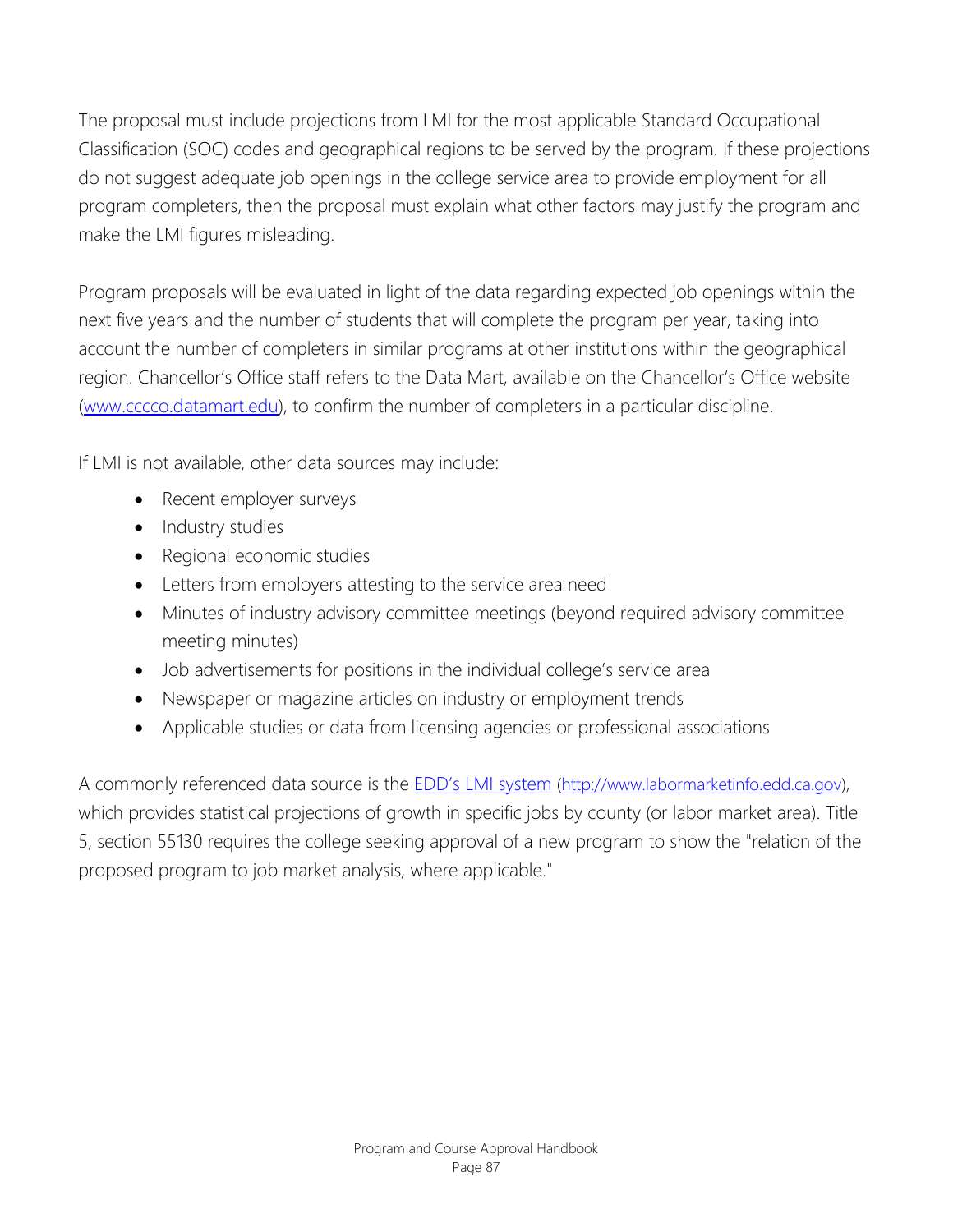The proposal must include projections from LMI for the most applicable Standard Occupational Classification (SOC) codes and geographical regions to be served by the program. If these projections do not suggest adequate job openings in the college service area to provide employment for all program completers, then the proposal must explain what other factors may justify the program and make the LMI figures misleading.

Program proposals will be evaluated in light of the data regarding expected job openings within the next five years and the number of students that will complete the program per year, taking into account the number of completers in similar programs at other institutions within the geographical region. Chancellor's Office staff refers to the Data Mart, available on the Chancellor's Office website ([www.cccco.datamart.edu](www.cccco.datamart.edu)), to confirm the number of completers in a particular discipline.

If LMI is not available, other data sources may include:

- Recent employer surveys
- Industry studies
- Regional economic studies
- Letters from employers attesting to the service area need
- Minutes of industry advisory committee meetings (beyond required advisory committee meeting minutes)
- Job advertisements for positions in the individual college's service area
- Newspaper or magazine articles on industry or employment trends
- Applicable studies or data from licensing agencies or professional associations

A commonly referenced data source is the [EDD's LMI system](http://www.labormarketinfo.edd.ca.gov) (http://www.labormarketinfo.edd.ca.gov), which provides statistical projections of growth in specific jobs by county (or labor market area). Title 5, section 55130 requires the college seeking approval of a new program to show the "relation of the proposed program to job market analysis, where applicable."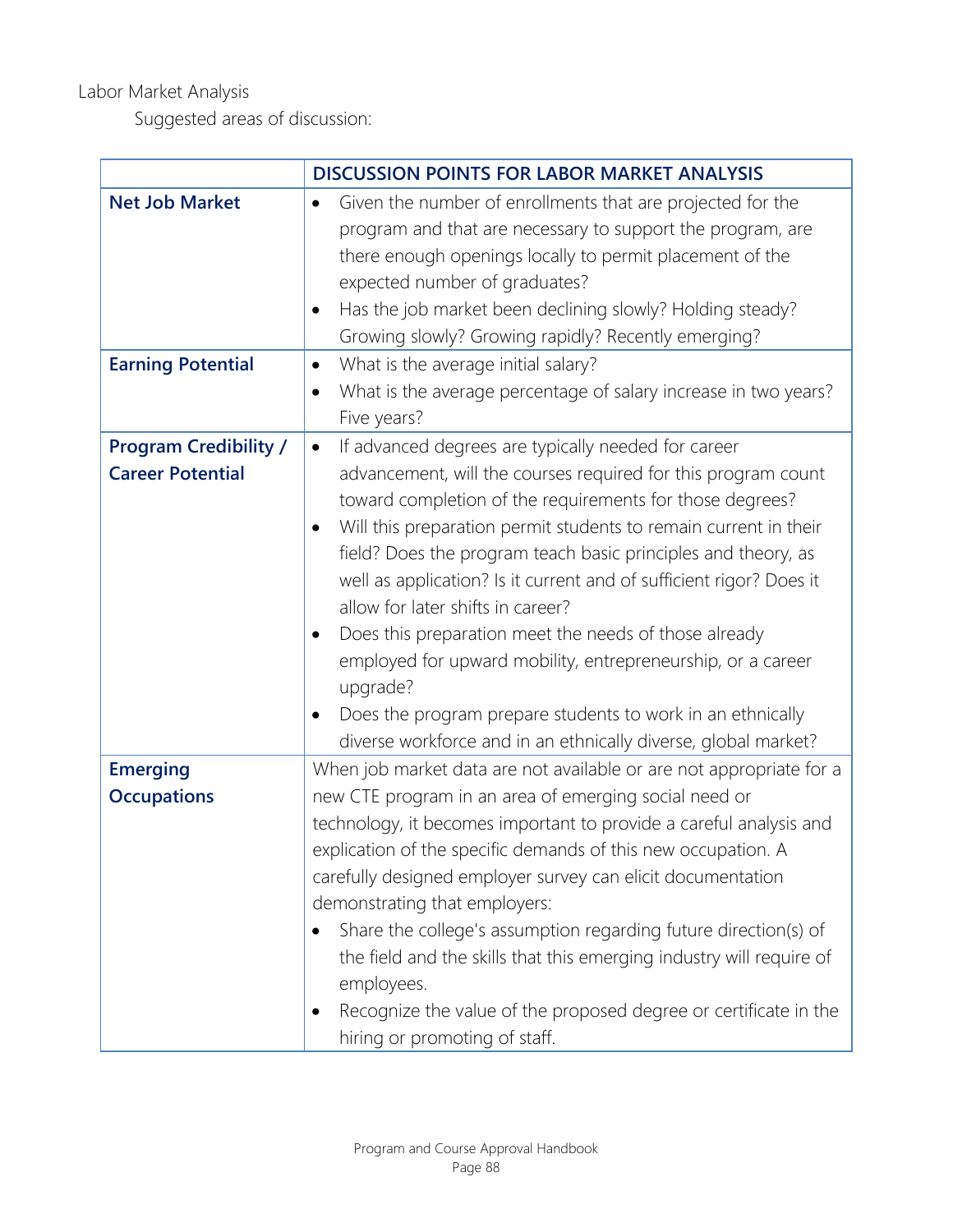Labor Market Analysis

Suggested areas of discussion:

| | **DISCUSSION POINTS FOR LABOR MARKET ANALYSIS** |
|---|---|
| **Net Job Market** | • Given the number of enrollments that are projected for the program and that are necessary to support the program, are there enough openings locally to permit placement of the expected number of graduates?<br>• Has the job market been declining slowly? Holding steady? Growing slowly? Growing rapidly? Recently emerging? |
| **Earning Potential** | • What is the average initial salary?<br>• What is the average percentage of salary increase in two years? Five years? |
| **Program Credibility / Career Potential** | • If advanced degrees are typically needed for career advancement, will the courses required for this program count toward completion of the requirements for those degrees?<br>• Will this preparation permit students to remain current in their field? Does the program teach basic principles and theory, as well as application? Is it current and of sufficient rigor? Does it allow for later shifts in career?<br>• Does this preparation meet the needs of those already employed for upward mobility, entrepreneurship, or a career upgrade?<br>• Does the program prepare students to work in an ethnically diverse workforce and in an ethnically diverse, global market? |
| **Emerging Occupations** | When job market data are not available or are not appropriate for a new CTE program in an area of emerging social need or technology, it becomes important to provide a careful analysis and explication of the specific demands of this new occupation. A carefully designed employer survey can elicit documentation demonstrating that employers:<br>• Share the college's assumption regarding future direction(s) of the field and the skills that this emerging industry will require of employees.<br>• Recognize the value of the proposed degree or certificate in the hiring or promoting of staff. |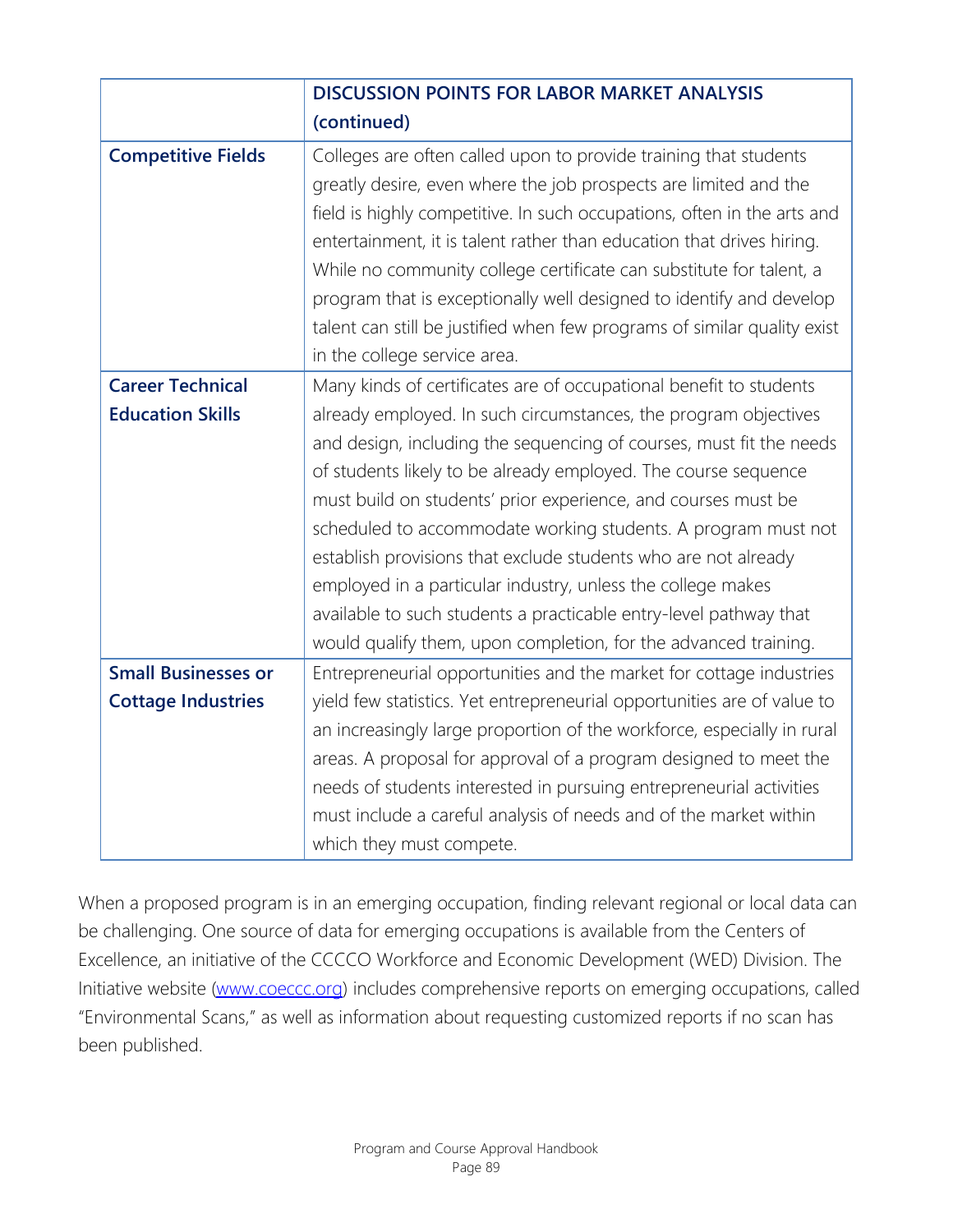| | **DISCUSSION POINTS FOR LABOR MARKET ANALYSIS (continued)** |
|---|---|
| **Competitive Fields** | Colleges are often called upon to provide training that students greatly desire, even where the job prospects are limited and the field is highly competitive. In such occupations, often in the arts and entertainment, it is talent rather than education that drives hiring. While no community college certificate can substitute for talent, a program that is exceptionally well designed to identify and develop talent can still be justified when few programs of similar quality exist in the college service area. |
| **Career Technical Education Skills** | Many kinds of certificates are of occupational benefit to students already employed. In such circumstances, the program objectives and design, including the sequencing of courses, must fit the needs of students likely to be already employed. The course sequence must build on students' prior experience, and courses must be scheduled to accommodate working students. A program must not establish provisions that exclude students who are not already employed in a particular industry, unless the college makes available to such students a practicable entry-level pathway that would qualify them, upon completion, for the advanced training. |
| **Small Businesses or Cottage Industries** | Entrepreneurial opportunities and the market for cottage industries yield few statistics. Yet entrepreneurial opportunities are of value to an increasingly large proportion of the workforce, especially in rural areas. A proposal for approval of a program designed to meet the needs of students interested in pursuing entrepreneurial activities must include a careful analysis of needs and of the market within which they must compete. |

When a proposed program is in an emerging occupation, finding relevant regional or local data can be challenging. One source of data for emerging occupations is available from the Centers of Excellence, an initiative of the CCCCO Workforce and Economic Development (WED) Division. The Initiative website ([www.coeccc.org](http://www.coeccc.org)) includes comprehensive reports on emerging occupations, called "Environmental Scans," as well as information about requesting customized reports if no scan has been published.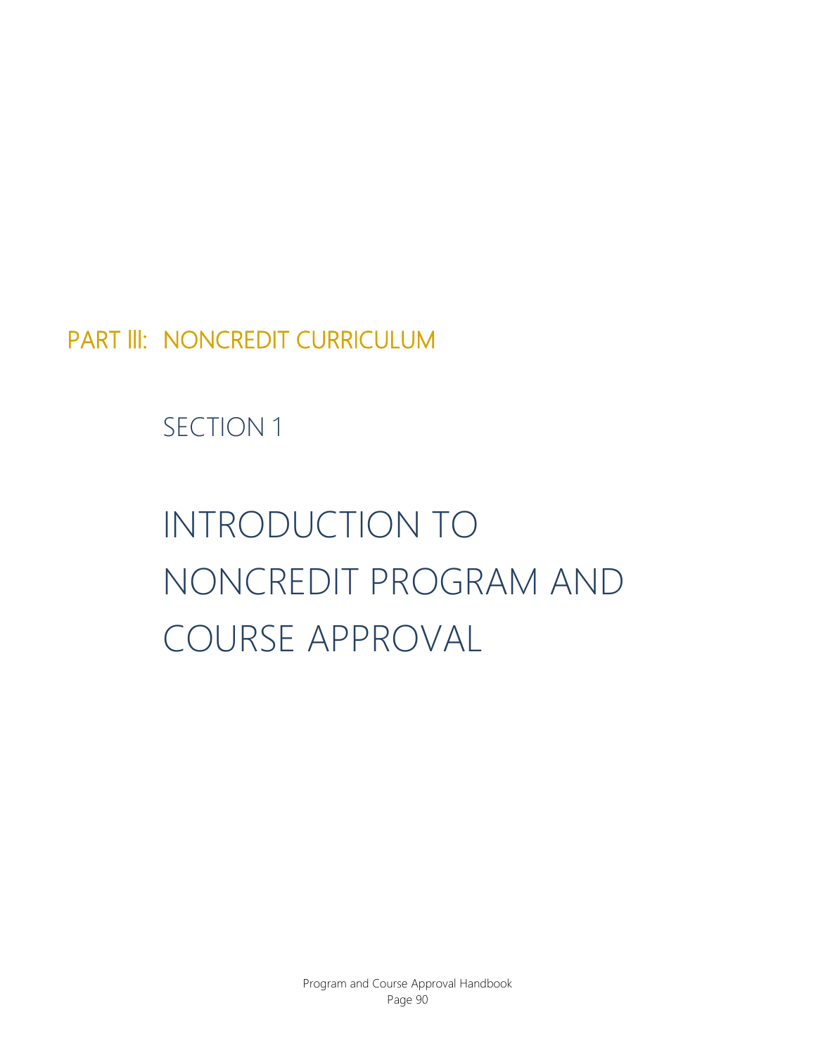# PART III: NONCREDIT CURRICULUM

## SECTION 1

## INTRODUCTION TO NONCREDIT PROGRAM AND COURSE APPROVAL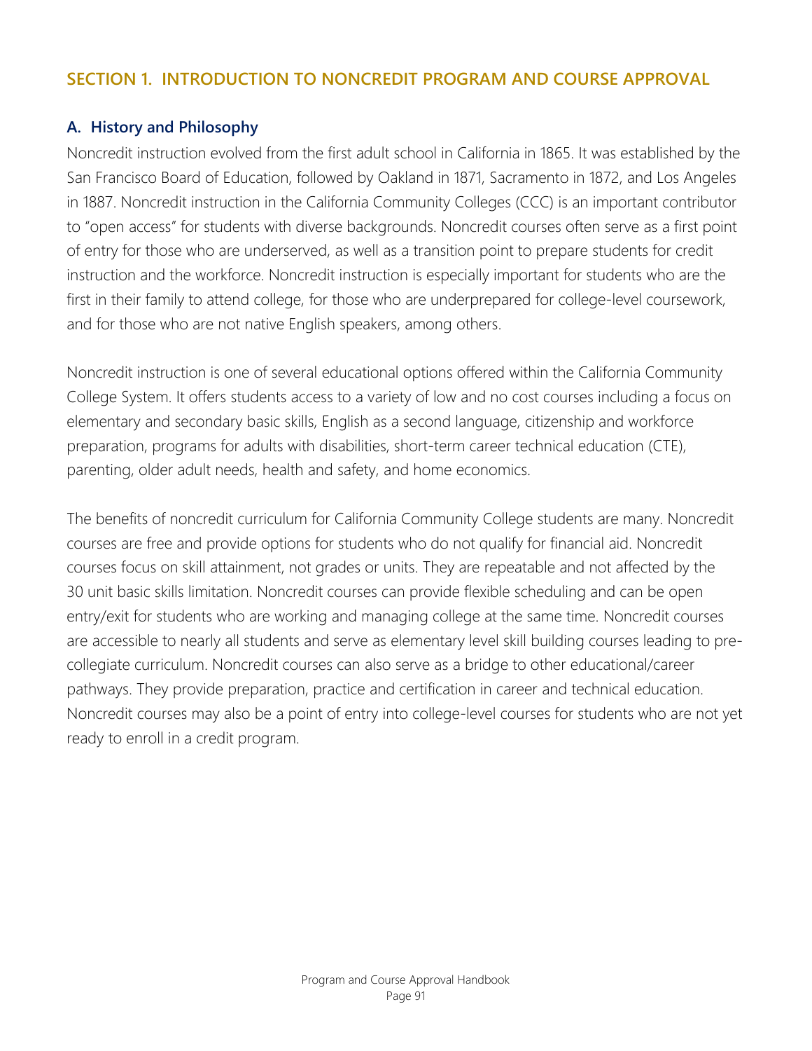## SECTION 1. INTRODUCTION TO NONCREDIT PROGRAM AND COURSE APPROVAL

### A. History and Philosophy

Noncredit instruction evolved from the first adult school in California in 1865. It was established by the San Francisco Board of Education, followed by Oakland in 1871, Sacramento in 1872, and Los Angeles in 1887. Noncredit instruction in the California Community Colleges (CCC) is an important contributor to "open access" for students with diverse backgrounds. Noncredit courses often serve as a first point of entry for those who are underserved, as well as a transition point to prepare students for credit instruction and the workforce. Noncredit instruction is especially important for students who are the first in their family to attend college, for those who are underprepared for college-level coursework, and for those who are not native English speakers, among others.

Noncredit instruction is one of several educational options offered within the California Community College System. It offers students access to a variety of low and no cost courses including a focus on elementary and secondary basic skills, English as a second language, citizenship and workforce preparation, programs for adults with disabilities, short-term career technical education (CTE), parenting, older adult needs, health and safety, and home economics.

The benefits of noncredit curriculum for California Community College students are many. Noncredit courses are free and provide options for students who do not qualify for financial aid. Noncredit courses focus on skill attainment, not grades or units. They are repeatable and not affected by the 30 unit basic skills limitation. Noncredit courses can provide flexible scheduling and can be open entry/exit for students who are working and managing college at the same time. Noncredit courses are accessible to nearly all students and serve as elementary level skill building courses leading to pre-collegiate curriculum. Noncredit courses can also serve as a bridge to other educational/career pathways. They provide preparation, practice and certification in career and technical education. Noncredit courses may also be a point of entry into college-level courses for students who are not yet ready to enroll in a credit program.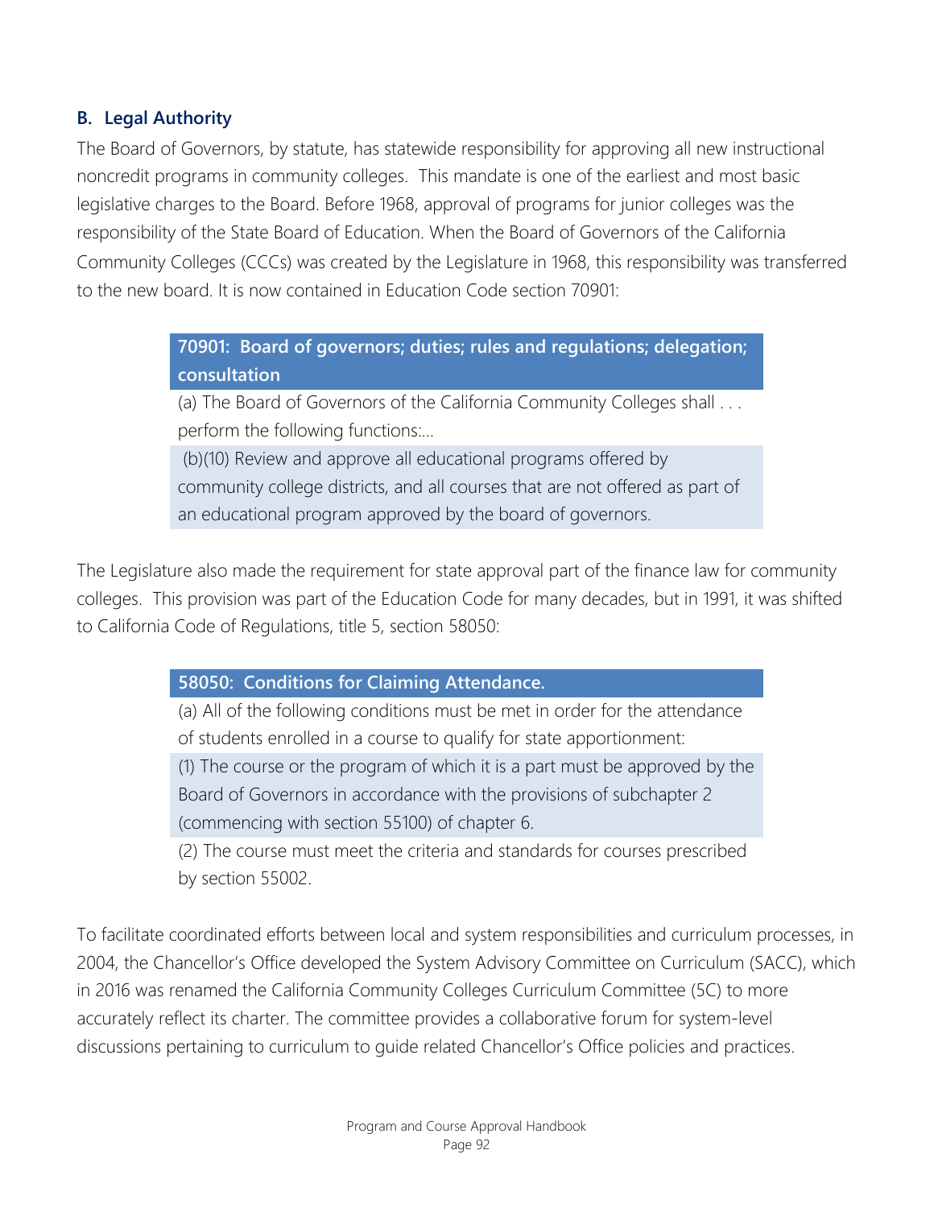### B. Legal Authority

The Board of Governors, by statute, has statewide responsibility for approving all new instructional noncredit programs in community colleges. This mandate is one of the earliest and most basic legislative charges to the Board. Before 1968, approval of programs for junior colleges was the responsibility of the State Board of Education. When the Board of Governors of the California Community Colleges (CCCs) was created by the Legislature in 1968, this responsibility was transferred to the new board. It is now contained in Education Code section 70901:

| **70901: Board of governors; duties; rules and regulations; delegation; consultation** |
|---|
| (a) The Board of Governors of the California Community Colleges shall . . . perform the following functions:... |
| (b)(10) Review and approve all educational programs offered by community college districts, and all courses that are not offered as part of an educational program approved by the board of governors. |

The Legislature also made the requirement for state approval part of the finance law for community colleges. This provision was part of the Education Code for many decades, but in 1991, it was shifted to California Code of Regulations, title 5, section 58050:

| **58050: Conditions for Claiming Attendance.** |
|---|
| (a) All of the following conditions must be met in order for the attendance of students enrolled in a course to qualify for state apportionment: |
| (1) The course or the program of which it is a part must be approved by the Board of Governors in accordance with the provisions of subchapter 2 (commencing with section 55100) of chapter 6. |
| (2) The course must meet the criteria and standards for courses prescribed by section 55002. |

To facilitate coordinated efforts between local and system responsibilities and curriculum processes, in 2004, the Chancellor's Office developed the System Advisory Committee on Curriculum (SACC), which in 2016 was renamed the California Community Colleges Curriculum Committee (5C) to more accurately reflect its charter. The committee provides a collaborative forum for system-level discussions pertaining to curriculum to guide related Chancellor's Office policies and practices.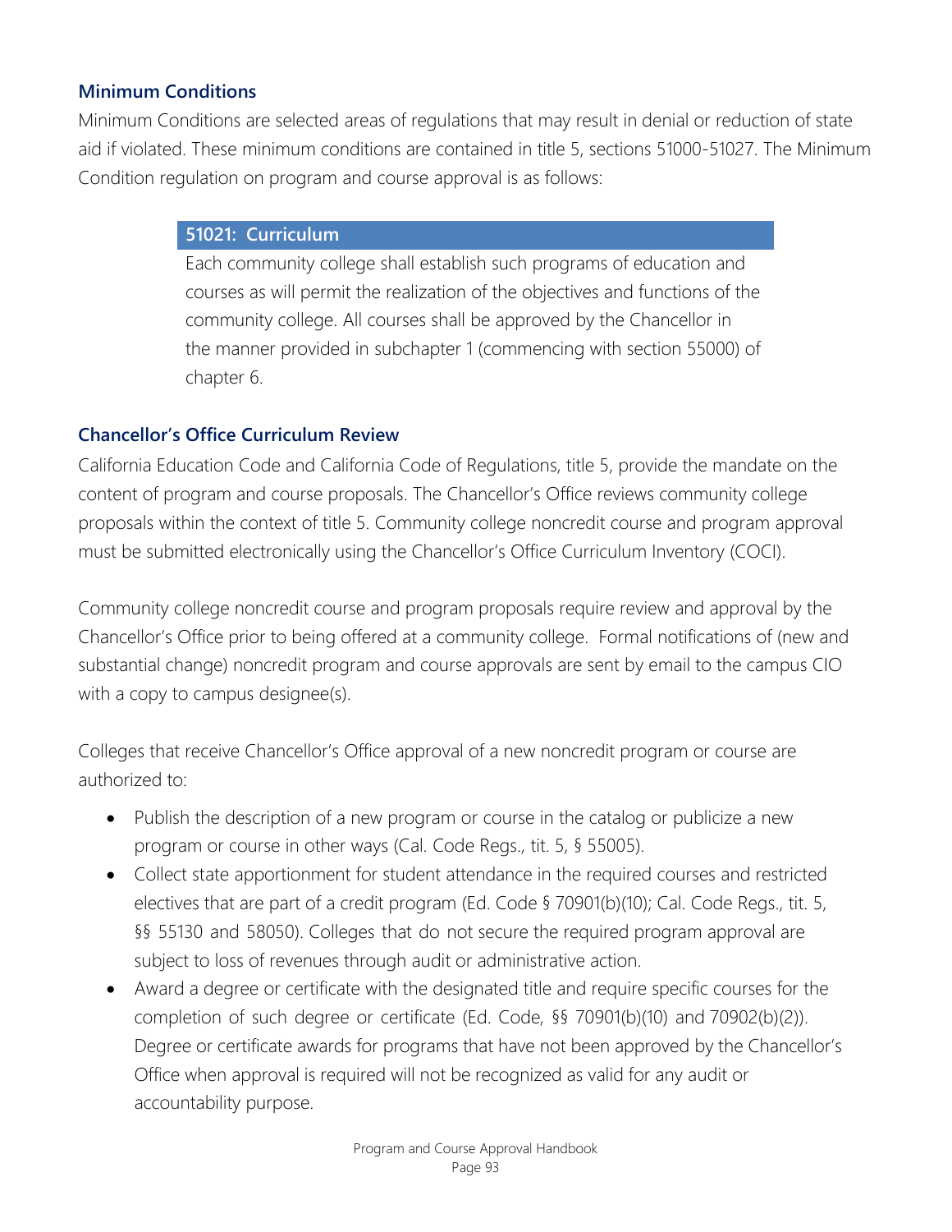### Minimum Conditions

Minimum Conditions are selected areas of regulations that may result in denial or reduction of state aid if violated. These minimum conditions are contained in title 5, sections 51000-51027. The Minimum Condition regulation on program and course approval is as follows:

> **51021: Curriculum**
>
> Each community college shall establish such programs of education and courses as will permit the realization of the objectives and functions of the community college. All courses shall be approved by the Chancellor in the manner provided in subchapter 1 (commencing with section 55000) of chapter 6.

### Chancellor's Office Curriculum Review

California Education Code and California Code of Regulations, title 5, provide the mandate on the content of program and course proposals. The Chancellor's Office reviews community college proposals within the context of title 5. Community college noncredit course and program approval must be submitted electronically using the Chancellor's Office Curriculum Inventory (COCI).

Community college noncredit course and program proposals require review and approval by the Chancellor's Office prior to being offered at a community college. Formal notifications of (new and substantial change) noncredit program and course approvals are sent by email to the campus CIO with a copy to campus designee(s).

Colleges that receive Chancellor's Office approval of a new noncredit program or course are authorized to:

- Publish the description of a new program or course in the catalog or publicize a new program or course in other ways (Cal. Code Regs., tit. 5, § 55005).
- Collect state apportionment for student attendance in the required courses and restricted electives that are part of a credit program (Ed. Code § 70901(b)(10); Cal. Code Regs., tit. 5, §§ 55130 and 58050). Colleges that do not secure the required program approval are subject to loss of revenues through audit or administrative action.
- Award a degree or certificate with the designated title and require specific courses for the completion of such degree or certificate (Ed. Code, §§ 70901(b)(10) and 70902(b)(2)). Degree or certificate awards for programs that have not been approved by the Chancellor's Office when approval is required will not be recognized as valid for any audit or accountability purpose.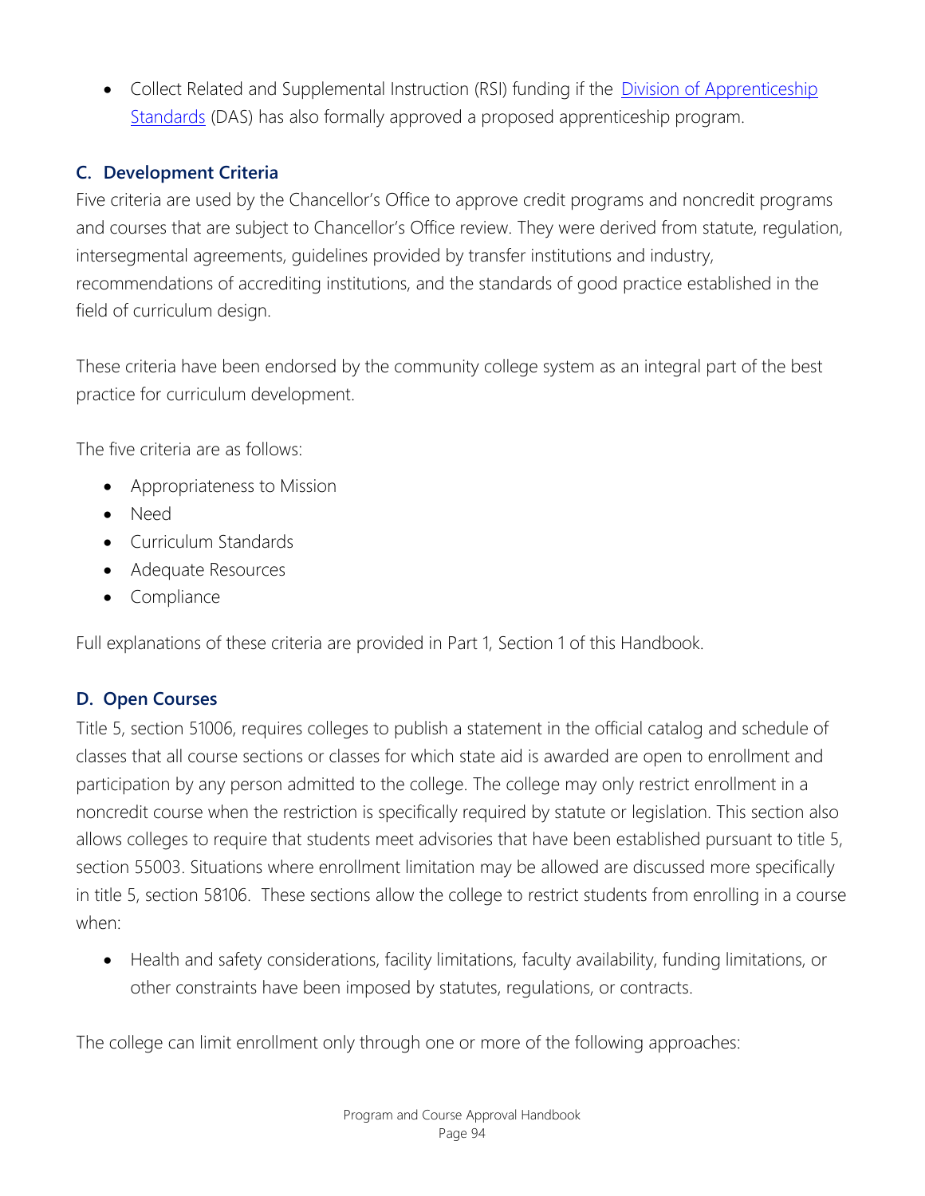- Collect Related and Supplemental Instruction (RSI) funding if the [Division of Apprenticeship Standards](#) (DAS) has also formally approved a proposed apprenticeship program.

### C. Development Criteria

Five criteria are used by the Chancellor's Office to approve credit programs and noncredit programs and courses that are subject to Chancellor's Office review. They were derived from statute, regulation, intersegmental agreements, guidelines provided by transfer institutions and industry, recommendations of accrediting institutions, and the standards of good practice established in the field of curriculum design.

These criteria have been endorsed by the community college system as an integral part of the best practice for curriculum development.

The five criteria are as follows:

- Appropriateness to Mission
- Need
- Curriculum Standards
- Adequate Resources
- Compliance

Full explanations of these criteria are provided in Part 1, Section 1 of this Handbook.

### D. Open Courses

Title 5, section 51006, requires colleges to publish a statement in the official catalog and schedule of classes that all course sections or classes for which state aid is awarded are open to enrollment and participation by any person admitted to the college. The college may only restrict enrollment in a noncredit course when the restriction is specifically required by statute or legislation. This section also allows colleges to require that students meet advisories that have been established pursuant to title 5, section 55003. Situations where enrollment limitation may be allowed are discussed more specifically in title 5, section 58106. These sections allow the college to restrict students from enrolling in a course when:

- Health and safety considerations, facility limitations, faculty availability, funding limitations, or other constraints have been imposed by statutes, regulations, or contracts.

The college can limit enrollment only through one or more of the following approaches: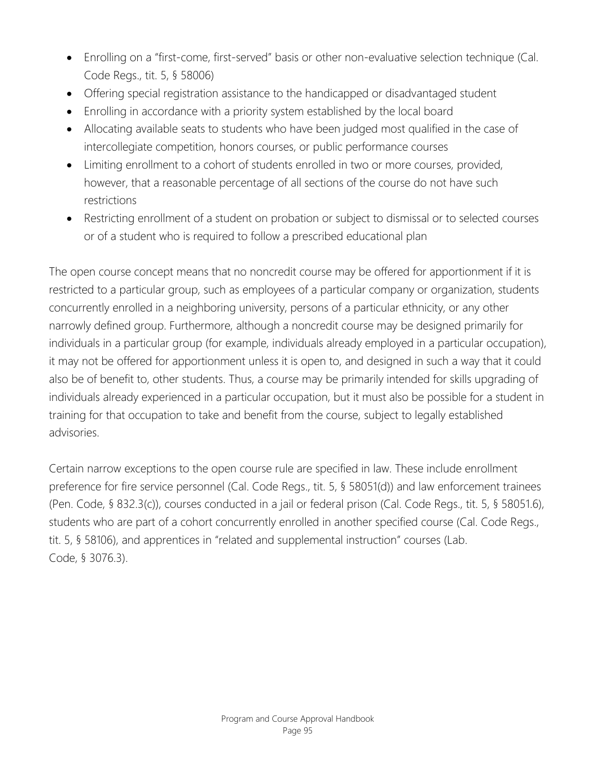- Enrolling on a "first-come, first-served" basis or other non-evaluative selection technique (Cal. Code Regs., tit. 5, § 58006)
- Offering special registration assistance to the handicapped or disadvantaged student
- Enrolling in accordance with a priority system established by the local board
- Allocating available seats to students who have been judged most qualified in the case of intercollegiate competition, honors courses, or public performance courses
- Limiting enrollment to a cohort of students enrolled in two or more courses, provided, however, that a reasonable percentage of all sections of the course do not have such restrictions
- Restricting enrollment of a student on probation or subject to dismissal or to selected courses or of a student who is required to follow a prescribed educational plan

The open course concept means that no noncredit course may be offered for apportionment if it is restricted to a particular group, such as employees of a particular company or organization, students concurrently enrolled in a neighboring university, persons of a particular ethnicity, or any other narrowly defined group. Furthermore, although a noncredit course may be designed primarily for individuals in a particular group (for example, individuals already employed in a particular occupation), it may not be offered for apportionment unless it is open to, and designed in such a way that it could also be of benefit to, other students. Thus, a course may be primarily intended for skills upgrading of individuals already experienced in a particular occupation, but it must also be possible for a student in training for that occupation to take and benefit from the course, subject to legally established advisories.

Certain narrow exceptions to the open course rule are specified in law. These include enrollment preference for fire service personnel (Cal. Code Regs., tit. 5, § 58051(d)) and law enforcement trainees (Pen. Code, § 832.3(c)), courses conducted in a jail or federal prison (Cal. Code Regs., tit. 5, § 58051.6), students who are part of a cohort concurrently enrolled in another specified course (Cal. Code Regs., tit. 5, § 58106), and apprentices in "related and supplemental instruction" courses (Lab. Code, § 3076.3).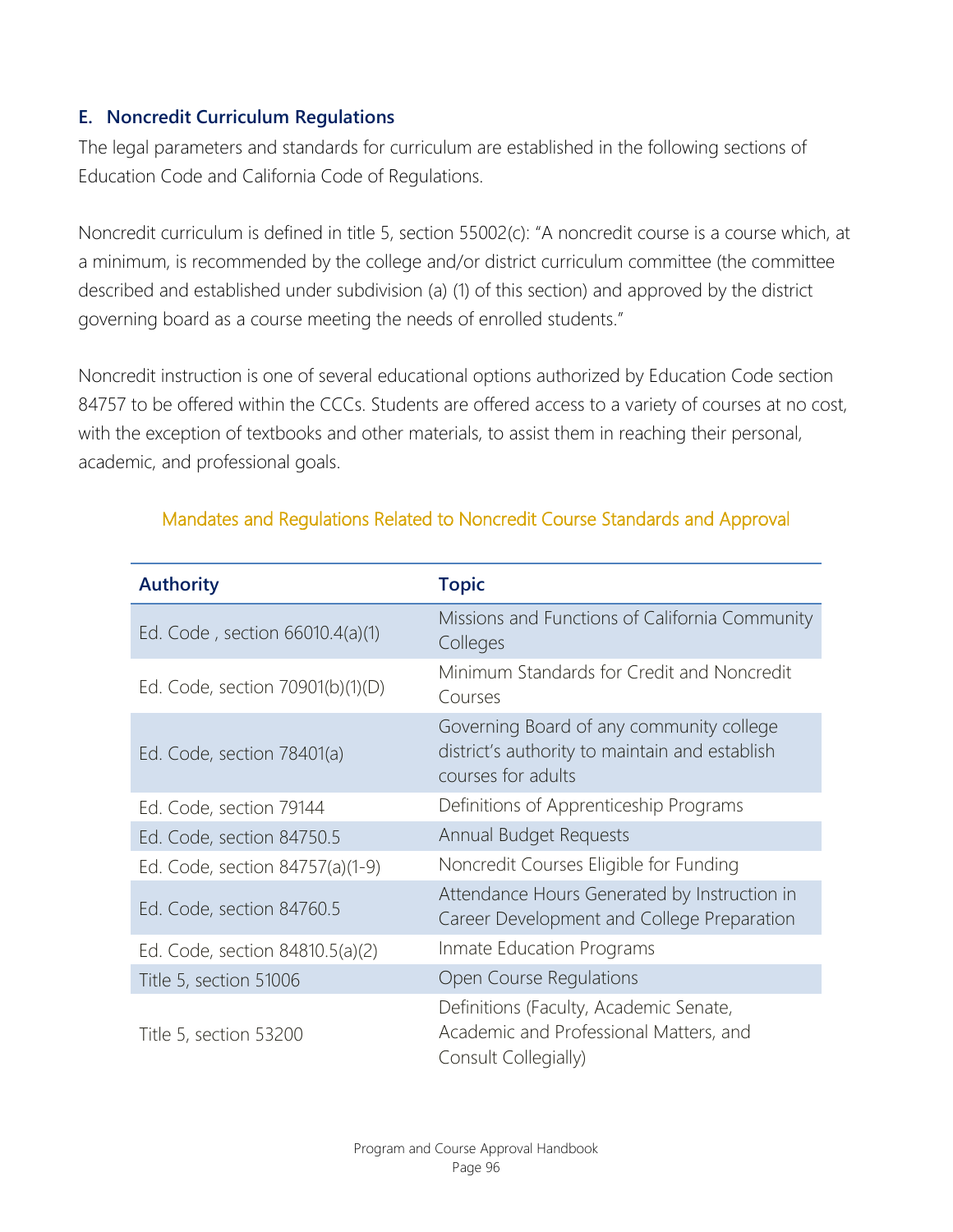## E. Noncredit Curriculum Regulations

The legal parameters and standards for curriculum are established in the following sections of Education Code and California Code of Regulations.

Noncredit curriculum is defined in title 5, section 55002(c): "A noncredit course is a course which, at a minimum, is recommended by the college and/or district curriculum committee (the committee described and established under subdivision (a) (1) of this section) and approved by the district governing board as a course meeting the needs of enrolled students."

Noncredit instruction is one of several educational options authorized by Education Code section 84757 to be offered within the CCCs. Students are offered access to a variety of courses at no cost, with the exception of textbooks and other materials, to assist them in reaching their personal, academic, and professional goals.

### Mandates and Regulations Related to Noncredit Course Standards and Approval

| Authority | Topic |
|---|---|
| Ed. Code , section 66010.4(a)(1) | Missions and Functions of California Community Colleges |
| Ed. Code, section 70901(b)(1)(D) | Minimum Standards for Credit and Noncredit Courses |
| Ed. Code, section 78401(a) | Governing Board of any community college district's authority to maintain and establish courses for adults |
| Ed. Code, section 79144 | Definitions of Apprenticeship Programs |
| Ed. Code, section 84750.5 | Annual Budget Requests |
| Ed. Code, section 84757(a)(1-9) | Noncredit Courses Eligible for Funding |
| Ed. Code, section 84760.5 | Attendance Hours Generated by Instruction in Career Development and College Preparation |
| Ed. Code, section 84810.5(a)(2) | Inmate Education Programs |
| Title 5, section 51006 | Open Course Regulations |
| Title 5, section 53200 | Definitions (Faculty, Academic Senate, Academic and Professional Matters, and Consult Collegially) |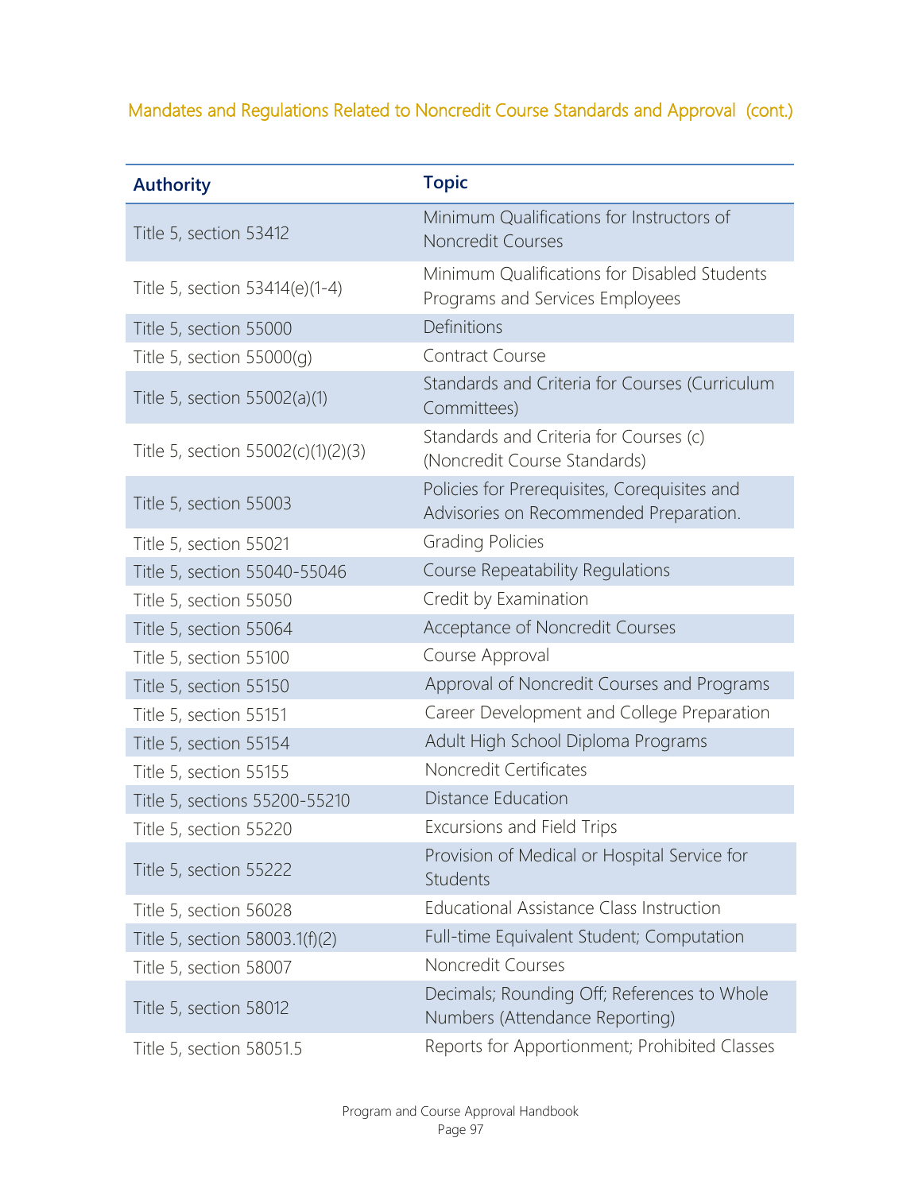## Mandates and Regulations Related to Noncredit Course Standards and Approval (cont.)

| Authority | Topic |
|---|---|
| Title 5, section 53412 | Minimum Qualifications for Instructors of Noncredit Courses |
| Title 5, section 53414(e)(1-4) | Minimum Qualifications for Disabled Students Programs and Services Employees |
| Title 5, section 55000 | Definitions |
| Title 5, section 55000(g) | Contract Course |
| Title 5, section 55002(a)(1) | Standards and Criteria for Courses (Curriculum Committees) |
| Title 5, section 55002(c)(1)(2)(3) | Standards and Criteria for Courses (c) (Noncredit Course Standards) |
| Title 5, section 55003 | Policies for Prerequisites, Corequisites and Advisories on Recommended Preparation. |
| Title 5, section 55021 | Grading Policies |
| Title 5, section 55040-55046 | Course Repeatability Regulations |
| Title 5, section 55050 | Credit by Examination |
| Title 5, section 55064 | Acceptance of Noncredit Courses |
| Title 5, section 55100 | Course Approval |
| Title 5, section 55150 | Approval of Noncredit Courses and Programs |
| Title 5, section 55151 | Career Development and College Preparation |
| Title 5, section 55154 | Adult High School Diploma Programs |
| Title 5, section 55155 | Noncredit Certificates |
| Title 5, sections 55200-55210 | Distance Education |
| Title 5, section 55220 | Excursions and Field Trips |
| Title 5, section 55222 | Provision of Medical or Hospital Service for Students |
| Title 5, section 56028 | Educational Assistance Class Instruction |
| Title 5, section 58003.1(f)(2) | Full-time Equivalent Student; Computation |
| Title 5, section 58007 | Noncredit Courses |
| Title 5, section 58012 | Decimals; Rounding Off; References to Whole Numbers (Attendance Reporting) |
| Title 5, section 58051.5 | Reports for Apportionment; Prohibited Classes |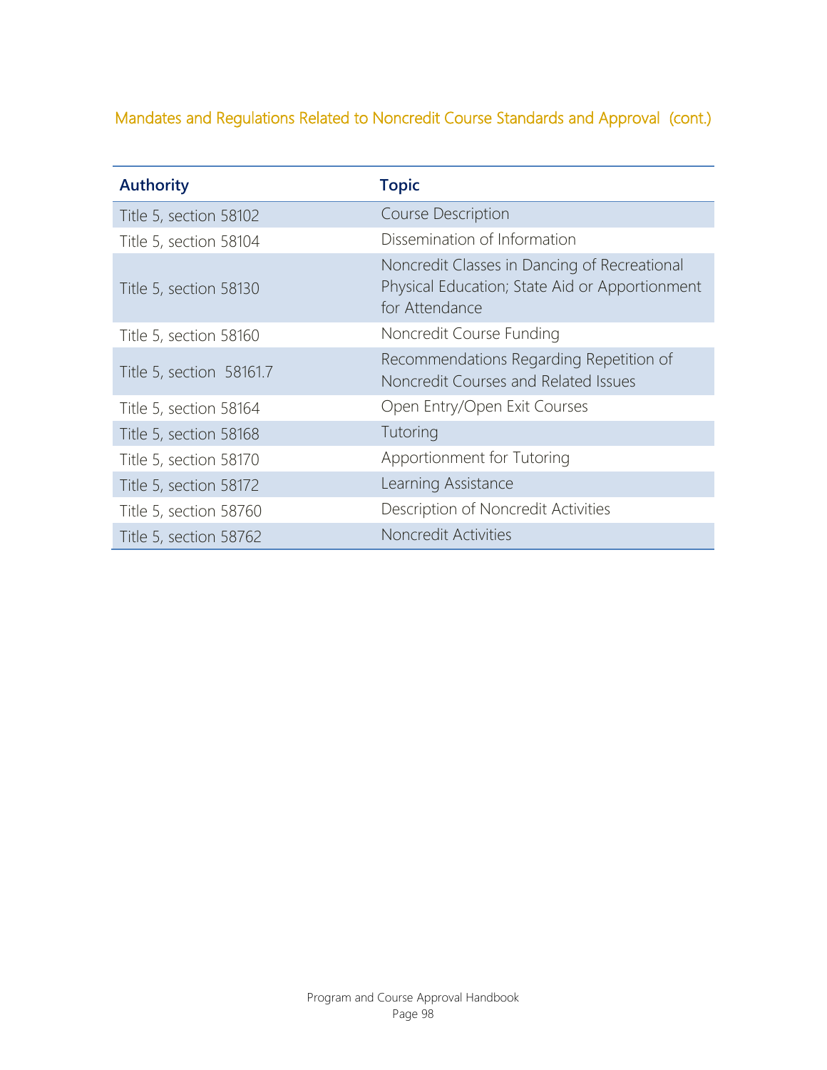## Mandates and Regulations Related to Noncredit Course Standards and Approval (cont.)

| Authority | Topic |
|---|---|
| Title 5, section 58102 | Course Description |
| Title 5, section 58104 | Dissemination of Information |
| Title 5, section 58130 | Noncredit Classes in Dancing of Recreational Physical Education; State Aid or Apportionment for Attendance |
| Title 5, section 58160 | Noncredit Course Funding |
| Title 5, section 58161.7 | Recommendations Regarding Repetition of Noncredit Courses and Related Issues |
| Title 5, section 58164 | Open Entry/Open Exit Courses |
| Title 5, section 58168 | Tutoring |
| Title 5, section 58170 | Apportionment for Tutoring |
| Title 5, section 58172 | Learning Assistance |
| Title 5, section 58760 | Description of Noncredit Activities |
| Title 5, section 58762 | Noncredit Activities |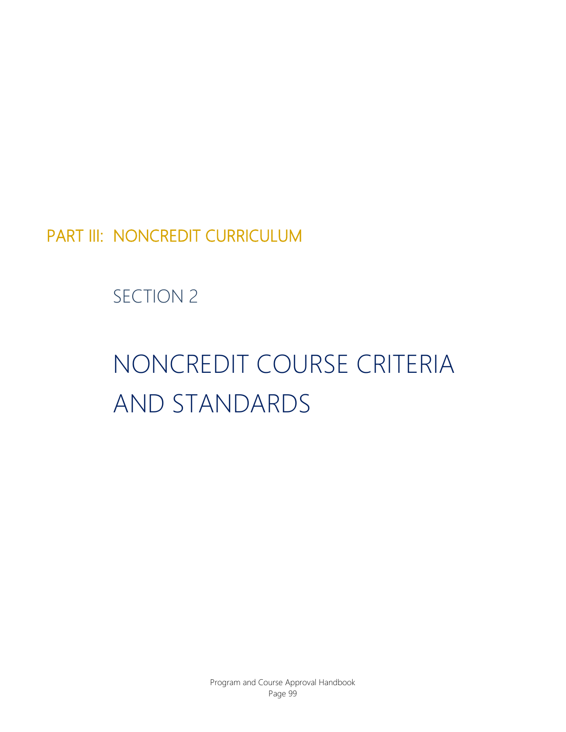# PART III: NONCREDIT CURRICULUM

## SECTION 2

# NONCREDIT COURSE CRITERIA AND STANDARDS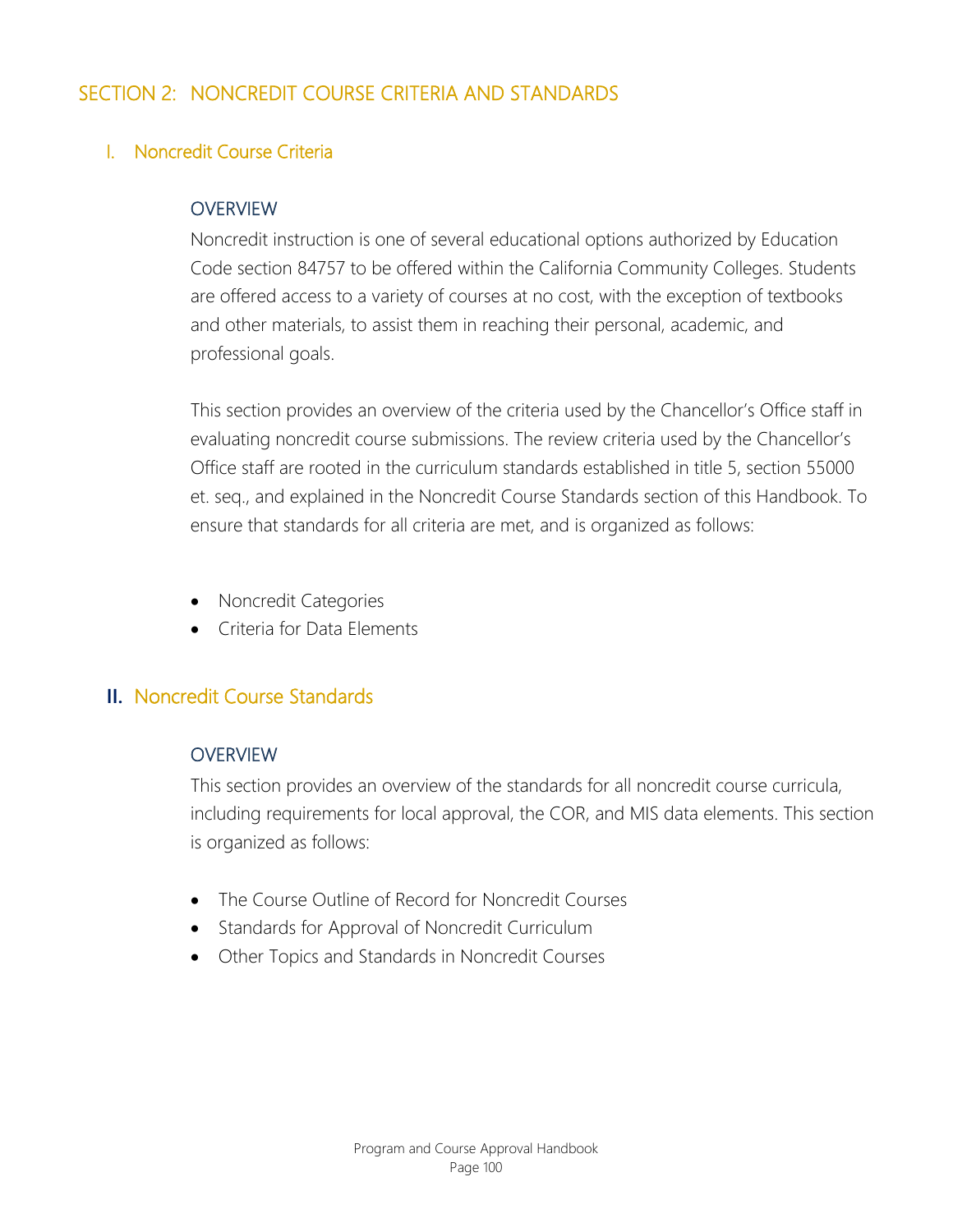# SECTION 2: NONCREDIT COURSE CRITERIA AND STANDARDS

## I. Noncredit Course Criteria

### OVERVIEW

Noncredit instruction is one of several educational options authorized by Education Code section 84757 to be offered within the California Community Colleges. Students are offered access to a variety of courses at no cost, with the exception of textbooks and other materials, to assist them in reaching their personal, academic, and professional goals.

This section provides an overview of the criteria used by the Chancellor's Office staff in evaluating noncredit course submissions. The review criteria used by the Chancellor's Office staff are rooted in the curriculum standards established in title 5, section 55000 et. seq., and explained in the Noncredit Course Standards section of this Handbook. To ensure that standards for all criteria are met, and is organized as follows:

- Noncredit Categories
- Criteria for Data Elements

## II. Noncredit Course Standards

### OVERVIEW

This section provides an overview of the standards for all noncredit course curricula, including requirements for local approval, the COR, and MIS data elements. This section is organized as follows:

- The Course Outline of Record for Noncredit Courses
- Standards for Approval of Noncredit Curriculum
- Other Topics and Standards in Noncredit Courses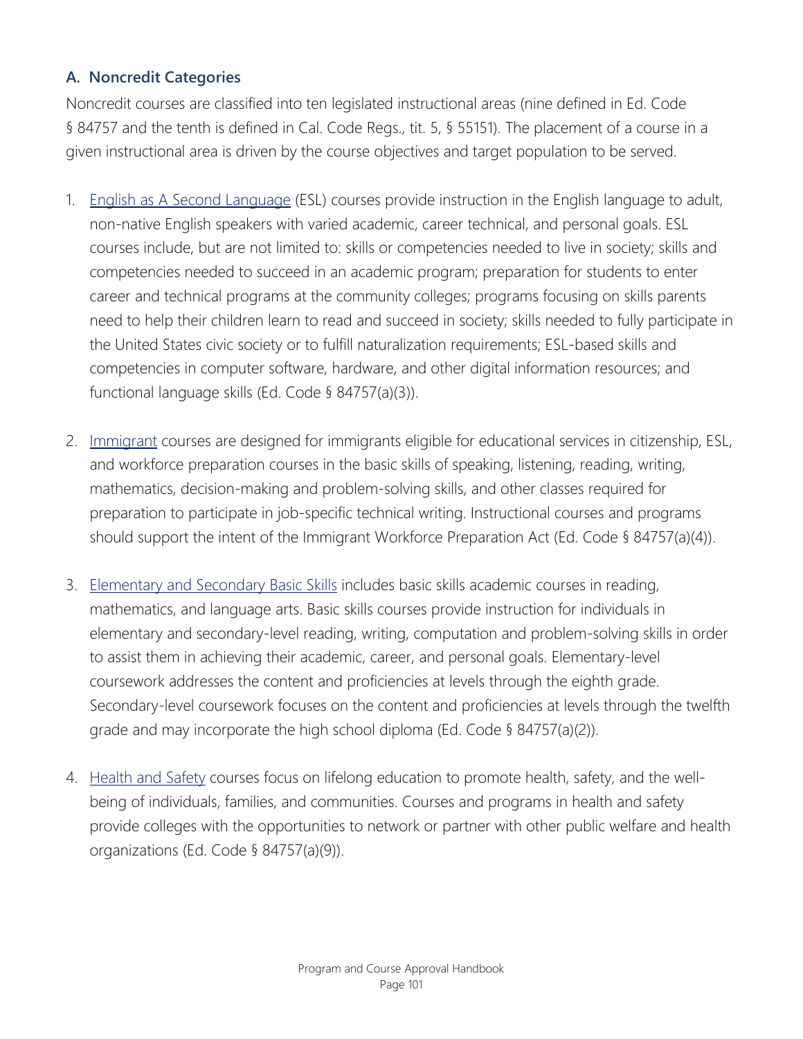### A. Noncredit Categories

Noncredit courses are classified into ten legislated instructional areas (nine defined in Ed. Code § 84757 and the tenth is defined in Cal. Code Regs., tit. 5, § 55151). The placement of a course in a given instructional area is driven by the course objectives and target population to be served.

1. English as A Second Language (ESL) courses provide instruction in the English language to adult, non-native English speakers with varied academic, career technical, and personal goals. ESL courses include, but are not limited to: skills or competencies needed to live in society; skills and competencies needed to succeed in an academic program; preparation for students to enter career and technical programs at the community colleges; programs focusing on skills parents need to help their children learn to read and succeed in society; skills needed to fully participate in the United States civic society or to fulfill naturalization requirements; ESL-based skills and competencies in computer software, hardware, and other digital information resources; and functional language skills (Ed. Code § 84757(a)(3)).

2. Immigrant courses are designed for immigrants eligible for educational services in citizenship, ESL, and workforce preparation courses in the basic skills of speaking, listening, reading, writing, mathematics, decision-making and problem-solving skills, and other classes required for preparation to participate in job-specific technical writing. Instructional courses and programs should support the intent of the Immigrant Workforce Preparation Act (Ed. Code § 84757(a)(4)).

3. Elementary and Secondary Basic Skills includes basic skills academic courses in reading, mathematics, and language arts. Basic skills courses provide instruction for individuals in elementary and secondary-level reading, writing, computation and problem-solving skills in order to assist them in achieving their academic, career, and personal goals. Elementary-level coursework addresses the content and proficiencies at levels through the eighth grade. Secondary-level coursework focuses on the content and proficiencies at levels through the twelfth grade and may incorporate the high school diploma (Ed. Code § 84757(a)(2)).

4. Health and Safety courses focus on lifelong education to promote health, safety, and the well-being of individuals, families, and communities. Courses and programs in health and safety provide colleges with the opportunities to network or partner with other public welfare and health organizations (Ed. Code § 84757(a)(9)).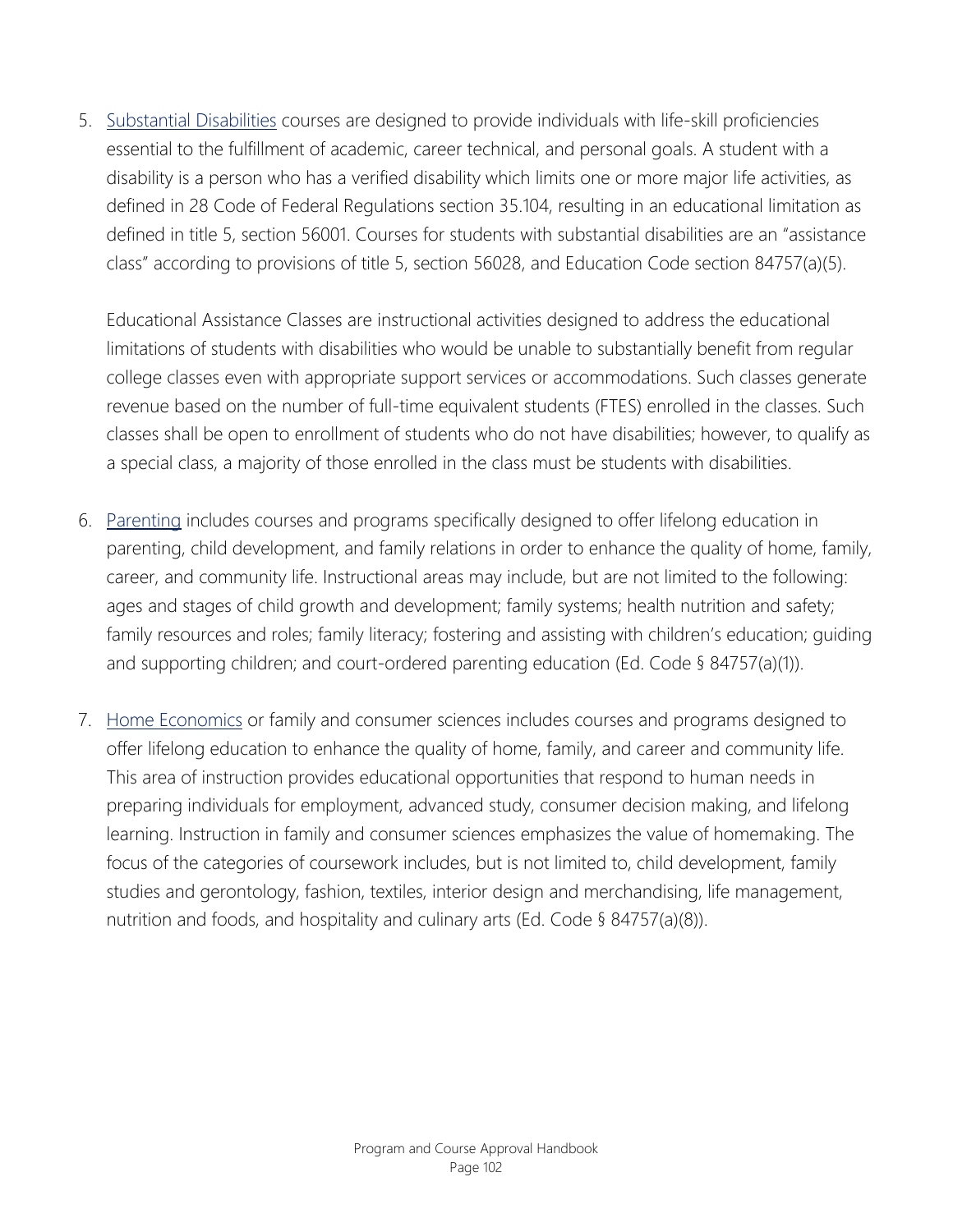5. Substantial Disabilities courses are designed to provide individuals with life-skill proficiencies essential to the fulfillment of academic, career technical, and personal goals. A student with a disability is a person who has a verified disability which limits one or more major life activities, as defined in 28 Code of Federal Regulations section 35.104, resulting in an educational limitation as defined in title 5, section 56001. Courses for students with substantial disabilities are an "assistance class" according to provisions of title 5, section 56028, and Education Code section 84757(a)(5).

   Educational Assistance Classes are instructional activities designed to address the educational limitations of students with disabilities who would be unable to substantially benefit from regular college classes even with appropriate support services or accommodations. Such classes generate revenue based on the number of full-time equivalent students (FTES) enrolled in the classes. Such classes shall be open to enrollment of students who do not have disabilities; however, to qualify as a special class, a majority of those enrolled in the class must be students with disabilities.

6. Parenting includes courses and programs specifically designed to offer lifelong education in parenting, child development, and family relations in order to enhance the quality of home, family, career, and community life. Instructional areas may include, but are not limited to the following: ages and stages of child growth and development; family systems; health nutrition and safety; family resources and roles; family literacy; fostering and assisting with children's education; guiding and supporting children; and court-ordered parenting education (Ed. Code § 84757(a)(1)).

7. Home Economics or family and consumer sciences includes courses and programs designed to offer lifelong education to enhance the quality of home, family, and career and community life. This area of instruction provides educational opportunities that respond to human needs in preparing individuals for employment, advanced study, consumer decision making, and lifelong learning. Instruction in family and consumer sciences emphasizes the value of homemaking. The focus of the categories of coursework includes, but is not limited to, child development, family studies and gerontology, fashion, textiles, interior design and merchandising, life management, nutrition and foods, and hospitality and culinary arts (Ed. Code § 84757(a)(8)).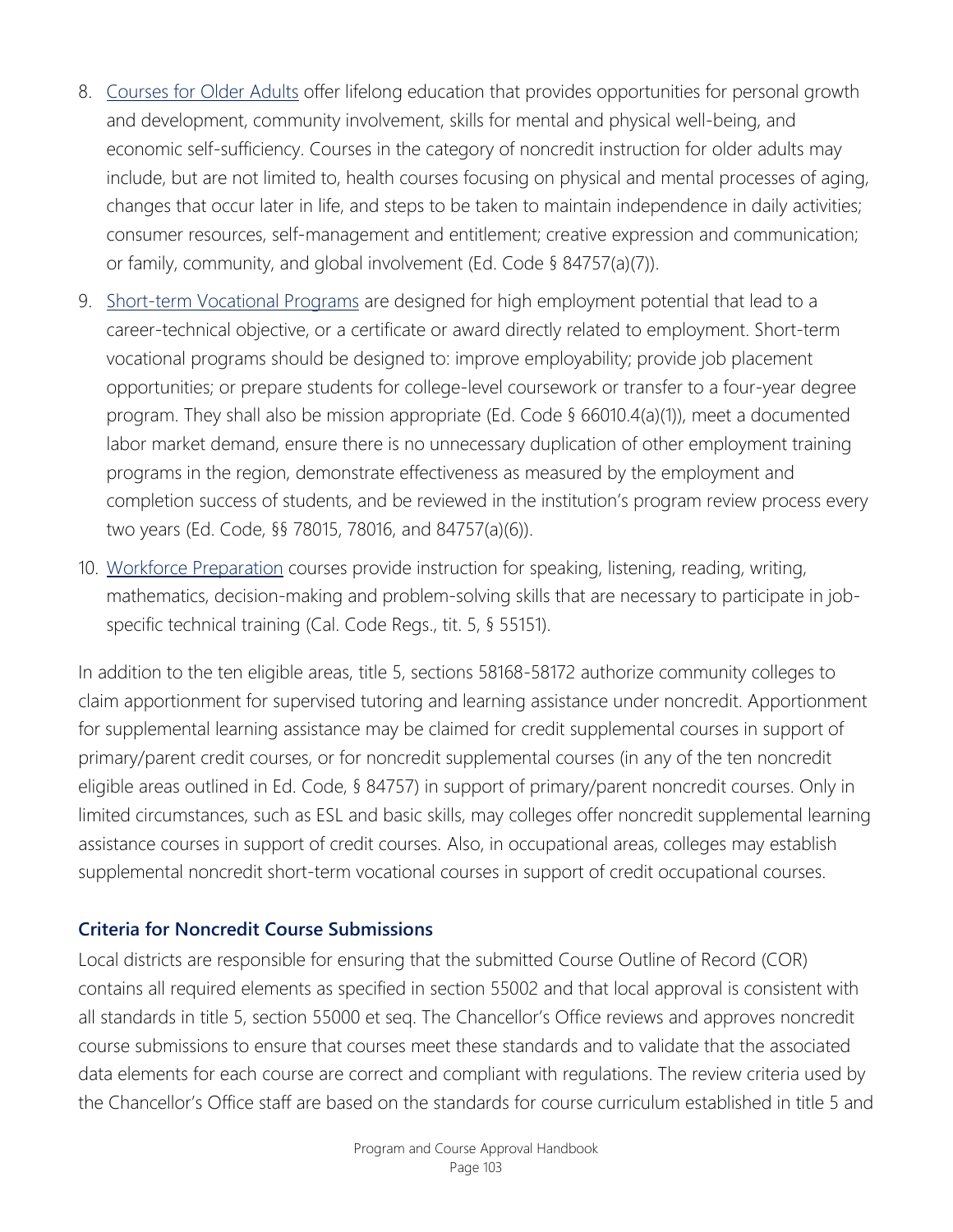8. [Courses for Older Adults]() offer lifelong education that provides opportunities for personal growth and development, community involvement, skills for mental and physical well-being, and economic self-sufficiency. Courses in the category of noncredit instruction for older adults may include, but are not limited to, health courses focusing on physical and mental processes of aging, changes that occur later in life, and steps to be taken to maintain independence in daily activities; consumer resources, self-management and entitlement; creative expression and communication; or family, community, and global involvement (Ed. Code § 84757(a)(7)).
9. [Short-term Vocational Programs]() are designed for high employment potential that lead to a career-technical objective, or a certificate or award directly related to employment. Short-term vocational programs should be designed to: improve employability; provide job placement opportunities; or prepare students for college-level coursework or transfer to a four-year degree program. They shall also be mission appropriate (Ed. Code § 66010.4(a)(1)), meet a documented labor market demand, ensure there is no unnecessary duplication of other employment training programs in the region, demonstrate effectiveness as measured by the employment and completion success of students, and be reviewed in the institution's program review process every two years (Ed. Code, §§ 78015, 78016, and 84757(a)(6)).
10. [Workforce Preparation]() courses provide instruction for speaking, listening, reading, writing, mathematics, decision-making and problem-solving skills that are necessary to participate in job-specific technical training (Cal. Code Regs., tit. 5, § 55151).

In addition to the ten eligible areas, title 5, sections 58168-58172 authorize community colleges to claim apportionment for supervised tutoring and learning assistance under noncredit. Apportionment for supplemental learning assistance may be claimed for credit supplemental courses in support of primary/parent credit courses, or for noncredit supplemental courses (in any of the ten noncredit eligible areas outlined in Ed. Code, § 84757) in support of primary/parent noncredit courses. Only in limited circumstances, such as ESL and basic skills, may colleges offer noncredit supplemental learning assistance courses in support of credit courses. Also, in occupational areas, colleges may establish supplemental noncredit short-term vocational courses in support of credit occupational courses.

### Criteria for Noncredit Course Submissions

Local districts are responsible for ensuring that the submitted Course Outline of Record (COR) contains all required elements as specified in section 55002 and that local approval is consistent with all standards in title 5, section 55000 et seq. The Chancellor's Office reviews and approves noncredit course submissions to ensure that courses meet these standards and to validate that the associated data elements for each course are correct and compliant with regulations. The review criteria used by the Chancellor's Office staff are based on the standards for course curriculum established in title 5 and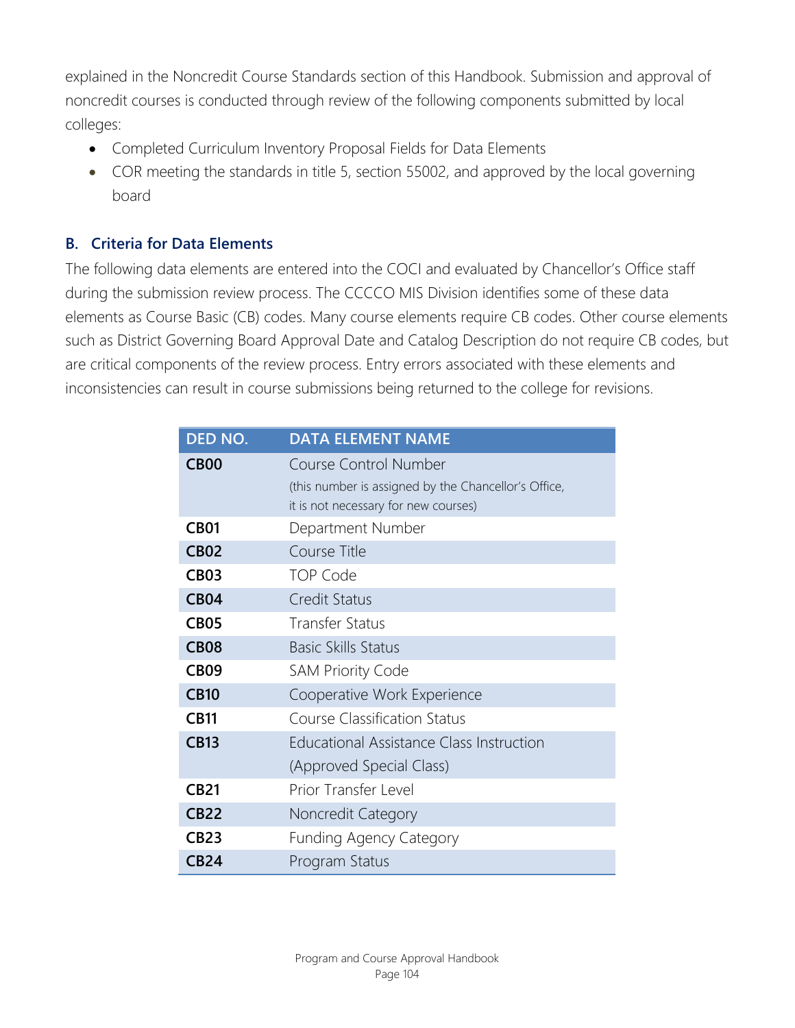explained in the Noncredit Course Standards section of this Handbook. Submission and approval of noncredit courses is conducted through review of the following components submitted by local colleges:

- Completed Curriculum Inventory Proposal Fields for Data Elements
- COR meeting the standards in title 5, section 55002, and approved by the local governing board

### B. Criteria for Data Elements

The following data elements are entered into the COCI and evaluated by Chancellor's Office staff during the submission review process. The CCCCO MIS Division identifies some of these data elements as Course Basic (CB) codes. Many course elements require CB codes. Other course elements such as District Governing Board Approval Date and Catalog Description do not require CB codes, but are critical components of the review process. Entry errors associated with these elements and inconsistencies can result in course submissions being returned to the college for revisions.

| DED NO. | DATA ELEMENT NAME |
|---|---|
| **CB00** | Course Control Number (this number is assigned by the Chancellor's Office, it is not necessary for new courses) |
| **CB01** | Department Number |
| **CB02** | Course Title |
| **CB03** | TOP Code |
| **CB04** | Credit Status |
| **CB05** | Transfer Status |
| **CB08** | Basic Skills Status |
| **CB09** | SAM Priority Code |
| **CB10** | Cooperative Work Experience |
| **CB11** | Course Classification Status |
| **CB13** | Educational Assistance Class Instruction (Approved Special Class) |
| **CB21** | Prior Transfer Level |
| **CB22** | Noncredit Category |
| **CB23** | Funding Agency Category |
| **CB24** | Program Status |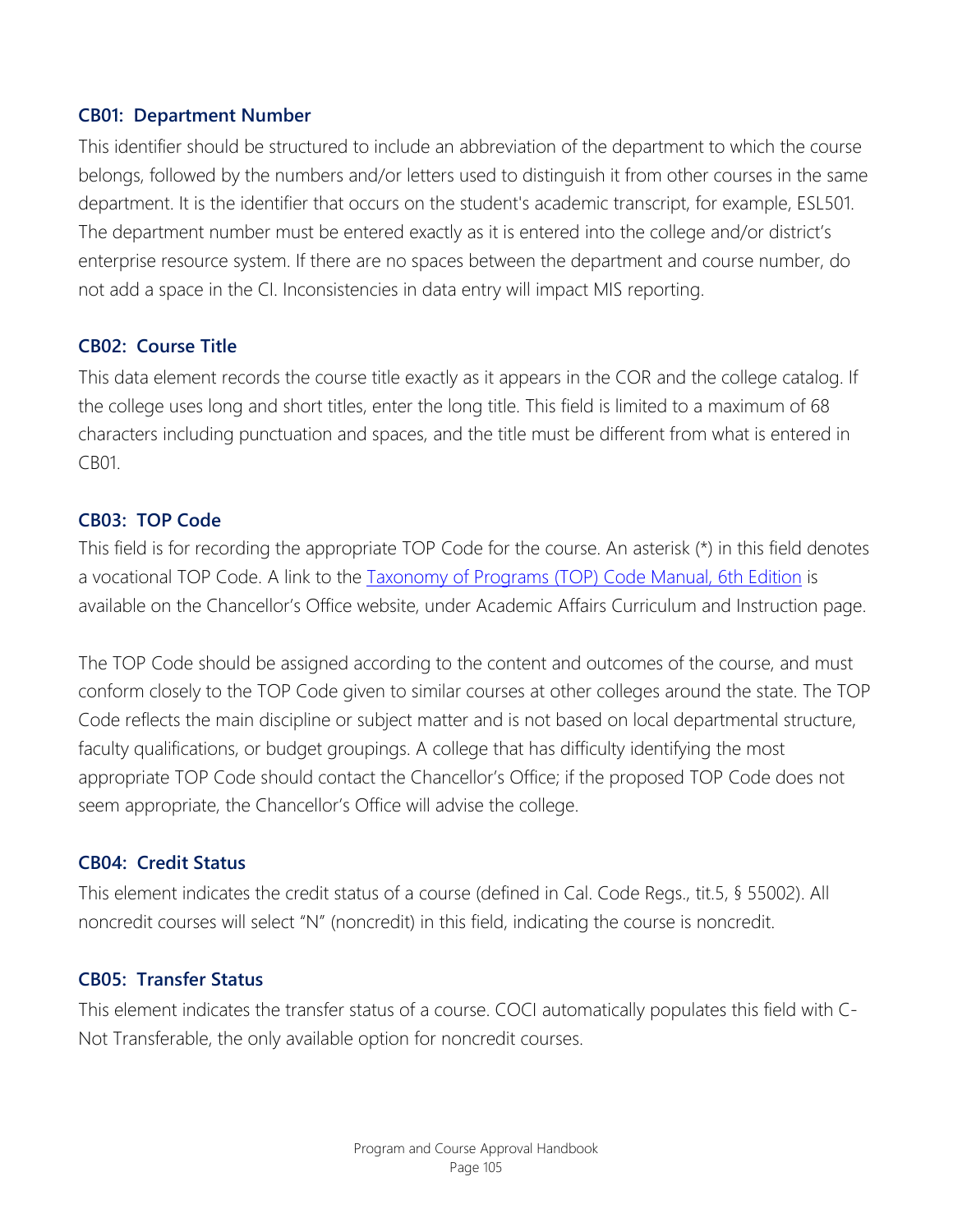### CB01: Department Number

This identifier should be structured to include an abbreviation of the department to which the course belongs, followed by the numbers and/or letters used to distinguish it from other courses in the same department. It is the identifier that occurs on the student's academic transcript, for example, ESL501. The department number must be entered exactly as it is entered into the college and/or district's enterprise resource system. If there are no spaces between the department and course number, do not add a space in the CI. Inconsistencies in data entry will impact MIS reporting.

### CB02: Course Title

This data element records the course title exactly as it appears in the COR and the college catalog. If the college uses long and short titles, enter the long title. This field is limited to a maximum of 68 characters including punctuation and spaces, and the title must be different from what is entered in CB01.

### CB03: TOP Code

This field is for recording the appropriate TOP Code for the course. An asterisk (*) in this field denotes a vocational TOP Code. A link to the [Taxonomy of Programs (TOP) Code Manual, 6th Edition]() is available on the Chancellor's Office website, under Academic Affairs Curriculum and Instruction page.

The TOP Code should be assigned according to the content and outcomes of the course, and must conform closely to the TOP Code given to similar courses at other colleges around the state. The TOP Code reflects the main discipline or subject matter and is not based on local departmental structure, faculty qualifications, or budget groupings. A college that has difficulty identifying the most appropriate TOP Code should contact the Chancellor's Office; if the proposed TOP Code does not seem appropriate, the Chancellor's Office will advise the college.

### CB04: Credit Status

This element indicates the credit status of a course (defined in Cal. Code Regs., tit.5, § 55002). All noncredit courses will select "N" (noncredit) in this field, indicating the course is noncredit.

### CB05: Transfer Status

This element indicates the transfer status of a course. COCI automatically populates this field with C-Not Transferable, the only available option for noncredit courses.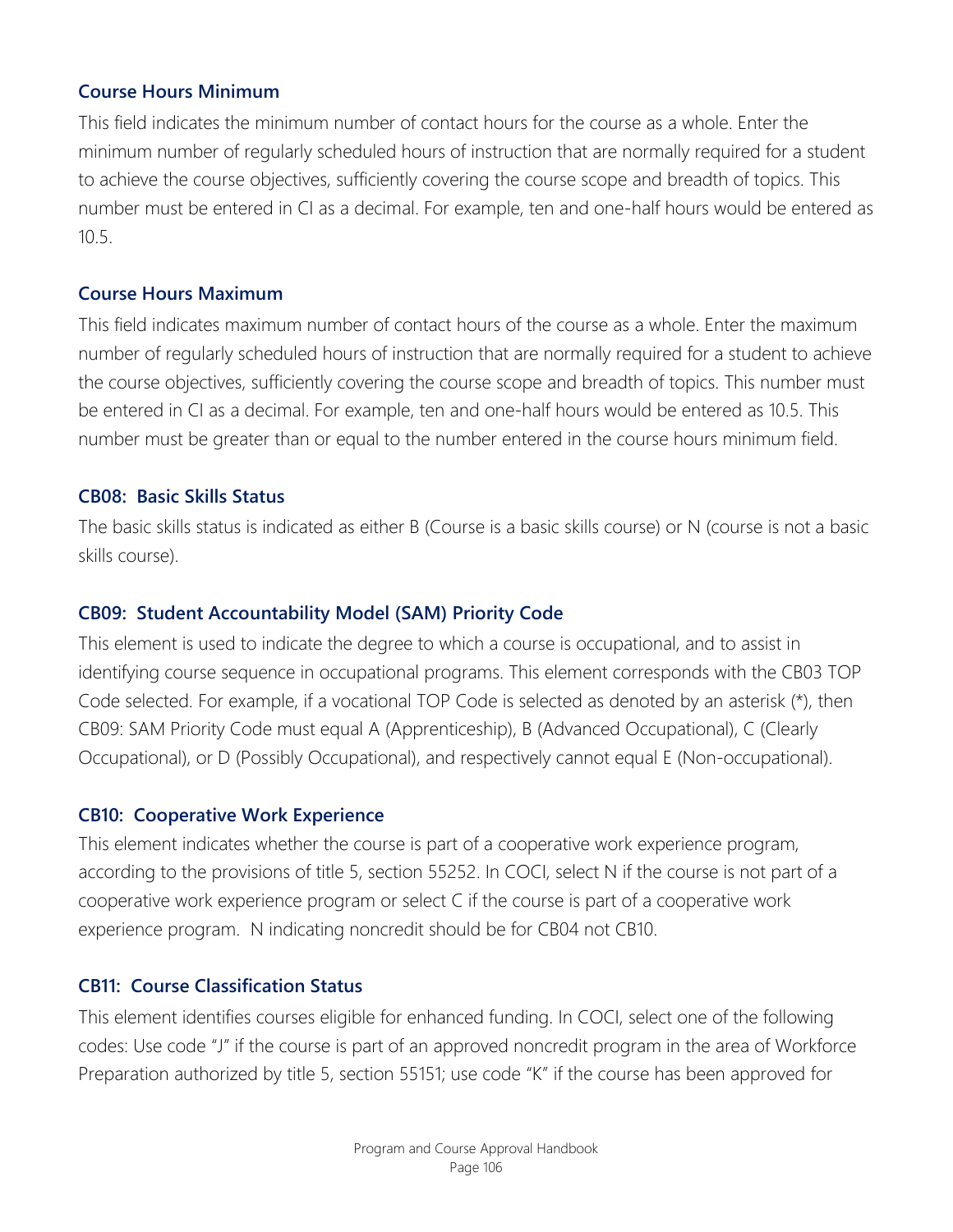### Course Hours Minimum

This field indicates the minimum number of contact hours for the course as a whole. Enter the minimum number of regularly scheduled hours of instruction that are normally required for a student to achieve the course objectives, sufficiently covering the course scope and breadth of topics. This number must be entered in CI as a decimal. For example, ten and one-half hours would be entered as 10.5.

### Course Hours Maximum

This field indicates maximum number of contact hours of the course as a whole. Enter the maximum number of regularly scheduled hours of instruction that are normally required for a student to achieve the course objectives, sufficiently covering the course scope and breadth of topics. This number must be entered in CI as a decimal. For example, ten and one-half hours would be entered as 10.5. This number must be greater than or equal to the number entered in the course hours minimum field.

### CB08: Basic Skills Status

The basic skills status is indicated as either B (Course is a basic skills course) or N (course is not a basic skills course).

### CB09: Student Accountability Model (SAM) Priority Code

This element is used to indicate the degree to which a course is occupational, and to assist in identifying course sequence in occupational programs. This element corresponds with the CB03 TOP Code selected. For example, if a vocational TOP Code is selected as denoted by an asterisk (*), then CB09: SAM Priority Code must equal A (Apprenticeship), B (Advanced Occupational), C (Clearly Occupational), or D (Possibly Occupational), and respectively cannot equal E (Non-occupational).

### CB10: Cooperative Work Experience

This element indicates whether the course is part of a cooperative work experience program, according to the provisions of title 5, section 55252. In COCI, select N if the course is not part of a cooperative work experience program or select C if the course is part of a cooperative work experience program. N indicating noncredit should be for CB04 not CB10.

### CB11: Course Classification Status

This element identifies courses eligible for enhanced funding. In COCI, select one of the following codes: Use code "J" if the course is part of an approved noncredit program in the area of Workforce Preparation authorized by title 5, section 55151; use code "K" if the course has been approved for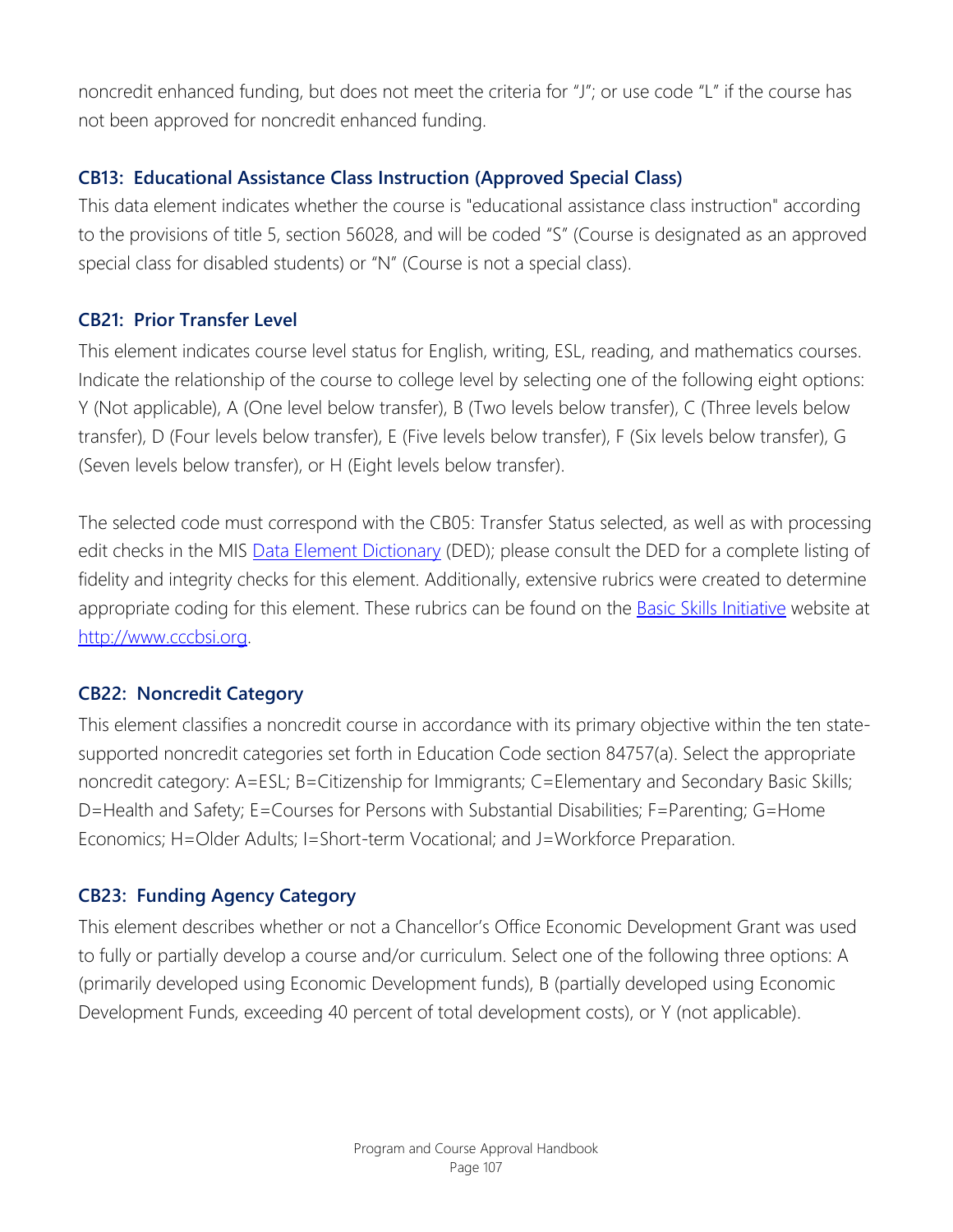noncredit enhanced funding, but does not meet the criteria for "J"; or use code "L" if the course has not been approved for noncredit enhanced funding.

### CB13: Educational Assistance Class Instruction (Approved Special Class)

This data element indicates whether the course is "educational assistance class instruction" according to the provisions of title 5, section 56028, and will be coded "S" (Course is designated as an approved special class for disabled students) or "N" (Course is not a special class).

### CB21: Prior Transfer Level

This element indicates course level status for English, writing, ESL, reading, and mathematics courses. Indicate the relationship of the course to college level by selecting one of the following eight options: Y (Not applicable), A (One level below transfer), B (Two levels below transfer), C (Three levels below transfer), D (Four levels below transfer), E (Five levels below transfer), F (Six levels below transfer), G (Seven levels below transfer), or H (Eight levels below transfer).

The selected code must correspond with the CB05: Transfer Status selected, as well as with processing edit checks in the MIS [Data Element Dictionary](#) (DED); please consult the DED for a complete listing of fidelity and integrity checks for this element. Additionally, extensive rubrics were created to determine appropriate coding for this element. These rubrics can be found on the [Basic Skills Initiative](#) website at [http://www.cccbsi.org](http://www.cccbsi.org).

### CB22: Noncredit Category

This element classifies a noncredit course in accordance with its primary objective within the ten state-supported noncredit categories set forth in Education Code section 84757(a). Select the appropriate noncredit category: A=ESL; B=Citizenship for Immigrants; C=Elementary and Secondary Basic Skills; D=Health and Safety; E=Courses for Persons with Substantial Disabilities; F=Parenting; G=Home Economics; H=Older Adults; I=Short-term Vocational; and J=Workforce Preparation.

### CB23: Funding Agency Category

This element describes whether or not a Chancellor's Office Economic Development Grant was used to fully or partially develop a course and/or curriculum. Select one of the following three options: A (primarily developed using Economic Development funds), B (partially developed using Economic Development Funds, exceeding 40 percent of total development costs), or Y (not applicable).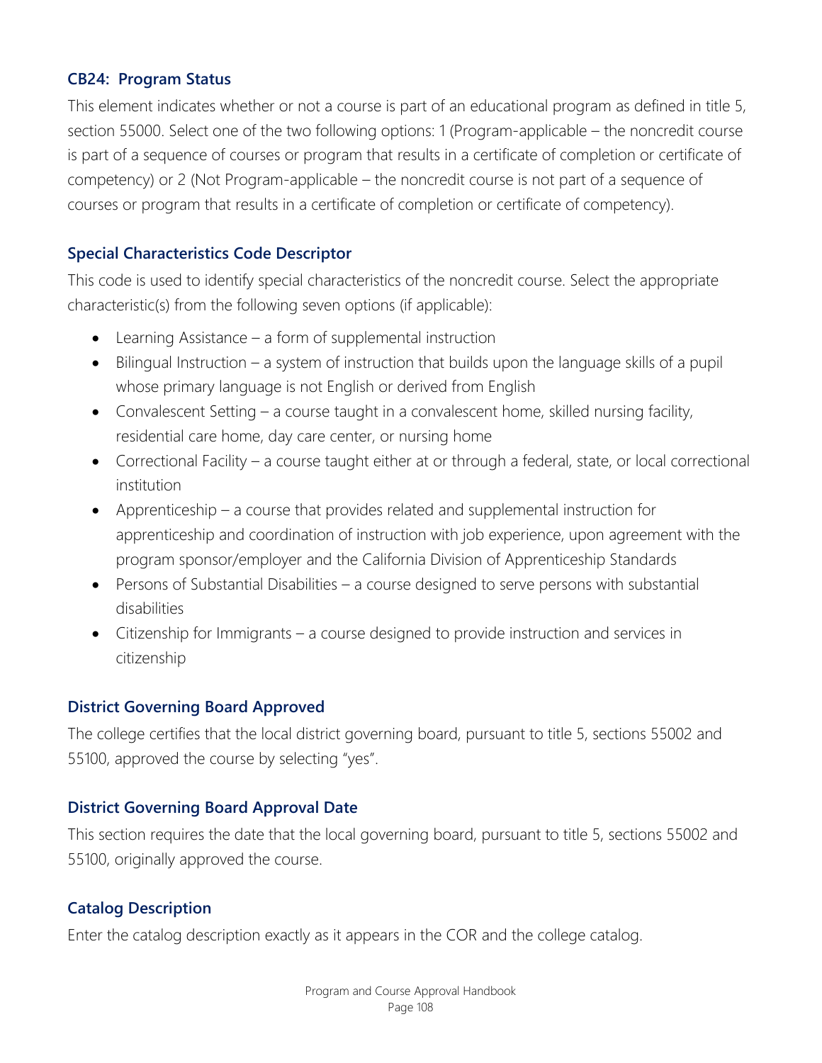### CB24: Program Status

This element indicates whether or not a course is part of an educational program as defined in title 5, section 55000. Select one of the two following options: 1 (Program-applicable – the noncredit course is part of a sequence of courses or program that results in a certificate of completion or certificate of competency) or 2 (Not Program-applicable – the noncredit course is not part of a sequence of courses or program that results in a certificate of completion or certificate of competency).

### Special Characteristics Code Descriptor

This code is used to identify special characteristics of the noncredit course. Select the appropriate characteristic(s) from the following seven options (if applicable):

- Learning Assistance – a form of supplemental instruction
- Bilingual Instruction – a system of instruction that builds upon the language skills of a pupil whose primary language is not English or derived from English
- Convalescent Setting – a course taught in a convalescent home, skilled nursing facility, residential care home, day care center, or nursing home
- Correctional Facility – a course taught either at or through a federal, state, or local correctional institution
- Apprenticeship – a course that provides related and supplemental instruction for apprenticeship and coordination of instruction with job experience, upon agreement with the program sponsor/employer and the California Division of Apprenticeship Standards
- Persons of Substantial Disabilities – a course designed to serve persons with substantial disabilities
- Citizenship for Immigrants – a course designed to provide instruction and services in citizenship

### District Governing Board Approved

The college certifies that the local district governing board, pursuant to title 5, sections 55002 and 55100, approved the course by selecting "yes".

### District Governing Board Approval Date

This section requires the date that the local governing board, pursuant to title 5, sections 55002 and 55100, originally approved the course.

### Catalog Description

Enter the catalog description exactly as it appears in the COR and the college catalog.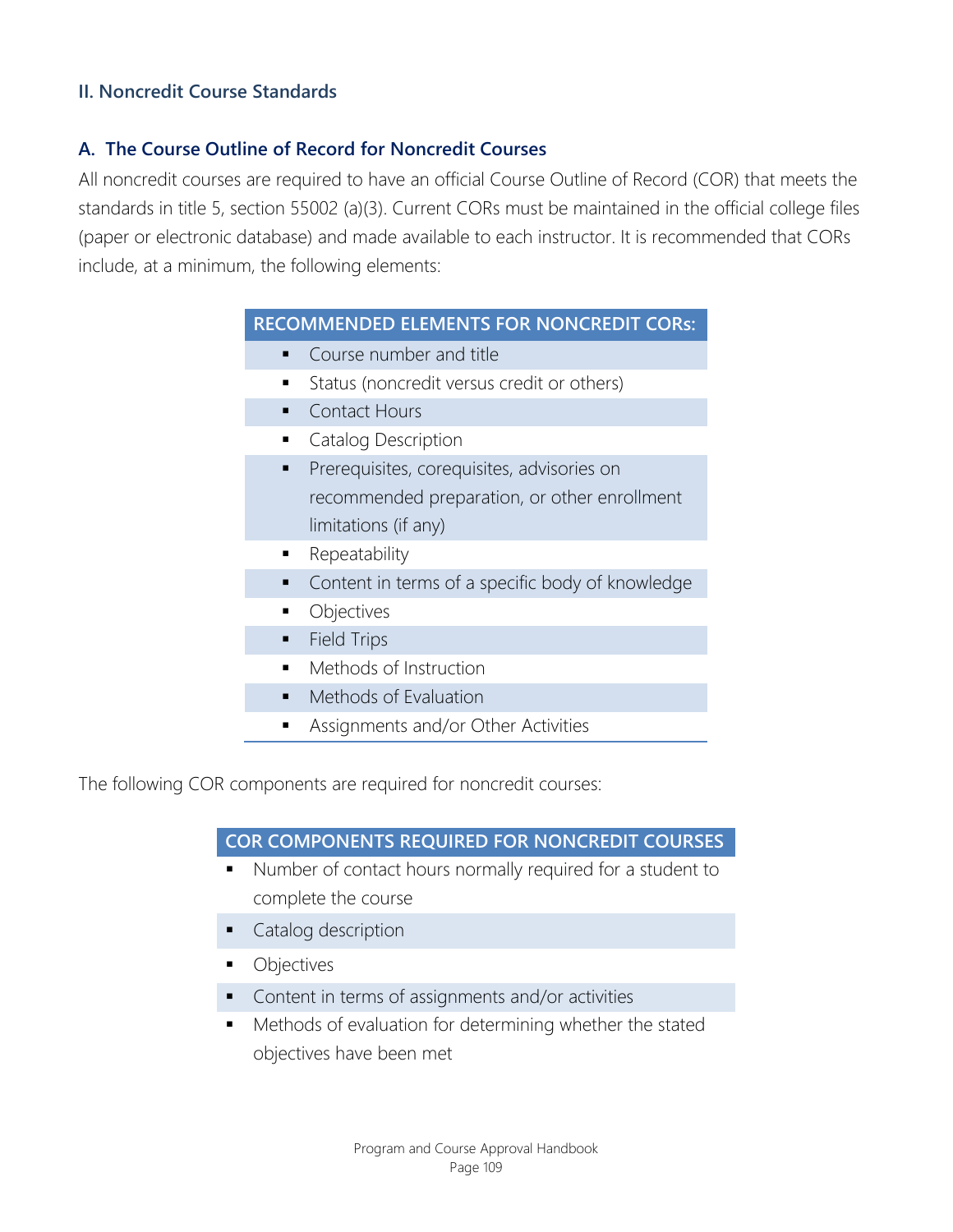## II. Noncredit Course Standards

### A. The Course Outline of Record for Noncredit Courses

All noncredit courses are required to have an official Course Outline of Record (COR) that meets the standards in title 5, section 55002 (a)(3). Current CORs must be maintained in the official college files (paper or electronic database) and made available to each instructor. It is recommended that CORs include, at a minimum, the following elements:

| RECOMMENDED ELEMENTS FOR NONCREDIT CORs: |
| --- |
| ▪ Course number and title |
| ▪ Status (noncredit versus credit or others) |
| ▪ Contact Hours |
| ▪ Catalog Description |
| ▪ Prerequisites, corequisites, advisories on recommended preparation, or other enrollment limitations (if any) |
| ▪ Repeatability |
| ▪ Content in terms of a specific body of knowledge |
| ▪ Objectives |
| ▪ Field Trips |
| ▪ Methods of Instruction |
| ▪ Methods of Evaluation |
| ▪ Assignments and/or Other Activities |

The following COR components are required for noncredit courses:

| COR COMPONENTS REQUIRED FOR NONCREDIT COURSES |
| --- |
| ▪ Number of contact hours normally required for a student to complete the course |
| ▪ Catalog description |
| ▪ Objectives |
| ▪ Content in terms of assignments and/or activities |
| ▪ Methods of evaluation for determining whether the stated objectives have been met |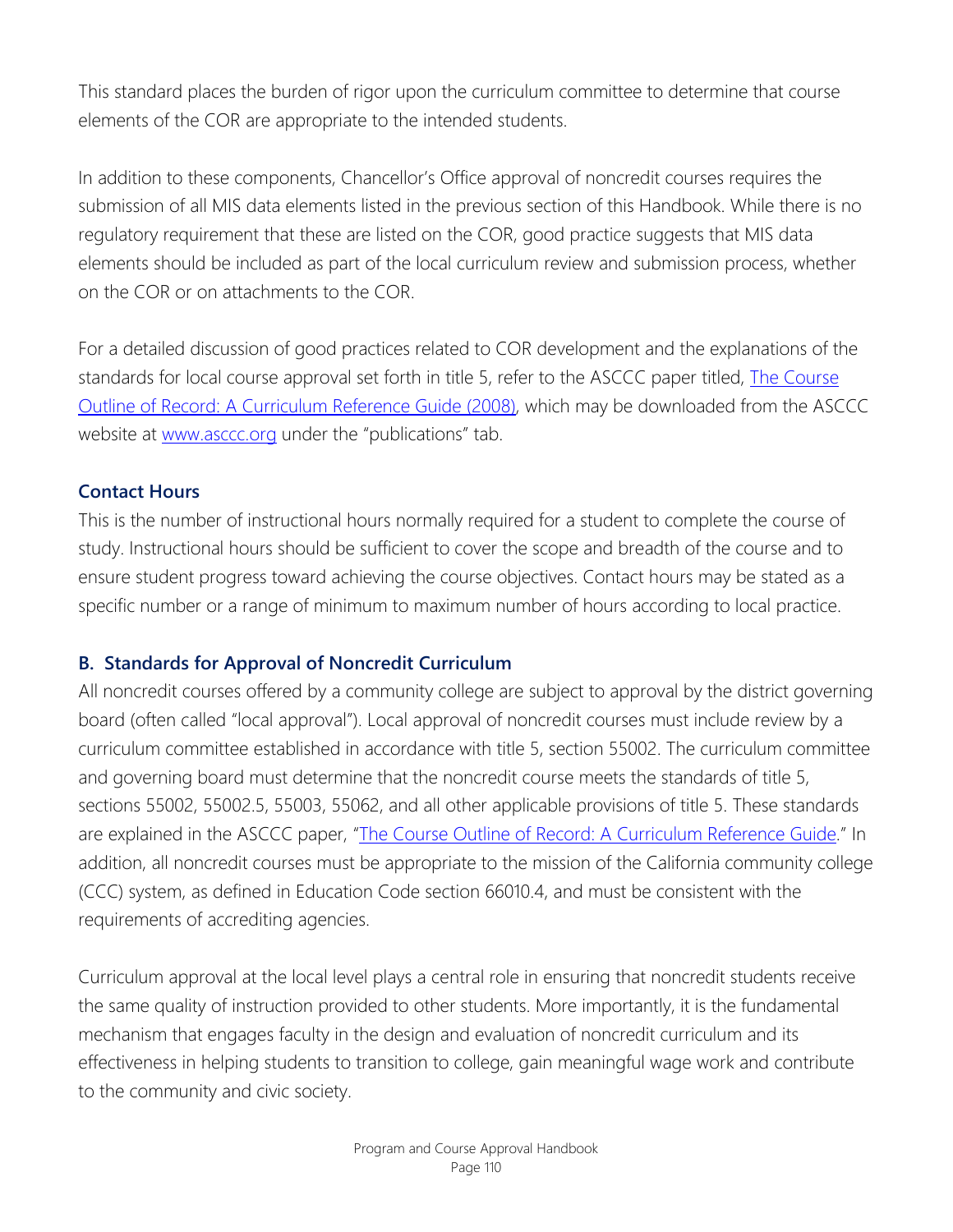This standard places the burden of rigor upon the curriculum committee to determine that course elements of the COR are appropriate to the intended students.

In addition to these components, Chancellor's Office approval of noncredit courses requires the submission of all MIS data elements listed in the previous section of this Handbook. While there is no regulatory requirement that these are listed on the COR, good practice suggests that MIS data elements should be included as part of the local curriculum review and submission process, whether on the COR or on attachments to the COR.

For a detailed discussion of good practices related to COR development and the explanations of the standards for local course approval set forth in title 5, refer to the ASCCC paper titled, [The Course Outline of Record: A Curriculum Reference Guide (2008)](), which may be downloaded from the ASCCC website at [www.asccc.org]() under the "publications" tab.

### Contact Hours

This is the number of instructional hours normally required for a student to complete the course of study. Instructional hours should be sufficient to cover the scope and breadth of the course and to ensure student progress toward achieving the course objectives. Contact hours may be stated as a specific number or a range of minimum to maximum number of hours according to local practice.

## B. Standards for Approval of Noncredit Curriculum

All noncredit courses offered by a community college are subject to approval by the district governing board (often called "local approval"). Local approval of noncredit courses must include review by a curriculum committee established in accordance with title 5, section 55002. The curriculum committee and governing board must determine that the noncredit course meets the standards of title 5, sections 55002, 55002.5, 55003, 55062, and all other applicable provisions of title 5. These standards are explained in the ASCCC paper, "[The Course Outline of Record: A Curriculum Reference Guide]()." In addition, all noncredit courses must be appropriate to the mission of the California community college (CCC) system, as defined in Education Code section 66010.4, and must be consistent with the requirements of accrediting agencies.

Curriculum approval at the local level plays a central role in ensuring that noncredit students receive the same quality of instruction provided to other students. More importantly, it is the fundamental mechanism that engages faculty in the design and evaluation of noncredit curriculum and its effectiveness in helping students to transition to college, gain meaningful wage work and contribute to the community and civic society.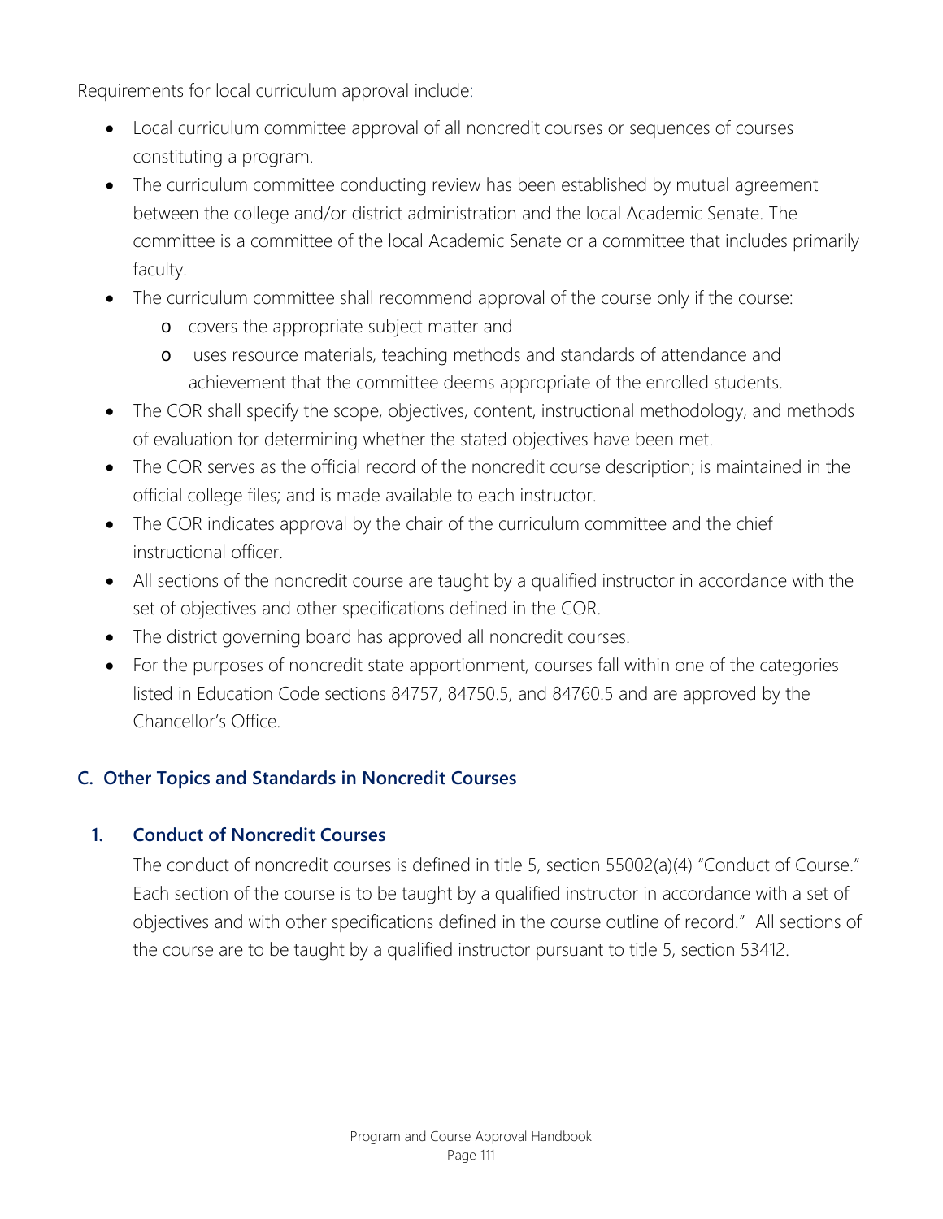Requirements for local curriculum approval include:

- Local curriculum committee approval of all noncredit courses or sequences of courses constituting a program.
- The curriculum committee conducting review has been established by mutual agreement between the college and/or district administration and the local Academic Senate. The committee is a committee of the local Academic Senate or a committee that includes primarily faculty.
- The curriculum committee shall recommend approval of the course only if the course:
  - covers the appropriate subject matter and
  - uses resource materials, teaching methods and standards of attendance and achievement that the committee deems appropriate of the enrolled students.
- The COR shall specify the scope, objectives, content, instructional methodology, and methods of evaluation for determining whether the stated objectives have been met.
- The COR serves as the official record of the noncredit course description; is maintained in the official college files; and is made available to each instructor.
- The COR indicates approval by the chair of the curriculum committee and the chief instructional officer.
- All sections of the noncredit course are taught by a qualified instructor in accordance with the set of objectives and other specifications defined in the COR.
- The district governing board has approved all noncredit courses.
- For the purposes of noncredit state apportionment, courses fall within one of the categories listed in Education Code sections 84757, 84750.5, and 84760.5 and are approved by the Chancellor's Office.

## C. Other Topics and Standards in Noncredit Courses

### 1. Conduct of Noncredit Courses

The conduct of noncredit courses is defined in title 5, section 55002(a)(4) "Conduct of Course." Each section of the course is to be taught by a qualified instructor in accordance with a set of objectives and with other specifications defined in the course outline of record." All sections of the course are to be taught by a qualified instructor pursuant to title 5, section 53412.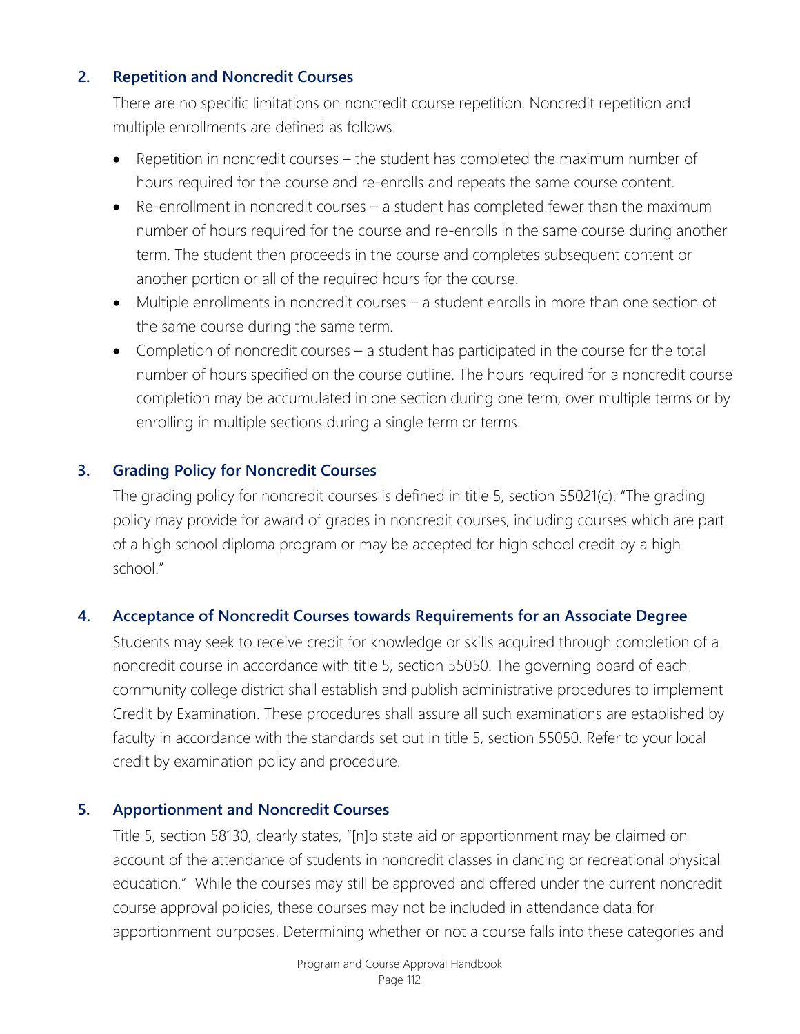## 2. Repetition and Noncredit Courses

There are no specific limitations on noncredit course repetition. Noncredit repetition and multiple enrollments are defined as follows:

- Repetition in noncredit courses – the student has completed the maximum number of hours required for the course and re-enrolls and repeats the same course content.
- Re-enrollment in noncredit courses – a student has completed fewer than the maximum number of hours required for the course and re-enrolls in the same course during another term. The student then proceeds in the course and completes subsequent content or another portion or all of the required hours for the course.
- Multiple enrollments in noncredit courses – a student enrolls in more than one section of the same course during the same term.
- Completion of noncredit courses – a student has participated in the course for the total number of hours specified on the course outline. The hours required for a noncredit course completion may be accumulated in one section during one term, over multiple terms or by enrolling in multiple sections during a single term or terms.

## 3. Grading Policy for Noncredit Courses

The grading policy for noncredit courses is defined in title 5, section 55021(c): "The grading policy may provide for award of grades in noncredit courses, including courses which are part of a high school diploma program or may be accepted for high school credit by a high school."

## 4. Acceptance of Noncredit Courses towards Requirements for an Associate Degree

Students may seek to receive credit for knowledge or skills acquired through completion of a noncredit course in accordance with title 5, section 55050. The governing board of each community college district shall establish and publish administrative procedures to implement Credit by Examination. These procedures shall assure all such examinations are established by faculty in accordance with the standards set out in title 5, section 55050. Refer to your local credit by examination policy and procedure.

## 5. Apportionment and Noncredit Courses

Title 5, section 58130, clearly states, "[n]o state aid or apportionment may be claimed on account of the attendance of students in noncredit classes in dancing or recreational physical education." While the courses may still be approved and offered under the current noncredit course approval policies, these courses may not be included in attendance data for apportionment purposes. Determining whether or not a course falls into these categories and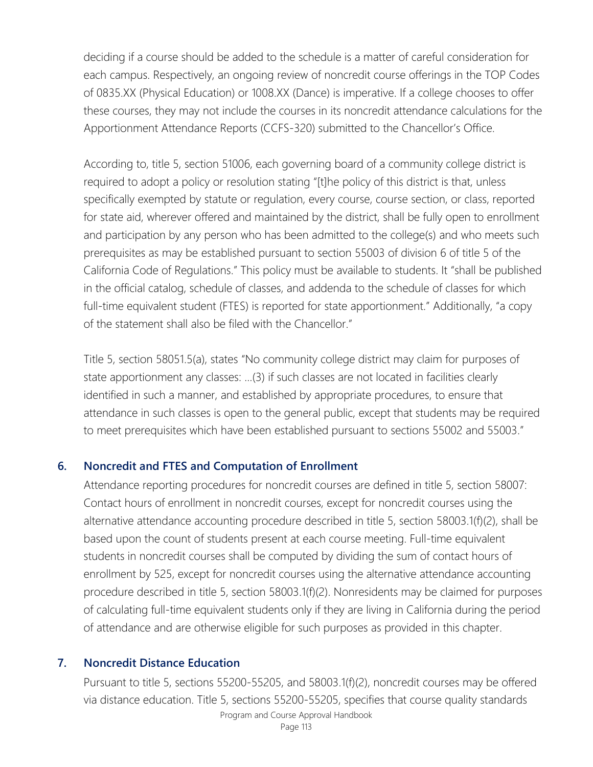deciding if a course should be added to the schedule is a matter of careful consideration for each campus. Respectively, an ongoing review of noncredit course offerings in the TOP Codes of 0835.XX (Physical Education) or 1008.XX (Dance) is imperative. If a college chooses to offer these courses, they may not include the courses in its noncredit attendance calculations for the Apportionment Attendance Reports (CCFS-320) submitted to the Chancellor's Office.

According to, title 5, section 51006, each governing board of a community college district is required to adopt a policy or resolution stating "[t]he policy of this district is that, unless specifically exempted by statute or regulation, every course, course section, or class, reported for state aid, wherever offered and maintained by the district, shall be fully open to enrollment and participation by any person who has been admitted to the college(s) and who meets such prerequisites as may be established pursuant to section 55003 of division 6 of title 5 of the California Code of Regulations." This policy must be available to students. It "shall be published in the official catalog, schedule of classes, and addenda to the schedule of classes for which full-time equivalent student (FTES) is reported for state apportionment." Additionally, "a copy of the statement shall also be filed with the Chancellor."

Title 5, section 58051.5(a), states "No community college district may claim for purposes of state apportionment any classes: …(3) if such classes are not located in facilities clearly identified in such a manner, and established by appropriate procedures, to ensure that attendance in such classes is open to the general public, except that students may be required to meet prerequisites which have been established pursuant to sections 55002 and 55003."

### 6. Noncredit and FTES and Computation of Enrollment

Attendance reporting procedures for noncredit courses are defined in title 5, section 58007: Contact hours of enrollment in noncredit courses, except for noncredit courses using the alternative attendance accounting procedure described in title 5, section 58003.1(f)(2), shall be based upon the count of students present at each course meeting. Full-time equivalent students in noncredit courses shall be computed by dividing the sum of contact hours of enrollment by 525, except for noncredit courses using the alternative attendance accounting procedure described in title 5, section 58003.1(f)(2). Nonresidents may be claimed for purposes of calculating full-time equivalent students only if they are living in California during the period of attendance and are otherwise eligible for such purposes as provided in this chapter.

### 7. Noncredit Distance Education

Pursuant to title 5, sections 55200-55205, and 58003.1(f)(2), noncredit courses may be offered via distance education. Title 5, sections 55200-55205, specifies that course quality standards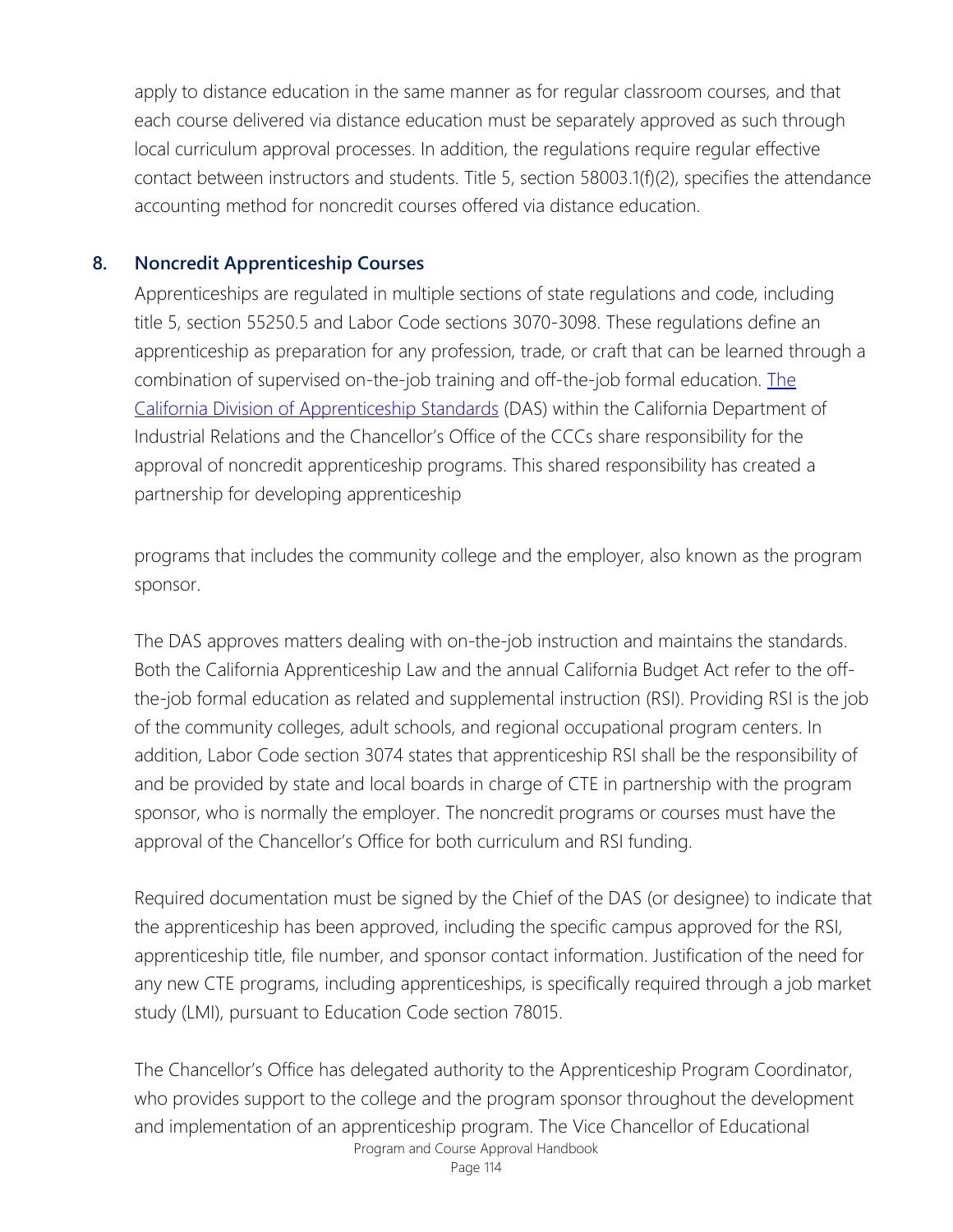apply to distance education in the same manner as for regular classroom courses, and that each course delivered via distance education must be separately approved as such through local curriculum approval processes. In addition, the regulations require regular effective contact between instructors and students. Title 5, section 58003.1(f)(2), specifies the attendance accounting method for noncredit courses offered via distance education.

### 8. Noncredit Apprenticeship Courses

Apprenticeships are regulated in multiple sections of state regulations and code, including title 5, section 55250.5 and Labor Code sections 3070-3098. These regulations define an apprenticeship as preparation for any profession, trade, or craft that can be learned through a combination of supervised on-the-job training and off-the-job formal education. [The California Division of Apprenticeship Standards](#) (DAS) within the California Department of Industrial Relations and the Chancellor's Office of the CCCs share responsibility for the approval of noncredit apprenticeship programs. This shared responsibility has created a partnership for developing apprenticeship programs that includes the community college and the employer, also known as the program sponsor.

The DAS approves matters dealing with on-the-job instruction and maintains the standards. Both the California Apprenticeship Law and the annual California Budget Act refer to the off-the-job formal education as related and supplemental instruction (RSI). Providing RSI is the job of the community colleges, adult schools, and regional occupational program centers. In addition, Labor Code section 3074 states that apprenticeship RSI shall be the responsibility of and be provided by state and local boards in charge of CTE in partnership with the program sponsor, who is normally the employer. The noncredit programs or courses must have the approval of the Chancellor's Office for both curriculum and RSI funding.

Required documentation must be signed by the Chief of the DAS (or designee) to indicate that the apprenticeship has been approved, including the specific campus approved for the RSI, apprenticeship title, file number, and sponsor contact information. Justification of the need for any new CTE programs, including apprenticeships, is specifically required through a job market study (LMI), pursuant to Education Code section 78015.

The Chancellor's Office has delegated authority to the Apprenticeship Program Coordinator, who provides support to the college and the program sponsor throughout the development and implementation of an apprenticeship program. The Vice Chancellor of Educational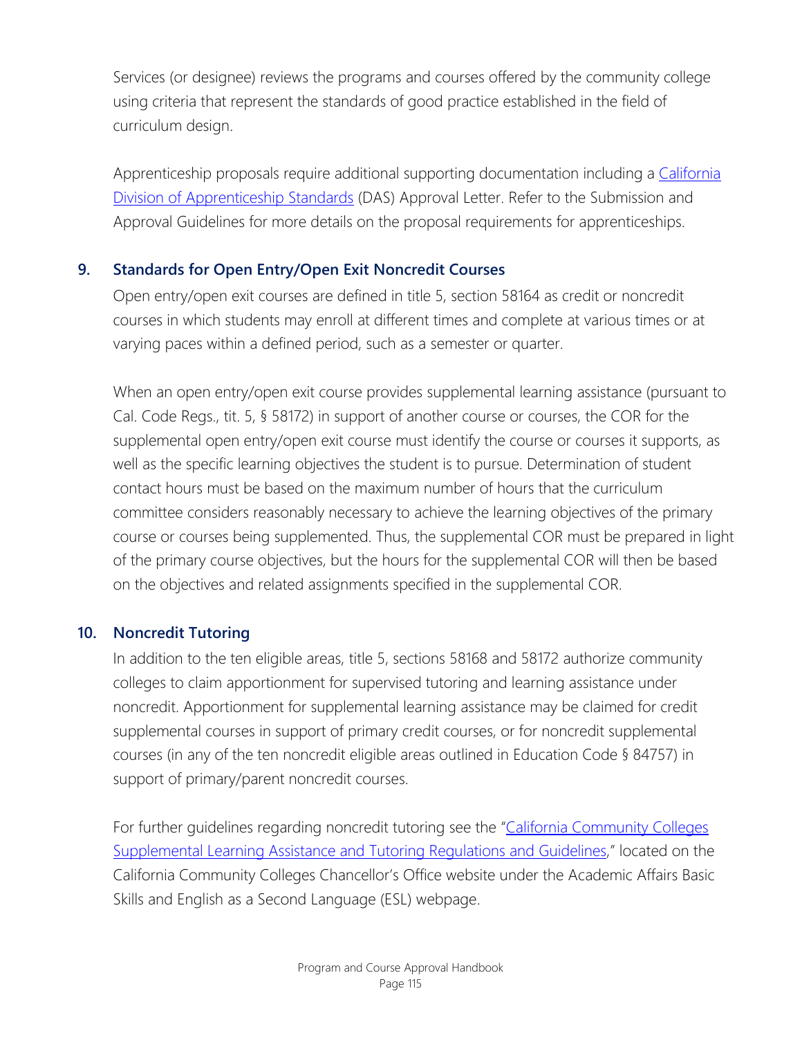Services (or designee) reviews the programs and courses offered by the community college using criteria that represent the standards of good practice established in the field of curriculum design.

Apprenticeship proposals require additional supporting documentation including a California Division of Apprenticeship Standards (DAS) Approval Letter. Refer to the Submission and Approval Guidelines for more details on the proposal requirements for apprenticeships.

### 9. Standards for Open Entry/Open Exit Noncredit Courses

Open entry/open exit courses are defined in title 5, section 58164 as credit or noncredit courses in which students may enroll at different times and complete at various times or at varying paces within a defined period, such as a semester or quarter.

When an open entry/open exit course provides supplemental learning assistance (pursuant to Cal. Code Regs., tit. 5, § 58172) in support of another course or courses, the COR for the supplemental open entry/open exit course must identify the course or courses it supports, as well as the specific learning objectives the student is to pursue. Determination of student contact hours must be based on the maximum number of hours that the curriculum committee considers reasonably necessary to achieve the learning objectives of the primary course or courses being supplemented. Thus, the supplemental COR must be prepared in light of the primary course objectives, but the hours for the supplemental COR will then be based on the objectives and related assignments specified in the supplemental COR.

### 10. Noncredit Tutoring

In addition to the ten eligible areas, title 5, sections 58168 and 58172 authorize community colleges to claim apportionment for supervised tutoring and learning assistance under noncredit. Apportionment for supplemental learning assistance may be claimed for credit supplemental courses in support of primary credit courses, or for noncredit supplemental courses (in any of the ten noncredit eligible areas outlined in Education Code § 84757) in support of primary/parent noncredit courses.

For further guidelines regarding noncredit tutoring see the "California Community Colleges Supplemental Learning Assistance and Tutoring Regulations and Guidelines," located on the California Community Colleges Chancellor's Office website under the Academic Affairs Basic Skills and English as a Second Language (ESL) webpage.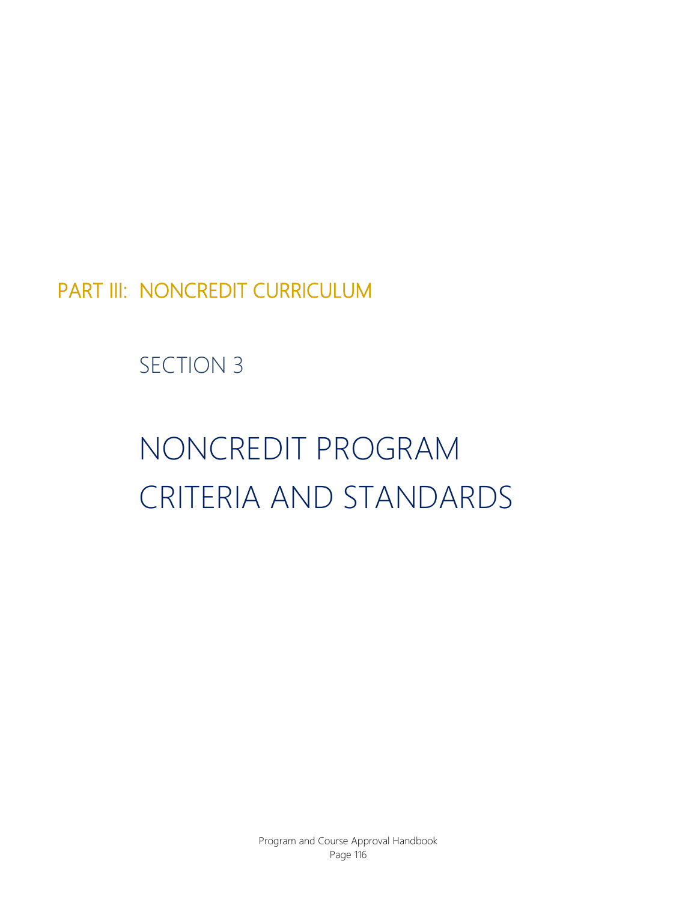# PART III: NONCREDIT CURRICULUM

## SECTION 3

# NONCREDIT PROGRAM CRITERIA AND STANDARDS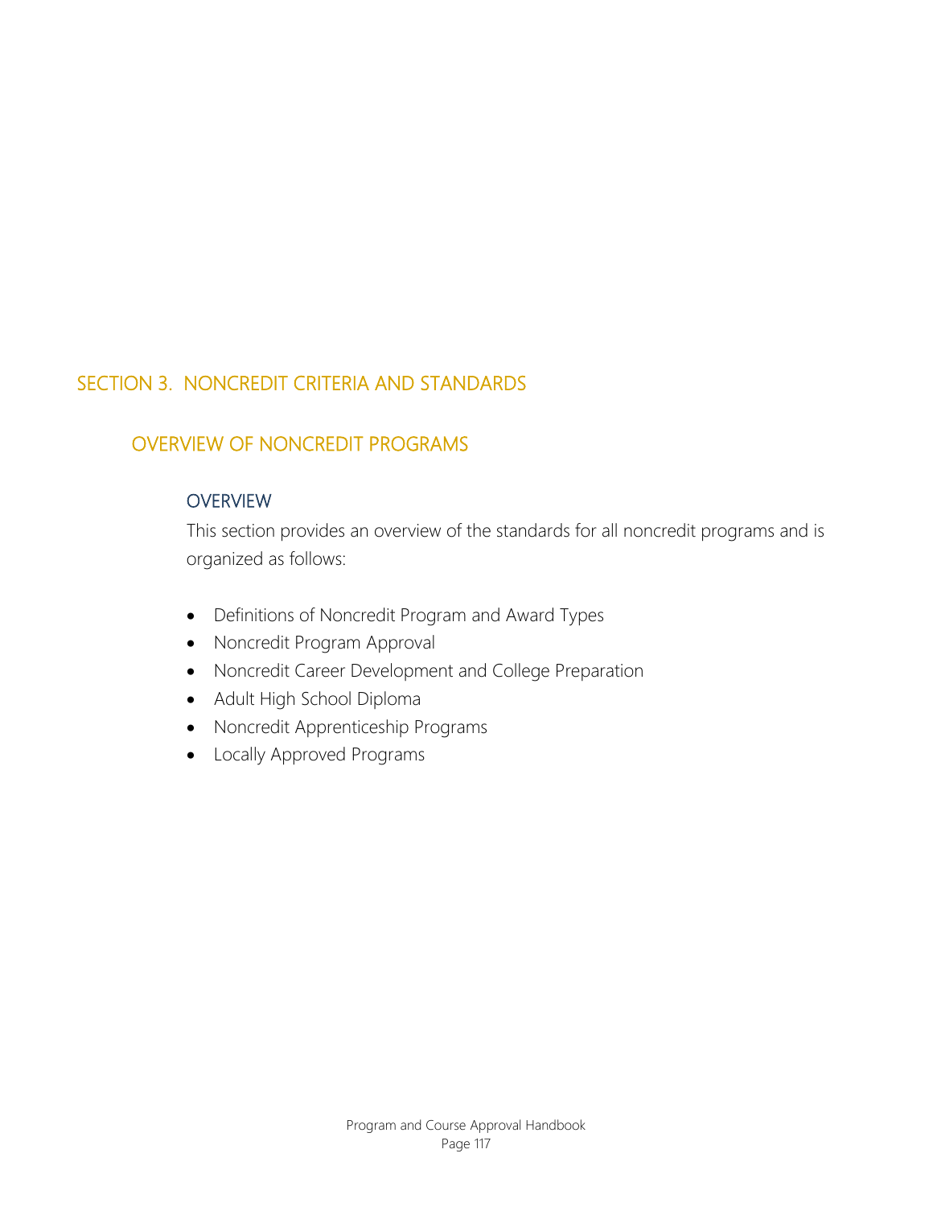# SECTION 3. NONCREDIT CRITERIA AND STANDARDS

## OVERVIEW OF NONCREDIT PROGRAMS

### OVERVIEW

This section provides an overview of the standards for all noncredit programs and is organized as follows:

- Definitions of Noncredit Program and Award Types
- Noncredit Program Approval
- Noncredit Career Development and College Preparation
- Adult High School Diploma
- Noncredit Apprenticeship Programs
- Locally Approved Programs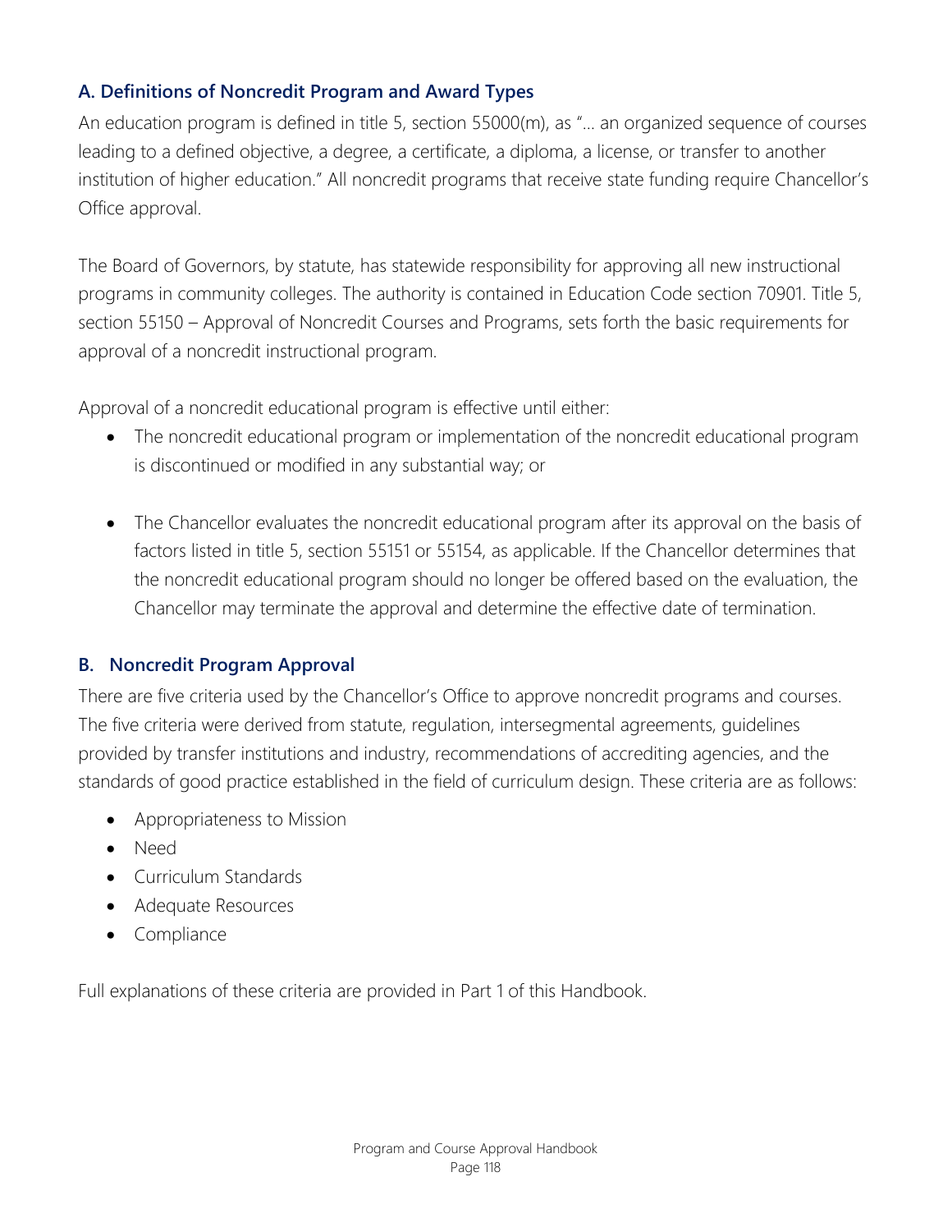### A. Definitions of Noncredit Program and Award Types

An education program is defined in title 5, section 55000(m), as "… an organized sequence of courses leading to a defined objective, a degree, a certificate, a diploma, a license, or transfer to another institution of higher education." All noncredit programs that receive state funding require Chancellor's Office approval.

The Board of Governors, by statute, has statewide responsibility for approving all new instructional programs in community colleges. The authority is contained in Education Code section 70901. Title 5, section 55150 – Approval of Noncredit Courses and Programs, sets forth the basic requirements for approval of a noncredit instructional program.

Approval of a noncredit educational program is effective until either:

- The noncredit educational program or implementation of the noncredit educational program is discontinued or modified in any substantial way; or

- The Chancellor evaluates the noncredit educational program after its approval on the basis of factors listed in title 5, section 55151 or 55154, as applicable. If the Chancellor determines that the noncredit educational program should no longer be offered based on the evaluation, the Chancellor may terminate the approval and determine the effective date of termination.

### B. Noncredit Program Approval

There are five criteria used by the Chancellor's Office to approve noncredit programs and courses. The five criteria were derived from statute, regulation, intersegmental agreements, guidelines provided by transfer institutions and industry, recommendations of accrediting agencies, and the standards of good practice established in the field of curriculum design. These criteria are as follows:

- Appropriateness to Mission
- Need
- Curriculum Standards
- Adequate Resources
- Compliance

Full explanations of these criteria are provided in Part 1 of this Handbook.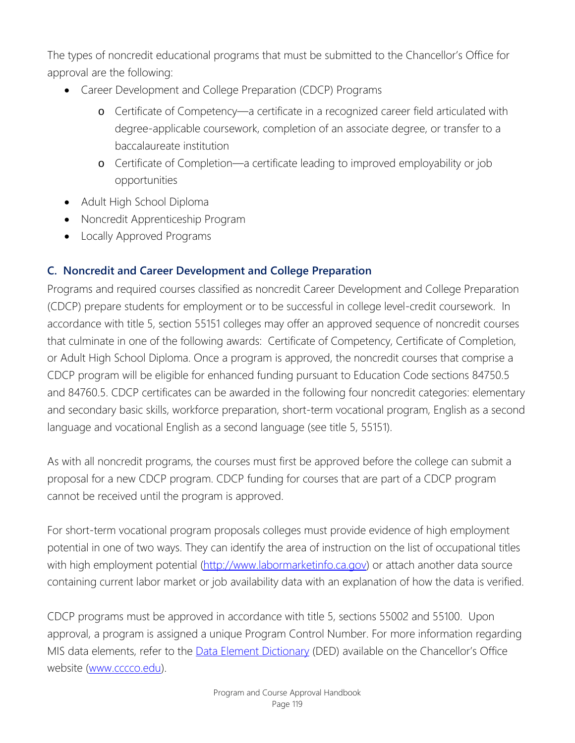The types of noncredit educational programs that must be submitted to the Chancellor's Office for approval are the following:

- Career Development and College Preparation (CDCP) Programs
  - Certificate of Competency—a certificate in a recognized career field articulated with degree-applicable coursework, completion of an associate degree, or transfer to a baccalaureate institution
  - Certificate of Completion—a certificate leading to improved employability or job opportunities
- Adult High School Diploma
- Noncredit Apprenticeship Program
- Locally Approved Programs

### C. Noncredit and Career Development and College Preparation

Programs and required courses classified as noncredit Career Development and College Preparation (CDCP) prepare students for employment or to be successful in college level-credit coursework. In accordance with title 5, section 55151 colleges may offer an approved sequence of noncredit courses that culminate in one of the following awards: Certificate of Competency, Certificate of Completion, or Adult High School Diploma. Once a program is approved, the noncredit courses that comprise a CDCP program will be eligible for enhanced funding pursuant to Education Code sections 84750.5 and 84760.5. CDCP certificates can be awarded in the following four noncredit categories: elementary and secondary basic skills, workforce preparation, short-term vocational program, English as a second language and vocational English as a second language (see title 5, 55151).

As with all noncredit programs, the courses must first be approved before the college can submit a proposal for a new CDCP program. CDCP funding for courses that are part of a CDCP program cannot be received until the program is approved.

For short-term vocational program proposals colleges must provide evidence of high employment potential in one of two ways. They can identify the area of instruction on the list of occupational titles with high employment potential ([http://www.labormarketinfo.ca.gov](http://www.labormarketinfo.ca.gov)) or attach another data source containing current labor market or job availability data with an explanation of how the data is verified.

CDCP programs must be approved in accordance with title 5, sections 55002 and 55100. Upon approval, a program is assigned a unique Program Control Number. For more information regarding MIS data elements, refer to the Data Element Dictionary (DED) available on the Chancellor's Office website ([www.cccco.edu](http://www.cccco.edu)).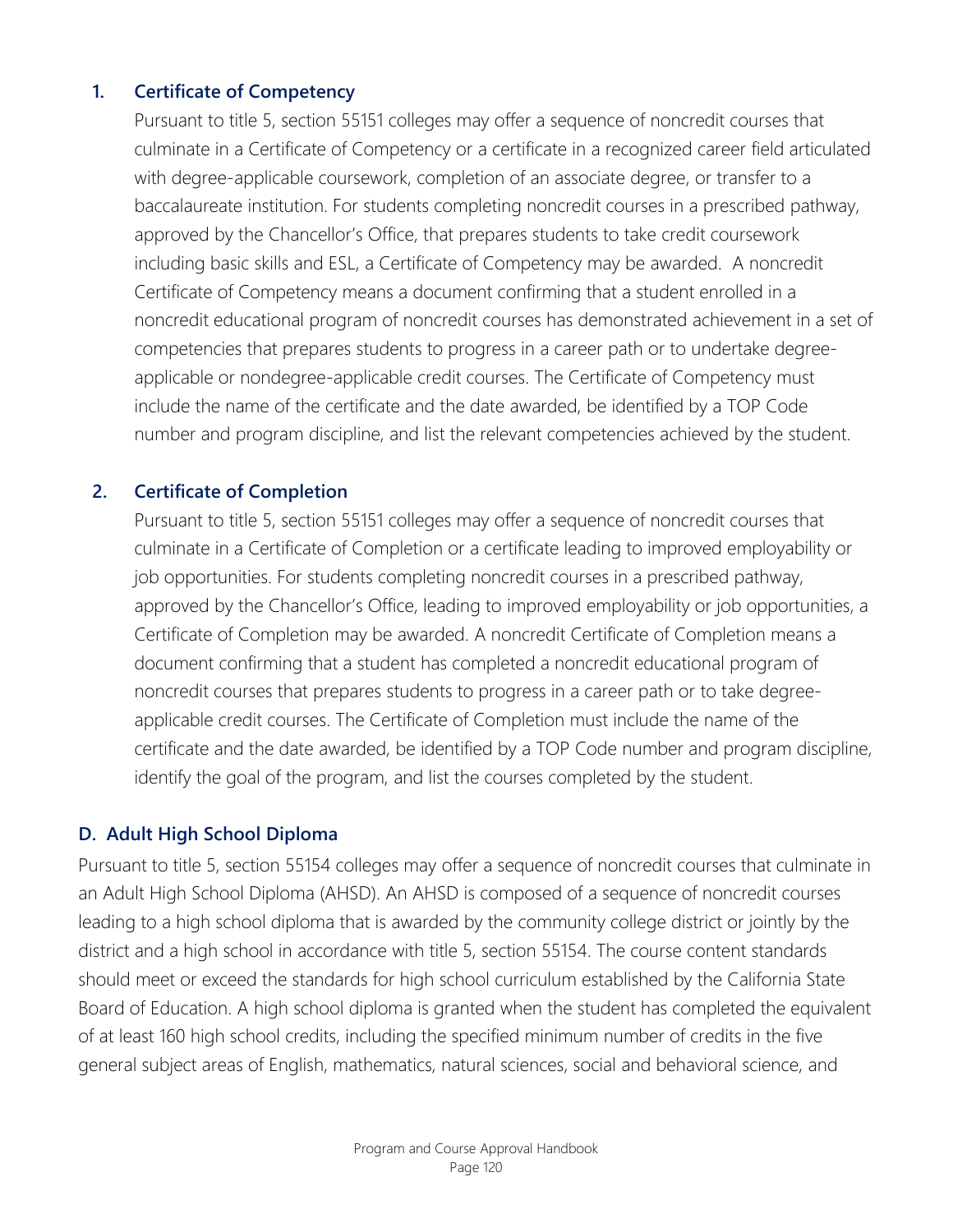### 1. Certificate of Competency

Pursuant to title 5, section 55151 colleges may offer a sequence of noncredit courses that culminate in a Certificate of Competency or a certificate in a recognized career field articulated with degree-applicable coursework, completion of an associate degree, or transfer to a baccalaureate institution. For students completing noncredit courses in a prescribed pathway, approved by the Chancellor's Office, that prepares students to take credit coursework including basic skills and ESL, a Certificate of Competency may be awarded. A noncredit Certificate of Competency means a document confirming that a student enrolled in a noncredit educational program of noncredit courses has demonstrated achievement in a set of competencies that prepares students to progress in a career path or to undertake degree-applicable or nondegree-applicable credit courses. The Certificate of Competency must include the name of the certificate and the date awarded, be identified by a TOP Code number and program discipline, and list the relevant competencies achieved by the student.

### 2. Certificate of Completion

Pursuant to title 5, section 55151 colleges may offer a sequence of noncredit courses that culminate in a Certificate of Completion or a certificate leading to improved employability or job opportunities. For students completing noncredit courses in a prescribed pathway, approved by the Chancellor's Office, leading to improved employability or job opportunities, a Certificate of Completion may be awarded. A noncredit Certificate of Completion means a document confirming that a student has completed a noncredit educational program of noncredit courses that prepares students to progress in a career path or to take degree-applicable credit courses. The Certificate of Completion must include the name of the certificate and the date awarded, be identified by a TOP Code number and program discipline, identify the goal of the program, and list the courses completed by the student.

## D. Adult High School Diploma

Pursuant to title 5, section 55154 colleges may offer a sequence of noncredit courses that culminate in an Adult High School Diploma (AHSD). An AHSD is composed of a sequence of noncredit courses leading to a high school diploma that is awarded by the community college district or jointly by the district and a high school in accordance with title 5, section 55154. The course content standards should meet or exceed the standards for high school curriculum established by the California State Board of Education. A high school diploma is granted when the student has completed the equivalent of at least 160 high school credits, including the specified minimum number of credits in the five general subject areas of English, mathematics, natural sciences, social and behavioral science, and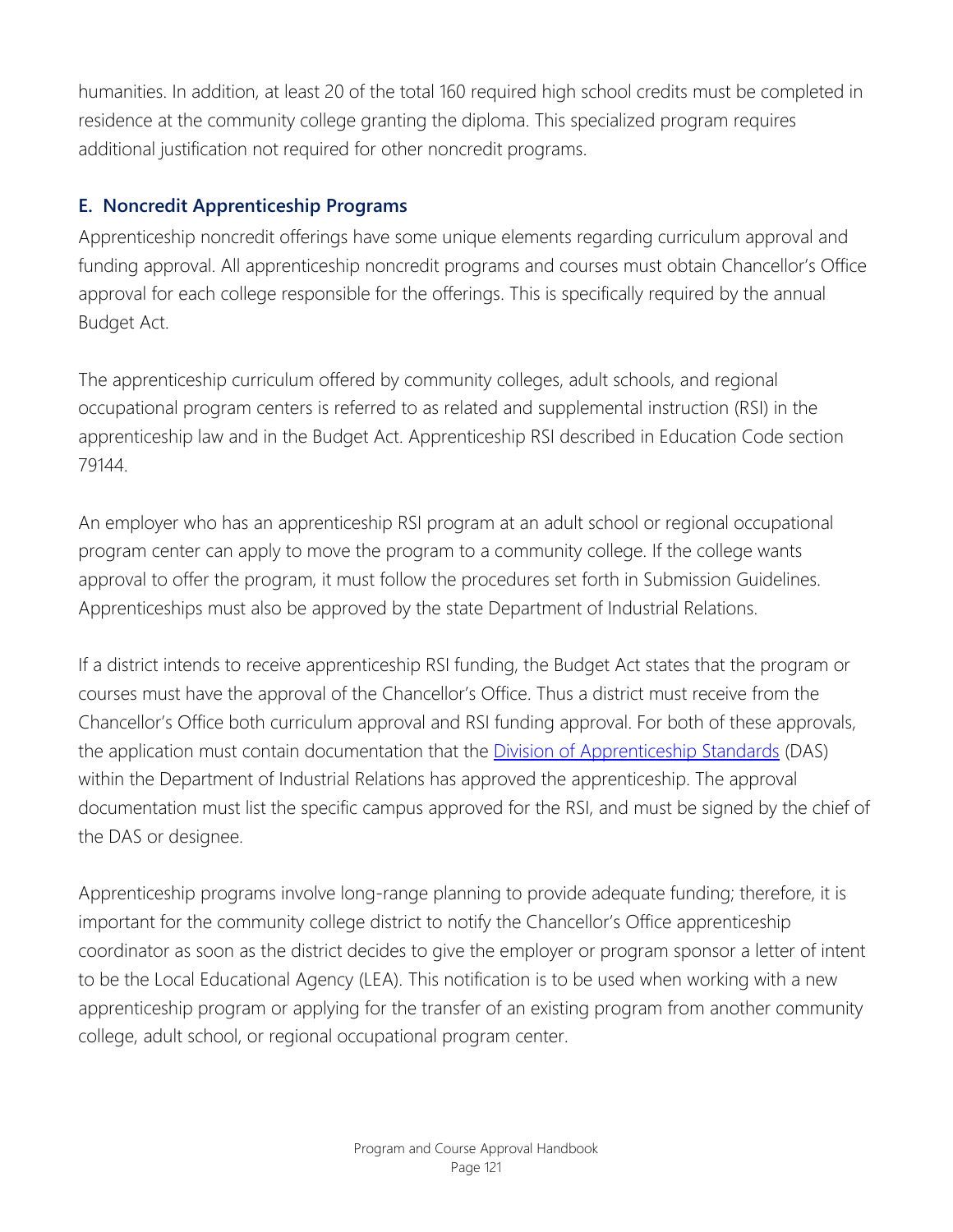humanities. In addition, at least 20 of the total 160 required high school credits must be completed in residence at the community college granting the diploma. This specialized program requires additional justification not required for other noncredit programs.

### E. Noncredit Apprenticeship Programs

Apprenticeship noncredit offerings have some unique elements regarding curriculum approval and funding approval. All apprenticeship noncredit programs and courses must obtain Chancellor's Office approval for each college responsible for the offerings. This is specifically required by the annual Budget Act.

The apprenticeship curriculum offered by community colleges, adult schools, and regional occupational program centers is referred to as related and supplemental instruction (RSI) in the apprenticeship law and in the Budget Act. Apprenticeship RSI described in Education Code section 79144.

An employer who has an apprenticeship RSI program at an adult school or regional occupational program center can apply to move the program to a community college. If the college wants approval to offer the program, it must follow the procedures set forth in Submission Guidelines. Apprenticeships must also be approved by the state Department of Industrial Relations.

If a district intends to receive apprenticeship RSI funding, the Budget Act states that the program or courses must have the approval of the Chancellor's Office. Thus a district must receive from the Chancellor's Office both curriculum approval and RSI funding approval. For both of these approvals, the application must contain documentation that the Division of Apprenticeship Standards (DAS) within the Department of Industrial Relations has approved the apprenticeship. The approval documentation must list the specific campus approved for the RSI, and must be signed by the chief of the DAS or designee.

Apprenticeship programs involve long-range planning to provide adequate funding; therefore, it is important for the community college district to notify the Chancellor's Office apprenticeship coordinator as soon as the district decides to give the employer or program sponsor a letter of intent to be the Local Educational Agency (LEA). This notification is to be used when working with a new apprenticeship program or applying for the transfer of an existing program from another community college, adult school, or regional occupational program center.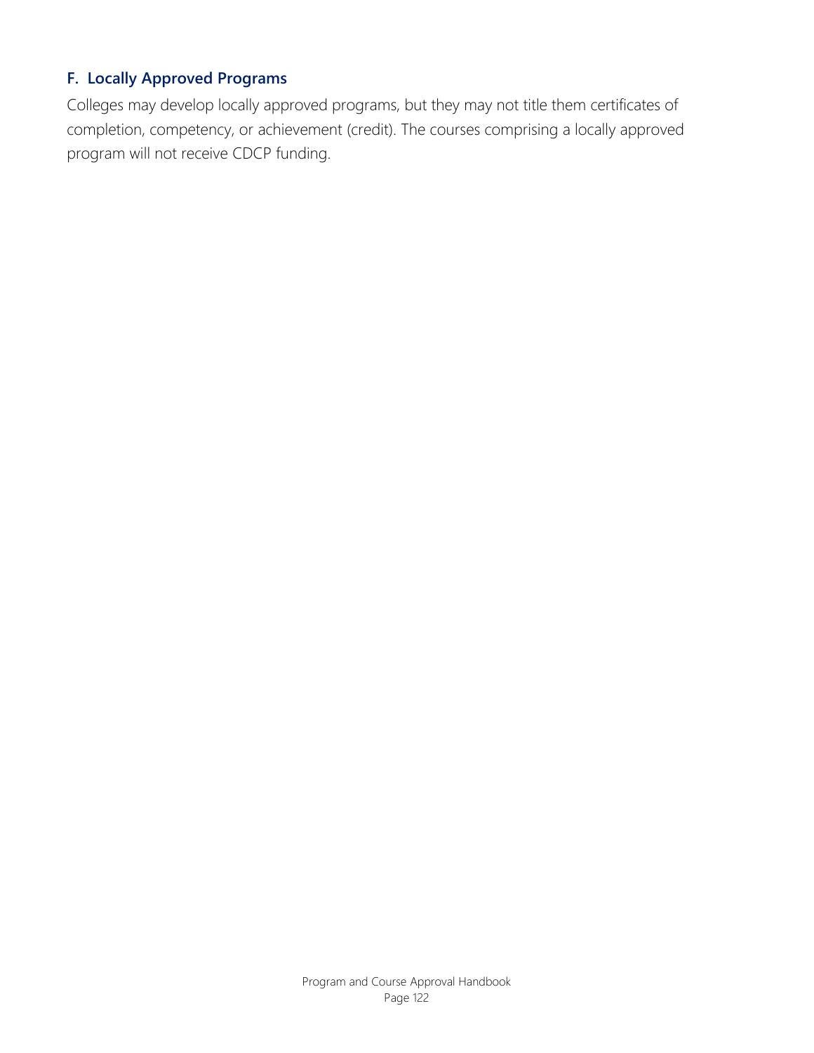## F. Locally Approved Programs

Colleges may develop locally approved programs, but they may not title them certificates of completion, competency, or achievement (credit). The courses comprising a locally approved program will not receive CDCP funding.